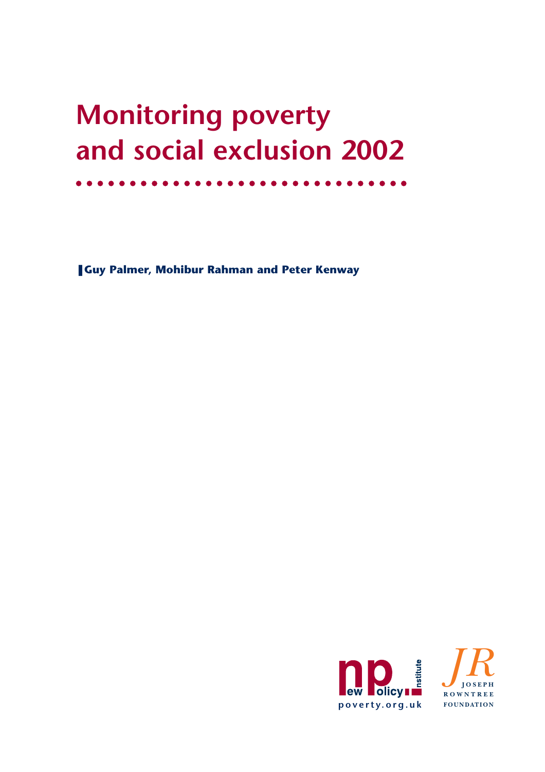# Monitoring poverty and social exclusion 2002

**Guy Palmer, Mohibur Rahman and Peter Kenway**

New Policy Institute

poverty.org.uk

Joseph Rowntree Foundation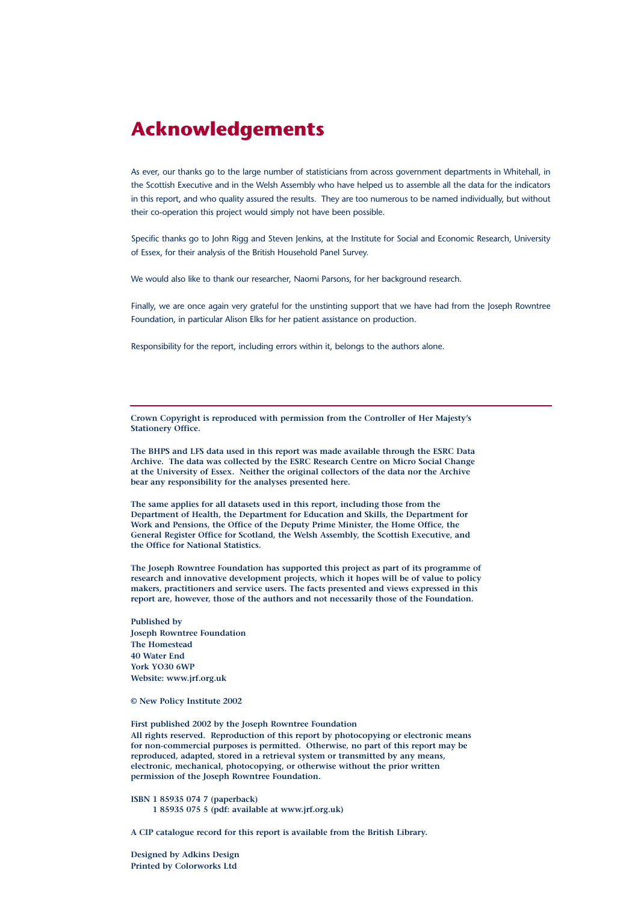# Acknowledgements

As ever, our thanks go to the large number of statisticians from across government departments in Whitehall, in the Scottish Executive and in the Welsh Assembly who have helped us to assemble all the data for the indicators in this report, and who quality assured the results. They are too numerous to be named individually, but without their co-operation this project would simply not have been possible.

Specific thanks go to John Rigg and Steven Jenkins, at the Institute for Social and Economic Research, University of Essex, for their analysis of the British Household Panel Survey.

We would also like to thank our researcher, Naomi Parsons, for her background research.

Finally, we are once again very grateful for the unstinting support that we have had from the Joseph Rowntree Foundation, in particular Alison Elks for her patient assistance on production.

Responsibility for the report, including errors within it, belongs to the authors alone.

---

**Crown Copyright is reproduced with permission from the Controller of Her Majesty's Stationery Office.**

**The BHPS and LFS data used in this report was made available through the ESRC Data Archive. The data was collected by the ESRC Research Centre on Micro Social Change at the University of Essex. Neither the original collectors of the data nor the Archive bear any responsibility for the analyses presented here.**

**The same applies for all datasets used in this report, including those from the Department of Health, the Department for Education and Skills, the Department for Work and Pensions, the Office of the Deputy Prime Minister, the Home Office, the General Register Office for Scotland, the Welsh Assembly, the Scottish Executive, and the Office for National Statistics.**

**The Joseph Rowntree Foundation has supported this project as part of its programme of research and innovative development projects, which it hopes will be of value to policy makers, practitioners and service users. The facts presented and views expressed in this report are, however, those of the authors and not necessarily those of the Foundation.**

**Published by**
**Joseph Rowntree Foundation**
**The Homestead**
**40 Water End**
**York YO30 6WP**
**Website: www.jrf.org.uk**

**© New Policy Institute 2002**

**First published 2002 by the Joseph Rowntree Foundation**
**All rights reserved. Reproduction of this report by photocopying or electronic means for non-commercial purposes is permitted. Otherwise, no part of this report may be reproduced, adapted, stored in a retrieval system or transmitted by any means, electronic, mechanical, photocopying, or otherwise without the prior written permission of the Joseph Rowntree Foundation.**

**ISBN 1 85935 074 7 (paperback)**
**1 85935 075 5 (pdf: available at www.jrf.org.uk)**

**A CIP catalogue record for this report is available from the British Library.**

**Designed by Adkins Design**
**Printed by Colorworks Ltd**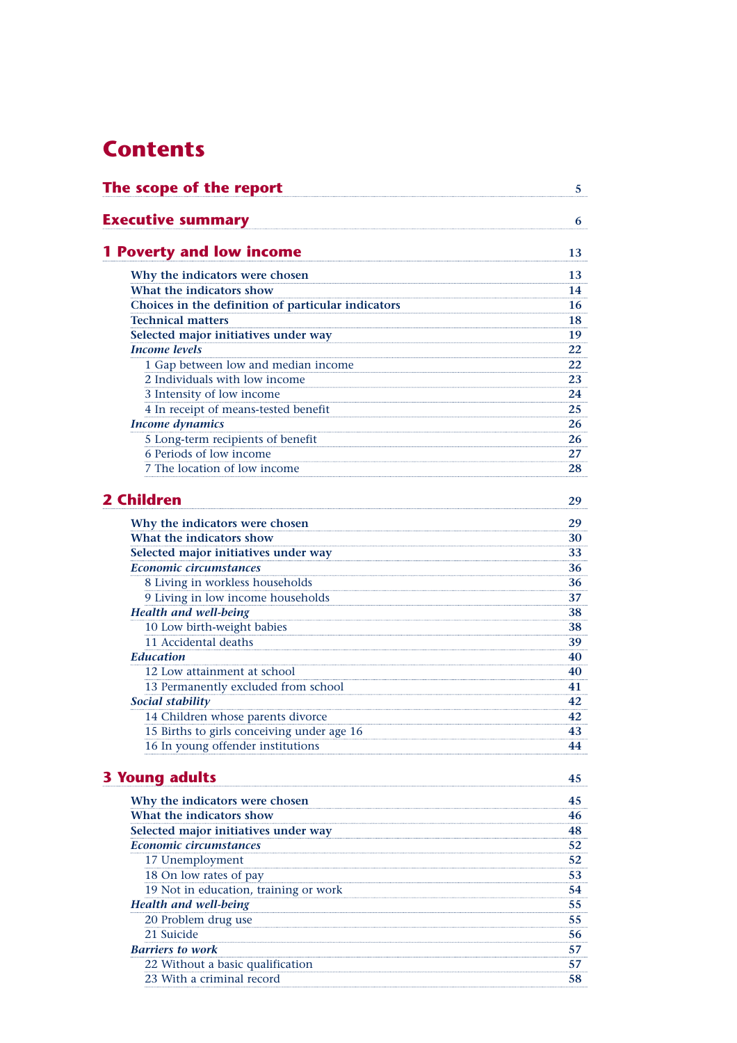# Contents

**The scope of the report** 5

**Executive summary** 6

## 1 Poverty and low income 13

- **Why the indicators were chosen** 13
- **What the indicators show** 14
- **Choices in the definition of particular indicators** 16
- **Technical matters** 18
- **Selected major initiatives under way** 19
- ***Income levels*** 22
  - 1 Gap between low and median income 22
  - 2 Individuals with low income 23
  - 3 Intensity of low income 24
  - 4 In receipt of means-tested benefit 25
- ***Income dynamics*** 26
  - 5 Long-term recipients of benefit 26
  - 6 Periods of low income 27
  - 7 The location of low income 28

## 2 Children 29

- **Why the indicators were chosen** 29
- **What the indicators show** 30
- **Selected major initiatives under way** 33
- ***Economic circumstances*** 36
  - 8 Living in workless households 36
  - 9 Living in low income households 37
- ***Health and well-being*** 38
  - 10 Low birth-weight babies 38
  - 11 Accidental deaths 39
- ***Education*** 40
  - 12 Low attainment at school 40
  - 13 Permanently excluded from school 41
- ***Social stability*** 42
  - 14 Children whose parents divorce 42
  - 15 Births to girls conceiving under age 16 43
  - 16 In young offender institutions 44

## 3 Young adults 45

- **Why the indicators were chosen** 45
- **What the indicators show** 46
- **Selected major initiatives under way** 48
- ***Economic circumstances*** 52
  - 17 Unemployment 52
  - 18 On low rates of pay 53
  - 19 Not in education, training or work 54
- ***Health and well-being*** 55
  - 20 Problem drug use 55
  - 21 Suicide 56
- ***Barriers to work*** 57
  - 22 Without a basic qualification 57
  - 23 With a criminal record 58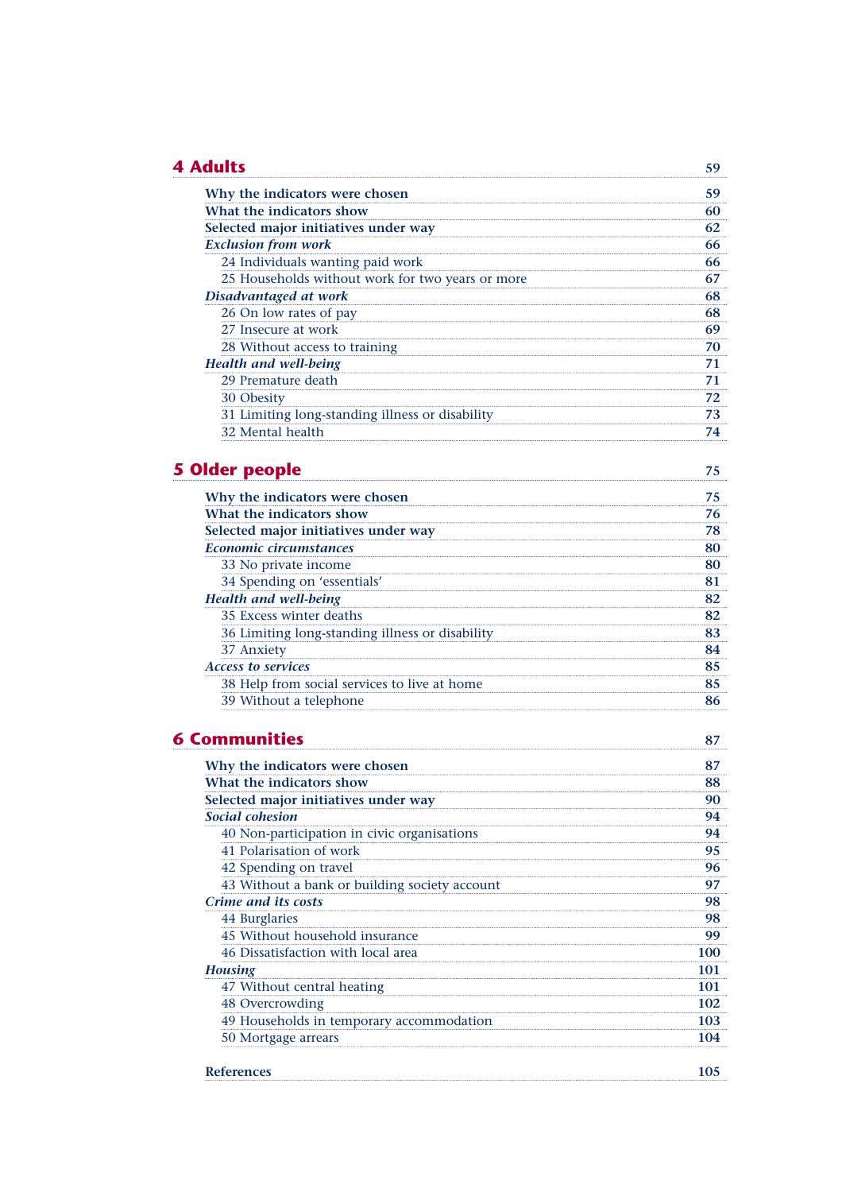## 4 Adults 59

**Why the indicators were chosen** 59
**What the indicators show** 60
**Selected major initiatives under way** 62
***Exclusion from work*** 66
24 Individuals wanting paid work 66
25 Households without work for two years or more 67
***Disadvantaged at work*** 68
26 On low rates of pay 68
27 Insecure at work 69
28 Without access to training 70
***Health and well-being*** 71
29 Premature death 71
30 Obesity 72
31 Limiting long-standing illness or disability 73
32 Mental health 74

## 5 Older people 75

**Why the indicators were chosen** 75
**What the indicators show** 76
**Selected major initiatives under way** 78
***Economic circumstances*** 80
33 No private income 80
34 Spending on 'essentials' 81
***Health and well-being*** 82
35 Excess winter deaths 82
36 Limiting long-standing illness or disability 83
37 Anxiety 84
***Access to services*** 85
38 Help from social services to live at home 85
39 Without a telephone 86

## 6 Communities 87

**Why the indicators were chosen** 87
**What the indicators show** 88
**Selected major initiatives under way** 90
***Social cohesion*** 94
40 Non-participation in civic organisations 94
41 Polarisation of work 95
42 Spending on travel 96
43 Without a bank or building society account 97
***Crime and its costs*** 98
44 Burglaries 98
45 Without household insurance 99
46 Dissatisfaction with local area 100
***Housing*** 101
47 Without central heating 101
48 Overcrowding 102
49 Households in temporary accommodation 103
50 Mortgage arrears 104

**References** 105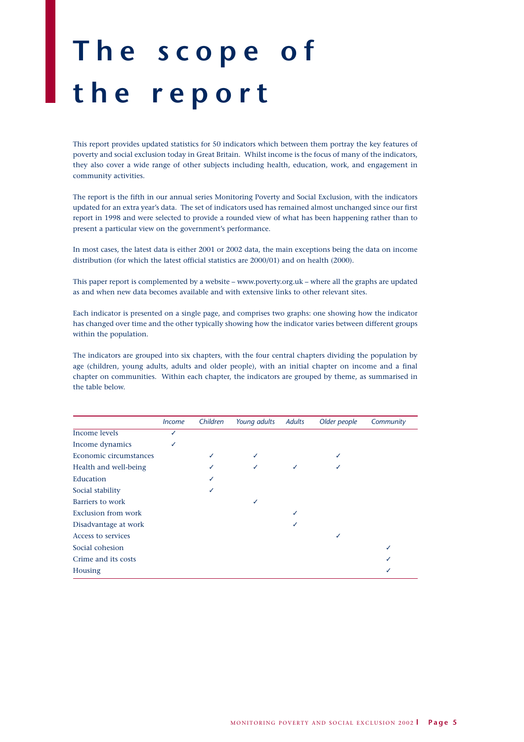# The scope of the report

This report provides updated statistics for 50 indicators which between them portray the key features of poverty and social exclusion today in Great Britain. Whilst income is the focus of many of the indicators, they also cover a wide range of other subjects including health, education, work, and engagement in community activities.

The report is the fifth in our annual series Monitoring Poverty and Social Exclusion, with the indicators updated for an extra year's data. The set of indicators used has remained almost unchanged since our first report in 1998 and were selected to provide a rounded view of what has been happening rather than to present a particular view on the government's performance.

In most cases, the latest data is either 2001 or 2002 data, the main exceptions being the data on income distribution (for which the latest official statistics are 2000/01) and on health (2000).

This paper report is complemented by a website – www.poverty.org.uk – where all the graphs are updated as and when new data becomes available and with extensive links to other relevant sites.

Each indicator is presented on a single page, and comprises two graphs: one showing how the indicator has changed over time and the other typically showing how the indicator varies between different groups within the population.

The indicators are grouped into six chapters, with the four central chapters dividing the population by age (children, young adults, adults and older people), with an initial chapter on income and a final chapter on communities. Within each chapter, the indicators are grouped by theme, as summarised in the table below.

| | *Income* | *Children* | *Young adults* | *Adults* | *Older people* | *Community* |
|---|---|---|---|---|---|---|
| Income levels | ✓ | | | | | |
| Income dynamics | ✓ | | | | | |
| Economic circumstances | | ✓ | ✓ | | ✓ | |
| Health and well-being | | ✓ | ✓ | ✓ | ✓ | |
| Education | | ✓ | | | | |
| Social stability | | ✓ | | | | |
| Barriers to work | | | ✓ | | | |
| Exclusion from work | | | | ✓ | | |
| Disadvantage at work | | | | ✓ | | |
| Access to services | | | | | ✓ | |
| Social cohesion | | | | | | ✓ |
| Crime and its costs | | | | | | ✓ |
| Housing | | | | | | ✓ |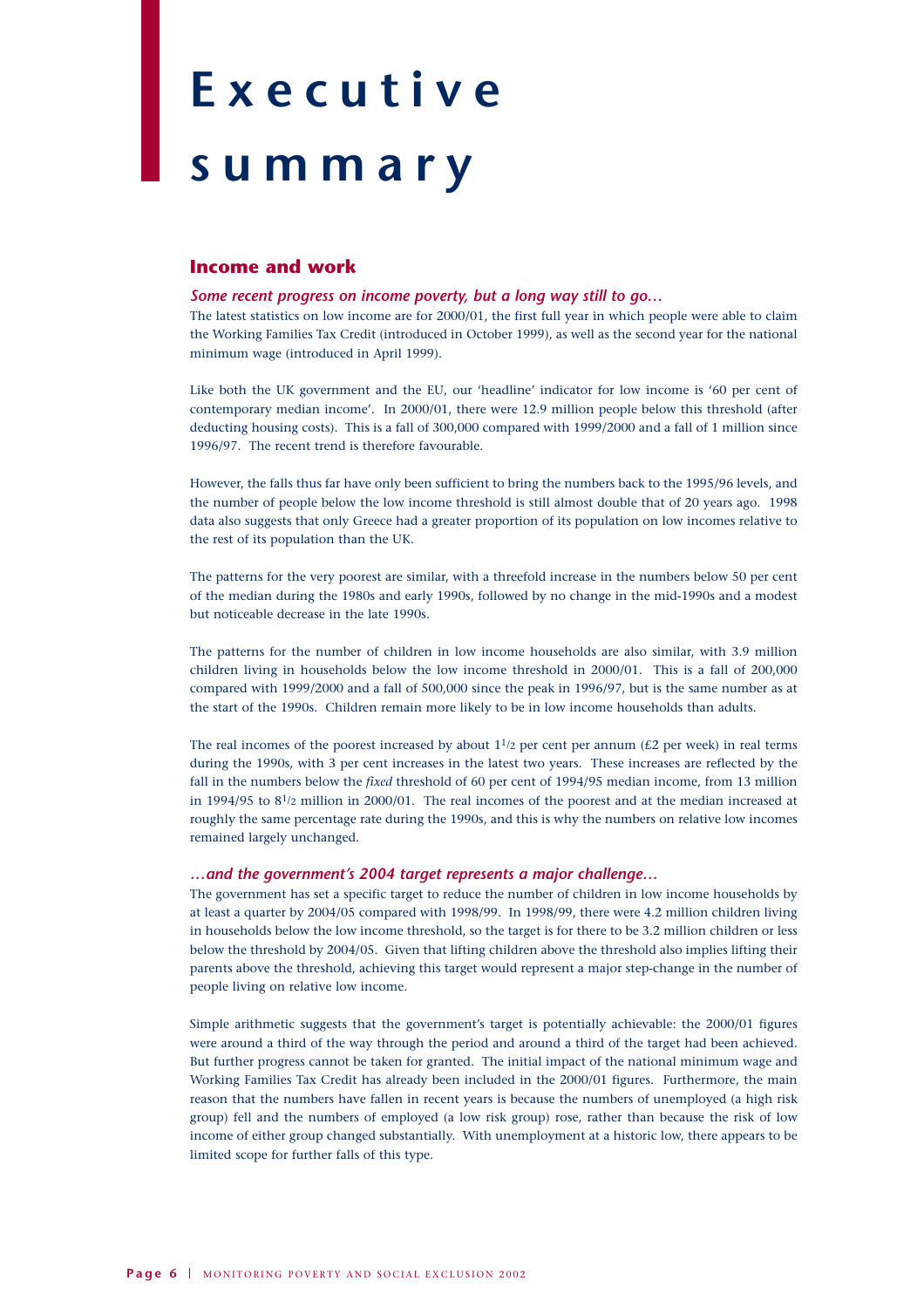# Executive summary

## Income and work

### *Some recent progress on income poverty, but a long way still to go…*

The latest statistics on low income are for 2000/01, the first full year in which people were able to claim the Working Families Tax Credit (introduced in October 1999), as well as the second year for the national minimum wage (introduced in April 1999).

Like both the UK government and the EU, our 'headline' indicator for low income is '60 per cent of contemporary median income'. In 2000/01, there were 12.9 million people below this threshold (after deducting housing costs). This is a fall of 300,000 compared with 1999/2000 and a fall of 1 million since 1996/97. The recent trend is therefore favourable.

However, the falls thus far have only been sufficient to bring the numbers back to the 1995/96 levels, and the number of people below the low income threshold is still almost double that of 20 years ago. 1998 data also suggests that only Greece had a greater proportion of its population on low incomes relative to the rest of its population than the UK.

The patterns for the very poorest are similar, with a threefold increase in the numbers below 50 per cent of the median during the 1980s and early 1990s, followed by no change in the mid-1990s and a modest but noticeable decrease in the late 1990s.

The patterns for the number of children in low income households are also similar, with 3.9 million children living in households below the low income threshold in 2000/01. This is a fall of 200,000 compared with 1999/2000 and a fall of 500,000 since the peak in 1996/97, but is the same number as at the start of the 1990s. Children remain more likely to be in low income households than adults.

The real incomes of the poorest increased by about 1½ per cent per annum (£2 per week) in real terms during the 1990s, with 3 per cent increases in the latest two years. These increases are reflected by the fall in the numbers below the *fixed* threshold of 60 per cent of 1994/95 median income, from 13 million in 1994/95 to 8½ million in 2000/01. The real incomes of the poorest and at the median increased at roughly the same percentage rate during the 1990s, and this is why the numbers on relative low incomes remained largely unchanged.

### *…and the government's 2004 target represents a major challenge…*

The government has set a specific target to reduce the number of children in low income households by at least a quarter by 2004/05 compared with 1998/99. In 1998/99, there were 4.2 million children living in households below the low income threshold, so the target is for there to be 3.2 million children or less below the threshold by 2004/05. Given that lifting children above the threshold also implies lifting their parents above the threshold, achieving this target would represent a major step-change in the number of people living on relative low income.

Simple arithmetic suggests that the government's target is potentially achievable: the 2000/01 figures were around a third of the way through the period and around a third of the target had been achieved. But further progress cannot be taken for granted. The initial impact of the national minimum wage and Working Families Tax Credit has already been included in the 2000/01 figures. Furthermore, the main reason that the numbers have fallen in recent years is because the numbers of unemployed (a high risk group) fell and the numbers of employed (a low risk group) rose, rather than because the risk of low income of either group changed substantially. With unemployment at a historic low, there appears to be limited scope for further falls of this type.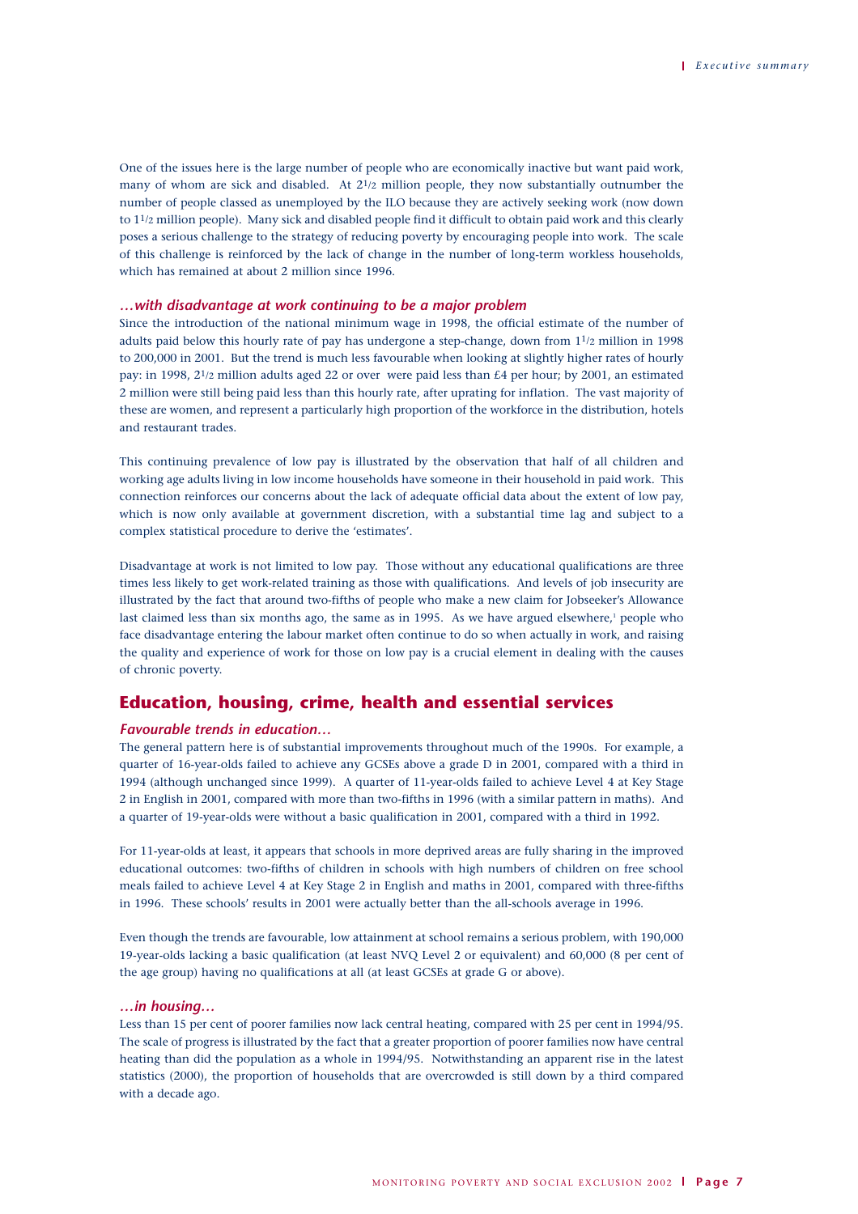One of the issues here is the large number of people who are economically inactive but want paid work, many of whom are sick and disabled. At 2½ million people, they now substantially outnumber the number of people classed as unemployed by the ILO because they are actively seeking work (now down to 1½ million people). Many sick and disabled people find it difficult to obtain paid work and this clearly poses a serious challenge to the strategy of reducing poverty by encouraging people into work. The scale of this challenge is reinforced by the lack of change in the number of long-term workless households, which has remained at about 2 million since 1996.

### *…with disadvantage at work continuing to be a major problem*

Since the introduction of the national minimum wage in 1998, the official estimate of the number of adults paid below this hourly rate of pay has undergone a step-change, down from 1½ million in 1998 to 200,000 in 2001. But the trend is much less favourable when looking at slightly higher rates of hourly pay: in 1998, 2½ million adults aged 22 or over were paid less than £4 per hour; by 2001, an estimated 2 million were still being paid less than this hourly rate, after uprating for inflation. The vast majority of these are women, and represent a particularly high proportion of the workforce in the distribution, hotels and restaurant trades.

This continuing prevalence of low pay is illustrated by the observation that half of all children and working age adults living in low income households have someone in their household in paid work. This connection reinforces our concerns about the lack of adequate official data about the extent of low pay, which is now only available at government discretion, with a substantial time lag and subject to a complex statistical procedure to derive the 'estimates'.

Disadvantage at work is not limited to low pay. Those without any educational qualifications are three times less likely to get work-related training as those with qualifications. And levels of job insecurity are illustrated by the fact that around two-fifths of people who make a new claim for Jobseeker's Allowance last claimed less than six months ago, the same as in 1995. As we have argued elsewhere,[1] people who face disadvantage entering the labour market often continue to do so when actually in work, and raising the quality and experience of work for those on low pay is a crucial element in dealing with the causes of chronic poverty.

## Education, housing, crime, health and essential services

### *Favourable trends in education…*

The general pattern here is of substantial improvements throughout much of the 1990s. For example, a quarter of 16-year-olds failed to achieve any GCSEs above a grade D in 2001, compared with a third in 1994 (although unchanged since 1999). A quarter of 11-year-olds failed to achieve Level 4 at Key Stage 2 in English in 2001, compared with more than two-fifths in 1996 (with a similar pattern in maths). And a quarter of 19-year-olds were without a basic qualification in 2001, compared with a third in 1992.

For 11-year-olds at least, it appears that schools in more deprived areas are fully sharing in the improved educational outcomes: two-fifths of children in schools with high numbers of children on free school meals failed to achieve Level 4 at Key Stage 2 in English and maths in 2001, compared with three-fifths in 1996. These schools' results in 2001 were actually better than the all-schools average in 1996.

Even though the trends are favourable, low attainment at school remains a serious problem, with 190,000 19-year-olds lacking a basic qualification (at least NVQ Level 2 or equivalent) and 60,000 (8 per cent of the age group) having no qualifications at all (at least GCSEs at grade G or above).

### *…in housing…*

Less than 15 per cent of poorer families now lack central heating, compared with 25 per cent in 1994/95. The scale of progress is illustrated by the fact that a greater proportion of poorer families now have central heating than did the population as a whole in 1994/95. Notwithstanding an apparent rise in the latest statistics (2000), the proportion of households that are overcrowded is still down by a third compared with a decade ago.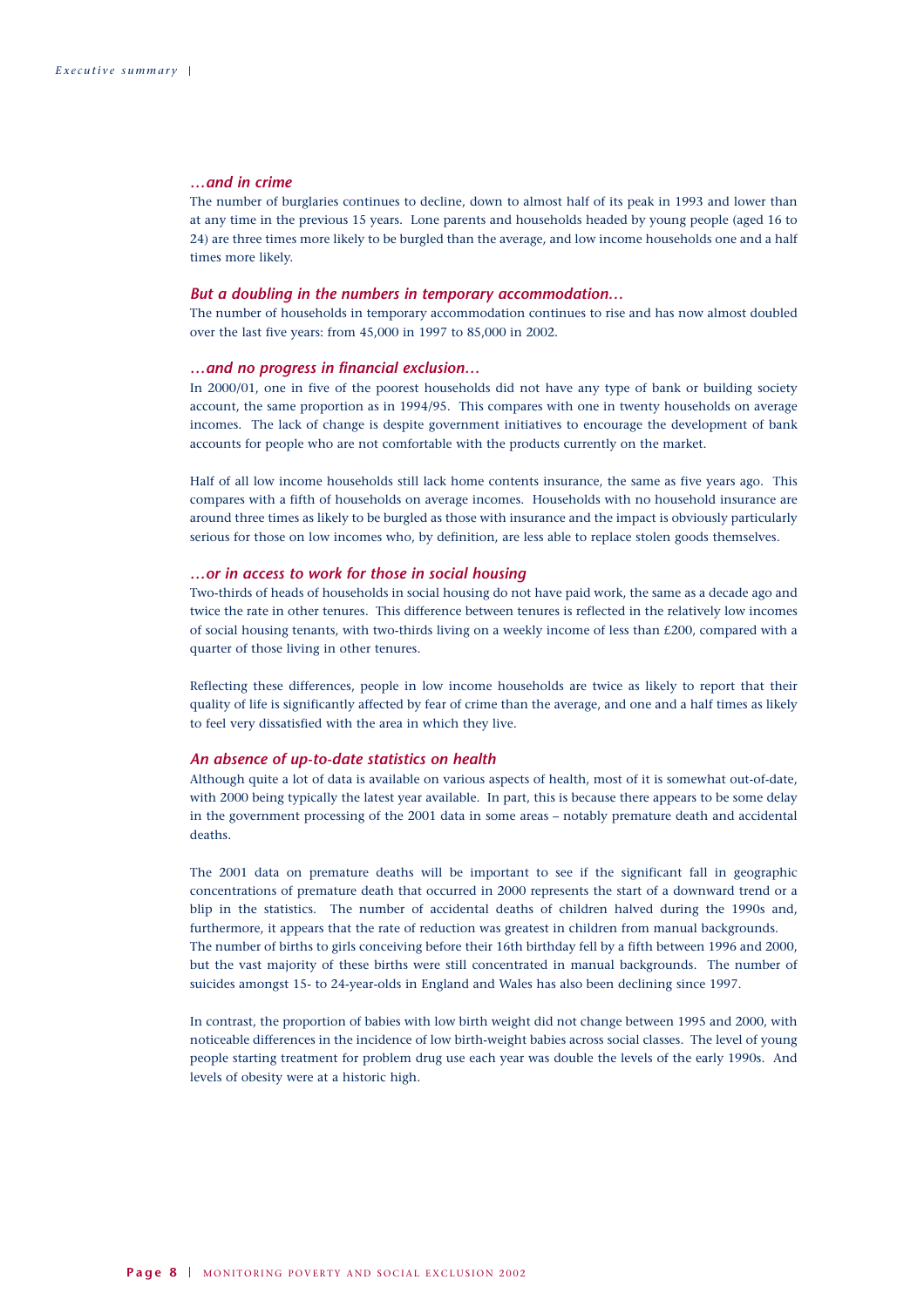### *…and in crime*

The number of burglaries continues to decline, down to almost half of its peak in 1993 and lower than at any time in the previous 15 years. Lone parents and households headed by young people (aged 16 to 24) are three times more likely to be burgled than the average, and low income households one and a half times more likely.

### *But a doubling in the numbers in temporary accommodation…*

The number of households in temporary accommodation continues to rise and has now almost doubled over the last five years: from 45,000 in 1997 to 85,000 in 2002.

### *…and no progress in financial exclusion…*

In 2000/01, one in five of the poorest households did not have any type of bank or building society account, the same proportion as in 1994/95. This compares with one in twenty households on average incomes. The lack of change is despite government initiatives to encourage the development of bank accounts for people who are not comfortable with the products currently on the market.

Half of all low income households still lack home contents insurance, the same as five years ago. This compares with a fifth of households on average incomes. Households with no household insurance are around three times as likely to be burgled as those with insurance and the impact is obviously particularly serious for those on low incomes who, by definition, are less able to replace stolen goods themselves.

### *…or in access to work for those in social housing*

Two-thirds of heads of households in social housing do not have paid work, the same as a decade ago and twice the rate in other tenures. This difference between tenures is reflected in the relatively low incomes of social housing tenants, with two-thirds living on a weekly income of less than £200, compared with a quarter of those living in other tenures.

Reflecting these differences, people in low income households are twice as likely to report that their quality of life is significantly affected by fear of crime than the average, and one and a half times as likely to feel very dissatisfied with the area in which they live.

### *An absence of up-to-date statistics on health*

Although quite a lot of data is available on various aspects of health, most of it is somewhat out-of-date, with 2000 being typically the latest year available. In part, this is because there appears to be some delay in the government processing of the 2001 data in some areas – notably premature death and accidental deaths.

The 2001 data on premature deaths will be important to see if the significant fall in geographic concentrations of premature death that occurred in 2000 represents the start of a downward trend or a blip in the statistics. The number of accidental deaths of children halved during the 1990s and, furthermore, it appears that the rate of reduction was greatest in children from manual backgrounds. The number of births to girls conceiving before their 16th birthday fell by a fifth between 1996 and 2000, but the vast majority of these births were still concentrated in manual backgrounds. The number of suicides amongst 15- to 24-year-olds in England and Wales has also been declining since 1997.

In contrast, the proportion of babies with low birth weight did not change between 1995 and 2000, with noticeable differences in the incidence of low birth-weight babies across social classes. The level of young people starting treatment for problem drug use each year was double the levels of the early 1990s. And levels of obesity were at a historic high.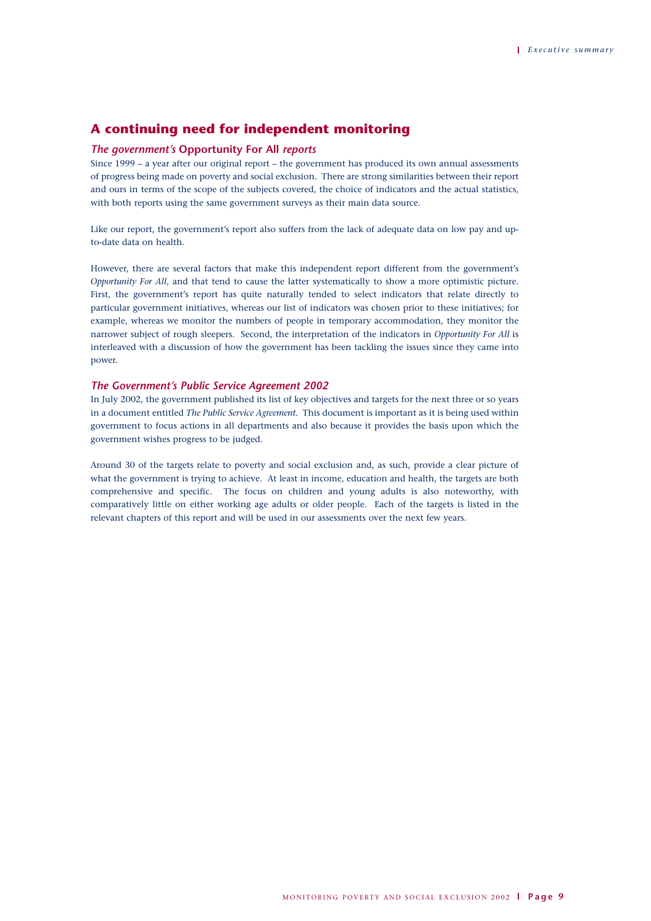## A continuing need for independent monitoring

### *The government's* **Opportunity For All** *reports*

Since 1999 – a year after our original report – the government has produced its own annual assessments of progress being made on poverty and social exclusion. There are strong similarities between their report and ours in terms of the scope of the subjects covered, the choice of indicators and the actual statistics, with both reports using the same government surveys as their main data source.

Like our report, the government's report also suffers from the lack of adequate data on low pay and up-to-date data on health.

However, there are several factors that make this independent report different from the government's *Opportunity For All*, and that tend to cause the latter systematically to show a more optimistic picture. First, the government's report has quite naturally tended to select indicators that relate directly to particular government initiatives, whereas our list of indicators was chosen prior to these initiatives; for example, whereas we monitor the numbers of people in temporary accommodation, they monitor the narrower subject of rough sleepers. Second, the interpretation of the indicators in *Opportunity For All* is interleaved with a discussion of how the government has been tackling the issues since they came into power.

### *The Government's Public Service Agreement 2002*

In July 2002, the government published its list of key objectives and targets for the next three or so years in a document entitled *The Public Service Agreement*. This document is important as it is being used within government to focus actions in all departments and also because it provides the basis upon which the government wishes progress to be judged.

Around 30 of the targets relate to poverty and social exclusion and, as such, provide a clear picture of what the government is trying to achieve. At least in income, education and health, the targets are both comprehensive and specific. The focus on children and young adults is also noteworthy, with comparatively little on either working age adults or older people. Each of the targets is listed in the relevant chapters of this report and will be used in our assessments over the next few years.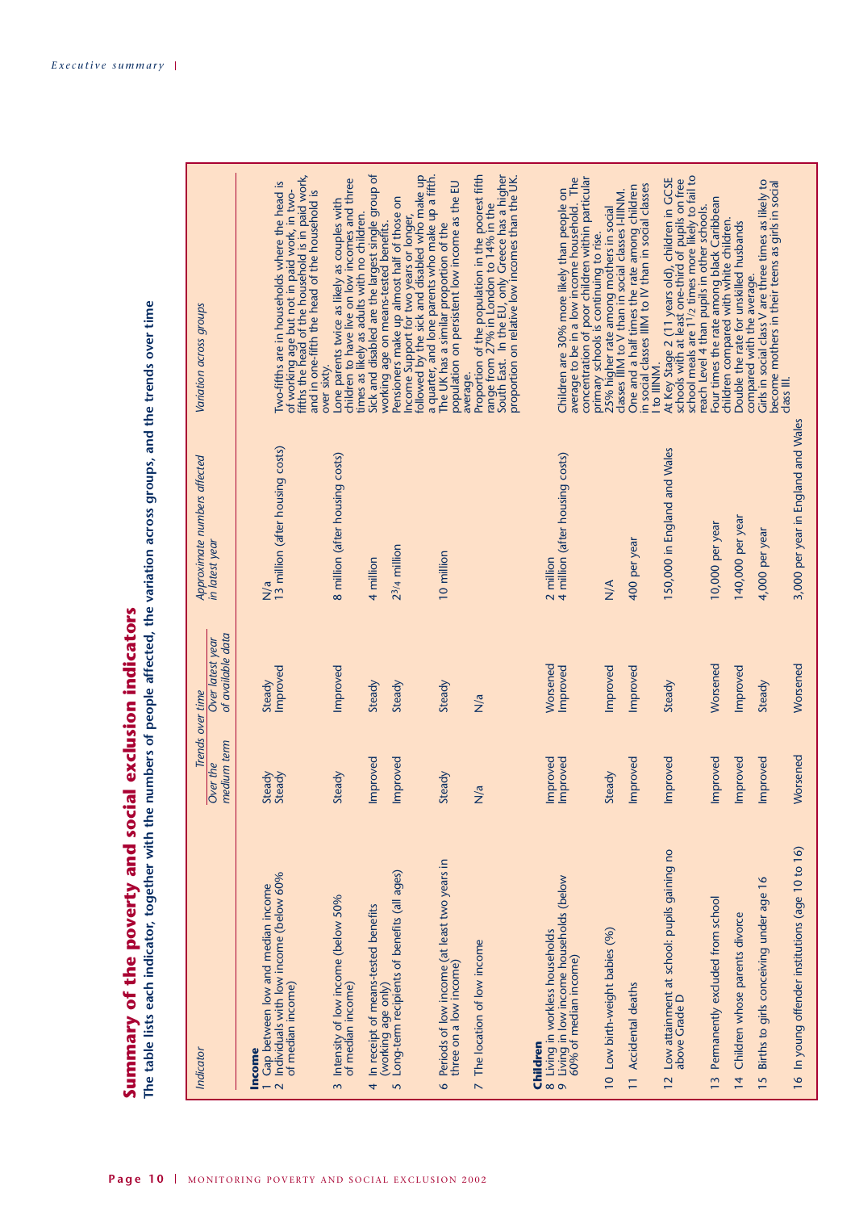# Summary of the poverty and social exclusion indicators

**The table lists each indicator, together with the numbers of people affected, the variation across groups, and the trends over time**

| Indicator | Trends over time | | Approximate numbers affected in latest year | Variation across groups |
|---|---|---|---|---|
| | Over the medium term | Over latest year of available data | | |
| **Income** | | | | |
| 1 Gap between low and median income | Steady | Steady | N/a | |
| 2 Individuals with low income (below 60% of median income) | Steady | Improved | 13 million (after housing costs) | Two-fifths are in households where the head is of working age but not in paid work, in two-fifths the head of the household is in paid work, and in one-fifth the head of the household is over sixty. |
| 3 Intensity of low income (below 50% of median income) | Steady | Improved | 8 million (after housing costs) | Lone parents twice as likely as couples with children to have live on low incomes and three times as likely as adults with no children. |
| 4 In receipt of means-tested benefits (working age only) | Improved | Steady | 4 million | Sick and disabled are the largest single group of working age on means-tested benefits. |
| 5 Long-term recipients of benefits (all ages) | Improved | Steady | 2¾ million | Pensioners make up almost half of those on Income Support for two years or longer, followed by the sick and disabled who make up a quarter, and lone parents who make up a fifth. |
| 6 Periods of low income (at least two years in three on a low income) | Steady | Steady | 10 million | The UK has a similar proportion of the population on persistent low income as the EU average. |
| 7 The location of low income | N/a | N/a | | Proportion of the population in the poorest fifth range from 27% in London to 14% in the South East. In the EU, only Greece has a higher proportion on relative low incomes than the UK. |
| **Children** | | | | |
| 8 Living in workless households | Improved | Worsened | 2 million | |
| 9 Living in low income households (below 60% of median income) | Improved | Improved | 4 million (after housing costs) | Children are 30% more likely than people on average to be in a low income household. The concentration of poor children within particular primary schools is continuing to rise. |
| 10 Low birth-weight babies (%) | Steady | Improved | N/A | 25% higher rate among mothers in social classes IIIM to V than in social classes I-IIINM. |
| 11 Accidental deaths | Improved | Improved | 400 per year | One and a half times the rate among children in social classes IIIM to IV than in social classes I to IIINM. |
| 12 Low attainment at school: pupils gaining no above Grade D | Improved | Steady | 150,000 in England and Wales | At Key Stage 2 (11 years old), children in GCSE schools with at least one-third of pupils on free school meals are 1½ times more likely to fail to reach Level 4 than pupils in other schools. |
| 13 Permanently excluded from school | Improved | Worsened | 10,000 per year | Four times the rate among black Caribbean children compared with white children. |
| 14 Children whose parents divorce | Improved | Improved | 140,000 per year | Double the rate for unskilled husbands compared with the average. |
| 15 Births to girls conceiving under age 16 | Improved | Steady | 4,000 per year | Girls in social class V are three times as likely to become mothers in their teens as girls in social class III. |
| 16 In young offender institutions (age 10 to 16) | Worsened | Worsened | 3,000 per year in England and Wales | |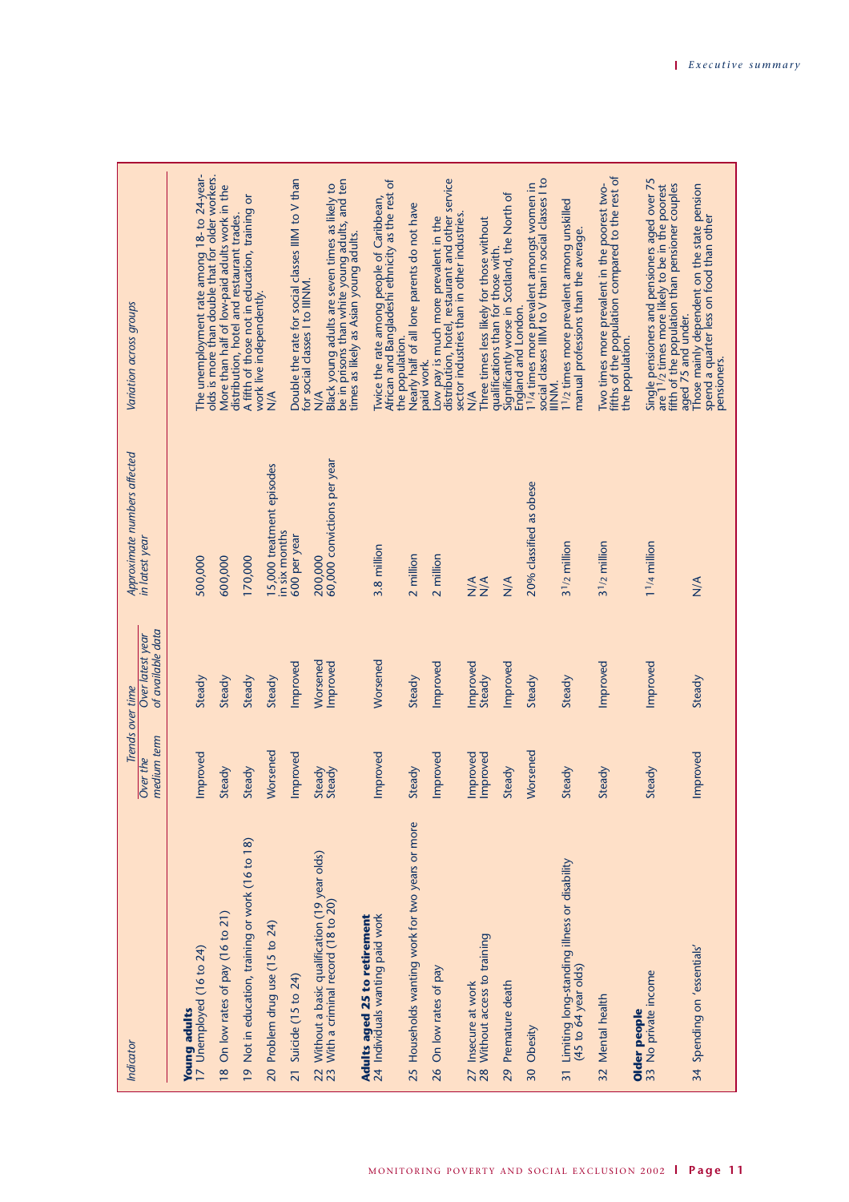| Indicator | Trends over time | | Approximate numbers affected in latest year | Variation across groups |
|---|---|---|---|---|
| | Over the medium term | Over latest year of available data | | |
| **Young adults** | | | | |
| 17 Unemployed (16 to 24) | Improved | Steady | 500,000 | The unemployment rate among 18- to 24-year-olds is more than double that for older workers. |
| 18 On low rates of pay (16 to 21) | Steady | Steady | 600,000 | More than half of low-paid adults work in the distribution, hotel and restaurant trades. |
| 19 Not in education, training or work (16 to 18) | Steady | Steady | 170,000 | A fifth of those not in education, training or work live independently. |
| 20 Problem drug use (15 to 24) | Worsened | Steady | 15,000 treatment episodes in six months | N/A |
| 21 Suicide (15 to 24) | Improved | Improved | 600 per year | Double the rate for social classes IIIM to V than for social classes I to IIINM. |
| 22 Without a basic qualification (19 year olds) | Steady | Worsened | 200,000 | N/A |
| 23 With a criminal record (18 to 20) | Steady | Improved | 60,000 convictions per year | Black young adults are seven times as likely to be in prisons than white young adults, and ten times as likely as Asian young adults. |
| **Adults aged 25 to retirement** | | | | |
| 24 Individuals wanting paid work | Improved | Worsened | 3.8 million | Twice the rate among people of Caribbean, African and Bangladeshi ethnicity as the rest of the population. |
| 25 Households wanting work for two years or more | Steady | Steady | 2 million | Nearly half of all lone parents do not have paid work. |
| 26 On low rates of pay | Improved | Improved | 2 million | Low pay is much more prevalent in the distribution, hotel, restaurant and other service sector industries than in other industries. |
| 27 Insecure at work | Improved | Improved | N/A | N/A |
| 28 Without access to training | Improved | Steady | N/A | Three times less likely for those without qualifications than for those with. |
| 29 Premature death | Steady | Improved | N/A | Significantly worse in Scotland, the North of England and London. |
| 30 Obesity | Worsened | Steady | 20% classified as obese | 1¼ times more prevalent amongst women in social classes IIIM to V than in social classes I to IIINM. |
| 31 Limiting long-standing illness or disability (45 to 64 year olds) | Steady | Steady | 3½ million | 1½ times more prevalent among unskilled manual professions than the average. |
| 32 Mental health | Steady | Improved | 3½ million | Two times more prevalent in the poorest two-fifths of the population compared to the rest of the population. |
| **Older people** | | | | |
| 33 No private income | Steady | Improved | 1¼ million | Single pensioners and pensioners aged over 75 are 1½ times more likely to be in the poorest fifth of the population than pensioner couples aged 75 and under. |
| 34 Spending on 'essentials' | Improved | Steady | N/A | Those mainly dependent on the state pension spend a quarter less on food than other pensioners. |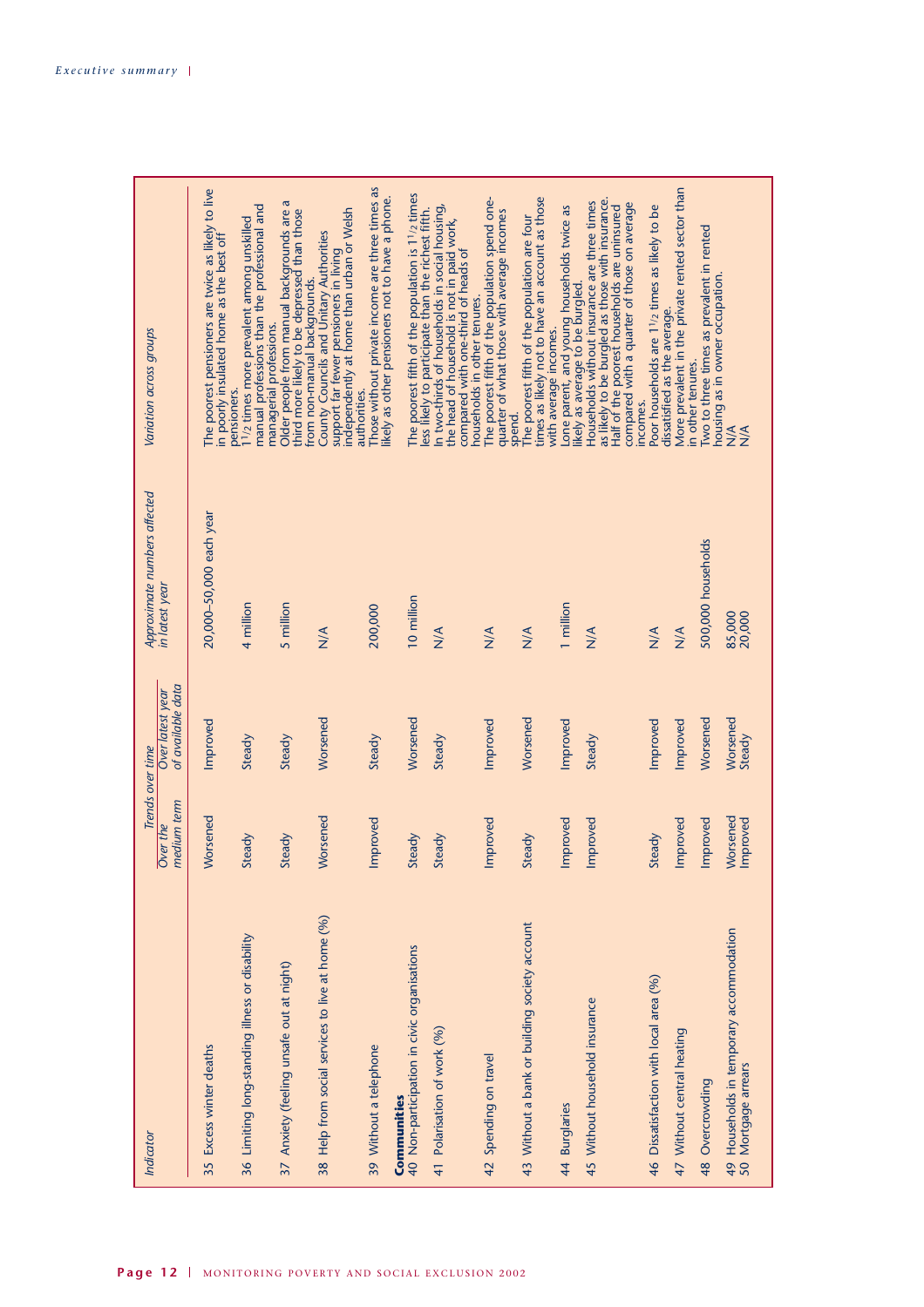| Indicator | Trends over time | | Approximate numbers affected in latest year | Variation across groups |
|---|---|---|---|---|
| | Over the medium term | Over latest year of available data | | |
| 35 Excess winter deaths | Worsened | Improved | 20,000–50,000 each year | The poorest pensioners are twice as likely to live in poorly insulated home as the best off pensioners. |
| 36 Limiting long-standing illness or disability | Steady | Steady | 4 million | 1½ times more prevalent among unskilled manual professions than the professional and managerial professions. |
| 37 Anxiety (feeling unsafe out at night) | Steady | Steady | 5 million | Older people from manual backgrounds are a third more likely to be depressed than those from non-manual backgrounds. |
| 38 Help from social services to live at home (%) | Worsened | Worsened | N/A | County Councils and Unitary Authorities support far fewer pensioners in living independently at home than urban or Welsh authorities. |
| 39 Without a telephone | Improved | Steady | 200,000 | Those without private income are three times as likely as other pensioners not to have a phone. |
| **Communities** | | | | |
| 40 Non-participation in civic organisations | Steady | Worsened | 10 million | The poorest fifth of the population is 1½ times less likely to participate than the richest fifth. |
| 41 Polarisation of work (%) | Steady | Steady | N/A | In two-thirds of households in social housing, the head of household is not in paid work, compared with one-third of heads of households in other tenures. |
| 42 Spending on travel | Improved | Improved | N/A | The poorest fifth of the population spend one-quarter of what those with average incomes spend. |
| 43 Without a bank or building society account | Steady | Worsened | N/A | The poorest fifth of the population are four times as likely not to have an account as those with average incomes. |
| 44 Burglaries | Improved | Improved | 1 million | Lone parent, and young households twice as likely as average to be burgled. |
| 45 Without household insurance | Improved | Steady | N/A | Households without insurance are three times as likely to be burgled as those with insurance. Half of the poorest households are uninsured compared with a quarter of those on average incomes. |
| 46 Dissatisfaction with local area (%) | Steady | Improved | N/A | Poor households are 1½ times as likely to be dissatisfied as the average. |
| 47 Without central heating | Improved | Improved | N/A | More prevalent in the private rented sector than in other tenures. |
| 48 Overcrowding | Improved | Worsened | 500,000 households | Two to three times as prevalent in rented housing as in owner occupation. |
| 49 Households in temporary accommodation | Worsened | Worsened | 85,000 | N/A |
| 50 Mortgage arrears | Improved | Steady | 20,000 | N/A |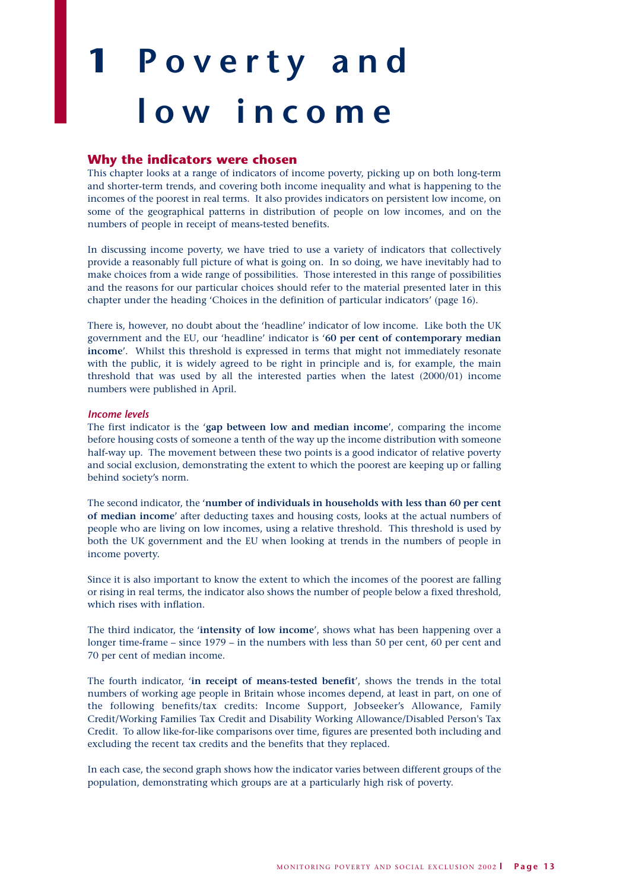# 1 Poverty and low income

## Why the indicators were chosen

This chapter looks at a range of indicators of income poverty, picking up on both long-term and shorter-term trends, and covering both income inequality and what is happening to the incomes of the poorest in real terms. It also provides indicators on persistent low income, on some of the geographical patterns in distribution of people on low incomes, and on the numbers of people in receipt of means-tested benefits.

In discussing income poverty, we have tried to use a variety of indicators that collectively provide a reasonably full picture of what is going on. In so doing, we have inevitably had to make choices from a wide range of possibilities. Those interested in this range of possibilities and the reasons for our particular choices should refer to the material presented later in this chapter under the heading 'Choices in the definition of particular indicators' (page 16).

There is, however, no doubt about the 'headline' indicator of low income. Like both the UK government and the EU, our 'headline' indicator is '**60 per cent of contemporary median income**'. Whilst this threshold is expressed in terms that might not immediately resonate with the public, it is widely agreed to be right in principle and is, for example, the main threshold that was used by all the interested parties when the latest (2000/01) income numbers were published in April.

### *Income levels*

The first indicator is the '**gap between low and median income**', comparing the income before housing costs of someone a tenth of the way up the income distribution with someone half-way up. The movement between these two points is a good indicator of relative poverty and social exclusion, demonstrating the extent to which the poorest are keeping up or falling behind society's norm.

The second indicator, the '**number of individuals in households with less than 60 per cent of median income**' after deducting taxes and housing costs, looks at the actual numbers of people who are living on low incomes, using a relative threshold. This threshold is used by both the UK government and the EU when looking at trends in the numbers of people in income poverty.

Since it is also important to know the extent to which the incomes of the poorest are falling or rising in real terms, the indicator also shows the number of people below a fixed threshold, which rises with inflation.

The third indicator, the '**intensity of low income**', shows what has been happening over a longer time-frame – since 1979 – in the numbers with less than 50 per cent, 60 per cent and 70 per cent of median income.

The fourth indicator, '**in receipt of means-tested benefit**', shows the trends in the total numbers of working age people in Britain whose incomes depend, at least in part, on one of the following benefits/tax credits: Income Support, Jobseeker's Allowance, Family Credit/Working Families Tax Credit and Disability Working Allowance/Disabled Person's Tax Credit. To allow like-for-like comparisons over time, figures are presented both including and excluding the recent tax credits and the benefits that they replaced.

In each case, the second graph shows how the indicator varies between different groups of the population, demonstrating which groups are at a particularly high risk of poverty.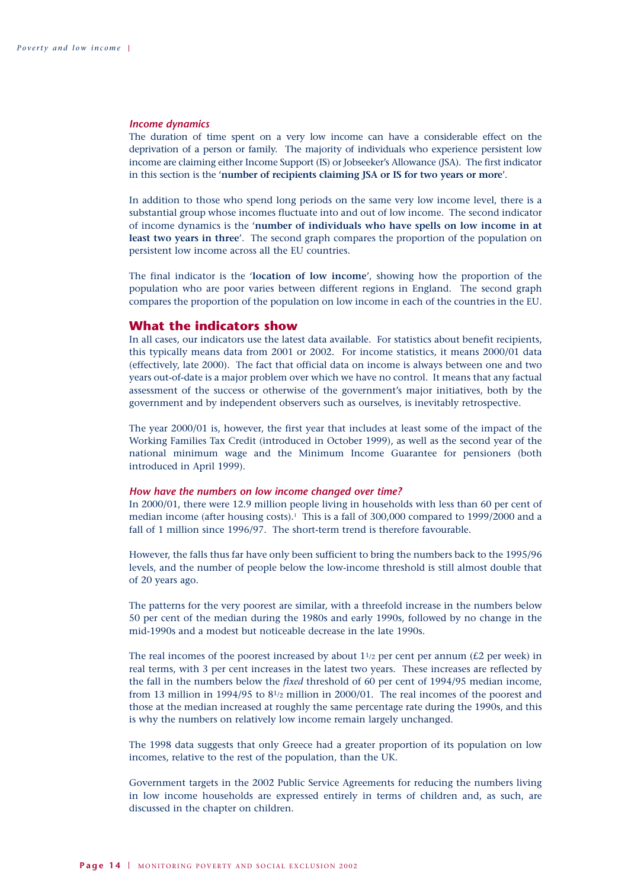*Income dynamics*

The duration of time spent on a very low income can have a considerable effect on the deprivation of a person or family. The majority of individuals who experience persistent low income are claiming either Income Support (IS) or Jobseeker's Allowance (JSA). The first indicator in this section is the '**number of recipients claiming JSA or IS for two years or more**'.

In addition to those who spend long periods on the same very low income level, there is a substantial group whose incomes fluctuate into and out of low income. The second indicator of income dynamics is the '**number of individuals who have spells on low income in at least two years in three**'. The second graph compares the proportion of the population on persistent low income across all the EU countries.

The final indicator is the '**location of low income**', showing how the proportion of the population who are poor varies between different regions in England. The second graph compares the proportion of the population on low income in each of the countries in the EU.

## What the indicators show

In all cases, our indicators use the latest data available. For statistics about benefit recipients, this typically means data from 2001 or 2002. For income statistics, it means 2000/01 data (effectively, late 2000). The fact that official data on income is always between one and two years out-of-date is a major problem over which we have no control. It means that any factual assessment of the success or otherwise of the government's major initiatives, both by the government and by independent observers such as ourselves, is inevitably retrospective.

The year 2000/01 is, however, the first year that includes at least some of the impact of the Working Families Tax Credit (introduced in October 1999), as well as the second year of the national minimum wage and the Minimum Income Guarantee for pensioners (both introduced in April 1999).

*How have the numbers on low income changed over time?*

In 2000/01, there were 12.9 million people living in households with less than 60 per cent of median income (after housing costs).[1] This is a fall of 300,000 compared to 1999/2000 and a fall of 1 million since 1996/97. The short-term trend is therefore favourable.

However, the falls thus far have only been sufficient to bring the numbers back to the 1995/96 levels, and the number of people below the low-income threshold is still almost double that of 20 years ago.

The patterns for the very poorest are similar, with a threefold increase in the numbers below 50 per cent of the median during the 1980s and early 1990s, followed by no change in the mid-1990s and a modest but noticeable decrease in the late 1990s.

The real incomes of the poorest increased by about 1½ per cent per annum (£2 per week) in real terms, with 3 per cent increases in the latest two years. These increases are reflected by the fall in the numbers below the *fixed* threshold of 60 per cent of 1994/95 median income, from 13 million in 1994/95 to 8½ million in 2000/01. The real incomes of the poorest and those at the median increased at roughly the same percentage rate during the 1990s, and this is why the numbers on relatively low income remain largely unchanged.

The 1998 data suggests that only Greece had a greater proportion of its population on low incomes, relative to the rest of the population, than the UK.

Government targets in the 2002 Public Service Agreements for reducing the numbers living in low income households are expressed entirely in terms of children and, as such, are discussed in the chapter on children.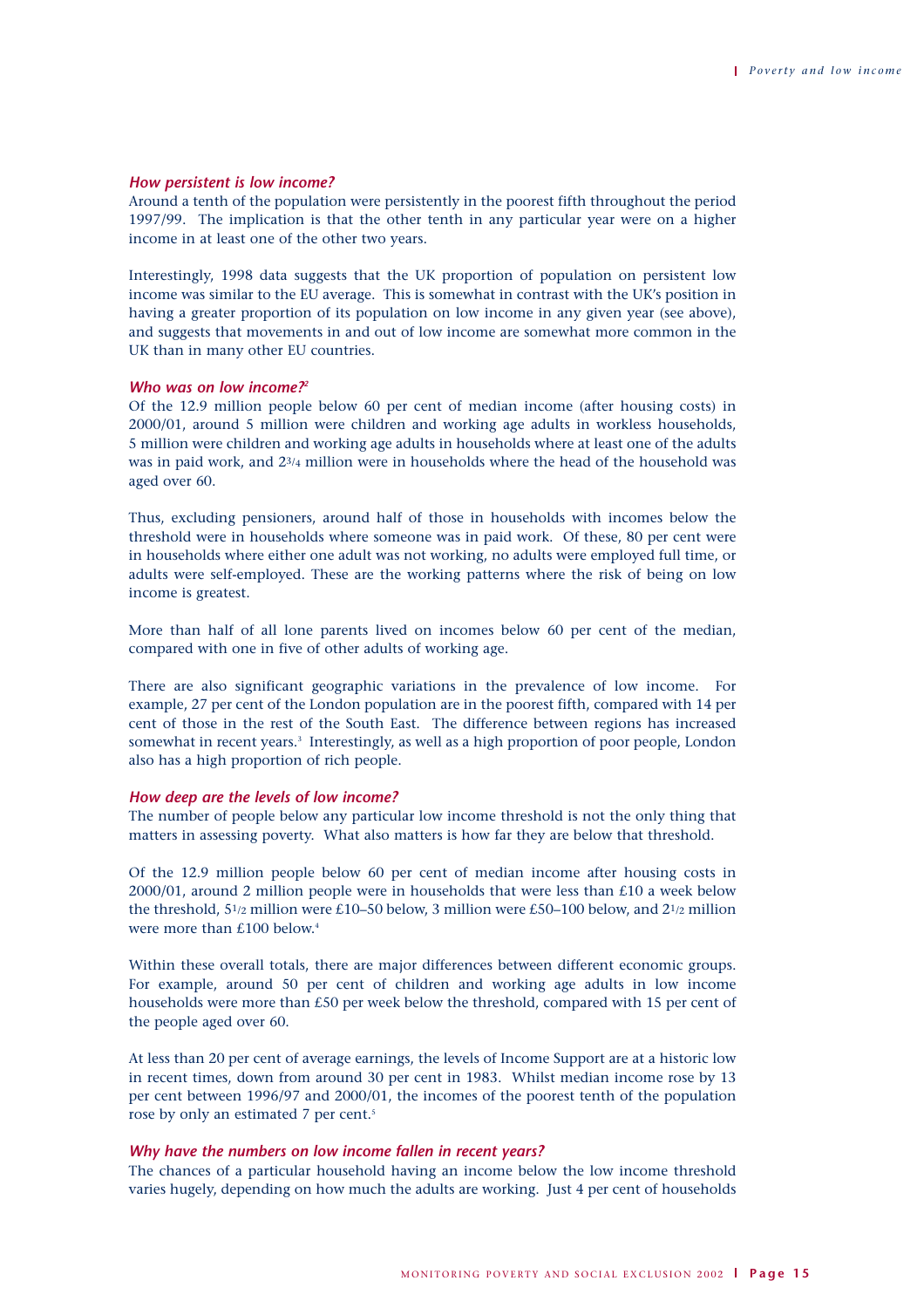### *How persistent is low income?*

Around a tenth of the population were persistently in the poorest fifth throughout the period 1997/99. The implication is that the other tenth in any particular year were on a higher income in at least one of the other two years.

Interestingly, 1998 data suggests that the UK proportion of population on persistent low income was similar to the EU average. This is somewhat in contrast with the UK's position in having a greater proportion of its population on low income in any given year (see above), and suggests that movements in and out of low income are somewhat more common in the UK than in many other EU countries.

### *Who was on low income?*[2]

Of the 12.9 million people below 60 per cent of median income (after housing costs) in 2000/01, around 5 million were children and working age adults in workless households, 5 million were children and working age adults in households where at least one of the adults was in paid work, and 2¾ million were in households where the head of the household was aged over 60.

Thus, excluding pensioners, around half of those in households with incomes below the threshold were in households where someone was in paid work. Of these, 80 per cent were in households where either one adult was not working, no adults were employed full time, or adults were self-employed. These are the working patterns where the risk of being on low income is greatest.

More than half of all lone parents lived on incomes below 60 per cent of the median, compared with one in five of other adults of working age.

There are also significant geographic variations in the prevalence of low income. For example, 27 per cent of the London population are in the poorest fifth, compared with 14 per cent of those in the rest of the South East. The difference between regions has increased somewhat in recent years.[3] Interestingly, as well as a high proportion of poor people, London also has a high proportion of rich people.

### *How deep are the levels of low income?*

The number of people below any particular low income threshold is not the only thing that matters in assessing poverty. What also matters is how far they are below that threshold.

Of the 12.9 million people below 60 per cent of median income after housing costs in 2000/01, around 2 million people were in households that were less than £10 a week below the threshold, 5½ million were £10–50 below, 3 million were £50–100 below, and 2½ million were more than £100 below.[4]

Within these overall totals, there are major differences between different economic groups. For example, around 50 per cent of children and working age adults in low income households were more than £50 per week below the threshold, compared with 15 per cent of the people aged over 60.

At less than 20 per cent of average earnings, the levels of Income Support are at a historic low in recent times, down from around 30 per cent in 1983. Whilst median income rose by 13 per cent between 1996/97 and 2000/01, the incomes of the poorest tenth of the population rose by only an estimated 7 per cent.[5]

### *Why have the numbers on low income fallen in recent years?*

The chances of a particular household having an income below the low income threshold varies hugely, depending on how much the adults are working. Just 4 per cent of households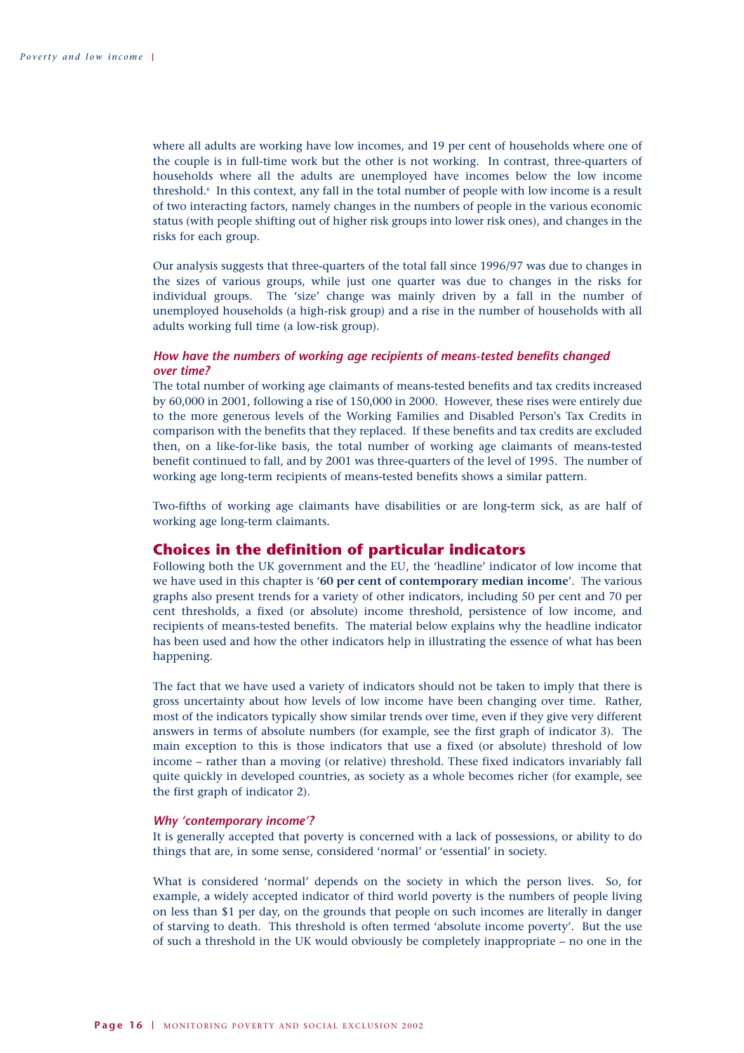where all adults are working have low incomes, and 19 per cent of households where one of the couple is in full-time work but the other is not working. In contrast, three-quarters of households where all the adults are unemployed have incomes below the low income threshold.[6] In this context, any fall in the total number of people with low income is a result of two interacting factors, namely changes in the numbers of people in the various economic status (with people shifting out of higher risk groups into lower risk ones), and changes in the risks for each group.

Our analysis suggests that three-quarters of the total fall since 1996/97 was due to changes in the sizes of various groups, while just one quarter was due to changes in the risks for individual groups. The 'size' change was mainly driven by a fall in the number of unemployed households (a high-risk group) and a rise in the number of households with all adults working full time (a low-risk group).

### *How have the numbers of working age recipients of means-tested benefits changed over time?*

The total number of working age claimants of means-tested benefits and tax credits increased by 60,000 in 2001, following a rise of 150,000 in 2000. However, these rises were entirely due to the more generous levels of the Working Families and Disabled Person's Tax Credits in comparison with the benefits that they replaced. If these benefits and tax credits are excluded then, on a like-for-like basis, the total number of working age claimants of means-tested benefit continued to fall, and by 2001 was three-quarters of the level of 1995. The number of working age long-term recipients of means-tested benefits shows a similar pattern.

Two-fifths of working age claimants have disabilities or are long-term sick, as are half of working age long-term claimants.

## Choices in the definition of particular indicators

Following both the UK government and the EU, the 'headline' indicator of low income that we have used in this chapter is '**60 per cent of contemporary median income**'. The various graphs also present trends for a variety of other indicators, including 50 per cent and 70 per cent thresholds, a fixed (or absolute) income threshold, persistence of low income, and recipients of means-tested benefits. The material below explains why the headline indicator has been used and how the other indicators help in illustrating the essence of what has been happening.

The fact that we have used a variety of indicators should not be taken to imply that there is gross uncertainty about how levels of low income have been changing over time. Rather, most of the indicators typically show similar trends over time, even if they give very different answers in terms of absolute numbers (for example, see the first graph of indicator 3). The main exception to this is those indicators that use a fixed (or absolute) threshold of low income – rather than a moving (or relative) threshold. These fixed indicators invariably fall quite quickly in developed countries, as society as a whole becomes richer (for example, see the first graph of indicator 2).

### *Why 'contemporary income'?*

It is generally accepted that poverty is concerned with a lack of possessions, or ability to do things that are, in some sense, considered 'normal' or 'essential' in society.

What is considered 'normal' depends on the society in which the person lives. So, for example, a widely accepted indicator of third world poverty is the numbers of people living on less than $1 per day, on the grounds that people on such incomes are literally in danger of starving to death. This threshold is often termed 'absolute income poverty'. But the use of such a threshold in the UK would obviously be completely inappropriate – no one in the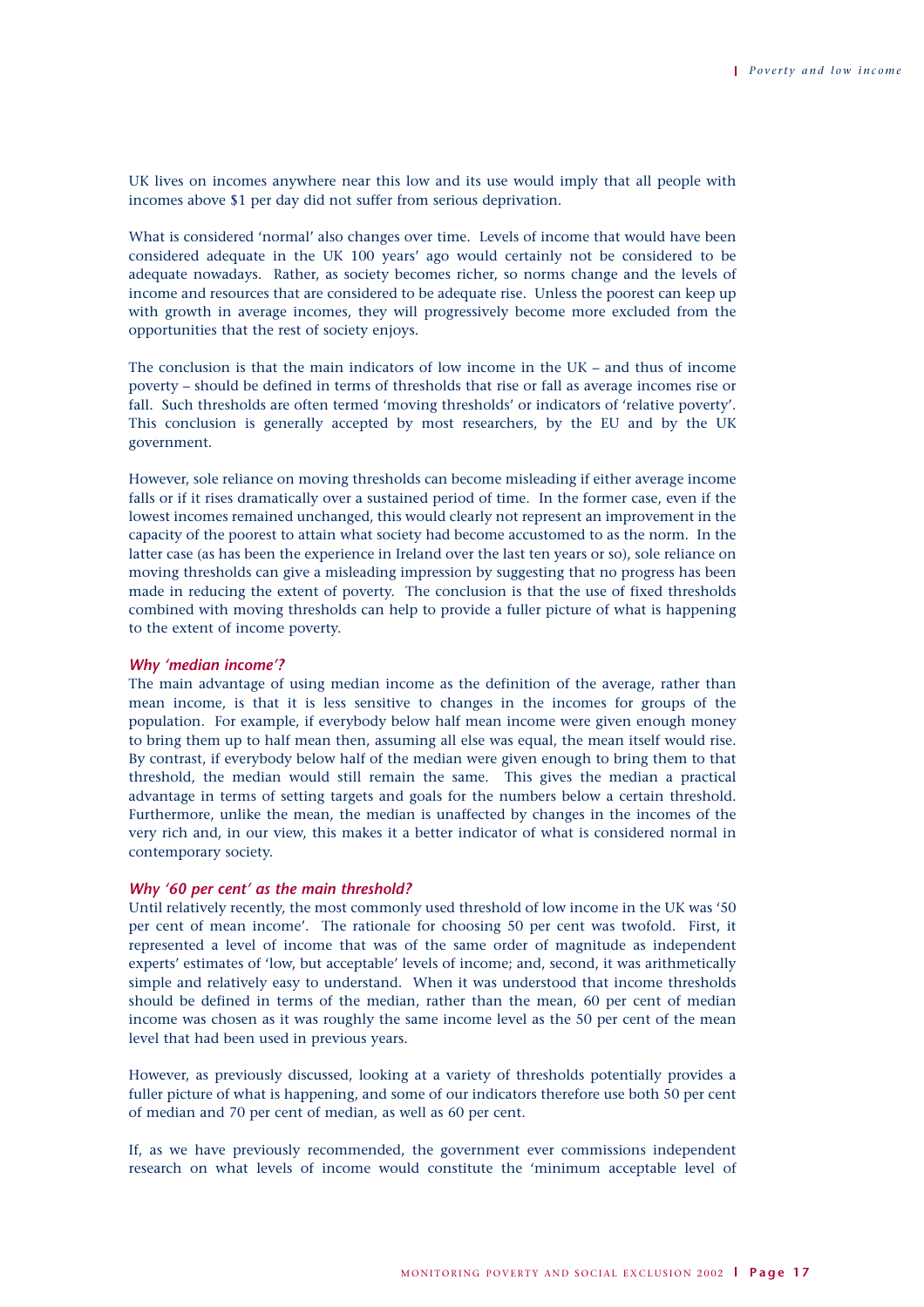UK lives on incomes anywhere near this low and its use would imply that all people with incomes above $1 per day did not suffer from serious deprivation.

What is considered 'normal' also changes over time. Levels of income that would have been considered adequate in the UK 100 years' ago would certainly not be considered to be adequate nowadays. Rather, as society becomes richer, so norms change and the levels of income and resources that are considered to be adequate rise. Unless the poorest can keep up with growth in average incomes, they will progressively become more excluded from the opportunities that the rest of society enjoys.

The conclusion is that the main indicators of low income in the UK – and thus of income poverty – should be defined in terms of thresholds that rise or fall as average incomes rise or fall. Such thresholds are often termed 'moving thresholds' or indicators of 'relative poverty'. This conclusion is generally accepted by most researchers, by the EU and by the UK government.

However, sole reliance on moving thresholds can become misleading if either average income falls or if it rises dramatically over a sustained period of time. In the former case, even if the lowest incomes remained unchanged, this would clearly not represent an improvement in the capacity of the poorest to attain what society had become accustomed to as the norm. In the latter case (as has been the experience in Ireland over the last ten years or so), sole reliance on moving thresholds can give a misleading impression by suggesting that no progress has been made in reducing the extent of poverty. The conclusion is that the use of fixed thresholds combined with moving thresholds can help to provide a fuller picture of what is happening to the extent of income poverty.

### *Why 'median income'?*

The main advantage of using median income as the definition of the average, rather than mean income, is that it is less sensitive to changes in the incomes for groups of the population. For example, if everybody below half mean income were given enough money to bring them up to half mean then, assuming all else was equal, the mean itself would rise. By contrast, if everybody below half of the median were given enough to bring them to that threshold, the median would still remain the same. This gives the median a practical advantage in terms of setting targets and goals for the numbers below a certain threshold. Furthermore, unlike the mean, the median is unaffected by changes in the incomes of the very rich and, in our view, this makes it a better indicator of what is considered normal in contemporary society.

### *Why '60 per cent' as the main threshold?*

Until relatively recently, the most commonly used threshold of low income in the UK was '50 per cent of mean income'. The rationale for choosing 50 per cent was twofold. First, it represented a level of income that was of the same order of magnitude as independent experts' estimates of 'low, but acceptable' levels of income; and, second, it was arithmetically simple and relatively easy to understand. When it was understood that income thresholds should be defined in terms of the median, rather than the mean, 60 per cent of median income was chosen as it was roughly the same income level as the 50 per cent of the mean level that had been used in previous years.

However, as previously discussed, looking at a variety of thresholds potentially provides a fuller picture of what is happening, and some of our indicators therefore use both 50 per cent of median and 70 per cent of median, as well as 60 per cent.

If, as we have previously recommended, the government ever commissions independent research on what levels of income would constitute the 'minimum acceptable level of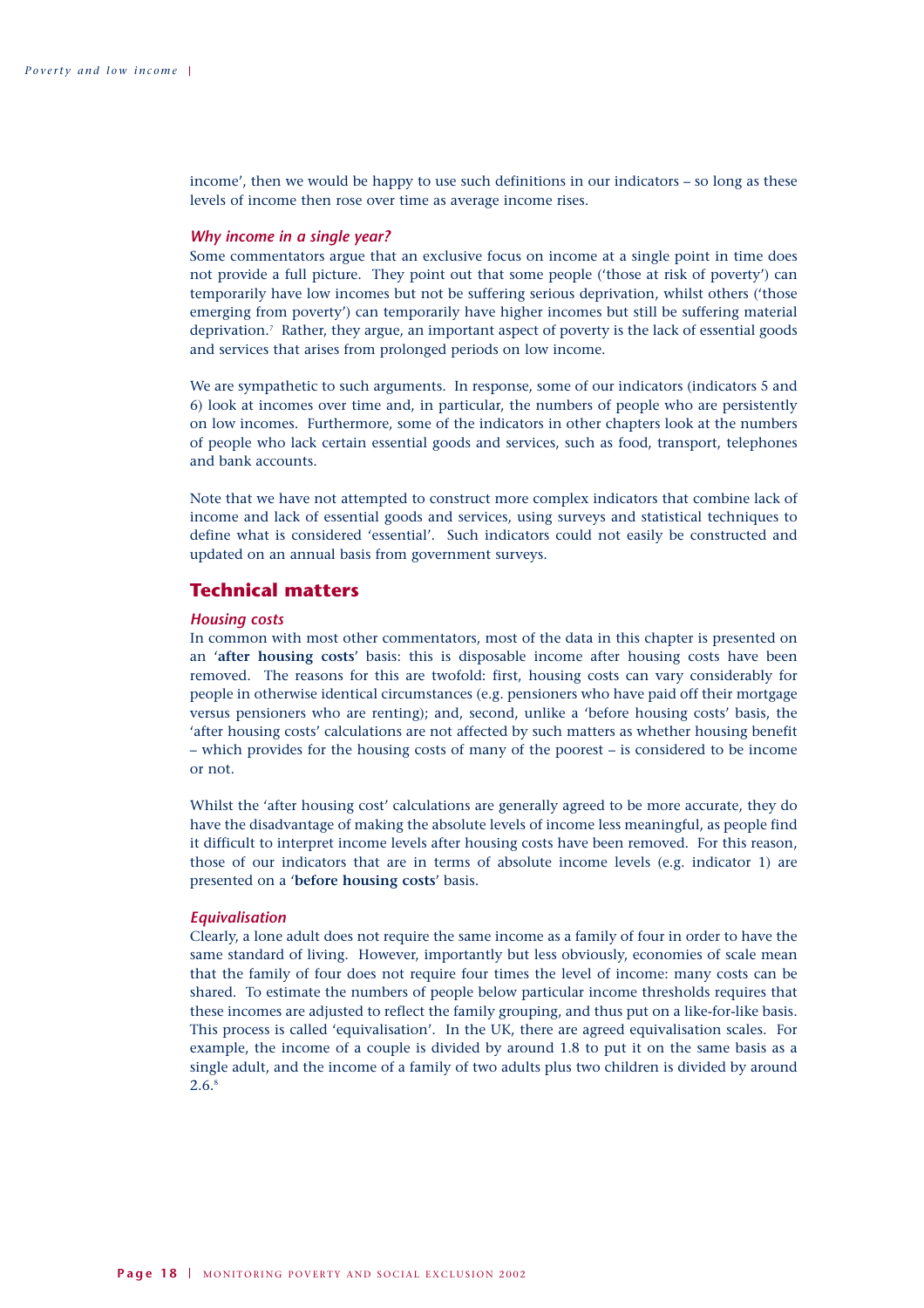income', then we would be happy to use such definitions in our indicators – so long as these levels of income then rose over time as average income rises.

### *Why income in a single year?*

Some commentators argue that an exclusive focus on income at a single point in time does not provide a full picture. They point out that some people ('those at risk of poverty') can temporarily have low incomes but not be suffering serious deprivation, whilst others ('those emerging from poverty') can temporarily have higher incomes but still be suffering material deprivation.[7] Rather, they argue, an important aspect of poverty is the lack of essential goods and services that arises from prolonged periods on low income.

We are sympathetic to such arguments. In response, some of our indicators (indicators 5 and 6) look at incomes over time and, in particular, the numbers of people who are persistently on low incomes. Furthermore, some of the indicators in other chapters look at the numbers of people who lack certain essential goods and services, such as food, transport, telephones and bank accounts.

Note that we have not attempted to construct more complex indicators that combine lack of income and lack of essential goods and services, using surveys and statistical techniques to define what is considered 'essential'. Such indicators could not easily be constructed and updated on an annual basis from government surveys.

## Technical matters

### *Housing costs*

In common with most other commentators, most of the data in this chapter is presented on an '**after housing costs**' basis: this is disposable income after housing costs have been removed. The reasons for this are twofold: first, housing costs can vary considerably for people in otherwise identical circumstances (e.g. pensioners who have paid off their mortgage versus pensioners who are renting); and, second, unlike a 'before housing costs' basis, the 'after housing costs' calculations are not affected by such matters as whether housing benefit – which provides for the housing costs of many of the poorest – is considered to be income or not.

Whilst the 'after housing cost' calculations are generally agreed to be more accurate, they do have the disadvantage of making the absolute levels of income less meaningful, as people find it difficult to interpret income levels after housing costs have been removed. For this reason, those of our indicators that are in terms of absolute income levels (e.g. indicator 1) are presented on a '**before housing costs**' basis.

### *Equivalisation*

Clearly, a lone adult does not require the same income as a family of four in order to have the same standard of living. However, importantly but less obviously, economies of scale mean that the family of four does not require four times the level of income: many costs can be shared. To estimate the numbers of people below particular income thresholds requires that these incomes are adjusted to reflect the family grouping, and thus put on a like-for-like basis. This process is called 'equivalisation'. In the UK, there are agreed equivalisation scales. For example, the income of a couple is divided by around 1.8 to put it on the same basis as a single adult, and the income of a family of two adults plus two children is divided by around 2.6.[8]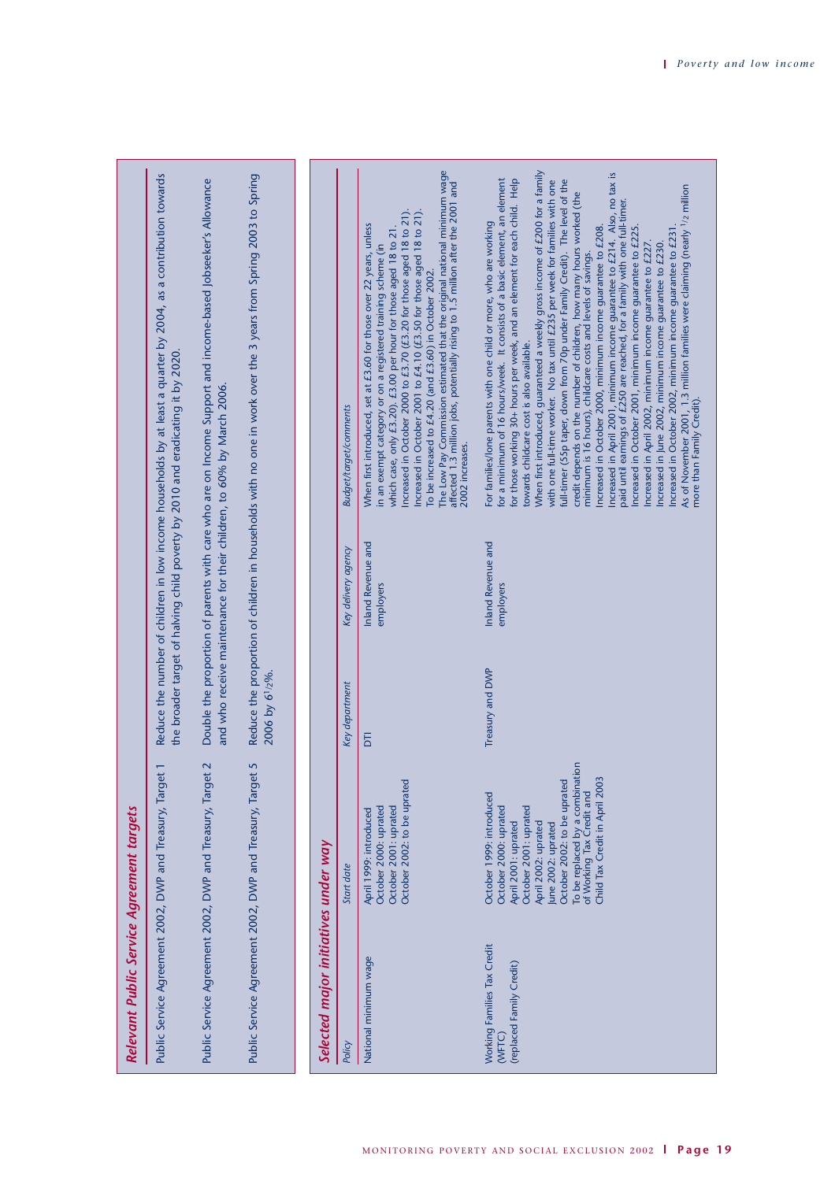## Relevant Public Service Agreement targets

| | |
|---|---|
| Public Service Agreement 2002, DWP and Treasury, Target 1 | Reduce the number of children in low income households by at least a quarter by 2004, as a contribution towards the broader target of halving child poverty by 2010 and eradicating it by 2020. |
| Public Service Agreement 2002, DWP and Treasury, Target 2 | Double the proportion of parents with care who are on Income Support and income-based Jobseeker's Allowance and who receive maintenance for their children, to 60% by March 2006. |
| Public Service Agreement 2002, DWP and Treasury, Target 5 | Reduce the proportion of children in households with no one in work over the 3 years from Spring 2003 to Spring 2006 by 6½%. |

## Selected major initiatives under way

| *Policy* | *Start date* | *Key department* | *Key delivery agency* | *Budget/target/comments* |
|---|---|---|---|---|
| National minimum wage | April 1999: introduced<br>October 2000: uprated<br>October 2001: uprated<br>October 2002: to be uprated | DTI | Inland Revenue and employers | When first introduced, set at £3.60 for those over 22 years, unless in an exempt category or on a registered training scheme (in which case, only £3.20). £3.00 per hour for those aged 18 to 21.<br>Increased in October 2000 to £3.70 (£3.20 for those aged 18 to 21).<br>Increased in October 2001 to £4.10 (£3.50 for those aged 18 to 21).<br>To be increased to £4.20 (and £3.60) in October 2002.<br>The Low Pay Commission estimated that the original national minimum wage affected 1.3 million jobs, potentially rising to 1.5 million after the 2001 and 2002 increases. |
| Working Families Tax Credit (WFTC)<br>(replaced Family Credit) | October 1999: introduced<br>October 2000: uprated<br>April 2001: uprated<br>October 2001: uprated<br>April 2002: uprated<br>June 2002: uprated<br>October 2002: to be uprated<br>To be replaced by a combination of Working Tax Credit and Child Tax Credit in April 2003 | Treasury and DWP | Inland Revenue and employers | For families/lone parents with one child or more, who are working for a minimum of 16 hours/week. It consists of a basic element, an element for those working 30+ hours per week, and an element for each child. Help towards childcare cost is also available.<br>When first introduced, guaranteed a weekly gross income of £200 for a family with one full-time worker. No tax until £235 per week for families with one full-timer (55p taper, down from 70p under Family Credit). The level of the credit depends on the number of children, how many hours worked (the minimum is 16 hours), childcare costs and levels of savings.<br>Increased in October 2000, minimum income guarantee to £208.<br>Increased in April 2001, minimum income guarantee to £214. Also, no tax is paid until earnings of £250 are reached, for a family with one full-timer.<br>Increased in October 2001, minimum income guarantee to £225.<br>Increased in April 2002, minimum income guarantee to £227.<br>Increased in June 2002, minimum income guarantee to £230.<br>Increased in October 2002, minimum income guarantee to £231.<br>As of November 2001, 1.3 million families were claiming (nearly ½ million more than Family Credit). |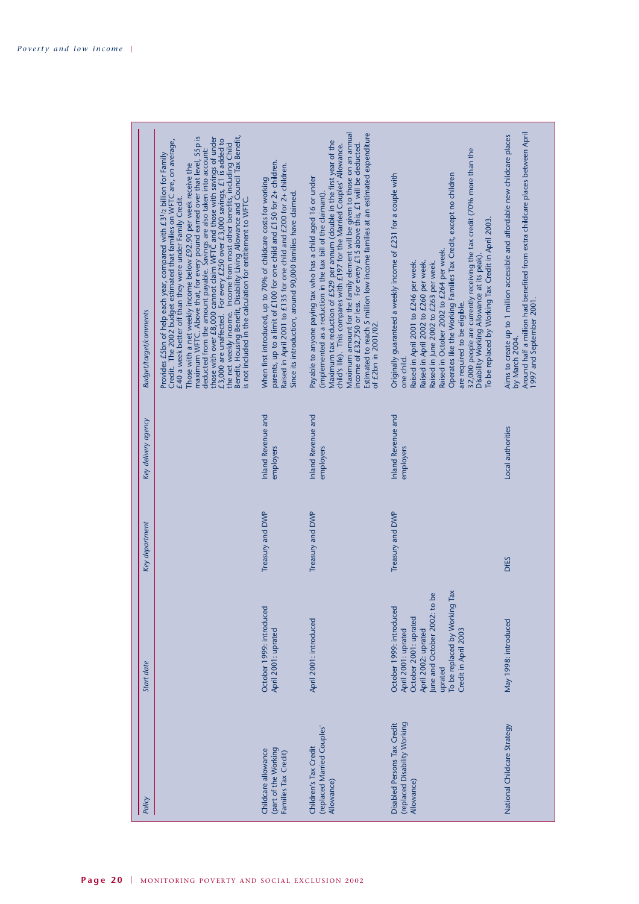| Policy | Start date | Key department | Key delivery agency | Budget/target/comments |
|---|---|---|---|---|
| | | | | Provides £5bn of help each year, compared with £3½ billion for Family Credit. The 2002 budget estimated that families on WFTC are, on average, £40 a week better off than they were under Family Credit. Those with a net weekly income below £92.90 per week receive the maximum WFTC. Above that, for every pound earned over that level, 55p is deducted from the amount payable. Savings are also taken into account: those with over £8,000 cannot claim WFTC and those with savings of under £3,000 are unaffected. For every £250 over £3,000 savings, £1 is added to the net weekly income. Income from most other benefits, including Child Benefit, Housing Benefit, Disability Living Allowance and Council Tax Benefit, is not included in the calculation for entitlement to WFTC. |
| Childcare allowance (part of the Working Families Tax Credit) | October 1999: introduced April 2001: uprated | Treasury and DWP | Inland Revenue and employers | When first introduced, up to 70% of childcare costs for working parents, up to a limit of £100 for one child and £150 for 2+ children. Raised in April 2001 to £135 for one child and £200 for 2+ children. Since its introduction, around 90,000 families have claimed. |
| Children's Tax Credit (replaced Married Couples' Allowance) | April 2001: introduced | Treasury and DWP | Inland Revenue and employers | Payable to anyone paying tax who has a child aged 16 or under (implemented as a reduction in the tax bill of the claimant). Maximum tax reduction of £529 per annum (double in the first year of the child's life). This compares with £197 for the Married Couples' Allowance. Maximum amount for the family element will be given to those on an annual income of £32,750 or less. For every £15 above this, £1 will be deducted. Estimated to reach 5 million low income families at an estimated expenditure of £2bn in 2001/02. |
| Disabled Persons Tax Credit (replaced Disability Working Allowance) | October 1999: introduced April 2001: uprated October 2001: uprated April 2002: uprated June and October 2002: to be uprated To be replaced by Working Tax Credit in April 2003 | Treasury and DWP | Inland Revenue and employers | Originally guaranteed a weekly income of £231 for a couple with one child. Raised in April 2001 to £246 per week. Raised in April 2002 to £260 per week. Raised in June 2002 to £263 per week. Raised in October 2002 to £264 per week. Operates like the Working Families Tax Credit, except no children are required to be eligible. 32,000 people are currently receiving the tax credit (70% more than the Disability Working Allowance at its peak). To be replaced by Working Tax Credit in April 2003. |
| National Childcare Strategy | May 1998: introduced | DfES | Local authorities | Aims to create up to 1 million accessible and affordable new childcare places by March 2004. Around half a million had benefited from extra childcare places between April 1997 and September 2001. |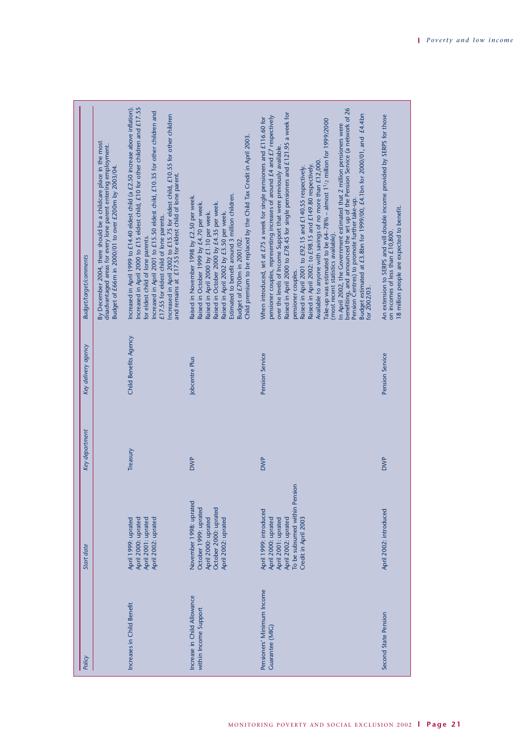| Policy | Start date | Key department | Key delivery agency | Budget/target/comments |
|---|---|---|---|---|
| | | | | By December 2004, there should be a childcare place in the most disadvantaged areas for every lone parent entering employment.<br>Budget of £66m in 2000/01 to over £200m by 2003/04. |
| Increases in Child Benefit | April 1999: uprated<br>April 2000: uprated<br>April 2001: uprated<br>April 2002: uprated | Treasury | Child Benefits Agency | Increased in April 1999 to £14.40 eldest child (a £2.50 increase above inflation).<br>Increased in April 2000 to £15 eldest child, £10 for other children and £17.55 for eldest child of lone parents.<br>Increased in April 2001 to £15.50 eldest child, £10.35 for other children and £17.55 for eldest child of lone parents.<br>Increased in April 2002 to £15.75 for eldest child, £10.55 for other children and remains at £17.55 for eldest child of lone parent. |
| Increase in Child Allowance within Income Support | November 1998: uprated<br>October 1999: uprated<br>April 2000: uprated<br>October 2000: uprated<br>April 2002: uprated | DWP | Jobcentre Plus | Raised in November 1998 by £2.50 per week.<br>Raised in October 1999 by £4.70 per week.<br>Raised in April 2000 by £1.10 per week.<br>Raised in October 2000 by £4.35 per week.<br>Raised in April 2002 by £3.50 per week.<br>Estimated to benefit around 3 million children.<br>Budget of £700m in 2001/02.<br>Child premium to be replaced by the Child Tax Credit in April 2003. |
| Pensioners' Minimum Income Guarantee (MIG) | April 1999: introduced<br>April 2000: uprated<br>April 2001: uprated<br>April 2002: uprated<br>To be subsumed within Pension Credit in April 2003 | DWP | Pension Service | When introduced, set at £75 a week for single pensioners and £116.60 for pensioner couples, representing increases of around £4 and £7 respectively over the levels of Income Support that were previously available.<br>Raised in April 2000 to £78.45 for single pensioners and £121.95 a week for pensioner couples.<br>Raised in April 2001 to £92.15 and £140.55 respectively.<br>Raised in April 2002: to £98.15 and £149.80 respectively.<br>Available to anyone with savings of no more than £12,000.<br>Take-up was estimated to be 64–78% – almost 1½ million for 1999/2000 (most recent statistics available).<br>In April 2002, the Government estimated that 2 million pensioners were benefiting, and announced the set up of the Pension Service (a network of 26 Pension Centres) to promote further take-up.<br>Budget estimated at £3.8bn for 1999/00, £4.1bn for 2000/01, and £4.4bn for 2002/03. |
| Second State Pension | April 2002: introduced | DWP | Pension Service | An extension to SERPS and will double income provided by SERPS for those on incomes of less than £10,800.<br>18 million people are expected to benefit. |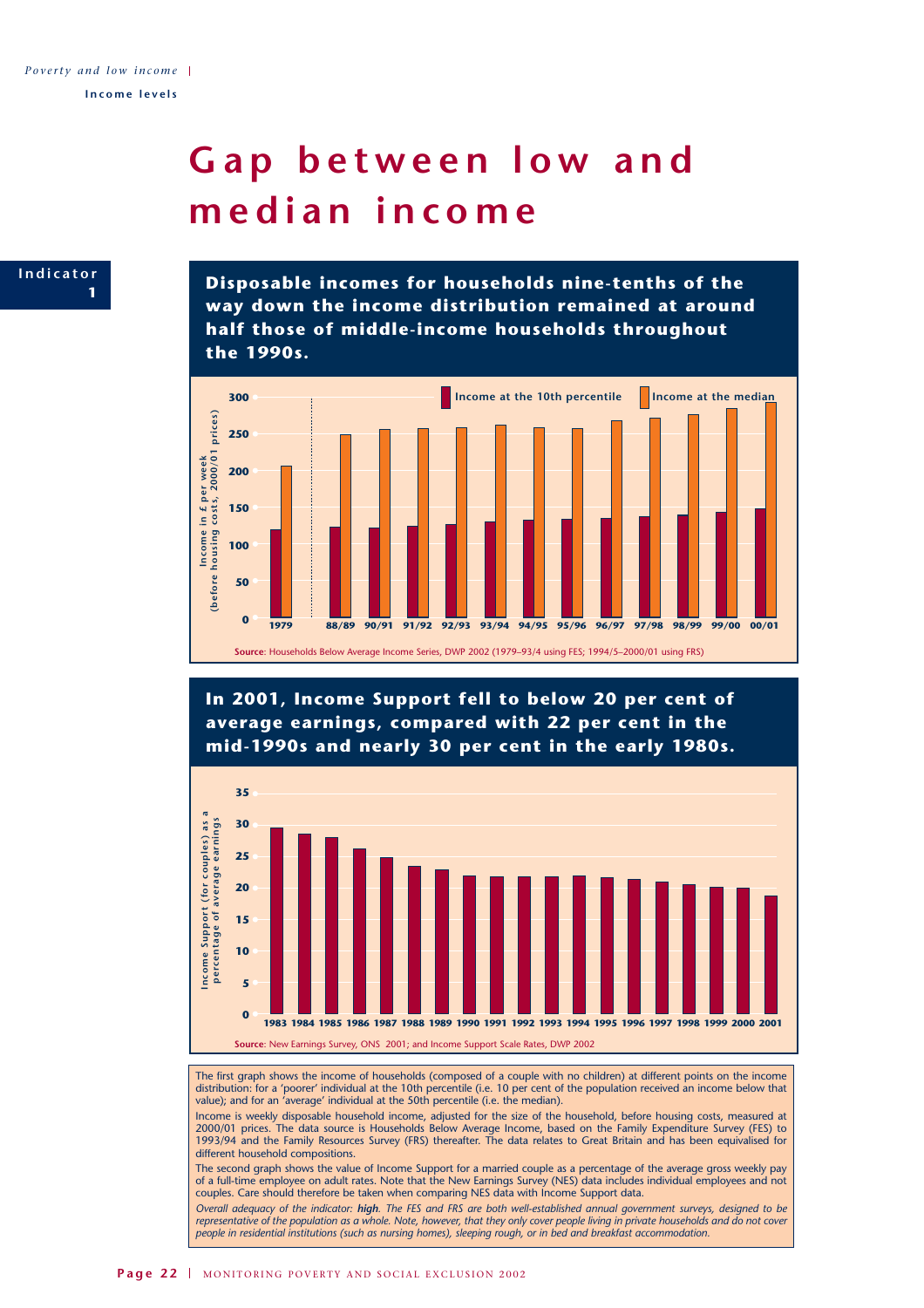# Gap between low and median income

**Indicator 1**

**Disposable incomes for households nine-tenths of the way down the income distribution remained at around half those of middle-income households throughout the 1990s.**

**Source**: Households Below Average Income Series, DWP 2002 (1979–93/4 using FES; 1994/5–2000/01 using FRS)

**In 2001, Income Support fell to below 20 per cent of average earnings, compared with 22 per cent in the mid-1990s and nearly 30 per cent in the early 1980s.**

**Source**: New Earnings Survey, ONS 2001; and Income Support Scale Rates, DWP 2002

The first graph shows the income of households (composed of a couple with no children) at different points on the income distribution: for a 'poorer' individual at the 10th percentile (i.e. 10 per cent of the population received an income below that value); and for an 'average' individual at the 50th percentile (i.e. the median).

Income is weekly disposable household income, adjusted for the size of the household, before housing costs, measured at 2000/01 prices. The data source is Households Below Average Income, based on the Family Expenditure Survey (FES) to 1993/94 and the Family Resources Survey (FRS) thereafter. The data relates to Great Britain and has been equivalised for different household compositions.

The second graph shows the value of Income Support for a married couple as a percentage of the average gross weekly pay of a full-time employee on adult rates. Note that the New Earnings Survey (NES) data includes individual employees and not couples. Care should therefore be taken when comparing NES data with Income Support data.

*Overall adequacy of the indicator: **high**. The FES and FRS are both well-established annual government surveys, designed to be representative of the population as a whole. Note, however, that they only cover people living in private households and do not cover people in residential institutions (such as nursing homes), sleeping rough, or in bed and breakfast accommodation.*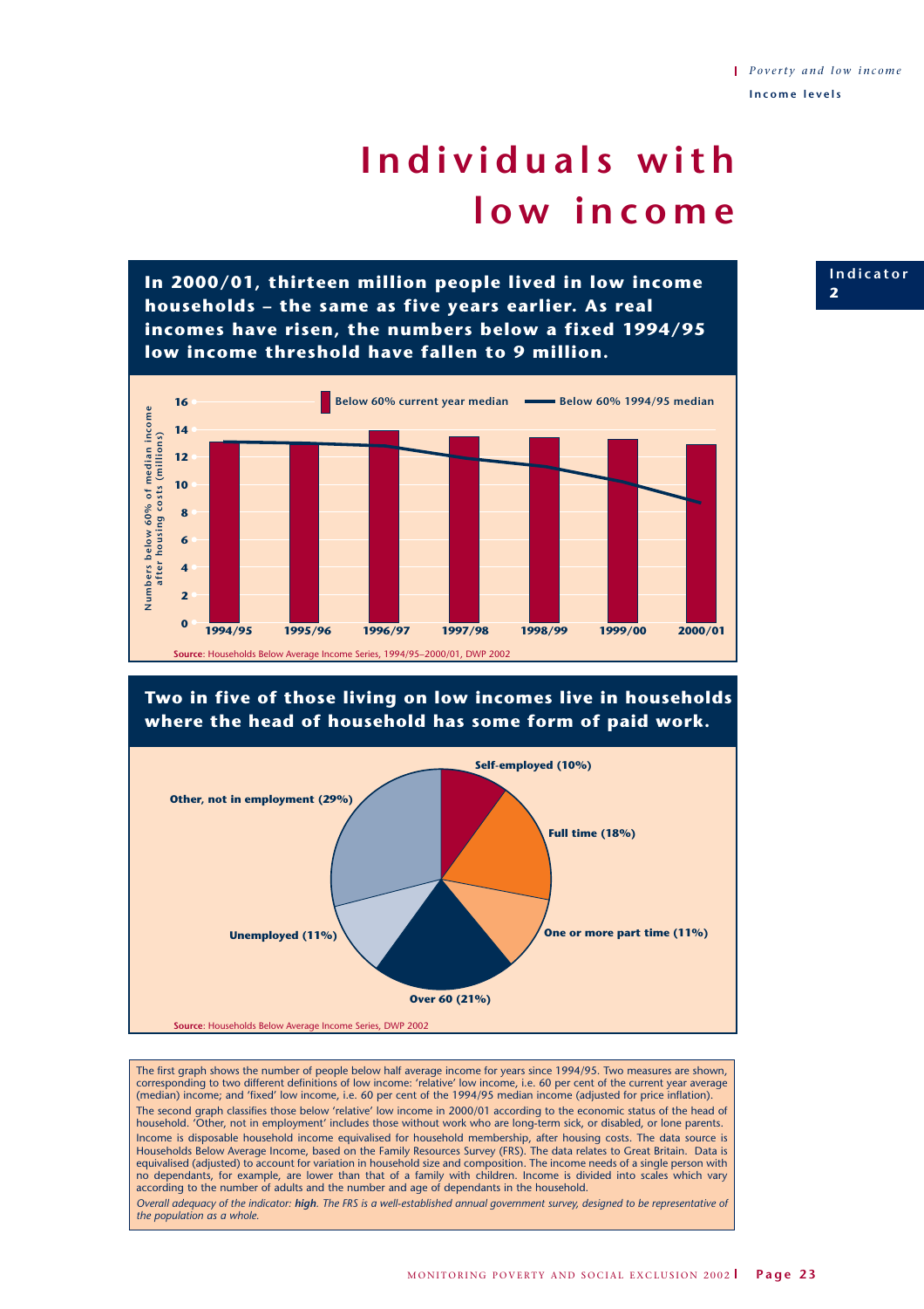# Individuals with low income

Indicator 2

**In 2000/01, thirteen million people lived in low income households – the same as five years earlier. As real incomes have risen, the numbers below a fixed 1994/95 low income threshold have fallen to 9 million.**

Numbers below 60% of median income after housing costs (millions)

Below 60% current year median | Below 60% 1994/95 median

1994/95, 1995/96, 1996/97, 1997/98, 1998/99, 1999/00, 2000/01

**Source:** Households Below Average Income Series, 1994/95–2000/01, DWP 2002

**Two in five of those living on low incomes live in households where the head of household has some form of paid work.**

Self-employed (10%)
Full time (18%)
One or more part time (11%)
Over 60 (21%)
Unemployed (11%)
Other, not in employment (29%)

**Source:** Households Below Average Income Series, DWP 2002

The first graph shows the number of people below half average income for years since 1994/95. Two measures are shown, corresponding to two different definitions of low income: 'relative' low income, i.e. 60 per cent of the current year average (median) income; and 'fixed' low income, i.e. 60 per cent of the 1994/95 median income (adjusted for price inflation).

The second graph classifies those below 'relative' low income in 2000/01 according to the economic status of the head of household. 'Other, not in employment' includes those without work who are long-term sick, or disabled, or lone parents.

Income is disposable household income equivalised for household membership, after housing costs. The data source is Households Below Average Income, based on the Family Resources Survey (FRS). The data relates to Great Britain. Data is equivalised (adjusted) to account for variation in household size and composition. The income needs of a single person with no dependants, for example, are lower than that of a family with children. Income is divided into scales which vary according to the number of adults and the number and age of dependants in the household.

*Overall adequacy of the indicator: **high**. The FRS is a well-established annual government survey, designed to be representative of the population as a whole.*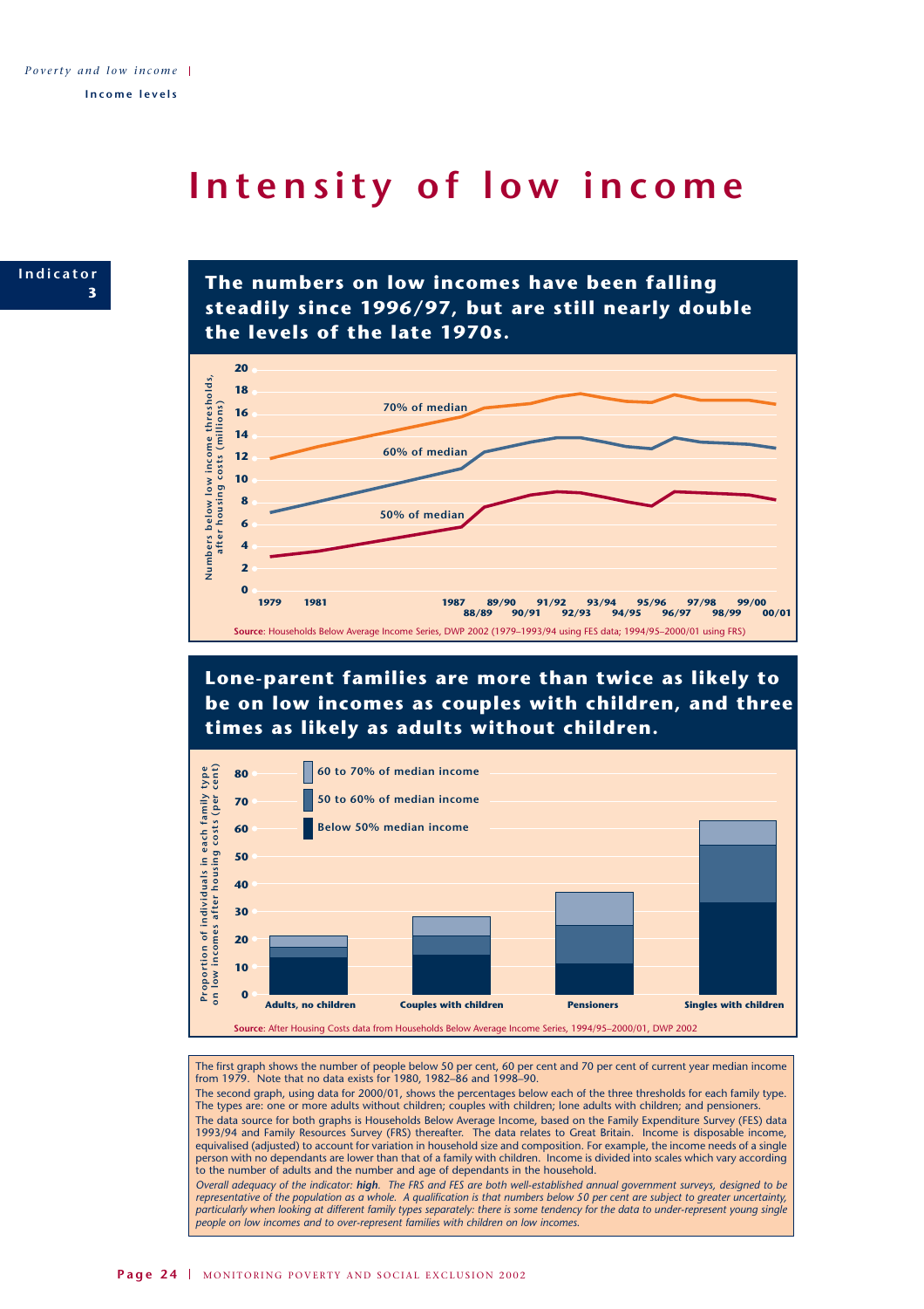# Intensity of low income

**Indicator 3**

## The numbers on low incomes have been falling steadily since 1996/97, but are still nearly double the levels of the late 1970s.

Source: Households Below Average Income Series, DWP 2002 (1979–1993/94 using FES data; 1994/95–2000/01 using FRS)

## Lone-parent families are more than twice as likely to be on low incomes as couples with children, and three times as likely as adults without children.

Source: After Housing Costs data from Households Below Average Income Series, 1994/95–2000/01, DWP 2002

The first graph shows the number of people below 50 per cent, 60 per cent and 70 per cent of current year median income from 1979. Note that no data exists for 1980, 1982–86 and 1998–90.

The second graph, using data for 2000/01, shows the percentages below each of the three thresholds for each family type. The types are: one or more adults without children; couples with children; lone adults with children; and pensioners.

The data source for both graphs is Households Below Average Income, based on the Family Expenditure Survey (FES) data 1993/94 and Family Resources Survey (FRS) thereafter. The data relates to Great Britain. Income is disposable income, equivalised (adjusted) to account for variation in household size and composition. For example, the income needs of a single person with no dependants are lower than that of a family with children. Income is divided into scales which vary according to the number of adults and the number and age of dependants in the household.

*Overall adequacy of the indicator: **high**. The FRS and FES are both well-established annual government surveys, designed to be representative of the population as a whole. A qualification is that numbers below 50 per cent are subject to greater uncertainty, particularly when looking at different family types separately: there is some tendency for the data to under-represent young single people on low incomes and to over-represent families with children on low incomes.*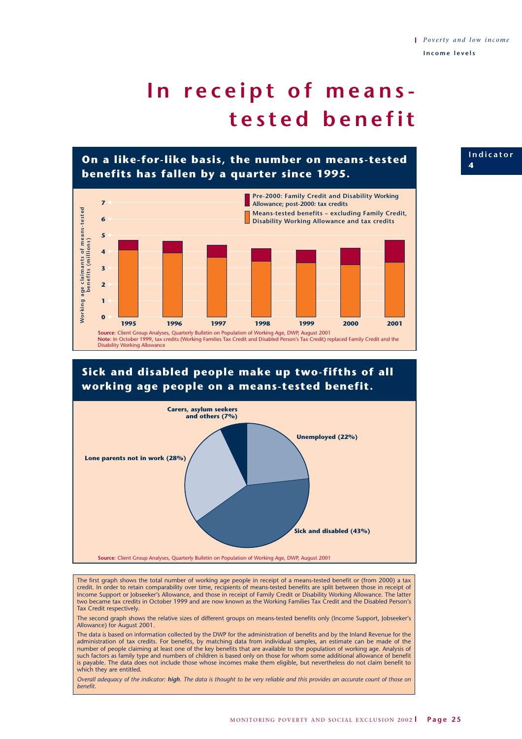# In receipt of means-tested benefit

Indicator 4

## On a like-for-like basis, the number on means-tested benefits has fallen by a quarter since 1995.

Pre-2000: Family Credit and Disability Working Allowance; post-2000: tax credits

Means-tested benefits – excluding Family Credit, Disability Working Allowance and tax credits

Working age claimants of means-tested benefits (millions)

**Source**: Client Group Analyses, Quarterly Bulletin on Population of Working Age, DWP, August 2001
**Note**: In October 1999, tax credits (Working Families Tax Credit and Disabled Person's Tax Credit) replaced Family Credit and the Disability Working Allowance

## Sick and disabled people make up two-fifths of all working age people on a means-tested benefit.

- Unemployed (22%)
- Sick and disabled (43%)
- Lone parents not in work (28%)
- Carers, asylum seekers and others (7%)

**Source**: Client Group Analyses, Quarterly Bulletin on Population of Working Age, DWP, August 2001

The first graph shows the total number of working age people in receipt of a means-tested benefit or (from 2000) a tax credit. In order to retain comparability over time, recipients of means-tested benefits are split between those in receipt of Income Support or Jobseeker's Allowance, and those in receipt of Family Credit or Disability Working Allowance. The latter two became tax credits in October 1999 and are now known as the Working Families Tax Credit and the Disabled Person's Tax Credit respectively.

The second graph shows the relative sizes of different groups on means-tested benefits only (Income Support, Jobseeker's Allowance) for August 2001.

The data is based on information collected by the DWP for the administration of benefits and by the Inland Revenue for the administration of tax credits. For benefits, by matching data from individual samples, an estimate can be made of the number of people claiming at least one of the key benefits that are available to the population of working age. Analysis of such factors as family type and numbers of children is based only on those for whom some additional allowance of benefit is payable. The data does not include those whose incomes make them eligible, but nevertheless do not claim benefit to which they are entitled.

*Overall adequacy of the indicator: **high**. The data is thought to be very reliable and this provides an accurate count of those on benefit.*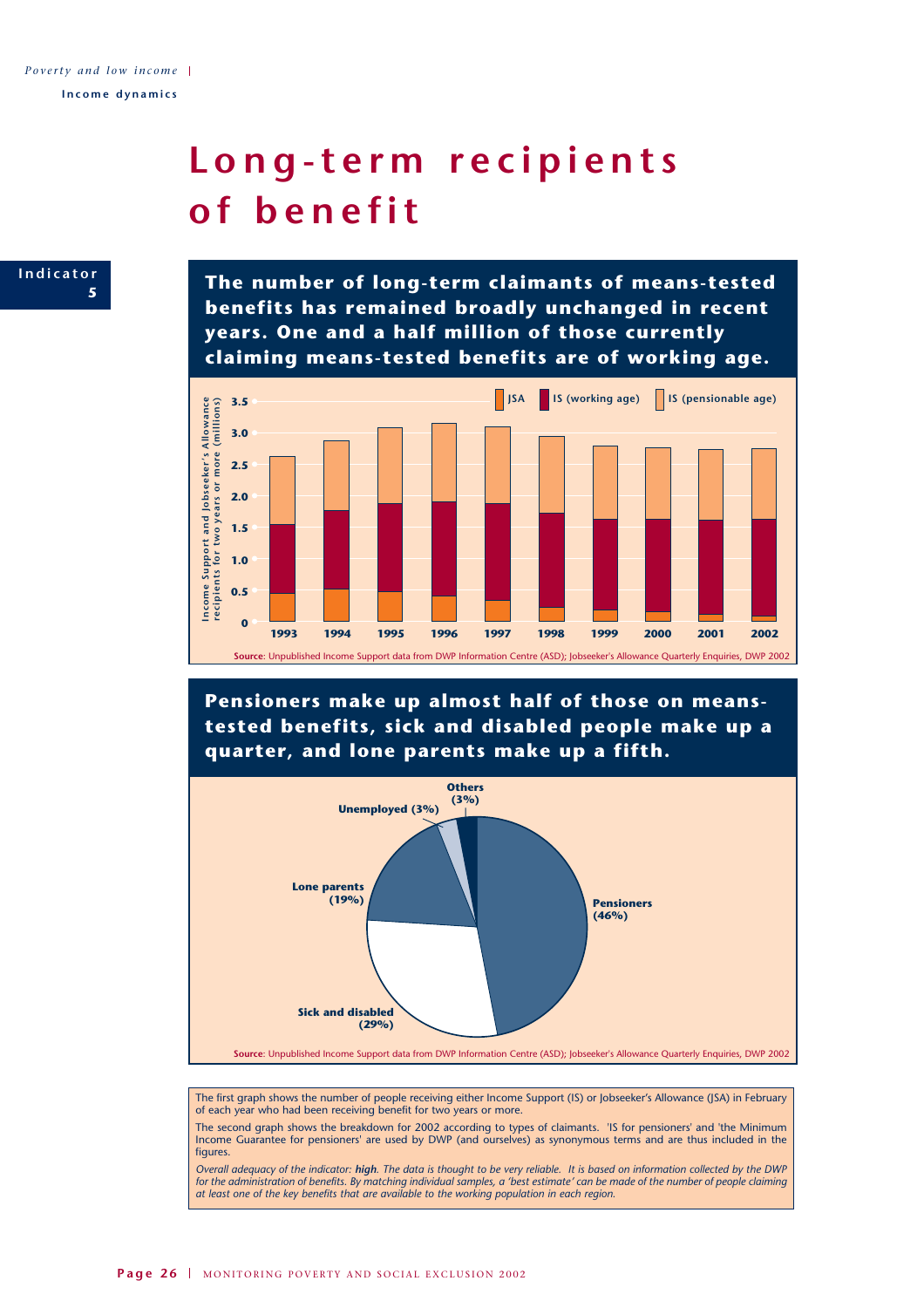# Long-term recipients of benefit

Indicator 5

**The number of long-term claimants of means-tested benefits has remained broadly unchanged in recent years. One and a half million of those currently claiming means-tested benefits are of working age.**

Source: Unpublished Income Support data from DWP Information Centre (ASD); Jobseeker's Allowance Quarterly Enquiries, DWP 2002

**Pensioners make up almost half of those on means-tested benefits, sick and disabled people make up a quarter, and lone parents make up a fifth.**

Source: Unpublished Income Support data from DWP Information Centre (ASD); Jobseeker's Allowance Quarterly Enquiries, DWP 2002

The first graph shows the number of people receiving either Income Support (IS) or Jobseeker's Allowance (JSA) in February of each year who had been receiving benefit for two years or more.

The second graph shows the breakdown for 2002 according to types of claimants. 'IS for pensioners' and 'the Minimum Income Guarantee for pensioners' are used by DWP (and ourselves) as synonymous terms and are thus included in the figures.

*Overall adequacy of the indicator: **high**. The data is thought to be very reliable. It is based on information collected by the DWP for the administration of benefits. By matching individual samples, a 'best estimate' can be made of the number of people claiming at least one of the key benefits that are available to the working population in each region.*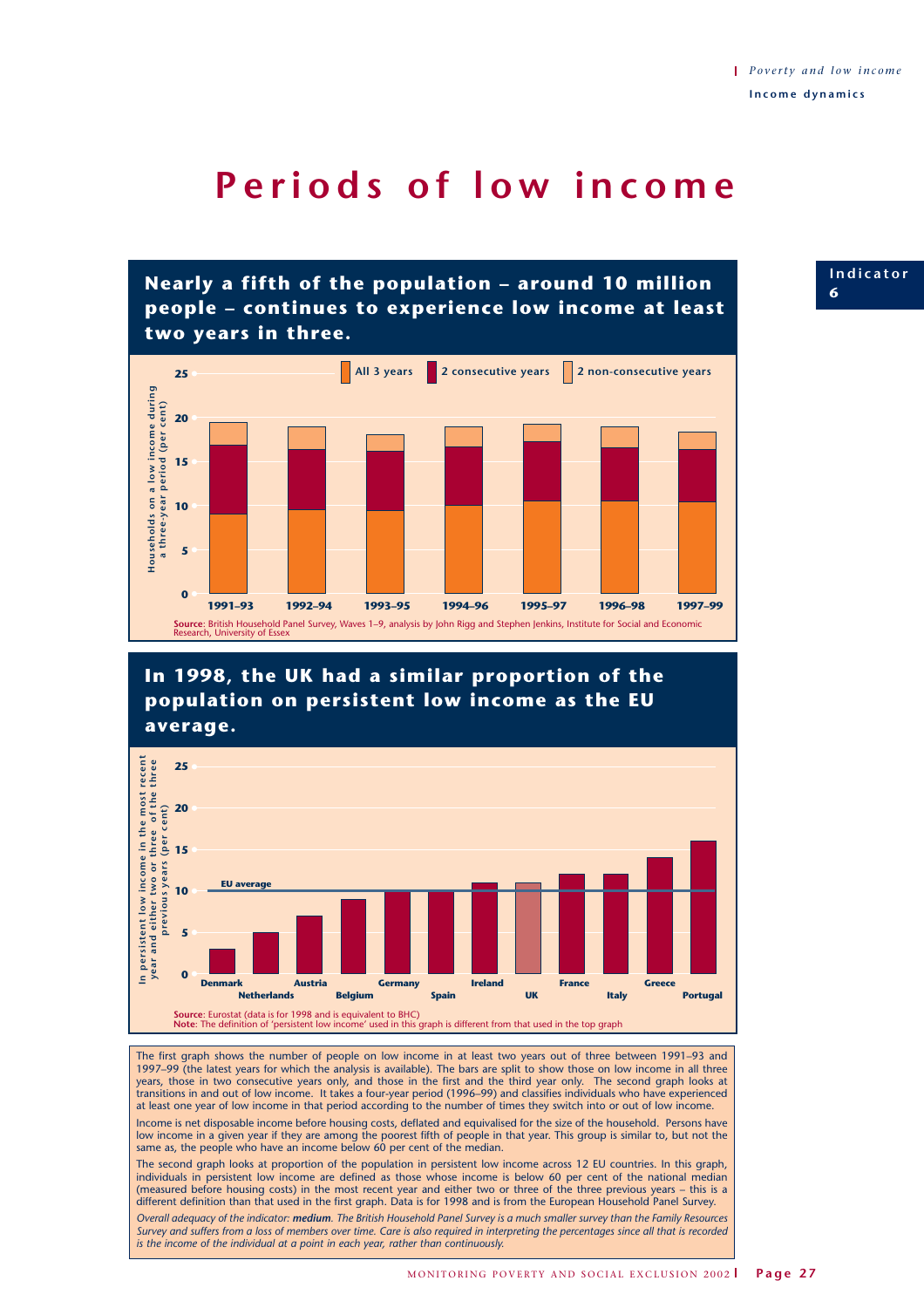Indicator 6

# Periods of low income

## Nearly a fifth of the population – around 10 million people – continues to experience low income at least two years in three.

Households on a low income during a three-year period (per cent)

All 3 years | 2 consecutive years | 2 non-consecutive years

1991–93, 1992–94, 1993–95, 1994–96, 1995–97, 1996–98, 1997–99

**Source**: British Household Panel Survey, Waves 1–9, analysis by John Rigg and Stephen Jenkins, Institute for Social and Economic Research, University of Essex

## In 1998, the UK had a similar proportion of the population on persistent low income as the EU average.

In persistent low income in the most recent year and either two or three of the three previous years (per cent)

EU average

Denmark, Netherlands, Austria, Belgium, Germany, Spain, Ireland, UK, France, Italy, Greece, Portugal

**Source**: Eurostat (data is for 1998 and is equivalent to BHC)
**Note**: The definition of 'persistent low income' used in this graph is different from that used in the top graph

The first graph shows the number of people on low income in at least two years out of three between 1991–93 and 1997–99 (the latest years for which the analysis is available). The bars are split to show those on low income in all three years, those in two consecutive years only, and those in the first and the third year only. The second graph looks at transitions in and out of low income. It takes a four-year period (1996–99) and classifies individuals who have experienced at least one year of low income in that period according to the number of times they switch into or out of low income.

Income is net disposable income before housing costs, deflated and equivalised for the size of the household. Persons have low income in a given year if they are among the poorest fifth of people in that year. This group is similar to, but not the same as, the people who have an income below 60 per cent of the median.

The second graph looks at proportion of the population in persistent low income across 12 EU countries. In this graph, individuals in persistent low income are defined as those whose income is below 60 per cent of the national median (measured before housing costs) in the most recent year and either two or three of the three previous years – this is a different definition than that used in the first graph. Data is for 1998 and is from the European Household Panel Survey.

*Overall adequacy of the indicator:* ***medium****. The British Household Panel Survey is a much smaller survey than the Family Resources Survey and suffers from a loss of members over time. Care is also required in interpreting the percentages since all that is recorded is the income of the individual at a point in each year, rather than continuously.*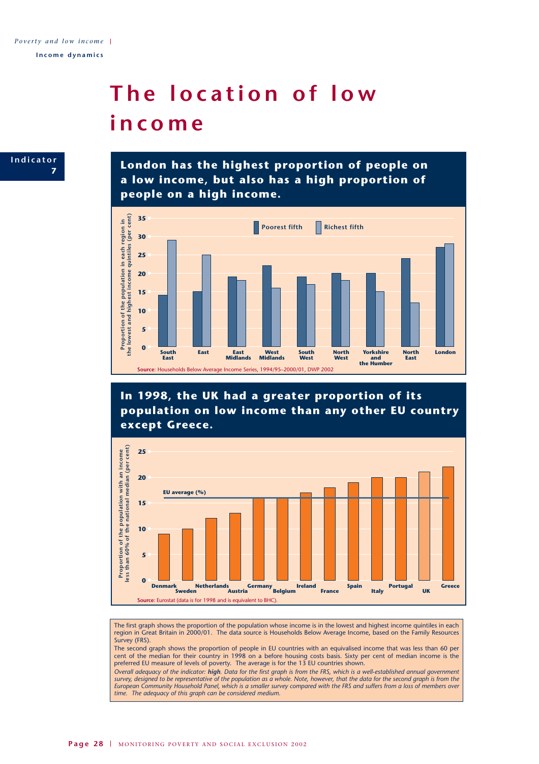# The location of low income

**Indicator 7**

## London has the highest proportion of people on a low income, but also has a high proportion of people on a high income.

Proportion of the population in each region in the lowest and highest income quintiles (per cent)

| Region | Poorest fifth | Richest fifth |
|---|---|---|
| South East | 14 | 29 |
| East | 15 | 25 |
| East Midlands | 19 | 18 |
| West Midlands | 22 | 16 |
| South West | 19 | 17 |
| North West | 20 | 18 |
| Yorkshire and the Humber | 20 | 15 |
| North East | 24 | 12 |
| London | 27 | 28 |

**Source**: Households Below Average Income Series, 1994/95–2000/01, DWP 2002

## In 1998, the UK had a greater proportion of its population on low income than any other EU country except Greece.

Proportion of the population with an income less than 60% of the national median (per cent)

| Country | Per cent |
|---|---|
| Denmark | 9 |
| Sweden | 10 |
| Netherlands | 12 |
| Austria | 13 |
| Germany | 16 |
| Belgium | 16 |
| Ireland | 17 |
| France | 18 |
| Spain | 19 |
| Italy | 20 |
| Portugal | 20 |
| UK | 21 |
| Greece | 22 |

EU average (%): 16

**Source**: Eurostat (data is for 1998 and is equivalent to BHC).

The first graph shows the proportion of the population whose income is in the lowest and highest income quintiles in each region in Great Britain in 2000/01. The data source is Households Below Average Income, based on the Family Resources Survey (FRS).

The second graph shows the proportion of people in EU countries with an equivalised income that was less than 60 per cent of the median for their country in 1998 on a before housing costs basis. Sixty per cent of median income is the preferred EU measure of levels of poverty. The average is for the 13 EU countries shown.

*Overall adequacy of the indicator: **high**. Data for the first graph is from the FRS, which is a well-established annual government survey, designed to be representative of the population as a whole. Note, however, that the data for the second graph is from the European Community Household Panel, which is a smaller survey compared with the FRS and suffers from a loss of members over time. The adequacy of this graph can be considered medium.*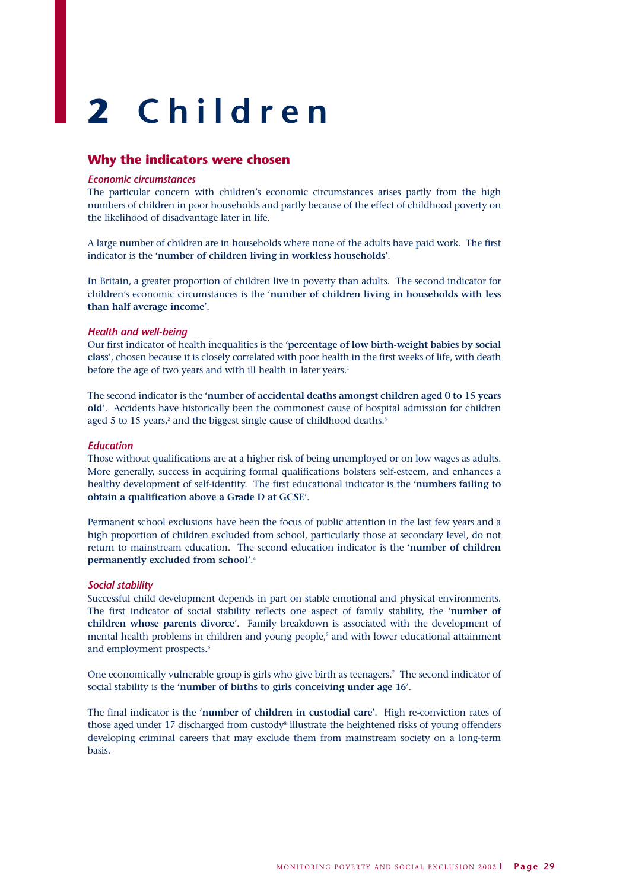# 2 Children

## Why the indicators were chosen

### *Economic circumstances*

The particular concern with children's economic circumstances arises partly from the high numbers of children in poor households and partly because of the effect of childhood poverty on the likelihood of disadvantage later in life.

A large number of children are in households where none of the adults have paid work. The first indicator is the '**number of children living in workless households**'.

In Britain, a greater proportion of children live in poverty than adults. The second indicator for children's economic circumstances is the '**number of children living in households with less than half average income**'.

### *Health and well-being*

Our first indicator of health inequalities is the '**percentage of low birth-weight babies by social class**', chosen because it is closely correlated with poor health in the first weeks of life, with death before the age of two years and with ill health in later years.[1]

The second indicator is the '**number of accidental deaths amongst children aged 0 to 15 years old**'. Accidents have historically been the commonest cause of hospital admission for children aged 5 to 15 years,[2] and the biggest single cause of childhood deaths.[3]

### *Education*

Those without qualifications are at a higher risk of being unemployed or on low wages as adults. More generally, success in acquiring formal qualifications bolsters self-esteem, and enhances a healthy development of self-identity. The first educational indicator is the '**numbers failing to obtain a qualification above a Grade D at GCSE**'.

Permanent school exclusions have been the focus of public attention in the last few years and a high proportion of children excluded from school, particularly those at secondary level, do not return to mainstream education. The second education indicator is the '**number of children permanently excluded from school**'.[4]

### *Social stability*

Successful child development depends in part on stable emotional and physical environments. The first indicator of social stability reflects one aspect of family stability, the '**number of children whose parents divorce**'. Family breakdown is associated with the development of mental health problems in children and young people,[5] and with lower educational attainment and employment prospects.[6]

One economically vulnerable group is girls who give birth as teenagers.[7] The second indicator of social stability is the '**number of births to girls conceiving under age 16**'.

The final indicator is the '**number of children in custodial care**'. High re-conviction rates of those aged under 17 discharged from custody[8] illustrate the heightened risks of young offenders developing criminal careers that may exclude them from mainstream society on a long-term basis.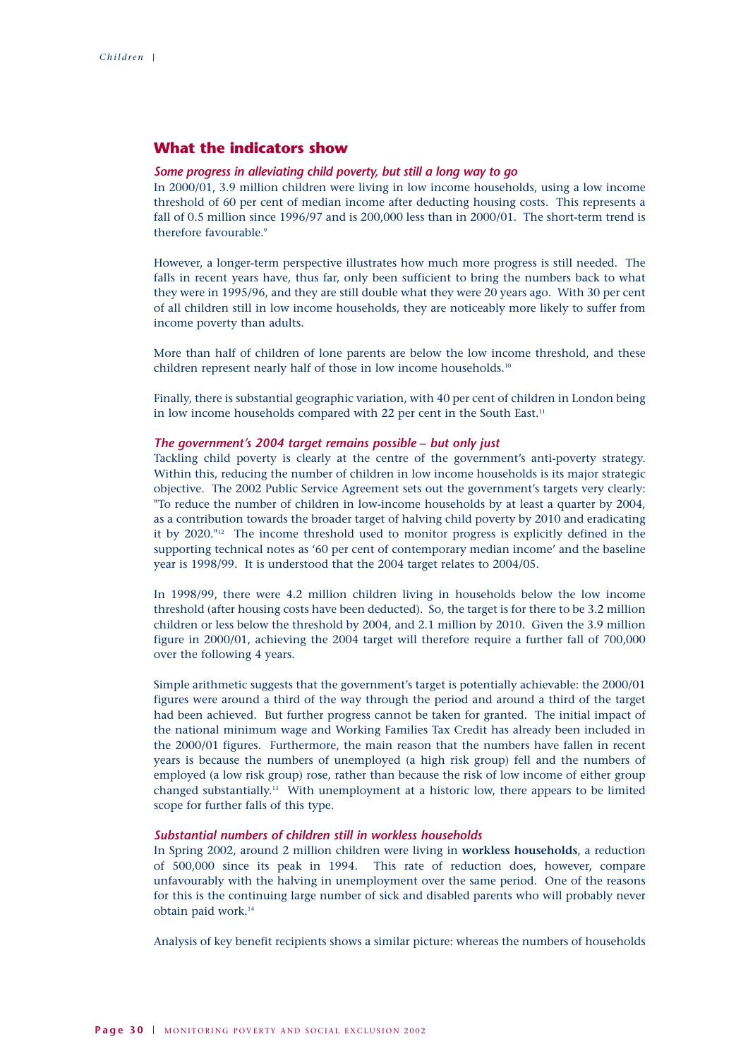## What the indicators show

### *Some progress in alleviating child poverty, but still a long way to go*

In 2000/01, 3.9 million children were living in low income households, using a low income threshold of 60 per cent of median income after deducting housing costs. This represents a fall of 0.5 million since 1996/97 and is 200,000 less than in 2000/01. The short-term trend is therefore favourable.[9]

However, a longer-term perspective illustrates how much more progress is still needed. The falls in recent years have, thus far, only been sufficient to bring the numbers back to what they were in 1995/96, and they are still double what they were 20 years ago. With 30 per cent of all children still in low income households, they are noticeably more likely to suffer from income poverty than adults.

More than half of children of lone parents are below the low income threshold, and these children represent nearly half of those in low income households.[10]

Finally, there is substantial geographic variation, with 40 per cent of children in London being in low income households compared with 22 per cent in the South East.[11]

### *The government's 2004 target remains possible – but only just*

Tackling child poverty is clearly at the centre of the government's anti-poverty strategy. Within this, reducing the number of children in low income households is its major strategic objective. The 2002 Public Service Agreement sets out the government's targets very clearly: "To reduce the number of children in low-income households by at least a quarter by 2004, as a contribution towards the broader target of halving child poverty by 2010 and eradicating it by 2020."[12] The income threshold used to monitor progress is explicitly defined in the supporting technical notes as '60 per cent of contemporary median income' and the baseline year is 1998/99. It is understood that the 2004 target relates to 2004/05.

In 1998/99, there were 4.2 million children living in households below the low income threshold (after housing costs have been deducted). So, the target is for there to be 3.2 million children or less below the threshold by 2004, and 2.1 million by 2010. Given the 3.9 million figure in 2000/01, achieving the 2004 target will therefore require a further fall of 700,000 over the following 4 years.

Simple arithmetic suggests that the government's target is potentially achievable: the 2000/01 figures were around a third of the way through the period and around a third of the target had been achieved. But further progress cannot be taken for granted. The initial impact of the national minimum wage and Working Families Tax Credit has already been included in the 2000/01 figures. Furthermore, the main reason that the numbers have fallen in recent years is because the numbers of unemployed (a high risk group) fell and the numbers of employed (a low risk group) rose, rather than because the risk of low income of either group changed substantially.[13] With unemployment at a historic low, there appears to be limited scope for further falls of this type.

### *Substantial numbers of children still in workless households*

In Spring 2002, around 2 million children were living in **workless households**, a reduction of 500,000 since its peak in 1994. This rate of reduction does, however, compare unfavourably with the halving in unemployment over the same period. One of the reasons for this is the continuing large number of sick and disabled parents who will probably never obtain paid work.[14]

Analysis of key benefit recipients shows a similar picture: whereas the numbers of households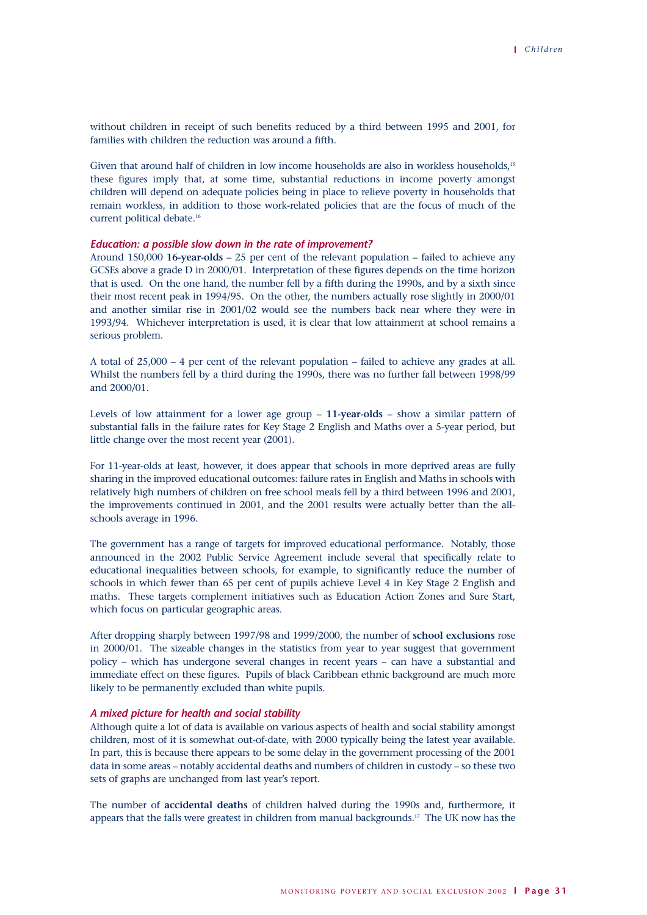without children in receipt of such benefits reduced by a third between 1995 and 2001, for families with children the reduction was around a fifth.

Given that around half of children in low income households are also in workless households,[15] these figures imply that, at some time, substantial reductions in income poverty amongst children will depend on adequate policies being in place to relieve poverty in households that remain workless, in addition to those work-related policies that are the focus of much of the current political debate.[16]

### *Education: a possible slow down in the rate of improvement?*

Around 150,000 **16-year-olds** – 25 per cent of the relevant population – failed to achieve any GCSEs above a grade D in 2000/01. Interpretation of these figures depends on the time horizon that is used. On the one hand, the number fell by a fifth during the 1990s, and by a sixth since their most recent peak in 1994/95. On the other, the numbers actually rose slightly in 2000/01 and another similar rise in 2001/02 would see the numbers back near where they were in 1993/94. Whichever interpretation is used, it is clear that low attainment at school remains a serious problem.

A total of 25,000 – 4 per cent of the relevant population – failed to achieve any grades at all. Whilst the numbers fell by a third during the 1990s, there was no further fall between 1998/99 and 2000/01.

Levels of low attainment for a lower age group – **11-year-olds** – show a similar pattern of substantial falls in the failure rates for Key Stage 2 English and Maths over a 5-year period, but little change over the most recent year (2001).

For 11-year-olds at least, however, it does appear that schools in more deprived areas are fully sharing in the improved educational outcomes: failure rates in English and Maths in schools with relatively high numbers of children on free school meals fell by a third between 1996 and 2001, the improvements continued in 2001, and the 2001 results were actually better than the all-schools average in 1996.

The government has a range of targets for improved educational performance. Notably, those announced in the 2002 Public Service Agreement include several that specifically relate to educational inequalities between schools, for example, to significantly reduce the number of schools in which fewer than 65 per cent of pupils achieve Level 4 in Key Stage 2 English and maths. These targets complement initiatives such as Education Action Zones and Sure Start, which focus on particular geographic areas.

After dropping sharply between 1997/98 and 1999/2000, the number of **school exclusions** rose in 2000/01. The sizeable changes in the statistics from year to year suggest that government policy – which has undergone several changes in recent years – can have a substantial and immediate effect on these figures. Pupils of black Caribbean ethnic background are much more likely to be permanently excluded than white pupils.

### *A mixed picture for health and social stability*

Although quite a lot of data is available on various aspects of health and social stability amongst children, most of it is somewhat out-of-date, with 2000 typically being the latest year available. In part, this is because there appears to be some delay in the government processing of the 2001 data in some areas – notably accidental deaths and numbers of children in custody – so these two sets of graphs are unchanged from last year's report.

The number of **accidental deaths** of children halved during the 1990s and, furthermore, it appears that the falls were greatest in children from manual backgrounds.[17] The UK now has the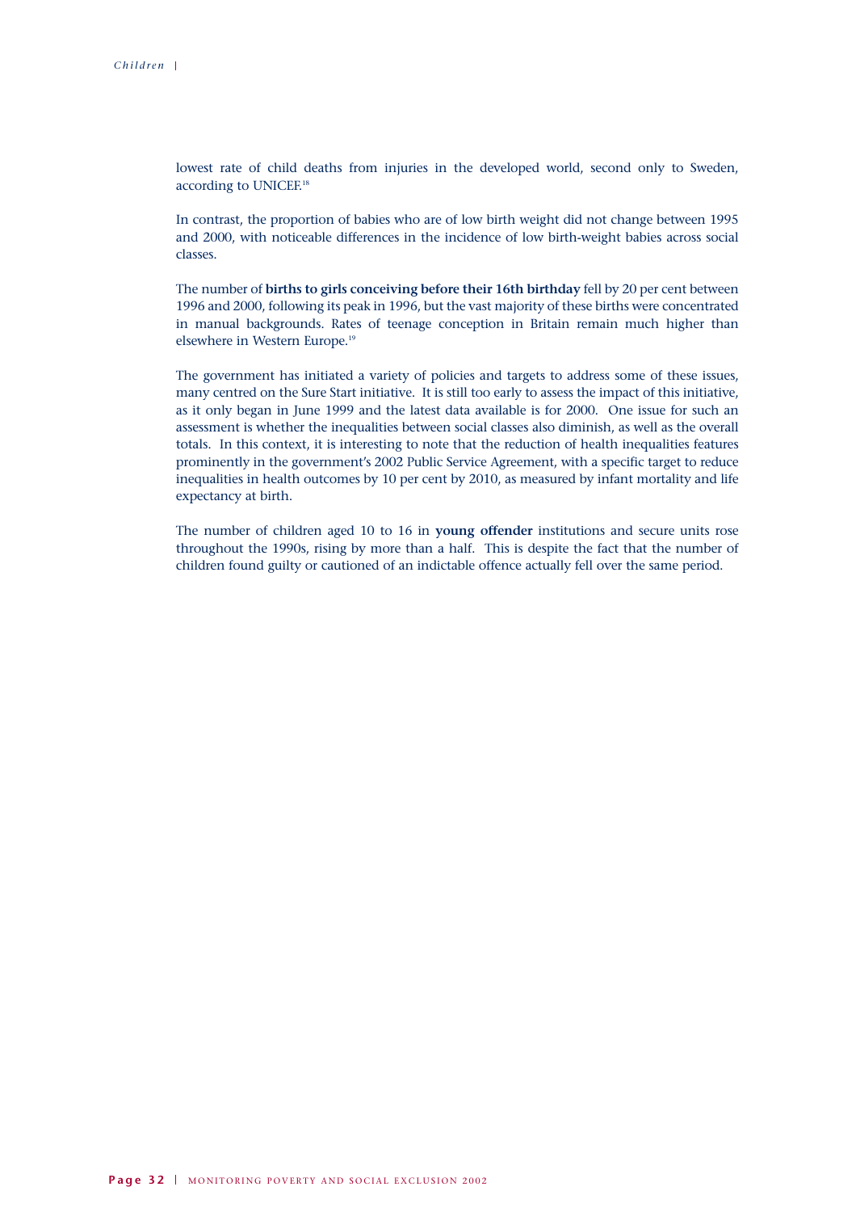lowest rate of child deaths from injuries in the developed world, second only to Sweden, according to UNICEF.[18]

In contrast, the proportion of babies who are of low birth weight did not change between 1995 and 2000, with noticeable differences in the incidence of low birth-weight babies across social classes.

The number of **births to girls conceiving before their 16th birthday** fell by 20 per cent between 1996 and 2000, following its peak in 1996, but the vast majority of these births were concentrated in manual backgrounds. Rates of teenage conception in Britain remain much higher than elsewhere in Western Europe.[19]

The government has initiated a variety of policies and targets to address some of these issues, many centred on the Sure Start initiative. It is still too early to assess the impact of this initiative, as it only began in June 1999 and the latest data available is for 2000. One issue for such an assessment is whether the inequalities between social classes also diminish, as well as the overall totals. In this context, it is interesting to note that the reduction of health inequalities features prominently in the government's 2002 Public Service Agreement, with a specific target to reduce inequalities in health outcomes by 10 per cent by 2010, as measured by infant mortality and life expectancy at birth.

The number of children aged 10 to 16 in **young offender** institutions and secure units rose throughout the 1990s, rising by more than a half. This is despite the fact that the number of children found guilty or cautioned of an indictable offence actually fell over the same period.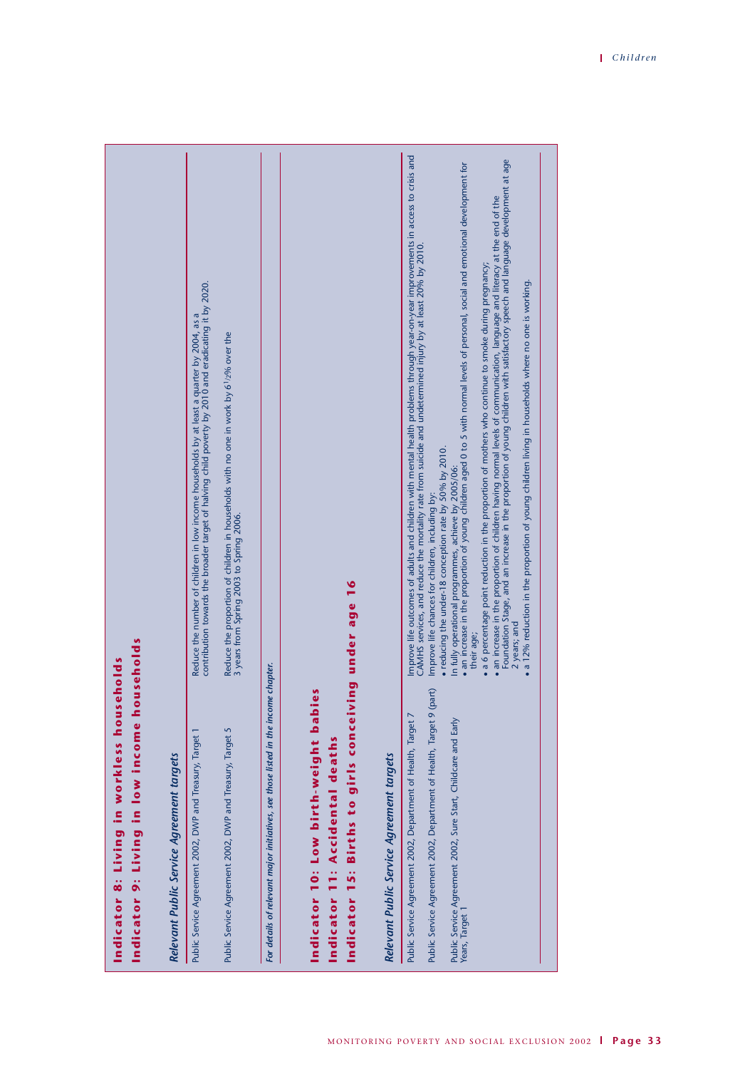## Indicator 8: Living in workless households
## Indicator 9: Living in low income households

### *Relevant Public Service Agreement targets*

| | |
|---|---|
| Public Service Agreement 2002, DWP and Treasury, Target 1 | Reduce the number of children in low income households by at least a quarter by 2004, as a contribution towards the broader target of halving child poverty by 2010 and eradicating it by 2020. |
| Public Service Agreement 2002, DWP and Treasury, Target 5 | Reduce the proportion of children in households with no one in work by 6½% over the 3 years from Spring 2003 to Spring 2006. |

*For details of relevant major initiatives, see those listed in the income chapter.*

## Indicator 10: Low birth-weight babies
## Indicator 11: Accidental deaths
## Indicator 15: Births to girls conceiving under age 16

### *Relevant Public Service Agreement targets*

| | |
|---|---|
| Public Service Agreement 2002, Department of Health, Target 7 | Improve life outcomes of adults and children with mental health problems through year-on-year improvements in access to crisis and CAMHS services, and reduce the mortality rate from suicide and undetermined injury by at least 20% by 2010. |
| Public Service Agreement 2002, Department of Health, Target 9 (part) | Improve life chances for children, including by:<br>• reducing the under-18 conception rate by 50% by 2010. |
| Public Service Agreement 2002, Sure Start, Childcare and Early Years, Target 1 | In fully operational programmes, achieve by 2005/06:<br>• an increase in the proportion of young children aged 0 to 5 with normal levels of personal, social and emotional development for their age;<br>• a 6 percentage point reduction in the proportion of mothers who continue to smoke during pregnancy;<br>• an increase in the proportion of children having normal levels of communication, language and literacy at the end of the Foundation Stage, and an increase in the proportion of young children with satisfactory speech and language development at age 2 years; and<br>• a 12% reduction in the proportion of young children living in households where no one is working. |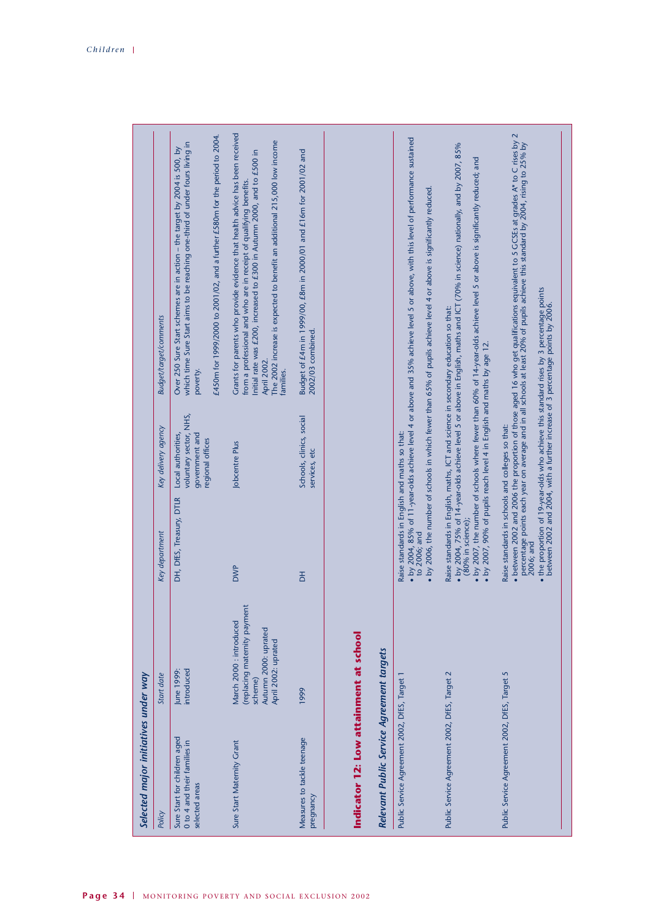### Selected major initiatives under way

| Policy | Start date | Key department | Key delivery agency | Budget/target/comments |
|---|---|---|---|---|
| Sure Start for children aged 0 to 4 and their families in selected areas | June 1999: introduced | DH, DfES, Treasury, DTLR | Local authorities, voluntary sector, NHS, government and regional offices | Over 250 Sure Start schemes are in action – the target by 2004 is 500, by which time Sure Start aims to be reaching one-third of under fours living in poverty. £450m for 1999/2000 to 2001/02, and a further £580m for the period to 2004. |
| Sure Start Maternity Grant | March 2000 : introduced (replacing maternity payment scheme) Autumn 2000: uprated April 2002: uprated | DWP | Jobcentre Plus | Grants for parents who provide evidence that health advice has been received from a professional and who are in receipt of qualifying benefits. Initial rate was £200, increased to £300 in Autumn 2000, and to £500 in April 2002. The 2002 increase is expected to benefit an additional 215,000 low income families. |
| Measures to tackle teenage pregnancy | 1999 | DH | Schools, clinics, social services, etc | Budget of £4m in 1999/00, £8m in 2000/01 and £16m for 2001/02 and 2002/03 combined. |

## Indicator 12: Low attainment at school

### Relevant Public Service Agreement targets

| | |
|---|---|
| Public Service Agreement 2002, DfES, Target 1 | Raise standards in English and maths so that:<br>• by 2004, 85% of 11-year-olds achieve level 4 or above and 35% achieve level 5 or above, with this level of performance sustained to 2006; and<br>• by 2006, the number of schools in which fewer than 65% of pupils achieve level 4 or above is significantly reduced. |
| Public Service Agreement 2002, DfES, Target 2 | Raise standards in English, maths, ICT and science in secondary education so that:<br>• by 2004, 75% of 14-year-olds achieve level 5 or above in English, maths and ICT (70% in science) nationally, and by 2007, 85% (80% in science);<br>• by 2007, the number of schools where fewer than 60% of 14-year-olds achieve level 5 or above is significantly reduced; and<br>• by 2007, 90% of pupils reach level 4 in English and maths by age 12. |
| Public Service Agreement 2002, DfES, Target 5 | Raise standards in schools and colleges so that:<br>• between 2002 and 2006 the proportion of those aged 16 who get qualifications equivalent to 5 GCSEs at grades A* to C rises by 2 percentage points each year on average and in all schools at least 20% of pupils achieve this standard by 2004, rising to 25% by 2006; and<br>• the proportion of 19-year-olds who achieve this standard rises by 3 percentage points between 2002 and 2004, with a further increase of 3 percentage points by 2006. |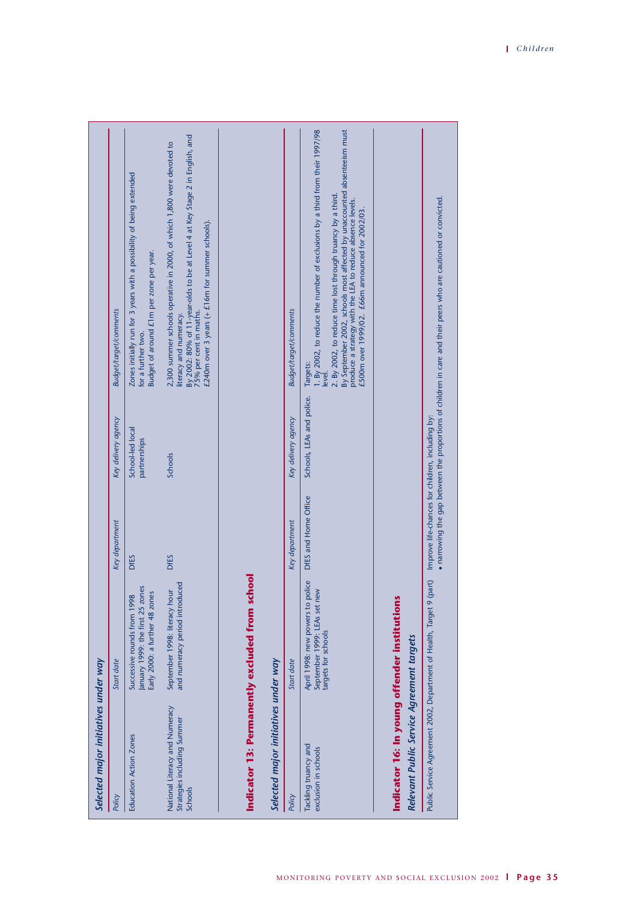*Selected major initiatives under way*

| *Policy* | *Start date* | *Key department* | *Key delivery agency* | *Budget/target/comments* |
|---|---|---|---|---|
| Education Action Zones | Successive rounds from 1998 January 1999: the first 25 zones Early 2000: a further 48 zones | DfES | School-led local partnerships | Zones initially run for 3 years with a possibility of being extended for a further two. Budget of around £1m per zone per year. |
| National Literacy and Numeracy Strategies including Summer Schools | September 1998: literacy hour and numeracy period introduced | DfES | Schools | 2,300 summer schools operative in 2000, of which 1,800 were devoted to literacy and numeracy. By 2002: 80% of 11-year-olds to be at Level 4 at Key Stage 2 in English, and 75% per cent in maths. £240m over 3 years (+ £16m for summer schools). |

## Indicator 13: Permanently excluded from school

*Selected major initiatives under way*

| *Policy* | *Start date* | *Key department* | *Key delivery agency* | *Budget/target/comments* |
|---|---|---|---|---|
| Tackling truancy and exclusion in schools | April 1998: new powers to police September 1999: LEAs set new targets for schools | DfES and Home Office | Schools, LEAs and police. | Targets: 1. By 2002, to reduce the number of exclusions by a third from their 1997/98 level. 2. By 2002, to reduce time lost through truancy by a third. By September 2002, schools most affected by unaccounted absenteeism must produce a strategy with the LEA to reduce absence levels. £500m over 1999/02. £66m announced for 2002/03. |

## Indicator 16: In young offender institutions

*Relevant Public Service Agreement targets*

| | |
|---|---|
| Public Service Agreement 2002, Department of Health, Target 9 (part) | Improve life-chances for children, including by: <br>• narrowing the gap between the proportions of children in care and their peers who are cautioned or convicted. |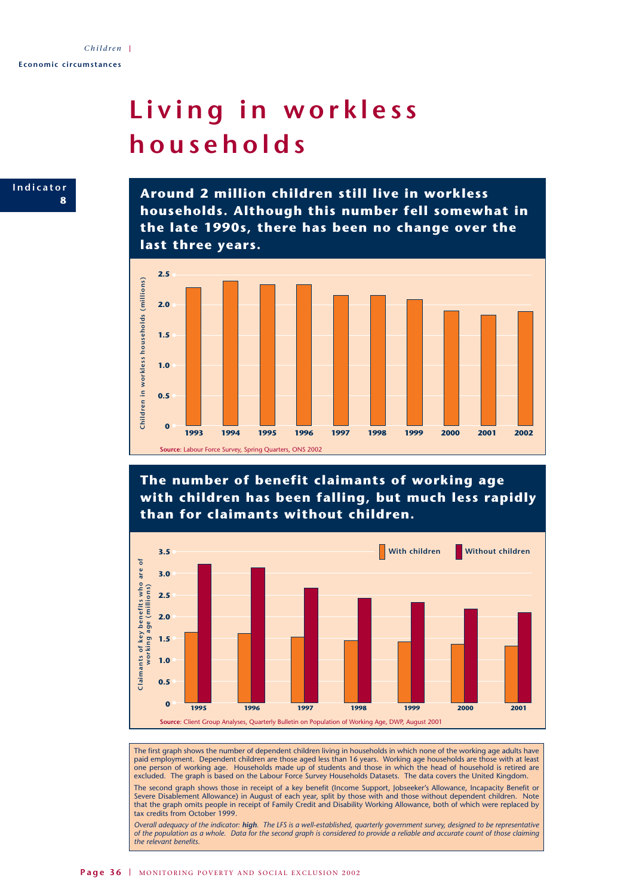# Living in workless households

**Indicator 8**

**Around 2 million children still live in workless households. Although this number fell somewhat in the late 1990s, there has been no change over the last three years.**

Children in workless households (millions)

| 1993 | 1994 | 1995 | 1996 | 1997 | 1998 | 1999 | 2000 | 2001 | 2002 |
|---|---|---|---|---|---|---|---|---|---|

**Source**: Labour Force Survey, Spring Quarters, ONS 2002

**The number of benefit claimants of working age with children has been falling, but much less rapidly than for claimants without children.**

Claimants of key benefits who are of working age (millions)

With children / Without children

| 1995 | 1996 | 1997 | 1998 | 1999 | 2000 | 2001 |
|---|---|---|---|---|---|---|

**Source**: Client Group Analyses, Quarterly Bulletin on Population of Working Age, DWP, August 2001

The first graph shows the number of dependent children living in households in which none of the working age adults have paid employment. Dependent children are those aged less than 16 years. Working age households are those with at least one person of working age. Households made up of students and those in which the head of household is retired are excluded. The graph is based on the Labour Force Survey Households Datasets. The data covers the United Kingdom.

The second graph shows those in receipt of a key benefit (Income Support, Jobseeker's Allowance, Incapacity Benefit or Severe Disablement Allowance) in August of each year, split by those with and those without dependent children. Note that the graph omits people in receipt of Family Credit and Disability Working Allowance, both of which were replaced by tax credits from October 1999.

*Overall adequacy of the indicator: **high**. The LFS is a well-established, quarterly government survey, designed to be representative of the population as a whole. Data for the second graph is considered to provide a reliable and accurate count of those claiming the relevant benefits.*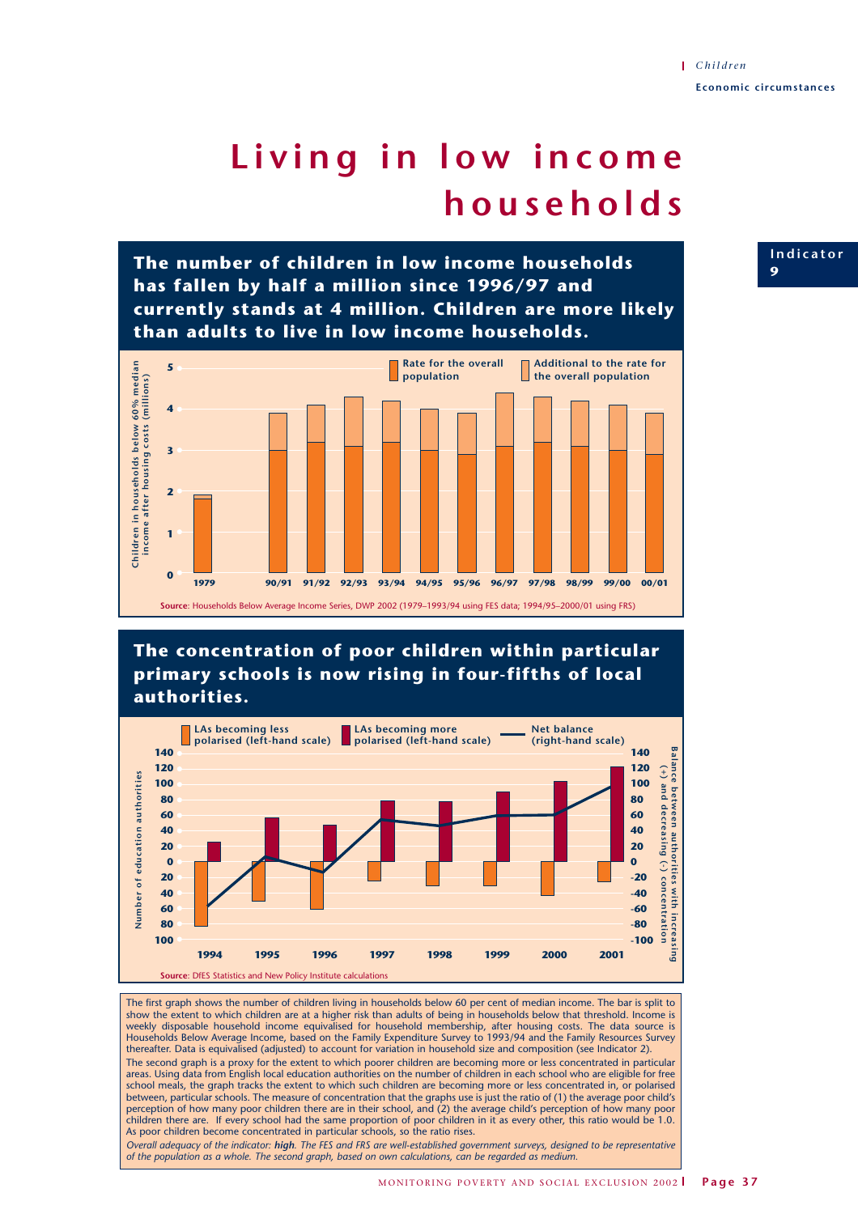# Living in low income households

Indicator 9

## The number of children in low income households has fallen by half a million since 1996/97 and currently stands at 4 million. Children are more likely than adults to live in low income households.

Children in households below 60% median income after housing costs (millions)

Rate for the overall population | Additional to the rate for the overall population

1979, 90/91, 91/92, 92/93, 93/94, 94/95, 95/96, 96/97, 97/98, 98/99, 99/00, 00/01

**Source**: Households Below Average Income Series, DWP 2002 (1979–1993/94 using FES data; 1994/95–2000/01 using FRS)

## The concentration of poor children within particular primary schools is now rising in four-fifths of local authorities.

LAs becoming less polarised (left-hand scale) | LAs becoming more polarised (left-hand scale) | Net balance (right-hand scale)

Number of education authorities

Balance between authorities with increasing (+) and decreasing (-) concentration

1994, 1995, 1996, 1997, 1998, 1999, 2000, 2001

**Source**: DfES Statistics and New Policy Institute calculations

The first graph shows the number of children living in households below 60 per cent of median income. The bar is split to show the extent to which children are at a higher risk than adults of being in households below that threshold. Income is weekly disposable household income equivalised for household membership, after housing costs. The data source is Households Below Average Income, based on the Family Expenditure Survey to 1993/94 and the Family Resources Survey thereafter. Data is equivalised (adjusted) to account for variation in household size and composition (see Indicator 2).

The second graph is a proxy for the extent to which poorer children are becoming more or less concentrated in particular areas. Using data from English local education authorities on the number of children in each school who are eligible for free school meals, the graph tracks the extent to which such children are becoming more or less concentrated in, or polarised between, particular schools. The measure of concentration that the graphs use is just the ratio of (1) the average poor child's perception of how many poor children there are in their school, and (2) the average child's perception of how many poor children there are. If every school had the same proportion of poor children in it as every other, this ratio would be 1.0. As poor children become concentrated in particular schools, so the ratio rises.

*Overall adequacy of the indicator: **high**. The FES and FRS are well-established government surveys, designed to be representative of the population as a whole. The second graph, based on own calculations, can be regarded as medium.*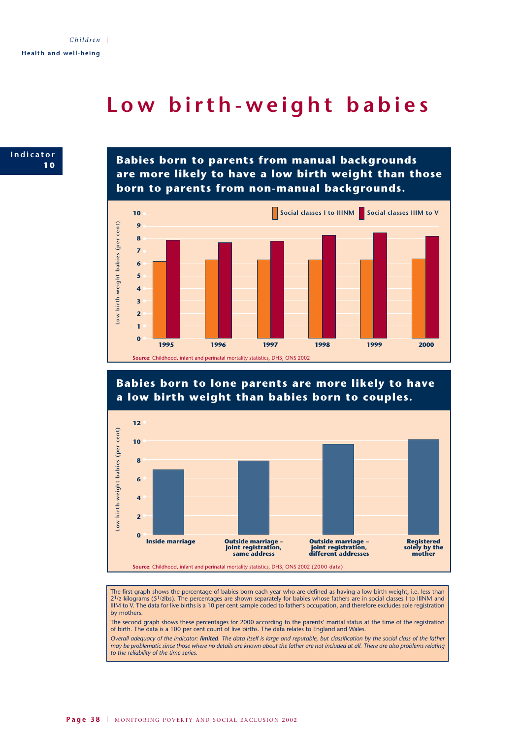# Low birth-weight babies

Indicator 10

## Babies born to parents from manual backgrounds are more likely to have a low birth weight than those born to parents from non-manual backgrounds.

Source: Childhood, infant and perinatal mortality statistics, DH3, ONS 2002

## Babies born to lone parents are more likely to have a low birth weight than babies born to couples.

Source: Childhood, infant and perinatal mortality statistics, DH3, ONS 2002 (2000 data)

The first graph shows the percentage of babies born each year who are defined as having a low birth weight, i.e. less than $2^1/_2$ kilograms ($5^1/_2$lbs). The percentages are shown separately for babies whose fathers are in social classes I to IIINM and IIIM to V. The data for live births is a 10 per cent sample coded to father's occupation, and therefore excludes sole registration by mothers.

The second graph shows these percentages for 2000 according to the parents' marital status at the time of the registration of birth. The data is a 100 per cent count of live births. The data relates to England and Wales.

*Overall adequacy of the indicator:* ***limited****. The data itself is large and reputable, but classification by the social class of the father may be problematic since those where no details are known about the father are not included at all. There are also problems relating to the reliability of the time series.*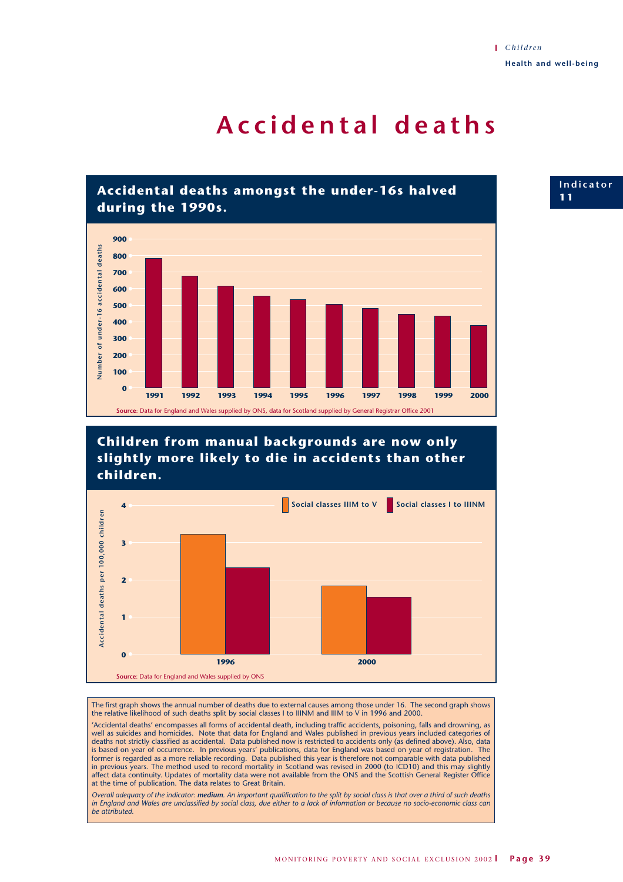# Accidental deaths

Indicator 11

## Accidental deaths amongst the under-16s halved during the 1990s.

| Year | Number of under-16 accidental deaths |
|---|---|
| 1991 | ~780 |
| 1992 | ~675 |
| 1993 | ~615 |
| 1994 | ~555 |
| 1995 | ~535 |
| 1996 | ~505 |
| 1997 | ~480 |
| 1998 | ~445 |
| 1999 | ~435 |
| 2000 | ~375 |

**Source**: Data for England and Wales supplied by ONS, data for Scotland supplied by General Registrar Office 2001

## Children from manual backgrounds are now only slightly more likely to die in accidents than other children.

| Year | Social classes IIIM to V | Social classes I to IIINM |
|---|---|---|
| 1996 | ~3.2 | ~2.3 |
| 2000 | ~1.8 | ~1.5 |

Accidental deaths per 100,000 children

**Source**: Data for England and Wales supplied by ONS

The first graph shows the annual number of deaths due to external causes among those under 16. The second graph shows the relative likelihood of such deaths split by social classes I to IIINM and IIIM to V in 1996 and 2000.

'Accidental deaths' encompasses all forms of accidental death, including traffic accidents, poisoning, falls and drowning, as well as suicides and homicides. Note that data for England and Wales published in previous years included categories of deaths not strictly classified as accidental. Data published now is restricted to accidents only (as defined above). Also, data is based on year of occurrence. In previous years' publications, data for England was based on year of registration. The former is regarded as a more reliable recording. Data published this year is therefore not comparable with data published in previous years. The method used to record mortality in Scotland was revised in 2000 (to ICD10) and this may slightly affect data continuity. Updates of mortality data were not available from the ONS and the Scottish General Register Office at the time of publication. The data relates to Great Britain.

*Overall adequacy of the indicator:* ***medium****. An important qualification to the split by social class is that over a third of such deaths in England and Wales are unclassified by social class, due either to a lack of information or because no socio-economic class can be attributed.*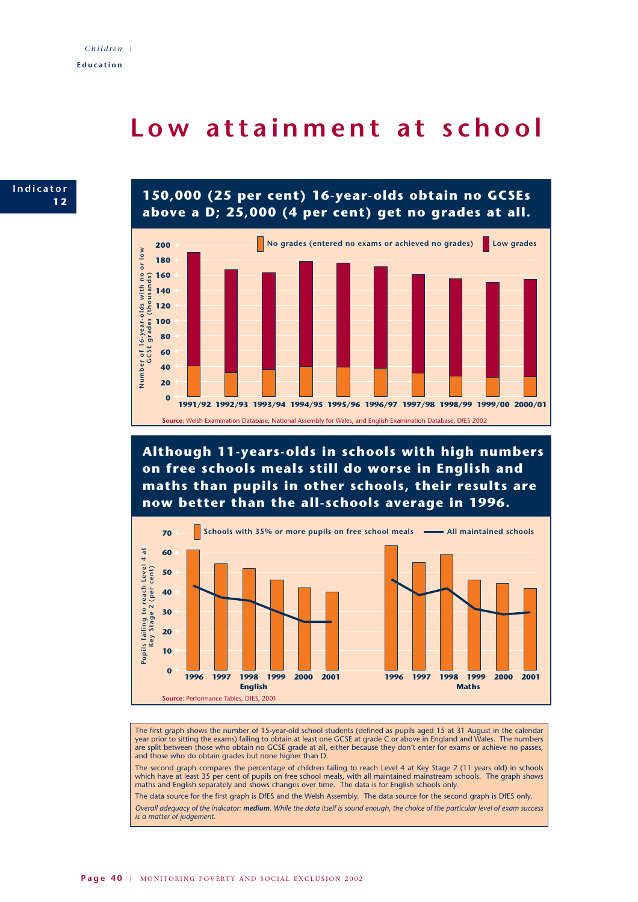# Low attainment at school

**Indicator 12**

## 150,000 (25 per cent) 16-year-olds obtain no GCSEs above a D; 25,000 (4 per cent) get no grades at all.

No grades (entered no exams or achieved no grades) | Low grades

Number of 16-year-olds with no or low GCSE grades (thousands)

1991/92 1992/93 1993/94 1994/95 1995/96 1996/97 1997/98 1998/99 1999/00 2000/01

**Source:** Welsh Examination Database, National Assembly for Wales, and English Examination Database, DfES 2002

## Although 11-years-olds in schools with high numbers on free schools meals still do worse in English and maths than pupils in other schools, their results are now better than the all-schools average in 1996.

Schools with 35% or more pupils on free school meals | All maintained schools

Pupils failing to reach Level 4 at Key Stage 2 (per cent)

English: 1996 1997 1998 1999 2000 2001

Maths: 1996 1997 1998 1999 2000 2001

**Source:** Performance Tables, DfES, 2001

The first graph shows the number of 15-year-old school students (defined as pupils aged 15 at 31 August in the calendar year prior to sitting the exams) failing to obtain at least one GCSE at grade C or above in England and Wales. The numbers are split between those who obtain no GCSE grade at all, either because they don't enter for exams or achieve no passes, and those who do obtain grades but none higher than D.

The second graph compares the percentage of children failing to reach Level 4 at Key Stage 2 (11 years old) in schools which have at least 35 per cent of pupils on free school meals, with all maintained mainstream schools. The graph shows maths and English separately and shows changes over time. The data is for English schools only.

The data source for the first graph is DfES and the Welsh Assembly. The data source for the second graph is DfES only.

*Overall adequacy of the indicator: **medium**. While the data itself is sound enough, the choice of the particular level of exam success is a matter of judgement.*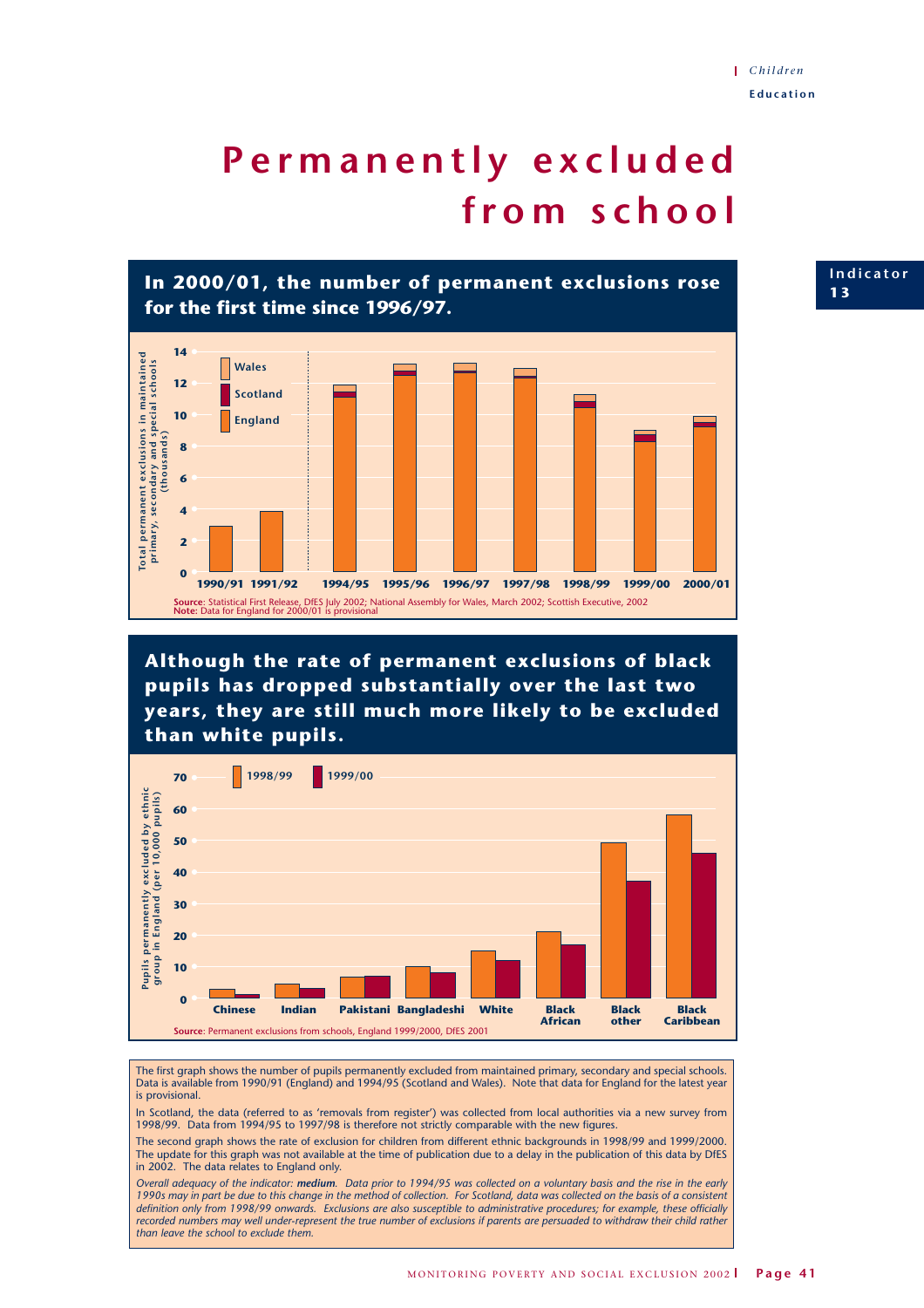Children

Education

# Permanently excluded from school

Indicator 13

## In 2000/01, the number of permanent exclusions rose for the first time since 1996/97.

Source: Statistical First Release, DfES July 2002; National Assembly for Wales, March 2002; Scottish Executive, 2002

Note: Data for England for 2000/01 is provisional

## Although the rate of permanent exclusions of black pupils has dropped substantially over the last two years, they are still much more likely to be excluded than white pupils.

Source: Permanent exclusions from schools, England 1999/2000, DfES 2001

The first graph shows the number of pupils permanently excluded from maintained primary, secondary and special schools. Data is available from 1990/91 (England) and 1994/95 (Scotland and Wales). Note that data for England for the latest year is provisional.

In Scotland, the data (referred to as 'removals from register') was collected from local authorities via a new survey from 1998/99. Data from 1994/95 to 1997/98 is therefore not strictly comparable with the new figures.

The second graph shows the rate of exclusion for children from different ethnic backgrounds in 1998/99 and 1999/2000. The update for this graph was not available at the time of publication due to a delay in the publication of this data by DfES in 2002. The data relates to England only.

*Overall adequacy of the indicator: **medium**. Data prior to 1994/95 was collected on a voluntary basis and the rise in the early 1990s may in part be due to this change in the method of collection. For Scotland, data was collected on the basis of a consistent definition only from 1998/99 onwards. Exclusions are also susceptible to administrative procedures; for example, these officially recorded numbers may well under-represent the true number of exclusions if parents are persuaded to withdraw their child rather than leave the school to exclude them.*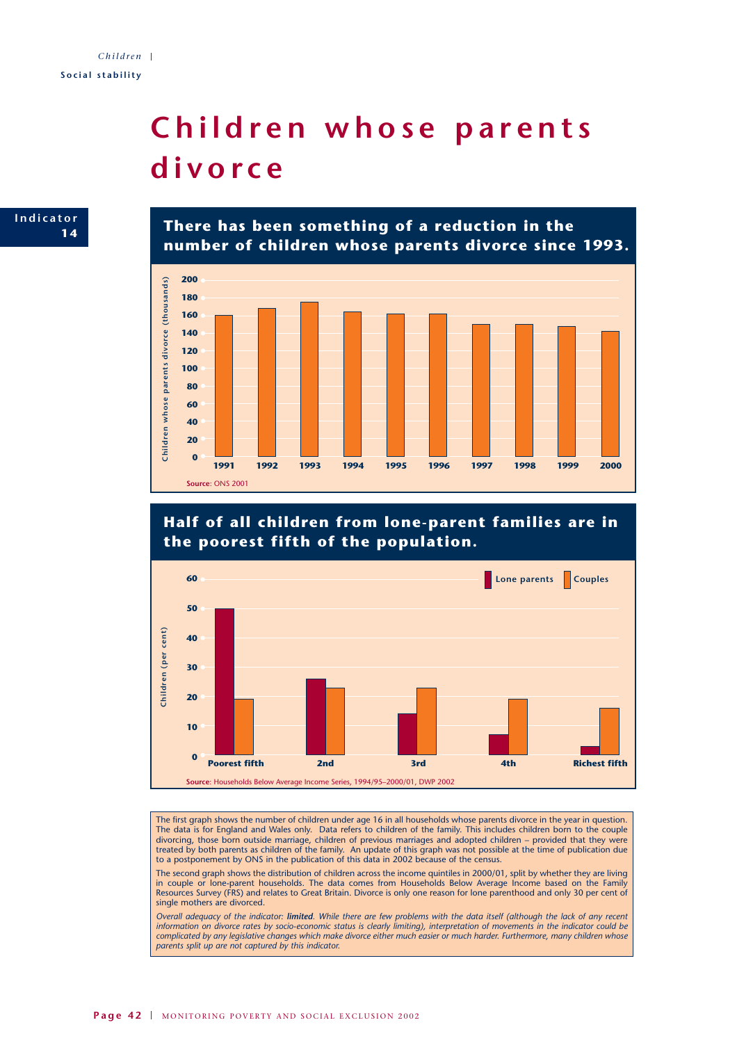# Children whose parents divorce

Indicator 14

## There has been something of a reduction in the number of children whose parents divorce since 1993.

| Year | Children whose parents divorce (thousands) |
|---|---|
| 1991 | 160 |
| 1992 | 168 |
| 1993 | 175 |
| 1994 | 164 |
| 1995 | 162 |
| 1996 | 162 |
| 1997 | 150 |
| 1998 | 150 |
| 1999 | 147 |
| 2000 | 142 |

**Source**: ONS 2001

## Half of all children from lone-parent families are in the poorest fifth of the population.

| Income quintile | Lone parents (per cent) | Couples (per cent) |
|---|---|---|
| Poorest fifth | 50 | 19 |
| 2nd | 26 | 23 |
| 3rd | 14 | 23 |
| 4th | 7 | 19 |
| Richest fifth | 3 | 16 |

**Source**: Households Below Average Income Series, 1994/95–2000/01, DWP 2002

The first graph shows the number of children under age 16 in all households whose parents divorce in the year in question. The data is for England and Wales only. Data refers to children of the family. This includes children born to the couple divorcing, those born outside marriage, children of previous marriages and adopted children – provided that they were treated by both parents as children of the family. An update of this graph was not possible at the time of publication due to a postponement by ONS in the publication of this data in 2002 because of the census.

The second graph shows the distribution of children across the income quintiles in 2000/01, split by whether they are living in couple or lone-parent households. The data comes from Households Below Average Income based on the Family Resources Survey (FRS) and relates to Great Britain. Divorce is only one reason for lone parenthood and only 30 per cent of single mothers are divorced.

*Overall adequacy of the indicator: **limited**. While there are few problems with the data itself (although the lack of any recent information on divorce rates by socio-economic status is clearly limiting), interpretation of movements in the indicator could be complicated by any legislative changes which make divorce either much easier or much harder. Furthermore, many children whose parents split up are not captured by this indicator.*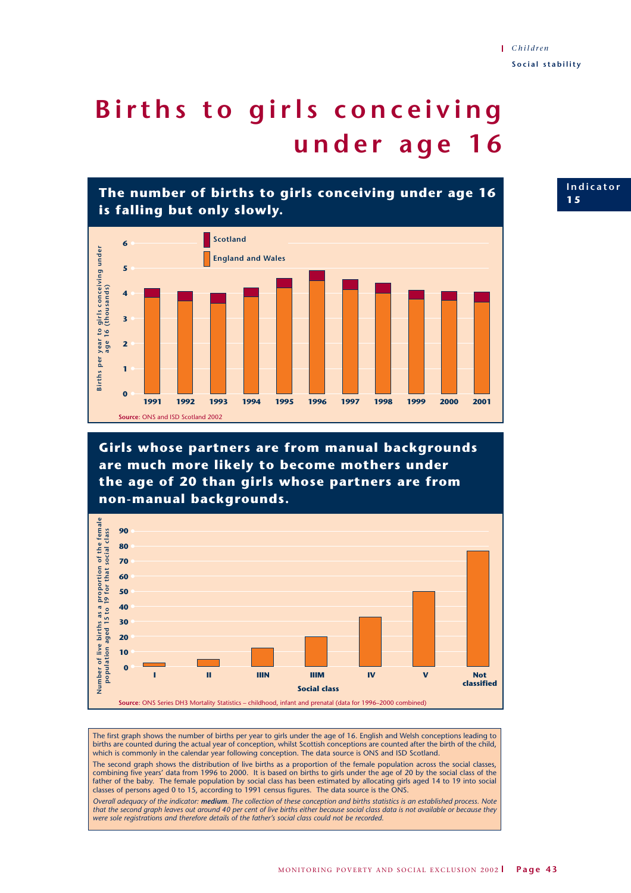# Births to girls conceiving under age 16

Indicator 15

## The number of births to girls conceiving under age 16 is falling but only slowly.

Births per year to girls conceiving under age 16 (thousands)

Scotland

England and Wales

1991 1992 1993 1994 1995 1996 1997 1998 1999 2000 2001

**Source**: ONS and ISD Scotland 2002

## Girls whose partners are from manual backgrounds are much more likely to become mothers under the age of 20 than girls whose partners are from non-manual backgrounds.

Number of live births as a proportion of the female population aged 15 to 19 for that social class

Social class: I, II, IIIN, IIIM, IV, V, Not classified

**Source**: ONS Series DH3 Mortality Statistics – childhood, infant and prenatal (data for 1996–2000 combined)

The first graph shows the number of births per year to girls under the age of 16. English and Welsh conceptions leading to births are counted during the actual year of conception, whilst Scottish conceptions are counted after the birth of the child, which is commonly in the calendar year following conception. The data source is ONS and ISD Scotland.

The second graph shows the distribution of live births as a proportion of the female population across the social classes, combining five years' data from 1996 to 2000. It is based on births to girls under the age of 20 by the social class of the father of the baby. The female population by social class has been estimated by allocating girls aged 14 to 19 into social classes of persons aged 0 to 15, according to 1991 census figures. The data source is the ONS.

*Overall adequacy of the indicator: **medium**. The collection of these conception and births statistics is an established process. Note that the second graph leaves out around 40 per cent of live births either because social class data is not available or because they were sole registrations and therefore details of the father's social class could not be recorded.*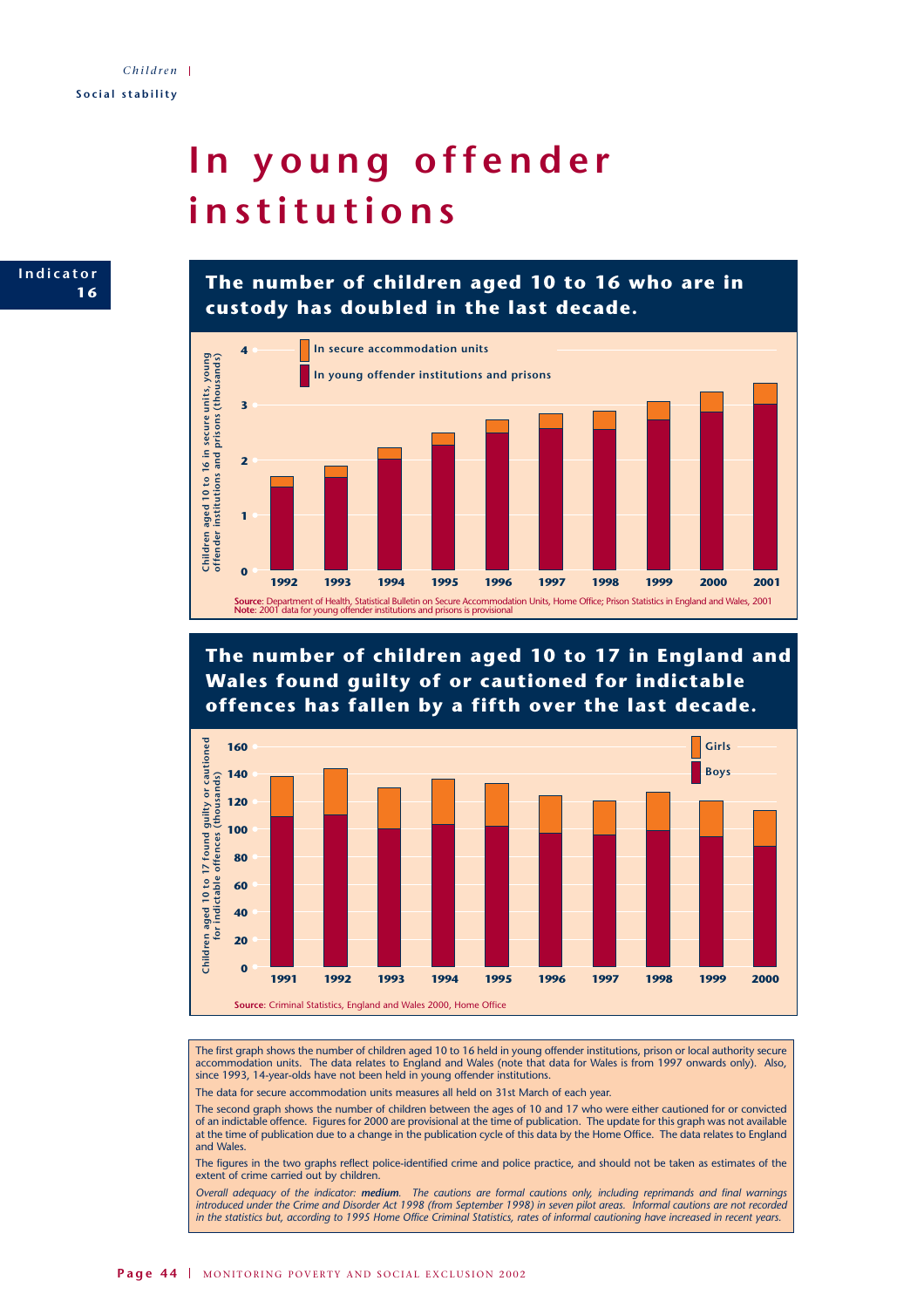# In young offender institutions

**Indicator 16**

## The number of children aged 10 to 16 who are in custody has doubled in the last decade.

**Source**: Department of Health, Statistical Bulletin on Secure Accommodation Units, Home Office; Prison Statistics in England and Wales, 2001
**Note**: 2001 data for young offender institutions and prisons is provisional

## The number of children aged 10 to 17 in England and Wales found guilty of or cautioned for indictable offences has fallen by a fifth over the last decade.

**Source**: Criminal Statistics, England and Wales 2000, Home Office

The first graph shows the number of children aged 10 to 16 held in young offender institutions, prison or local authority secure accommodation units. The data relates to England and Wales (note that data for Wales is from 1997 onwards only). Also, since 1993, 14-year-olds have not been held in young offender institutions.

The data for secure accommodation units measures all held on 31st March of each year.

The second graph shows the number of children between the ages of 10 and 17 who were either cautioned for or convicted of an indictable offence. Figures for 2000 are provisional at the time of publication. The update for this graph was not available at the time of publication due to a change in the publication cycle of this data by the Home Office. The data relates to England and Wales.

The figures in the two graphs reflect police-identified crime and police practice, and should not be taken as estimates of the extent of crime carried out by children.

*Overall adequacy of the indicator: **medium**. The cautions are formal cautions only, including reprimands and final warnings introduced under the Crime and Disorder Act 1998 (from September 1998) in seven pilot areas. Informal cautions are not recorded in the statistics but, according to 1995 Home Office Criminal Statistics, rates of informal cautioning have increased in recent years.*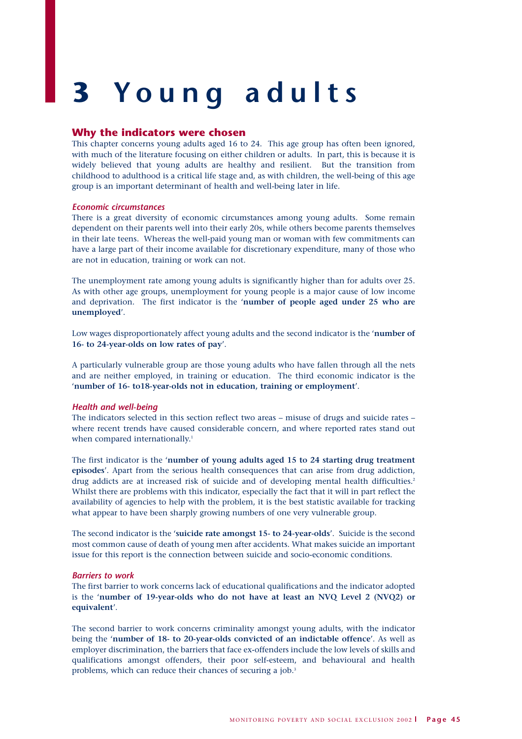# 3 Young adults

## Why the indicators were chosen

This chapter concerns young adults aged 16 to 24. This age group has often been ignored, with much of the literature focusing on either children or adults. In part, this is because it is widely believed that young adults are healthy and resilient. But the transition from childhood to adulthood is a critical life stage and, as with children, the well-being of this age group is an important determinant of health and well-being later in life.

### *Economic circumstances*

There is a great diversity of economic circumstances among young adults. Some remain dependent on their parents well into their early 20s, while others become parents themselves in their late teens. Whereas the well-paid young man or woman with few commitments can have a large part of their income available for discretionary expenditure, many of those who are not in education, training or work can not.

The unemployment rate among young adults is significantly higher than for adults over 25. As with other age groups, unemployment for young people is a major cause of low income and deprivation. The first indicator is the '**number of people aged under 25 who are unemployed**'.

Low wages disproportionately affect young adults and the second indicator is the '**number of 16- to 24-year-olds on low rates of pay**'.

A particularly vulnerable group are those young adults who have fallen through all the nets and are neither employed, in training or education. The third economic indicator is the '**number of 16- to18-year-olds not in education, training or employment**'.

### *Health and well-being*

The indicators selected in this section reflect two areas – misuse of drugs and suicide rates – where recent trends have caused considerable concern, and where reported rates stand out when compared internationally.[1]

The first indicator is the '**number of young adults aged 15 to 24 starting drug treatment episodes**'. Apart from the serious health consequences that can arise from drug addiction, drug addicts are at increased risk of suicide and of developing mental health difficulties.[2] Whilst there are problems with this indicator, especially the fact that it will in part reflect the availability of agencies to help with the problem, it is the best statistic available for tracking what appear to have been sharply growing numbers of one very vulnerable group.

The second indicator is the '**suicide rate amongst 15- to 24-year-olds**'. Suicide is the second most common cause of death of young men after accidents. What makes suicide an important issue for this report is the connection between suicide and socio-economic conditions.

### *Barriers to work*

The first barrier to work concerns lack of educational qualifications and the indicator adopted is the '**number of 19-year-olds who do not have at least an NVQ Level 2 (NVQ2) or equivalent**'.

The second barrier to work concerns criminality amongst young adults, with the indicator being the '**number of 18- to 20-year-olds convicted of an indictable offence**'. As well as employer discrimination, the barriers that face ex-offenders include the low levels of skills and qualifications amongst offenders, their poor self-esteem, and behavioural and health problems, which can reduce their chances of securing a job.[3]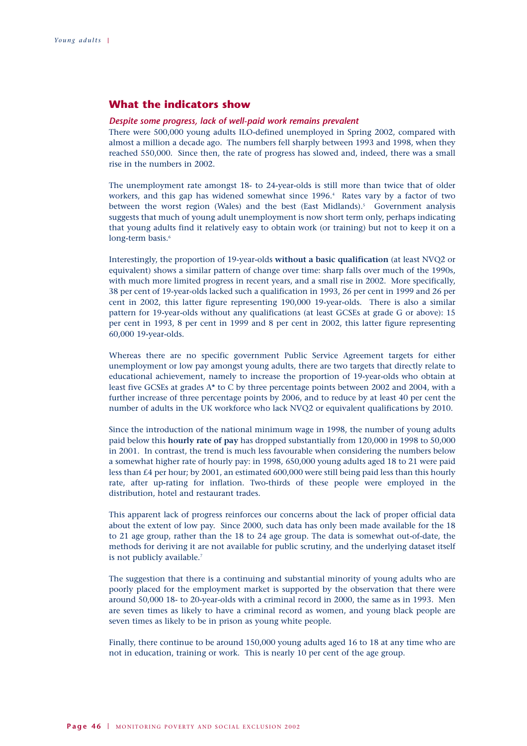## What the indicators show

### *Despite some progress, lack of well-paid work remains prevalent*

There were 500,000 young adults ILO-defined unemployed in Spring 2002, compared with almost a million a decade ago. The numbers fell sharply between 1993 and 1998, when they reached 550,000. Since then, the rate of progress has slowed and, indeed, there was a small rise in the numbers in 2002.

The unemployment rate amongst 18- to 24-year-olds is still more than twice that of older workers, and this gap has widened somewhat since 1996.[4] Rates vary by a factor of two between the worst region (Wales) and the best (East Midlands).[5] Government analysis suggests that much of young adult unemployment is now short term only, perhaps indicating that young adults find it relatively easy to obtain work (or training) but not to keep it on a long-term basis.[6]

Interestingly, the proportion of 19-year-olds **without a basic qualification** (at least NVQ2 or equivalent) shows a similar pattern of change over time: sharp falls over much of the 1990s, with much more limited progress in recent years, and a small rise in 2002. More specifically, 38 per cent of 19-year-olds lacked such a qualification in 1993, 26 per cent in 1999 and 26 per cent in 2002, this latter figure representing 190,000 19-year-olds. There is also a similar pattern for 19-year-olds without any qualifications (at least GCSEs at grade G or above): 15 per cent in 1993, 8 per cent in 1999 and 8 per cent in 2002, this latter figure representing 60,000 19-year-olds.

Whereas there are no specific government Public Service Agreement targets for either unemployment or low pay amongst young adults, there are two targets that directly relate to educational achievement, namely to increase the proportion of 19-year-olds who obtain at least five GCSEs at grades A* to C by three percentage points between 2002 and 2004, with a further increase of three percentage points by 2006, and to reduce by at least 40 per cent the number of adults in the UK workforce who lack NVQ2 or equivalent qualifications by 2010.

Since the introduction of the national minimum wage in 1998, the number of young adults paid below this **hourly rate of pay** has dropped substantially from 120,000 in 1998 to 50,000 in 2001. In contrast, the trend is much less favourable when considering the numbers below a somewhat higher rate of hourly pay: in 1998, 650,000 young adults aged 18 to 21 were paid less than £4 per hour; by 2001, an estimated 600,000 were still being paid less than this hourly rate, after up-rating for inflation. Two-thirds of these people were employed in the distribution, hotel and restaurant trades.

This apparent lack of progress reinforces our concerns about the lack of proper official data about the extent of low pay. Since 2000, such data has only been made available for the 18 to 21 age group, rather than the 18 to 24 age group. The data is somewhat out-of-date, the methods for deriving it are not available for public scrutiny, and the underlying dataset itself is not publicly available.[7]

The suggestion that there is a continuing and substantial minority of young adults who are poorly placed for the employment market is supported by the observation that there were around 50,000 18- to 20-year-olds with a criminal record in 2000, the same as in 1993. Men are seven times as likely to have a criminal record as women, and young black people are seven times as likely to be in prison as young white people.

Finally, there continue to be around 150,000 young adults aged 16 to 18 at any time who are not in education, training or work. This is nearly 10 per cent of the age group.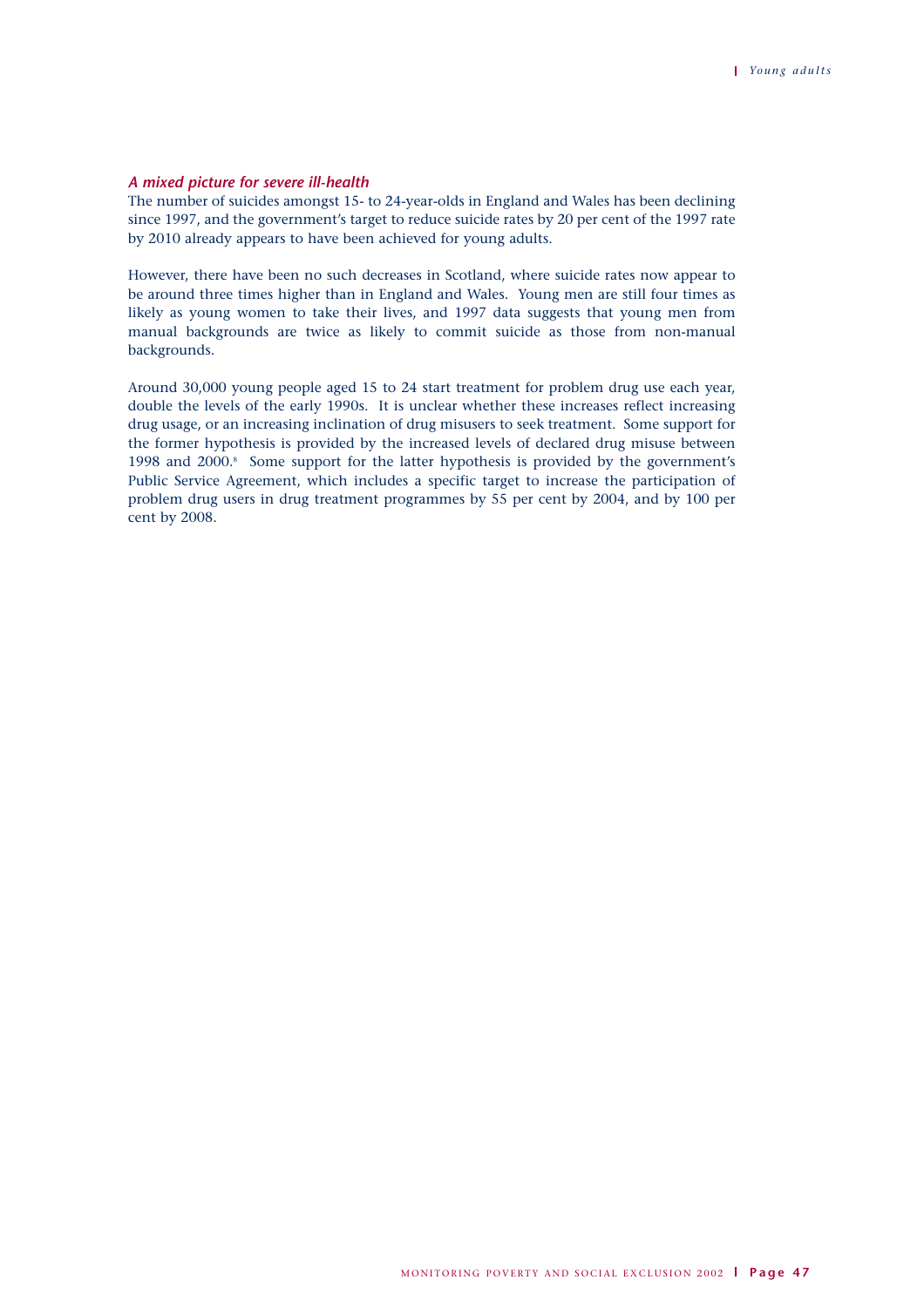### *A mixed picture for severe ill-health*

The number of suicides amongst 15- to 24-year-olds in England and Wales has been declining since 1997, and the government's target to reduce suicide rates by 20 per cent of the 1997 rate by 2010 already appears to have been achieved for young adults.

However, there have been no such decreases in Scotland, where suicide rates now appear to be around three times higher than in England and Wales. Young men are still four times as likely as young women to take their lives, and 1997 data suggests that young men from manual backgrounds are twice as likely to commit suicide as those from non-manual backgrounds.

Around 30,000 young people aged 15 to 24 start treatment for problem drug use each year, double the levels of the early 1990s. It is unclear whether these increases reflect increasing drug usage, or an increasing inclination of drug misusers to seek treatment. Some support for the former hypothesis is provided by the increased levels of declared drug misuse between 1998 and 2000.[8] Some support for the latter hypothesis is provided by the government's Public Service Agreement, which includes a specific target to increase the participation of problem drug users in drug treatment programmes by 55 per cent by 2004, and by 100 per cent by 2008.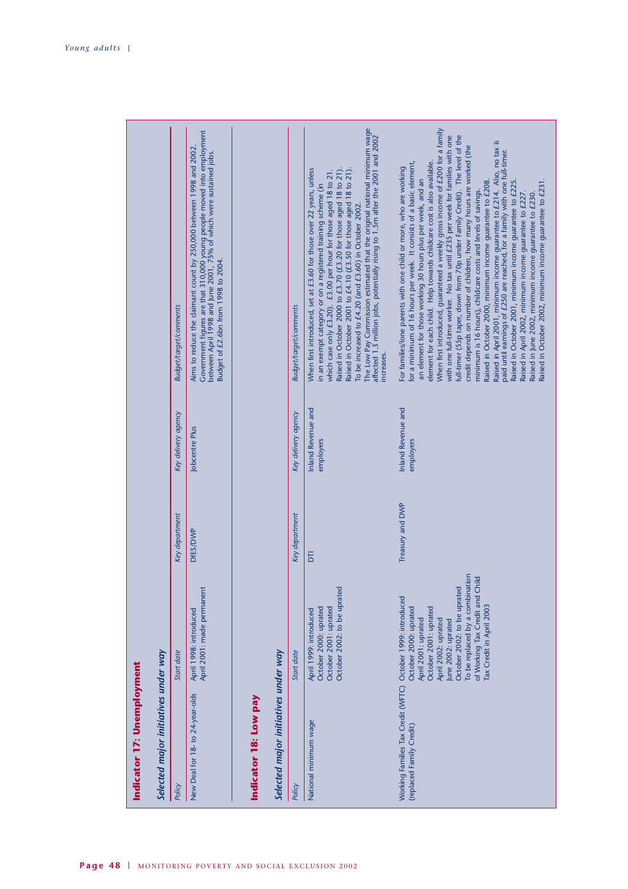## Indicator 17: Unemployment

### *Selected major initiatives under way*

| *Policy* | *Start date* | *Key department* | *Key delivery agency* | *Budget/target/comments* |
|---|---|---|---|---|
| New Deal for 18- to 24-year-olds | April 1998: introduced<br>April 2001: made permanent | DfES/DWP | Jobcentre Plus | Aims to reduce the claimant count by 250,000 between 1998 and 2002.<br>Government figures are that 310,000 young people moved into employment between April 1998 and June 2001, 75% of which were sustained jobs.<br>Budget of £2.6bn from 1998 to 2004. |

## Indicator 18: Low pay

### *Selected major initiatives under way*

| *Policy* | *Start date* | *Key department* | *Key delivery agency* | *Budget/target/comments* |
|---|---|---|---|---|
| National minimum wage | April 1999: introduced<br>October 2000: uprated<br>October 2001: uprated<br>October 2002: to be uprated | DTI | Inland Revenue and employers | When first introduced, set at £3.60 for those over 22 years, unless in an exempt category or on a registered training scheme (in which case only £3.20). £3.00 per hour for those aged 18 to 21.<br>Raised in October 2000 to £3.70 (£3.20 for those aged 18 to 21).<br>Raised in October 2001 to £4.10 (£3.50 for those aged 18 to 21).<br>To be increased to £4.20 (and £3.60) in October 2002.<br>The Low Pay Commission estimated that the original national minimum wage affected 1.3 million jobs, potentially rising to 1.5m after the 2001 and 2002 increases. |
| Working Families Tax Credit (WFTC) (replaced Family Credit) | October 1999: introduced<br>October 2000: uprated<br>April 2001: uprated<br>October 2001: uprated<br>April 2002: uprated<br>June 2002: uprated<br>October 2002: to be uprated<br>To be replaced by a combination of Working Tax Credit and Child Tax Credit in April 2003 | Treasury and DWP | Inland Revenue and employers | For families/lone parents with one child or more, who are working for a minimum of 16 hours per week. It consists of a basic element, an element for those working 30 hours plus per week, and an element for each child. Help towards childcare cost is also available.<br>When first introduced, guaranteed a weekly gross income of £200 for a family with one full-time worker. No tax until £235 per week for families with one full-timer (55p taper, down from 70p under Family Credit). The level of the credit depends on number of children, how many hours are worked (the minimum is 16 hours), childcare costs and levels of savings.<br>Raised in October 2000, minimum income guarantee to £208.<br>Raised in April 2001, minimum income guarantee to £214. Also, no tax is paid until earnings of £250 are reached, for a family with one full-timer.<br>Raised in October 2001, minimum income guarantee to £225.<br>Raised in April 2002, minimum income guarantee to £227.<br>Raised in June 2002, minimum income guarantee to £230.<br>Raised in October 2002, minimum income guarantee to £231. |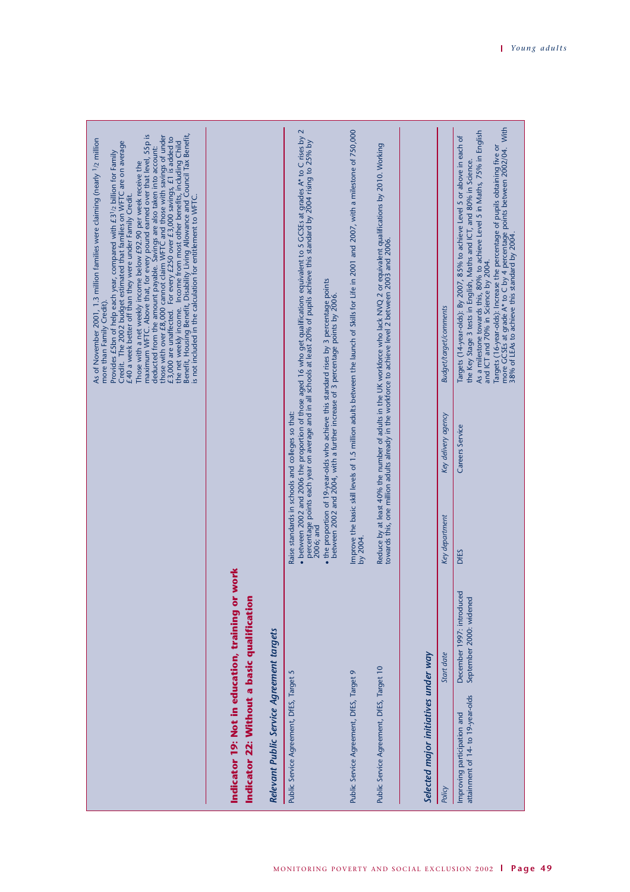As of November 2001, 1.3 million families were claiming (nearly $^1/_2$ million more than Family Credit).
Provides £5bn of help each year, compared with £3$^1/_2$ billion for Family Credit. The 2002 budget estimated that families on WFTC are on average £40 a week better off than they were under Family Credit.
Those with a net weekly income below £92.90 per week receive the maximum WFTC. Above that, for every pound earned over that level, 55p is deducted from the amount payable. Savings are also taken into account: those with over £8,000 cannot claim WFTC and those with savings of under £3,000 are unaffected. For every £250 over £3,000 savings, £1 is added to the net weekly income. Income from most other benefits, including Child Benefit, Housing Benefit, Disability Living Allowance and Council Tax Benefit, is not included in the calculation for entitlement to WFTC.

## Indicator 19: Not in education, training or work

## Indicator 22: Without a basic qualification

### Relevant Public Service Agreement targets

| | |
|---|---|
| Public Service Agreement, DfES, Target 5 | Raise standards in schools and colleges so that:<br>• between 2002 and 2006 the proportion of those aged 16 who get qualifications equivalent to 5 GCSEs at grades A* to C rises by 2 percentage points each year on average and in all schools at least 20% of pupils achieve this standard by 2004 rising to 25% by 2006; and<br>• the proportion of 19-year-olds who achieve this standard rises by 3 percentage points between 2002 and 2004, with a further increase of 3 percentage points by 2006. |
| Public Service Agreement, DfES, Target 9 | Improve the basic skill levels of 1.5 million adults between the launch of Skills for Life in 2001 and 2007, with a milestone of 750,000 by 2004. |
| Public Service Agreement, DfES, Target 10 | Reduce by at least 40% the number of adults in the UK workforce who lack NVQ 2 or equivalent qualifications by 2010. Working towards this, one million adults already in the workforce to achieve level 2 between 2003 and 2006. |

### Selected major initiatives under way

| *Policy* | *Start date* | *Key department* | *Key delivery agency* | *Budget/target/comments* |
|---|---|---|---|---|
| Improving participation and attainment of 14- to 19-year-olds | December 1997: introduced<br>September 2000: widened | DfES | Careers Service | Targets (14-year-olds): By 2007, 85% to achieve Level 5 or above in each of the Key Stage 3 tests in English, Maths and ICT, and 80% in Science.<br>As a milestone towards this, 80% to achieve Level 5 in Maths, 75% in English and ICT and 70% in Science by 2004.<br>Targets (16-year-olds): Increase the percentage of pupils obtaining five or more GCSEs at grade A* to C by 4 percentage points between 2002/04. With 38% of LEAs to achieve this standard by 2004. |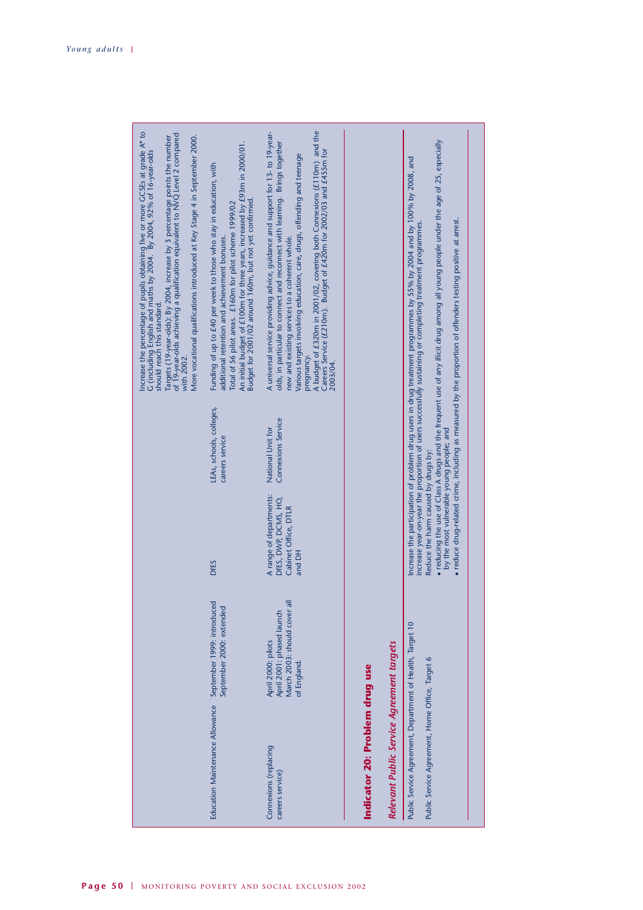| | | | | |
|---|---|---|---|---|
| | | | | Increase the percentage of pupils obtaining five or more GCSEs at grade A* to G (including English and maths by 2004. By 2004, 92% of 16-year-olds should reach this standard.<br>Targets (19-year-olds): By 2004, increase by 3 percentage points the number of 19-year-olds achieving a qualification equivalent to NVQ Level 2 compared with 2002.<br>More vocational qualifications introduced at Key Stage 4 in September 2000. |
| Education Maintenance Allowance | September 1999: introduced<br>September 2000: extended | DfES | LEAs, schools, colleges, careers service | Funding of up to £40 per week to those who stay in education, with additional retention and achievement bonuses.<br>Total of 56 pilot areas. £160m for pilot scheme 1999/02<br>An initial budget of £100m for three years, increased by £93m in 2000/01. Budget for 2001/02 around 160m, but not yet confirmed. |
| Connexions (replacing careers service) | April 2000: pilots<br>April 2001: phased launch<br>March 2003: should cover all of England. | A range of departments: DfES, DWP, DCMS, HO, Cabinet Office, DTLR and DH | National Unit for Connexions Service | A universal service providing advice, guidance and support for 13- to 19-year-olds, in particular to connect and reconnect with learning. Brings together new and existing services to a coherent whole.<br>Various targets involving education, care, drugs, offending and teenage pregnancy.<br>A budget of £320m in 2001/02, covering both Connexions (£110m) and the Careers Service (£210m). Budget of £420m for 2002/03 and £455m for 2003/04. |

## Indicator 20: Problem drug use

*Relevant Public Service Agreement targets*

| | |
|---|---|
| Public Service Agreement, Department of Health, Target 10 | Increase the participation of problem drug users in drug treatment programmes by 55% by 2004 and by 100% by 2008, and increase year-on-year the proportion of users successfully sustaining or completing treatment programmes. |
| Public Service Agreement, Home Office, Target 6 | Reduce the harm caused by drugs by:<br>• reducing the use of Class A drugs and the frequent use of any illicit drug among all young people under the age of 25, especially by the most vulnerable young people; and<br>• reduce drug-related crime, including as measured by the proportion of offenders testing positive at arrest. |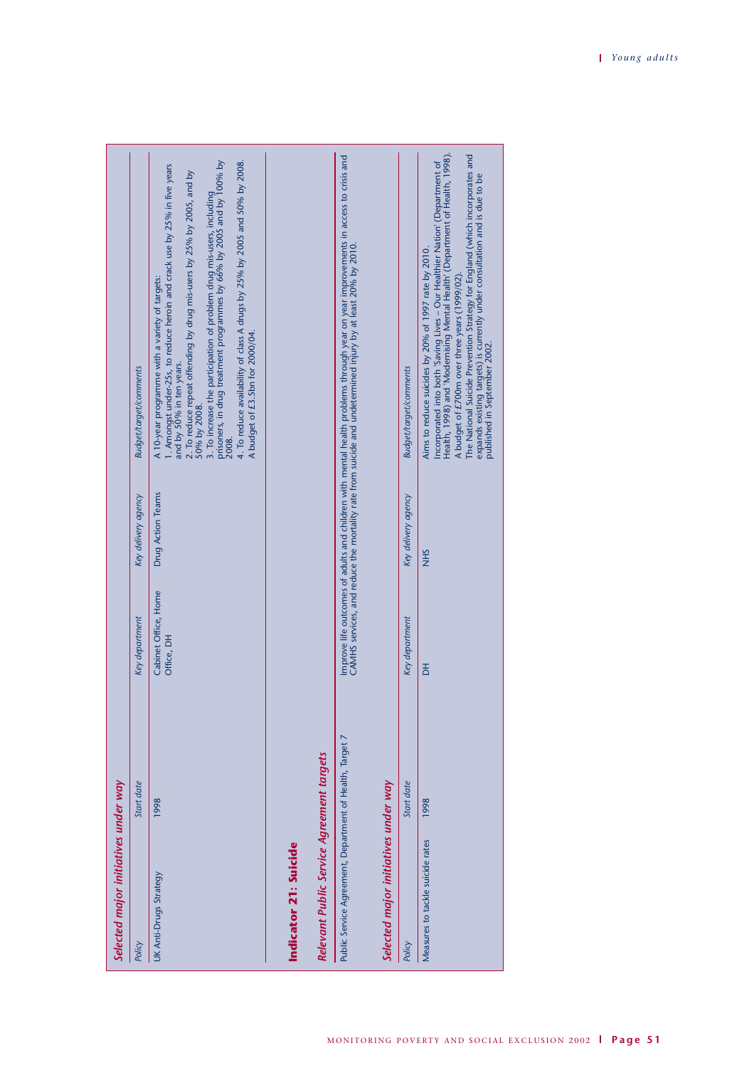### *Selected major initiatives under way*

| *Policy* | *Start date* | *Key department* | *Key delivery agency* | *Budget/target/comments* |
|---|---|---|---|---|
| UK Anti-Drugs Strategy | 1998 | Cabinet Office, Home Office, DH | Drug Action Teams | A 10-year programme with a variety of targets:<br>1. Amongst under-25s, to reduce heroin and crack use by 25% in five years and by 50% in ten years.<br>2. To reduce repeat offending by drug mis-users by 25% by 2005, and by 50% by 2008.<br>3. To increase the participation of problem drug mis-users, including prisoners, in drug treatment programmes by 66% by 2005 and by 100% by 2008.<br>4. To reduce availability of class A drugs by 25% by 2005 and 50% by 2008.<br>A budget of £3.5bn for 2000/04. |

## Indicator 21: Suicide

### *Relevant Public Service Agreement targets*

| | |
|---|---|
| Public Service Agreement, Department of Health, Target 7 | Improve life outcomes of adults and children with mental health problems through year on year improvements in access to crisis and CAMHS services, and reduce the mortality rate from suicide and undetermined injury by at least 20% by 2010. |

### *Selected major initiatives under way*

| *Policy* | *Start date* | *Key department* | *Key delivery agency* | *Budget/target/comments* |
|---|---|---|---|---|
| Measures to tackle suicide rates | 1998 | DH | NHS | Aims to reduce suicides by 20% of 1997 rate by 2010.<br>Incorporated into both 'Saving Lives – Our Healthier Nation' (Department of Health, 1998) and 'Modernising Mental Health' (Department of Health, 1998).<br>A budget of £700m over three years (1999/02).<br>The National Suicide Prevention Strategy for England (which incorporates and expands existing targets) is currently under consultation and is due to be published in September 2002. |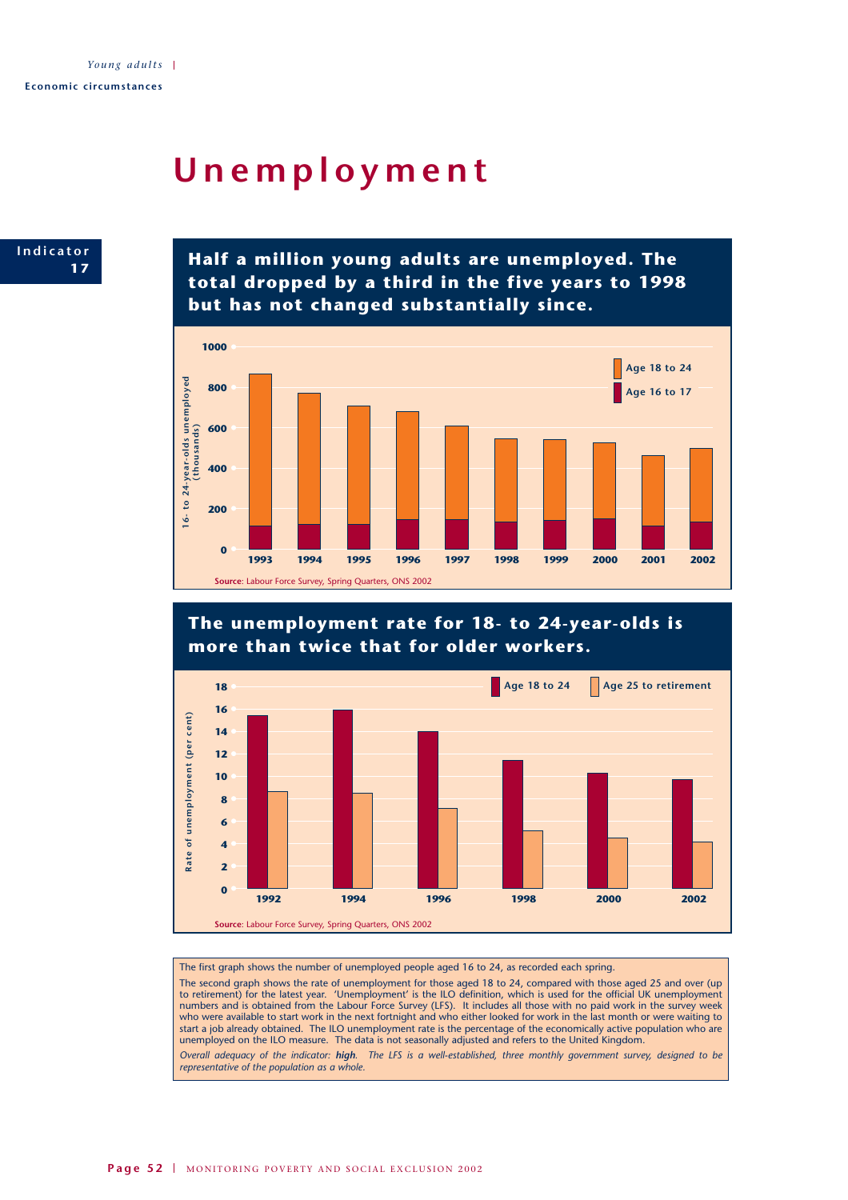Young adults | Economic circumstances

# Unemployment

**Indicator 17**

## Half a million young adults are unemployed. The total dropped by a third in the five years to 1998 but has not changed substantially since.

Source: Labour Force Survey, Spring Quarters, ONS 2002

## The unemployment rate for 18- to 24-year-olds is more than twice that for older workers.

Source: Labour Force Survey, Spring Quarters, ONS 2002

The first graph shows the number of unemployed people aged 16 to 24, as recorded each spring.

The second graph shows the rate of unemployment for those aged 18 to 24, compared with those aged 25 and over (up to retirement) for the latest year. 'Unemployment' is the ILO definition, which is used for the official UK unemployment numbers and is obtained from the Labour Force Survey (LFS). It includes all those with no paid work in the survey week who were available to start work in the next fortnight and who either looked for work in the last month or were waiting to start a job already obtained. The ILO unemployment rate is the percentage of the economically active population who are unemployed on the ILO measure. The data is not seasonally adjusted and refers to the United Kingdom.

*Overall adequacy of the indicator: **high**. The LFS is a well-established, three monthly government survey, designed to be representative of the population as a whole.*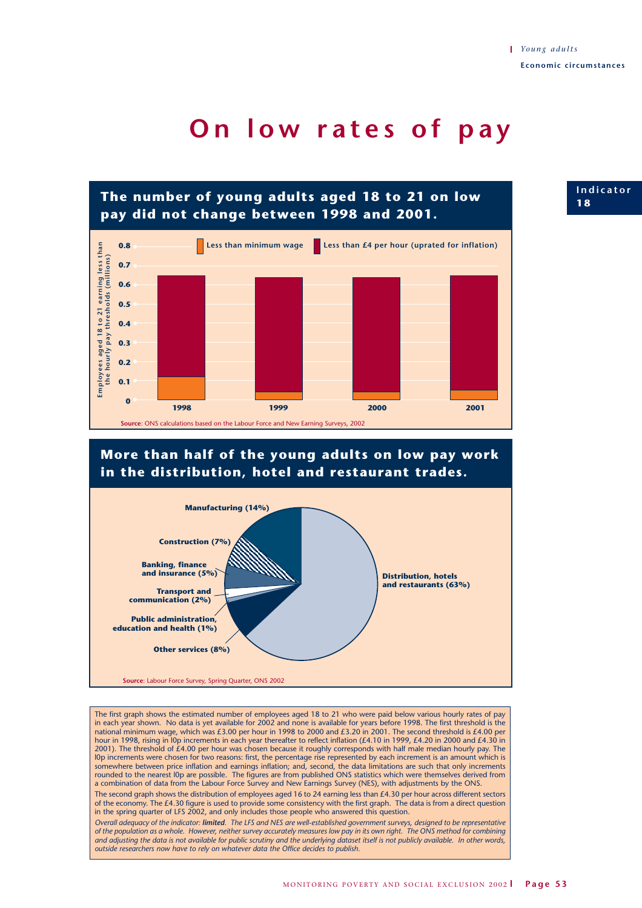# On low rates of pay

Indicator 18

## The number of young adults aged 18 to 21 on low pay did not change between 1998 and 2001.

Employees aged 18 to 21 earning less than the hourly pay thresholds (millions)

Less than minimum wage | Less than £4 per hour (uprated for inflation)

1998 | 1999 | 2000 | 2001

**Source**: ONS calculations based on the Labour Force and New Earning Surveys, 2002

## More than half of the young adults on low pay work in the distribution, hotel and restaurant trades.

- Distribution, hotels and restaurants (63%)
- Manufacturing (14%)
- Other services (8%)
- Construction (7%)
- Banking, finance and insurance (5%)
- Transport and communication (2%)
- Public administration, education and health (1%)

**Source**: Labour Force Survey, Spring Quarter, ONS 2002

The first graph shows the estimated number of employees aged 18 to 21 who were paid below various hourly rates of pay in each year shown. No data is yet available for 2002 and none is available for years before 1998. The first threshold is the national minimum wage, which was £3.00 per hour in 1998 to 2000 and £3.20 in 2001. The second threshold is £4.00 per hour in 1998, rising in l0p increments in each year thereafter to reflect inflation (£4.10 in 1999, £4.20 in 2000 and £4.30 in 2001). The threshold of £4.00 per hour was chosen because it roughly corresponds with half male median hourly pay. The l0p increments were chosen for two reasons: first, the percentage rise represented by each increment is an amount which is somewhere between price inflation and earnings inflation; and, second, the data limitations are such that only increments rounded to the nearest l0p are possible. The figures are from published ONS statistics which were themselves derived from a combination of data from the Labour Force Survey and New Earnings Survey (NES), with adjustments by the ONS.

The second graph shows the distribution of employees aged 16 to 24 earning less than £4.30 per hour across different sectors of the economy. The £4.30 figure is used to provide some consistency with the first graph. The data is from a direct question in the spring quarter of LFS 2002, and only includes those people who answered this question.

*Overall adequacy of the indicator: **limited**. The LFS and NES are well-established government surveys, designed to be representative of the population as a whole. However, neither survey accurately measures low pay in its own right. The ONS method for combining and adjusting the data is not available for public scrutiny and the underlying dataset itself is not publicly available. In other words, outside researchers now have to rely on whatever data the Office decides to publish.*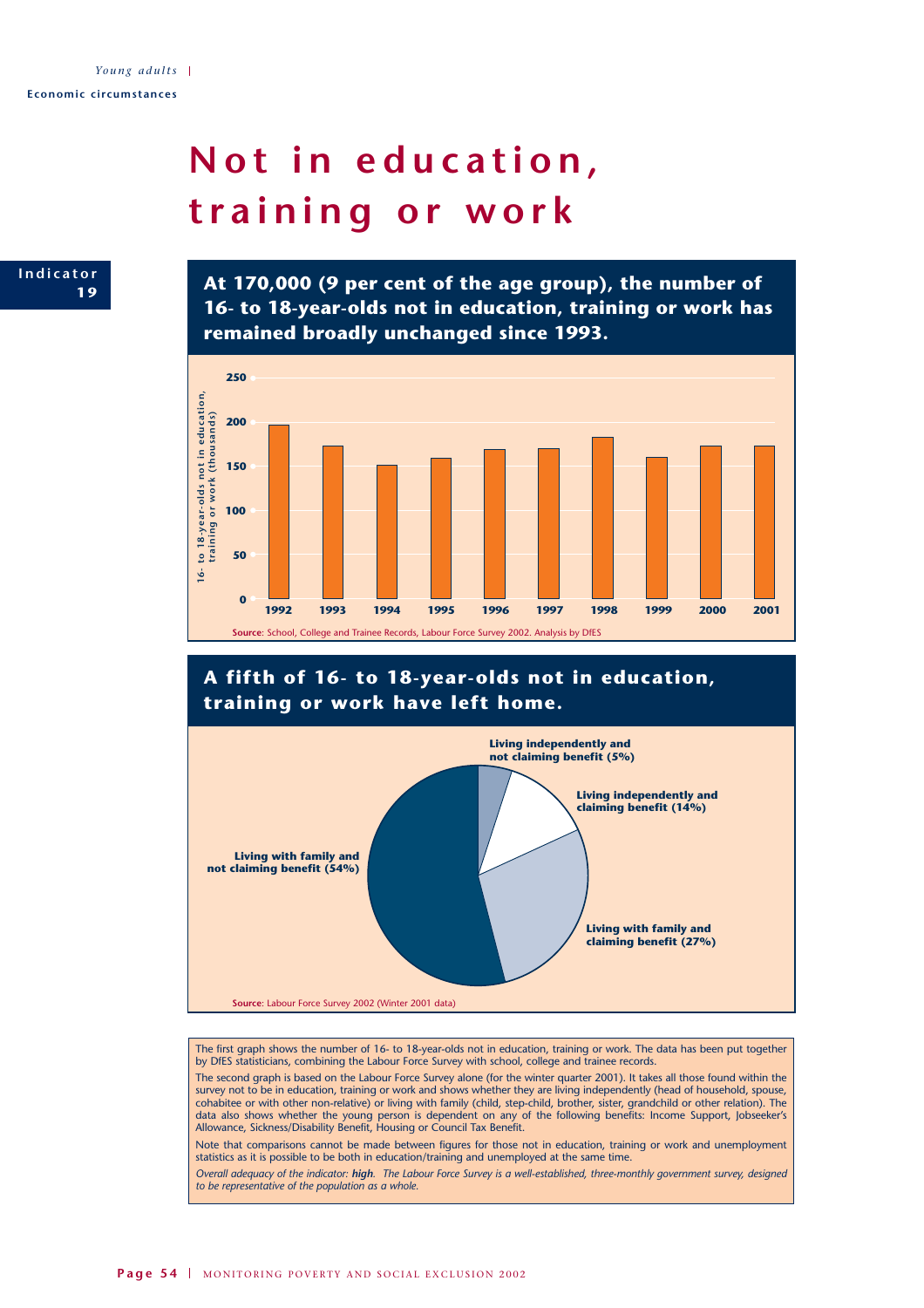# Not in education, training or work

**Indicator 19**

## At 170,000 (9 per cent of the age group), the number of 16- to 18-year-olds not in education, training or work has remained broadly unchanged since 1993.

**Source**: School, College and Trainee Records, Labour Force Survey 2002. Analysis by DfES

## A fifth of 16- to 18-year-olds not in education, training or work have left home.

- Living independently and not claiming benefit (5%)
- Living independently and claiming benefit (14%)
- Living with family and claiming benefit (27%)
- Living with family and not claiming benefit (54%)

**Source**: Labour Force Survey 2002 (Winter 2001 data)

The first graph shows the number of 16- to 18-year-olds not in education, training or work. The data has been put together by DfES statisticians, combining the Labour Force Survey with school, college and trainee records.

The second graph is based on the Labour Force Survey alone (for the winter quarter 2001). It takes all those found within the survey not to be in education, training or work and shows whether they are living independently (head of household, spouse, cohabitee or with other non-relative) or living with family (child, step-child, brother, sister, grandchild or other relation). The data also shows whether the young person is dependent on any of the following benefits: Income Support, Jobseeker's Allowance, Sickness/Disability Benefit, Housing or Council Tax Benefit.

Note that comparisons cannot be made between figures for those not in education, training or work and unemployment statistics as it is possible to be both in education/training and unemployed at the same time.

*Overall adequacy of the indicator: **high**. The Labour Force Survey is a well-established, three-monthly government survey, designed to be representative of the population as a whole.*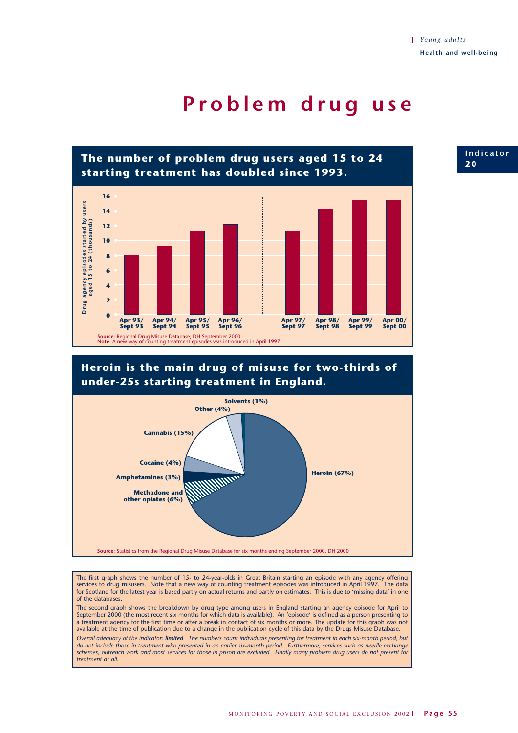# Problem drug use

Indicator 20

## The number of problem drug users aged 15 to 24 starting treatment has doubled since 1993.

| Period | Drug agency episodes started by users aged 15 to 24 (thousands) |
|---|---|
| Apr 93/ Sept 93 | 8 |
| Apr 94/ Sept 94 | 9.3 |
| Apr 95/ Sept 95 | 11.3 |
| Apr 96/ Sept 96 | 12.2 |
| Apr 97/ Sept 97 | 11.3 |
| Apr 98/ Sept 98 | 14.3 |
| Apr 99/ Sept 99 | 15.5 |
| Apr 00/ Sept 00 | 15.5 |

**Source:** Regional Drug Misuse Database, DH September 2000
**Note:** A new way of counting treatment episodes was introduced in April 1997

## Heroin is the main drug of misuse for two-thirds of under-25s starting treatment in England.

| Drug | Share |
|---|---|
| Heroin | 67% |
| Methadone and other opiates | 6% |
| Amphetamines | 3% |
| Cocaine | 4% |
| Cannabis | 15% |
| Other | 4% |
| Solvents | 1% |

**Source:** Statistics from the Regional Drug Misuse Database for six months ending September 2000, DH 2000

The first graph shows the number of 15- to 24-year-olds in Great Britain starting an episode with any agency offering services to drug misusers. Note that a new way of counting treatment episodes was introduced in April 1997. The data for Scotland for the latest year is based partly on actual returns and partly on estimates. This is due to 'missing data' in one of the databases.

The second graph shows the breakdown by drug type among users in England starting an agency episode for April to September 2000 (the most recent six months for which data is available). An 'episode' is defined as a person presenting to a treatment agency for the first time or after a break in contact of six months or more. The update for this graph was not available at the time of publication due to a change in the publication cycle of this data by the Drugs Misuse Database.

*Overall adequacy of the indicator: **limited**. The numbers count individuals presenting for treatment in each six-month period, but do not include those in treatment who presented in an earlier six-month period. Furthermore, services such as needle exchange schemes, outreach work and most services for those in prison are excluded. Finally many problem drug users do not present for treatment at all.*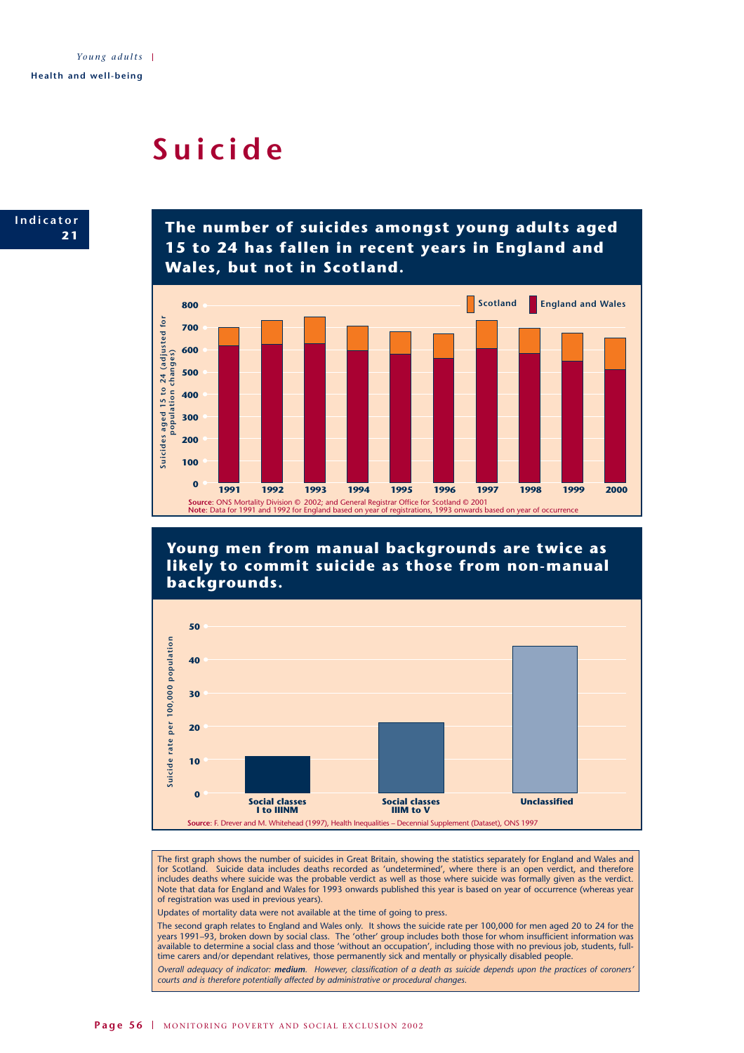# Suicide

**Indicator 21**

## The number of suicides amongst young adults aged 15 to 24 has fallen in recent years in England and Wales, but not in Scotland.

**Source**: ONS Mortality Division © 2002; and General Registrar Office for Scotland © 2001
**Note**: Data for 1991 and 1992 for England based on year of registrations, 1993 onwards based on year of occurrence

## Young men from manual backgrounds are twice as likely to commit suicide as those from non-manual backgrounds.

**Source**: F. Drever and M. Whitehead (1997), Health Inequalities – Decennial Supplement (Dataset), ONS 1997

The first graph shows the number of suicides in Great Britain, showing the statistics separately for England and Wales and for Scotland. Suicide data includes deaths recorded as 'undetermined', where there is an open verdict, and therefore includes deaths where suicide was the probable verdict as well as those where suicide was formally given as the verdict. Note that data for England and Wales for 1993 onwards published this year is based on year of occurrence (whereas year of registration was used in previous years).

Updates of mortality data were not available at the time of going to press.

The second graph relates to England and Wales only. It shows the suicide rate per 100,000 for men aged 20 to 24 for the years 1991–93, broken down by social class. The 'other' group includes both those for whom insufficient information was available to determine a social class and those 'without an occupation', including those with no previous job, students, full-time carers and/or dependant relatives, those permanently sick and mentally or physically disabled people.

*Overall adequacy of indicator: **medium**. However, classification of a death as suicide depends upon the practices of coroners' courts and is therefore potentially affected by administrative or procedural changes.*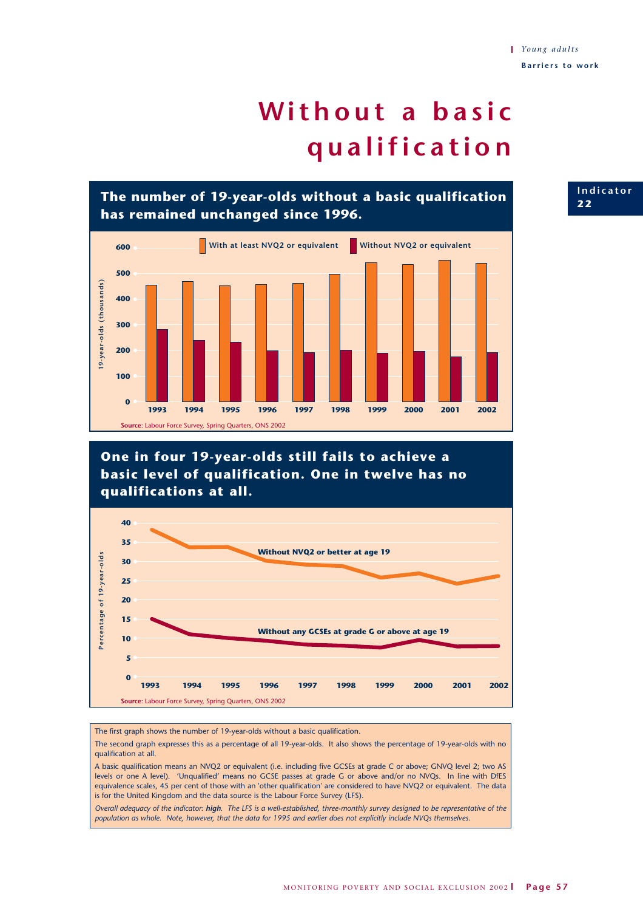*Young adults*

**Barriers to work**

# Without a basic qualification

**Indicator 22**

## The number of 19-year-olds without a basic qualification has remained unchanged since 1996.

With at least NVQ2 or equivalent | Without NVQ2 or equivalent

19-year-olds (thousands)

**Source**: Labour Force Survey, Spring Quarters, ONS 2002

## One in four 19-year-olds still fails to achieve a basic level of qualification. One in twelve has no qualifications at all.

Without NVQ2 or better at age 19

Without any GCSEs at grade G or above at age 19

Percentage of 19-year-olds

**Source**: Labour Force Survey, Spring Quarters, ONS 2002

The first graph shows the number of 19-year-olds without a basic qualification.

The second graph expresses this as a percentage of all 19-year-olds. It also shows the percentage of 19-year-olds with no qualification at all.

A basic qualification means an NVQ2 or equivalent (i.e. including five GCSEs at grade C or above; GNVQ level 2; two AS levels or one A level). 'Unqualified' means no GCSE passes at grade G or above and/or no NVQs. In line with DfES equivalence scales, 45 per cent of those with an 'other qualification' are considered to have NVQ2 or equivalent. The data is for the United Kingdom and the data source is the Labour Force Survey (LFS).

*Overall adequacy of the indicator:* ***high****. The LFS is a well-established, three-monthly survey designed to be representative of the population as whole. Note, however, that the data for 1995 and earlier does not explicitly include NVQs themselves.*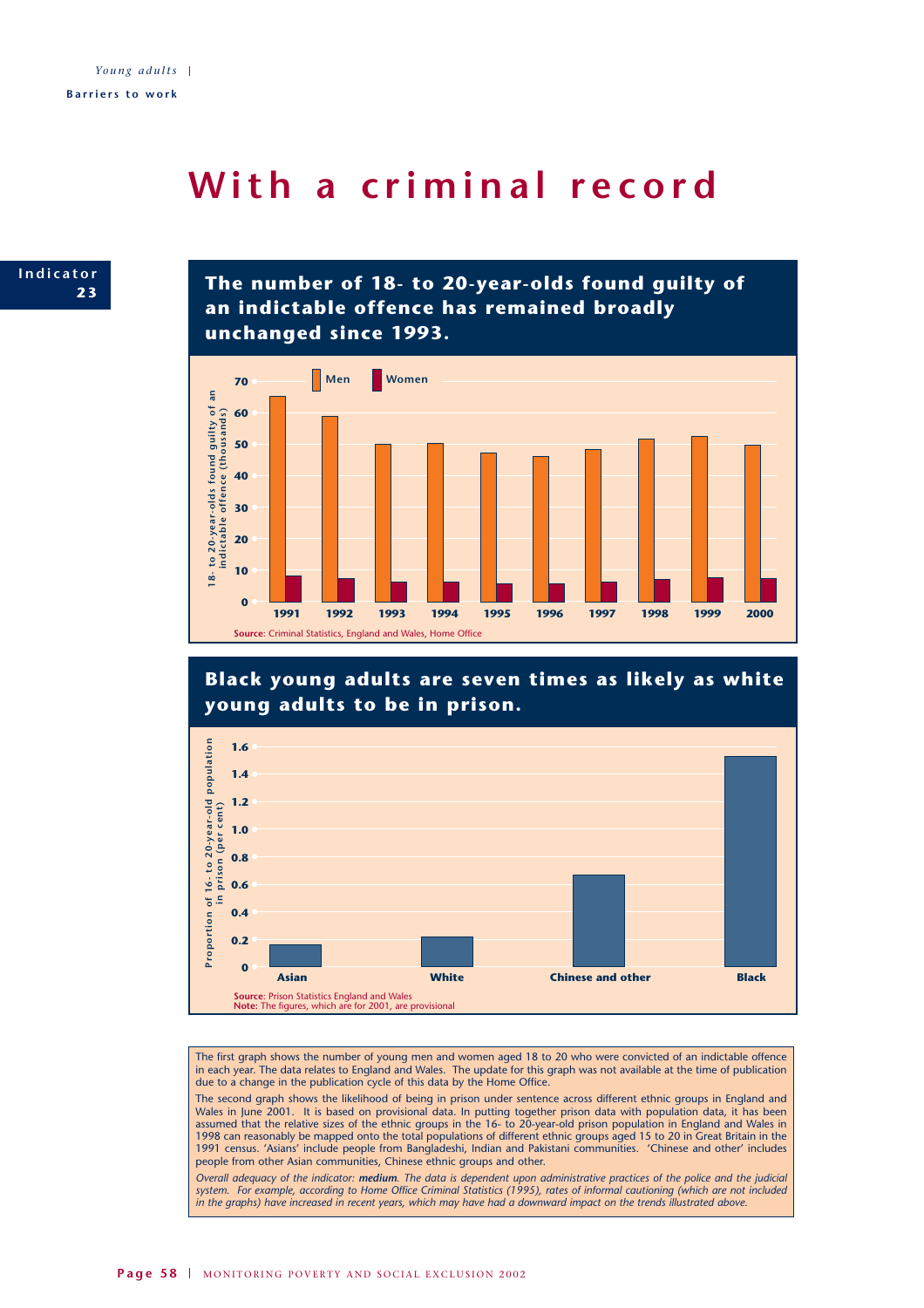Young adults | Barriers to work

# With a criminal record

**Indicator 23**

## The number of 18- to 20-year-olds found guilty of an indictable offence has remained broadly unchanged since 1993.

18- to 20-year-olds found guilty of an indictable offence (thousands)

Men / Women

1991, 1992, 1993, 1994, 1995, 1996, 1997, 1998, 1999, 2000

**Source**: Criminal Statistics, England and Wales, Home Office

## Black young adults are seven times as likely as white young adults to be in prison.

Proportion of 16- to 20-year-old population in prison (per cent)

Asian, White, Chinese and other, Black

**Source**: Prison Statistics England and Wales
**Note:** The figures, which are for 2001, are provisional

The first graph shows the number of young men and women aged 18 to 20 who were convicted of an indictable offence in each year. The data relates to England and Wales. The update for this graph was not available at the time of publication due to a change in the publication cycle of this data by the Home Office.

The second graph shows the likelihood of being in prison under sentence across different ethnic groups in England and Wales in June 2001. It is based on provisional data. In putting together prison data with population data, it has been assumed that the relative sizes of the ethnic groups in the 16- to 20-year-old prison population in England and Wales in 1998 can reasonably be mapped onto the total populations of different ethnic groups aged 15 to 20 in Great Britain in the 1991 census. 'Asians' include people from Bangladeshi, Indian and Pakistani communities. 'Chinese and other' includes people from other Asian communities, Chinese ethnic groups and other.

*Overall adequacy of the indicator: **medium**. The data is dependent upon administrative practices of the police and the judicial system. For example, according to Home Office Criminal Statistics (1995), rates of informal cautioning (which are not included in the graphs) have increased in recent years, which may have had a downward impact on the trends illustrated above.*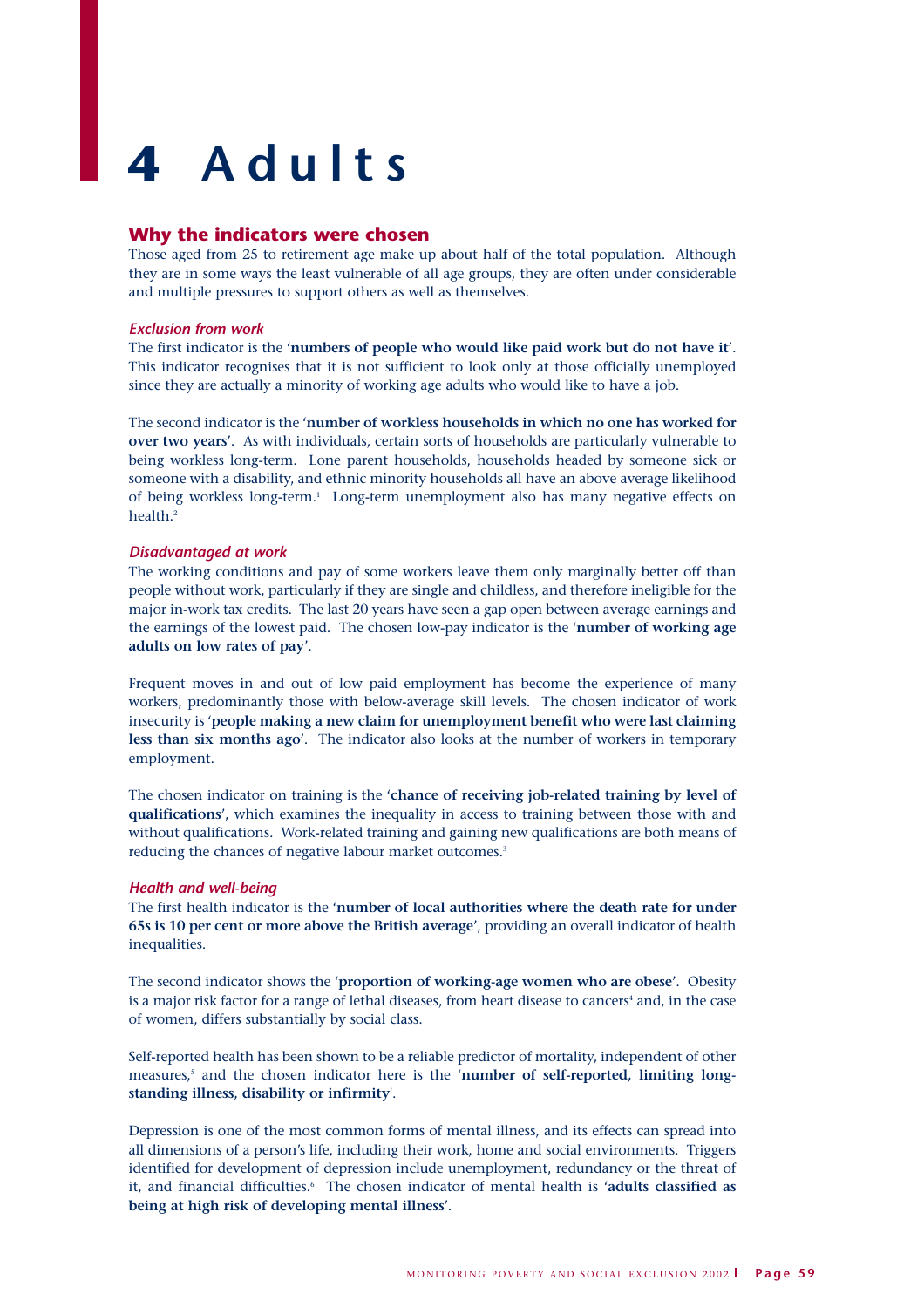# 4 Adults

## Why the indicators were chosen

Those aged from 25 to retirement age make up about half of the total population. Although they are in some ways the least vulnerable of all age groups, they are often under considerable and multiple pressures to support others as well as themselves.

### *Exclusion from work*

The first indicator is the '**numbers of people who would like paid work but do not have it**'. This indicator recognises that it is not sufficient to look only at those officially unemployed since they are actually a minority of working age adults who would like to have a job.

The second indicator is the '**number of workless households in which no one has worked for over two years**'. As with individuals, certain sorts of households are particularly vulnerable to being workless long-term. Lone parent households, households headed by someone sick or someone with a disability, and ethnic minority households all have an above average likelihood of being workless long-term.[1] Long-term unemployment also has many negative effects on health.[2]

### *Disadvantaged at work*

The working conditions and pay of some workers leave them only marginally better off than people without work, particularly if they are single and childless, and therefore ineligible for the major in-work tax credits. The last 20 years have seen a gap open between average earnings and the earnings of the lowest paid. The chosen low-pay indicator is the '**number of working age adults on low rates of pay**'.

Frequent moves in and out of low paid employment has become the experience of many workers, predominantly those with below-average skill levels. The chosen indicator of work insecurity is '**people making a new claim for unemployment benefit who were last claiming less than six months ago**'. The indicator also looks at the number of workers in temporary employment.

The chosen indicator on training is the '**chance of receiving job-related training by level of qualifications**', which examines the inequality in access to training between those with and without qualifications. Work-related training and gaining new qualifications are both means of reducing the chances of negative labour market outcomes.[3]

### *Health and well-being*

The first health indicator is the '**number of local authorities where the death rate for under 65s is 10 per cent or more above the British average**', providing an overall indicator of health inequalities.

The second indicator shows the '**proportion of working-age women who are obese**'. Obesity is a major risk factor for a range of lethal diseases, from heart disease to cancers[4] and, in the case of women, differs substantially by social class.

Self-reported health has been shown to be a reliable predictor of mortality, independent of other measures,[5] and the chosen indicator here is the '**number of self-reported, limiting long-standing illness, disability or infirmity**'.

Depression is one of the most common forms of mental illness, and its effects can spread into all dimensions of a person's life, including their work, home and social environments. Triggers identified for development of depression include unemployment, redundancy or the threat of it, and financial difficulties.[6] The chosen indicator of mental health is '**adults classified as being at high risk of developing mental illness**'.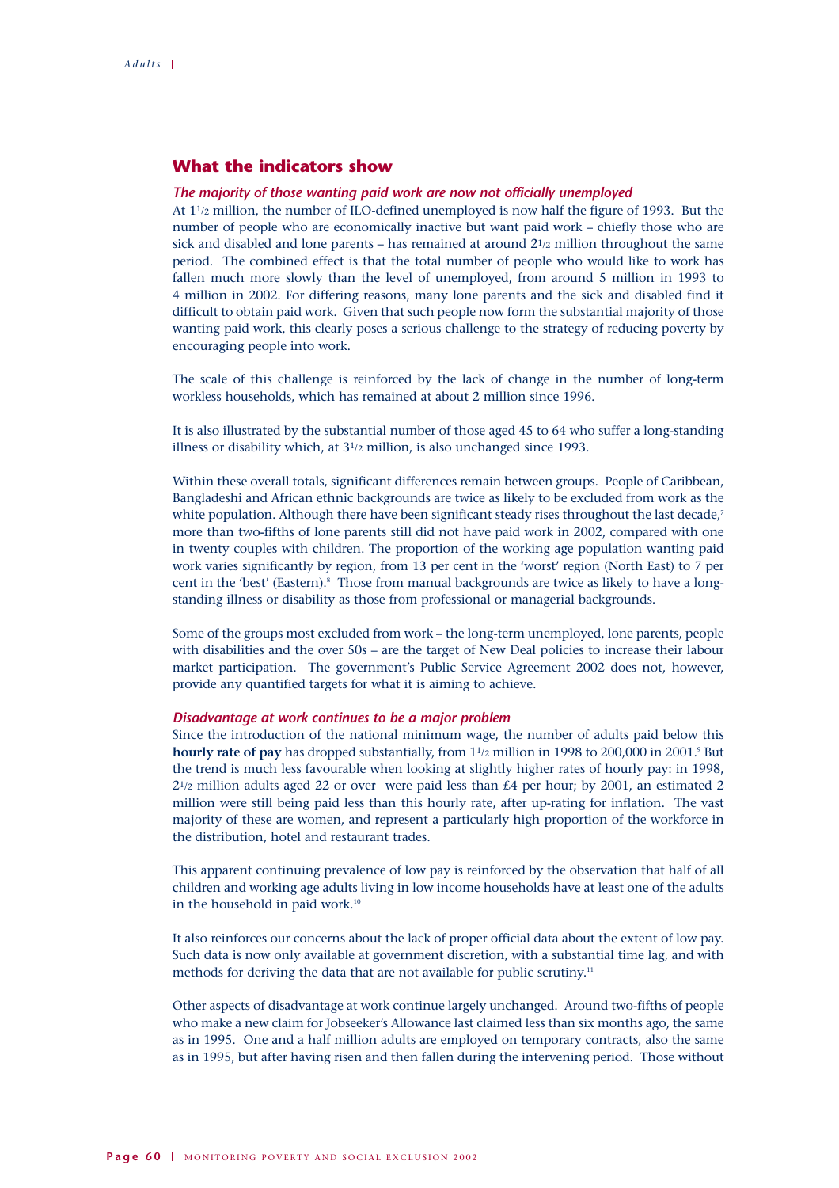## What the indicators show

*The majority of those wanting paid work are now not officially unemployed*

At 1½ million, the number of ILO-defined unemployed is now half the figure of 1993. But the number of people who are economically inactive but want paid work – chiefly those who are sick and disabled and lone parents – has remained at around 2½ million throughout the same period. The combined effect is that the total number of people who would like to work has fallen much more slowly than the level of unemployed, from around 5 million in 1993 to 4 million in 2002. For differing reasons, many lone parents and the sick and disabled find it difficult to obtain paid work. Given that such people now form the substantial majority of those wanting paid work, this clearly poses a serious challenge to the strategy of reducing poverty by encouraging people into work.

The scale of this challenge is reinforced by the lack of change in the number of long-term workless households, which has remained at about 2 million since 1996.

It is also illustrated by the substantial number of those aged 45 to 64 who suffer a long-standing illness or disability which, at 3½ million, is also unchanged since 1993.

Within these overall totals, significant differences remain between groups. People of Caribbean, Bangladeshi and African ethnic backgrounds are twice as likely to be excluded from work as the white population. Although there have been significant steady rises throughout the last decade,[7] more than two-fifths of lone parents still did not have paid work in 2002, compared with one in twenty couples with children. The proportion of the working age population wanting paid work varies significantly by region, from 13 per cent in the 'worst' region (North East) to 7 per cent in the 'best' (Eastern).[8] Those from manual backgrounds are twice as likely to have a long-standing illness or disability as those from professional or managerial backgrounds.

Some of the groups most excluded from work – the long-term unemployed, lone parents, people with disabilities and the over 50s – are the target of New Deal policies to increase their labour market participation. The government's Public Service Agreement 2002 does not, however, provide any quantified targets for what it is aiming to achieve.

*Disadvantage at work continues to be a major problem*

Since the introduction of the national minimum wage, the number of adults paid below this **hourly rate of pay** has dropped substantially, from 1½ million in 1998 to 200,000 in 2001.[9] But the trend is much less favourable when looking at slightly higher rates of hourly pay: in 1998, 2½ million adults aged 22 or over were paid less than £4 per hour; by 2001, an estimated 2 million were still being paid less than this hourly rate, after up-rating for inflation. The vast majority of these are women, and represent a particularly high proportion of the workforce in the distribution, hotel and restaurant trades.

This apparent continuing prevalence of low pay is reinforced by the observation that half of all children and working age adults living in low income households have at least one of the adults in the household in paid work.[10]

It also reinforces our concerns about the lack of proper official data about the extent of low pay. Such data is now only available at government discretion, with a substantial time lag, and with methods for deriving the data that are not available for public scrutiny.[11]

Other aspects of disadvantage at work continue largely unchanged. Around two-fifths of people who make a new claim for Jobseeker's Allowance last claimed less than six months ago, the same as in 1995. One and a half million adults are employed on temporary contracts, also the same as in 1995, but after having risen and then fallen during the intervening period. Those without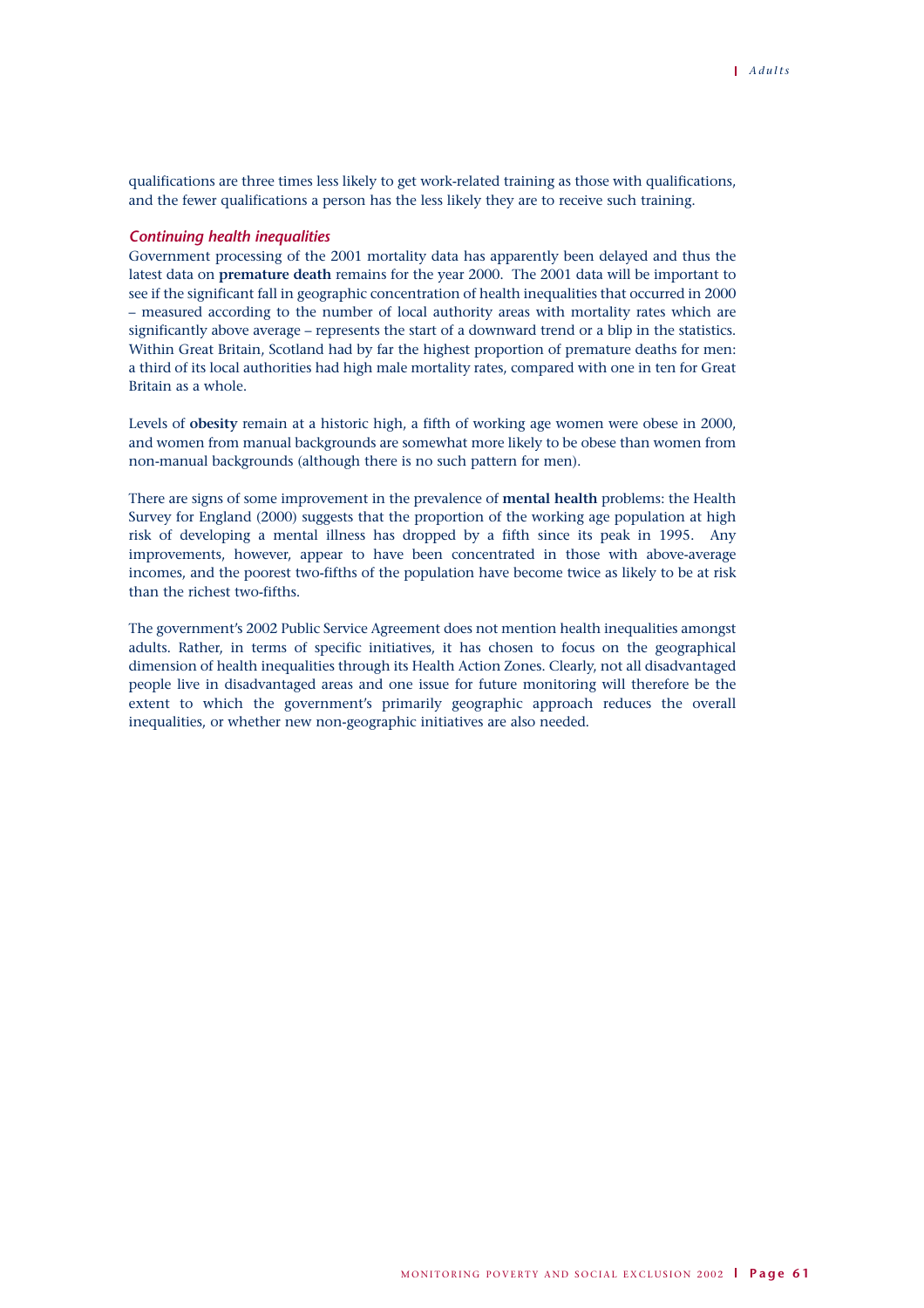qualifications are three times less likely to get work-related training as those with qualifications, and the fewer qualifications a person has the less likely they are to receive such training.

### *Continuing health inequalities*

Government processing of the 2001 mortality data has apparently been delayed and thus the latest data on **premature death** remains for the year 2000. The 2001 data will be important to see if the significant fall in geographic concentration of health inequalities that occurred in 2000 – measured according to the number of local authority areas with mortality rates which are significantly above average – represents the start of a downward trend or a blip in the statistics. Within Great Britain, Scotland had by far the highest proportion of premature deaths for men: a third of its local authorities had high male mortality rates, compared with one in ten for Great Britain as a whole.

Levels of **obesity** remain at a historic high, a fifth of working age women were obese in 2000, and women from manual backgrounds are somewhat more likely to be obese than women from non-manual backgrounds (although there is no such pattern for men).

There are signs of some improvement in the prevalence of **mental health** problems: the Health Survey for England (2000) suggests that the proportion of the working age population at high risk of developing a mental illness has dropped by a fifth since its peak in 1995. Any improvements, however, appear to have been concentrated in those with above-average incomes, and the poorest two-fifths of the population have become twice as likely to be at risk than the richest two-fifths.

The government's 2002 Public Service Agreement does not mention health inequalities amongst adults. Rather, in terms of specific initiatives, it has chosen to focus on the geographical dimension of health inequalities through its Health Action Zones. Clearly, not all disadvantaged people live in disadvantaged areas and one issue for future monitoring will therefore be the extent to which the government's primarily geographic approach reduces the overall inequalities, or whether new non-geographic initiatives are also needed.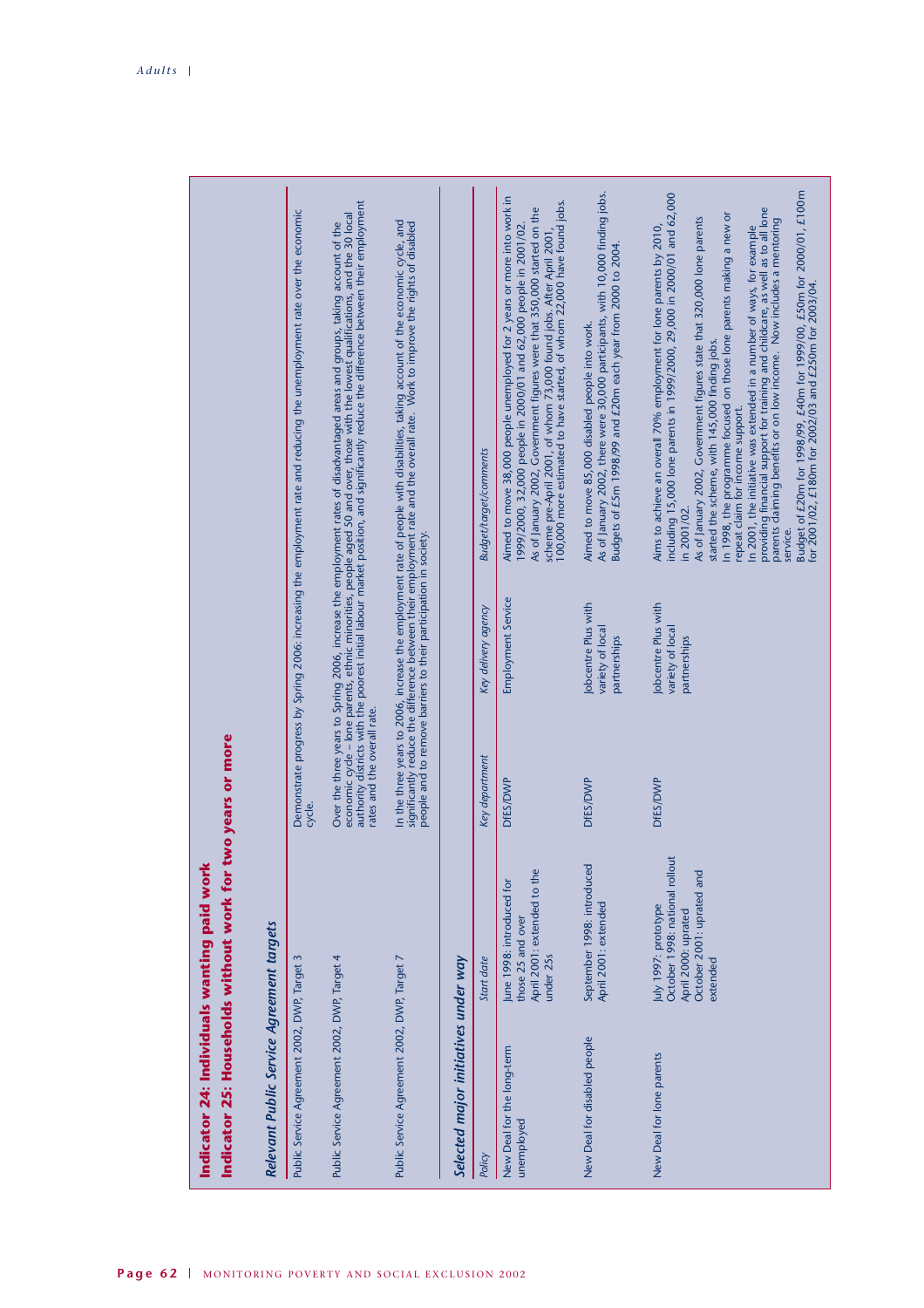## Indicator 24: Individuals wanting paid work
## Indicator 25: Households without work for two years or more

### *Relevant Public Service Agreement targets*

| | |
|---|---|
| Public Service Agreement 2002, DWP, Target 3 | Demonstrate progress by Spring 2006: increasing the employment rate and reducing the unemployment rate over the economic cycle. |
| Public Service Agreement 2002, DWP, Target 4 | Over the three years to Spring 2006, increase the employment rates of disadvantaged areas and groups, taking account of the economic cycle – lone parents, ethnic minorities, people aged 50 and over, those with the lowest qualifications, and the 30 local authority districts with the poorest initial labour market position, and significantly reduce the difference between their employment rates and the overall rate. |
| Public Service Agreement 2002, DWP, Target 7 | In the three years to 2006, increase the employment rate of people with disabilities, taking account of the economic cycle, and significantly reduce the difference between their employment rate and the overall rate. Work to improve the rights of disabled people and to remove barriers to their participation in society. |

### *Selected major initiatives under way*

| *Policy* | *Start date* | *Key department* | *Key delivery agency* | *Budget/target/comments* |
|---|---|---|---|---|
| New Deal for the long-term unemployed | June 1998: introduced for those 25 and over<br>April 2001: extended to the under 25s | DfES/DWP | Employment Service | Aimed to move 38,000 people unemployed for 2 years or more into work in 1999/2000, 32,000 people in 2000/01 and 62,000 people in 2001/02.<br>As of January 2002, Government figures were that 350,000 started on the scheme pre-April 2001, of whom 73,000 found jobs. After April 2001, 100,000 more estimated to have started, of whom 22,000 have found jobs. |
| New Deal for disabled people | September 1998: introduced<br>April 2001: extended | DfES/DWP | Jobcentre Plus with variety of local partnerships | Aimed to move 85,000 disabled people into work.<br>As of January 2002, there were 30,000 participants, with 10,000 finding jobs.<br>Budgets of £5m 1998/99 and £20m each year from 2000 to 2004. |
| New Deal for lone parents | July 1997: prototype<br>October 1998: national rollout<br>April 2000: uprated<br>October 2001: uprated and extended | DfES/DWP | Jobcentre Plus with variety of local partnerships | Aims to achieve an overall 70% employment for lone parents by 2010, including 15,000 lone parents in 1999/2000, 29,000 in 2000/01 and 62,000 in 2001/02.<br>As of January 2002, Government figures state that 320,000 lone parents started the scheme, with 145,000 finding jobs.<br>In 1998, the programme focused on those lone parents making a new or repeat claim for income support.<br>In 2001, the initiative was extended in a number of ways, for example providing financial support for training and childcare, as well as to all lone parents claiming benefits or on low income. Now includes a mentoring service.<br>Budget of £20m for 1998/99, £40m for 1999/00, £50m for 2000/01, £100m for 2001/02, £180m for 2002/03 and £250m for 2003/04. |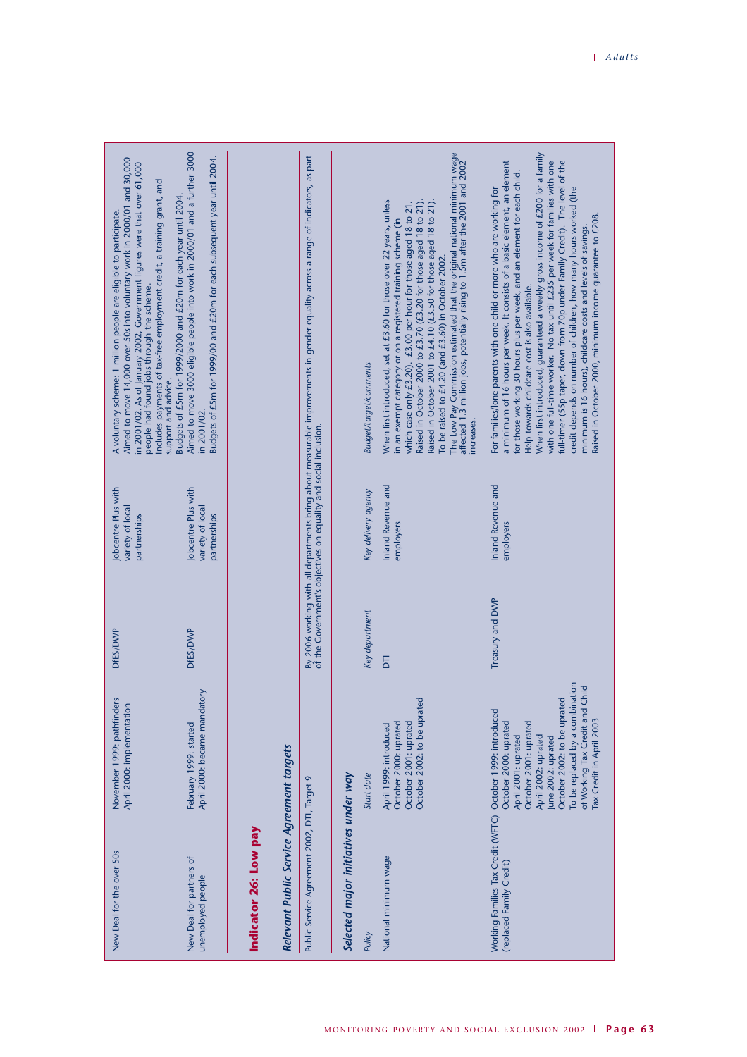| | | | | |
|---|---|---|---|---|
| New Deal for the over 50s | November 1999: pathfinders<br>April 2000: implementation | DfES/DWP | Jobcentre Plus with variety of local partnerships | A voluntary scheme: 1 million people are eligible to participate.<br>Aimed to move 14,000 over-50s into voluntary work in 2000/01 and 30,000 in 2001/02. As of January 2002, Government figures were that over 61,000 people had found jobs through the scheme.<br>Includes payments of tax-free employment credit, a training grant, and support and advice.<br>Budgets of £5m for 1999/2000 and £20m for each year until 2004. |
| New Deal for partners of unemployed people | February 1999: started<br>April 2000: became mandatory | DfES/DWP | Jobcentre Plus with variety of local partnerships | Aimed to move 3000 eligible people into work in 2000/01 and a further 3000 in 2001/02.<br>Budgets of £5m for 1999/00 and £20m for each subsequent year until 2004. |

## Indicator 26: Low pay

### *Relevant Public Service Agreement targets*

| | |
|---|---|
| Public Service Agreement 2002, DTI, Target 9 | By 2006 working with all departments bring about measurable improvements in gender equality across a range of indicators, as part of the Government's objectives on equality and social inclusion. |

### *Selected major initiatives under way*

| *Policy* | *Start date* | *Key department* | *Key delivery agency* | *Budget/target/comments* |
|---|---|---|---|---|
| National minimum wage | April 1999: introduced<br>October 2000: uprated<br>October 2001: uprated<br>October 2002: to be uprated | DTI | Inland Revenue and employers | When first introduced, set at £3.60 for those over 22 years, unless in an exempt category or on a registered training scheme (in which case only £3.20). £3.00 per hour for those aged 18 to 21.<br>Raised in October 2000 to £3.70 (£3.20 for those aged 18 to 21).<br>Raised in October 2001 to £4.10 (£3.50 for those aged 18 to 21).<br>To be raised to £4.20 (and £3.60) in October 2002.<br>The Low Pay Commission estimated that the original national minimum wage affected 1.3 million jobs, potentially rising to 1.5m after the 2001 and 2002 increases. |
| Working Families Tax Credit (WFTC) (replaced Family Credit) | October 1999: introduced<br>October 2000: uprated<br>April 2001: uprated<br>October 2001: uprated<br>April 2002: uprated<br>June 2002: uprated<br>October 2002: to be uprated<br>To be replaced by a combination of Working Tax Credit and Child Tax Credit in April 2003 | Treasury and DWP | Inland Revenue and employers | For families/lone parents with one child or more who are working for a minimum of 16 hours per week. It consists of a basic element, an element for those working 30 hours plus per week, and an element for each child.<br>Help towards childcare cost is also available.<br>When first introduced, guaranteed a weekly gross income of £200 for a family with one full-time worker. No tax until £235 per week for families with one full-timer (55p taper, down from 70p under Family Credit). The level of the credit depends on number of children, how many hours worked (the minimum is 16 hours), childcare costs and levels of savings.<br>Raised in October 2000, minimum income guarantee to £208. |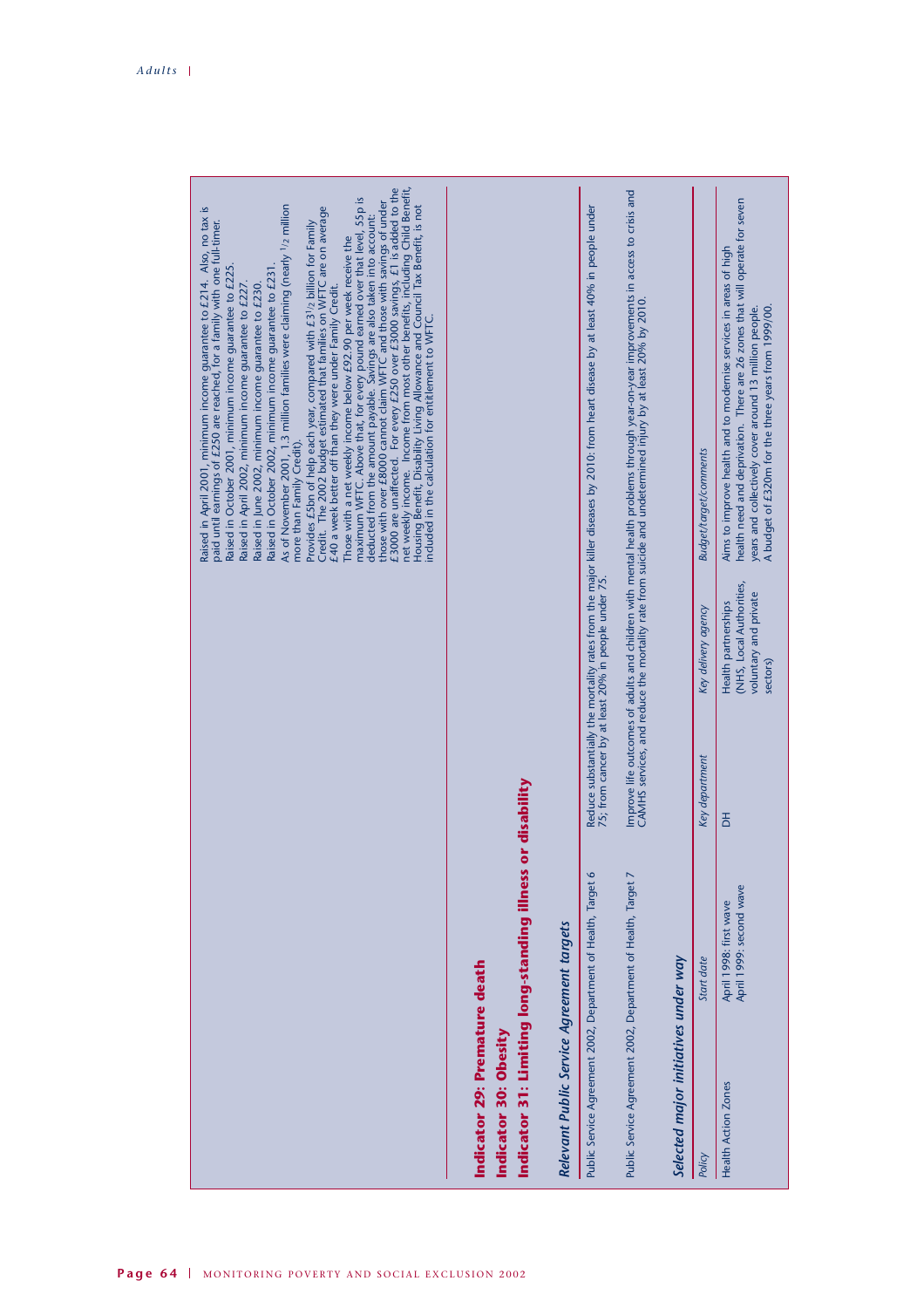Raised in April 2001, minimum income guarantee to £214. Also, no tax is paid until earnings of £250 are reached, for a family with one full-timer.
Raised in October 2001, minimum income guarantee to £225.
Raised in April 2002, minimum income guarantee to £227.
Raised in June 2002, minimum income guarantee to £230.
Raised in October 2002, minimum income guarantee to £231.
As of November 2001, 1.3 million families were claiming (nearly 1/2 million more than Family Credit).
Provides £5bn of help each year, compared with £3 1/2 billion for Family Credit. The 2002 budget estimated that families on WFTC are on average £40 a week better off than they were under Family Credit.
Those with a net weekly income below £92.90 per week receive the maximum WFTC. Above that, for every pound earned over that level, 55p is deducted from the amount payable. Savings are also taken into account: those with over £8000 cannot claim WFTC and those with savings of under £3000 are unaffected. For every £250 over £3000 savings, £1 is added to the net weekly income. Income from most other benefits, including Child Benefit, Housing Benefit, Disability Living Allowance and Council Tax Benefit, is not included in the calculation for entitlement to WFTC.

## Indicator 29: Premature death
## Indicator 30: Obesity
## Indicator 31: Limiting long-standing illness or disability

### *Relevant Public Service Agreement targets*

| | |
|---|---|
| Public Service Agreement 2002, Department of Health, Target 6 | Reduce substantially the mortality rates from the major killer diseases by 2010: from heart disease by at least 40% in people under 75; from cancer by at least 20% in people under 75. |
| Public Service Agreement 2002, Department of Health, Target 7 | Improve life outcomes of adults and children with mental health problems through year-on-year improvements in access to crisis and CAMHS services, and reduce the mortality rate from suicide and undetermined injury by at least 20% by 2010. |

### *Selected major initiatives under way*

| *Policy* | *Start date* | *Key department* | *Key delivery agency* | *Budget/target/comments* |
|---|---|---|---|---|
| Health Action Zones | April 1998: first wave<br>April 1999: second wave | DH | Health partnerships (NHS, Local Authorities, voluntary and private sectors) | Aims to improve health and to modernise services in areas of high health need and deprivation. There are 26 zones that will operate for seven years and collectively cover around 13 million people.<br>A budget of £320m for the three years from 1999/00. |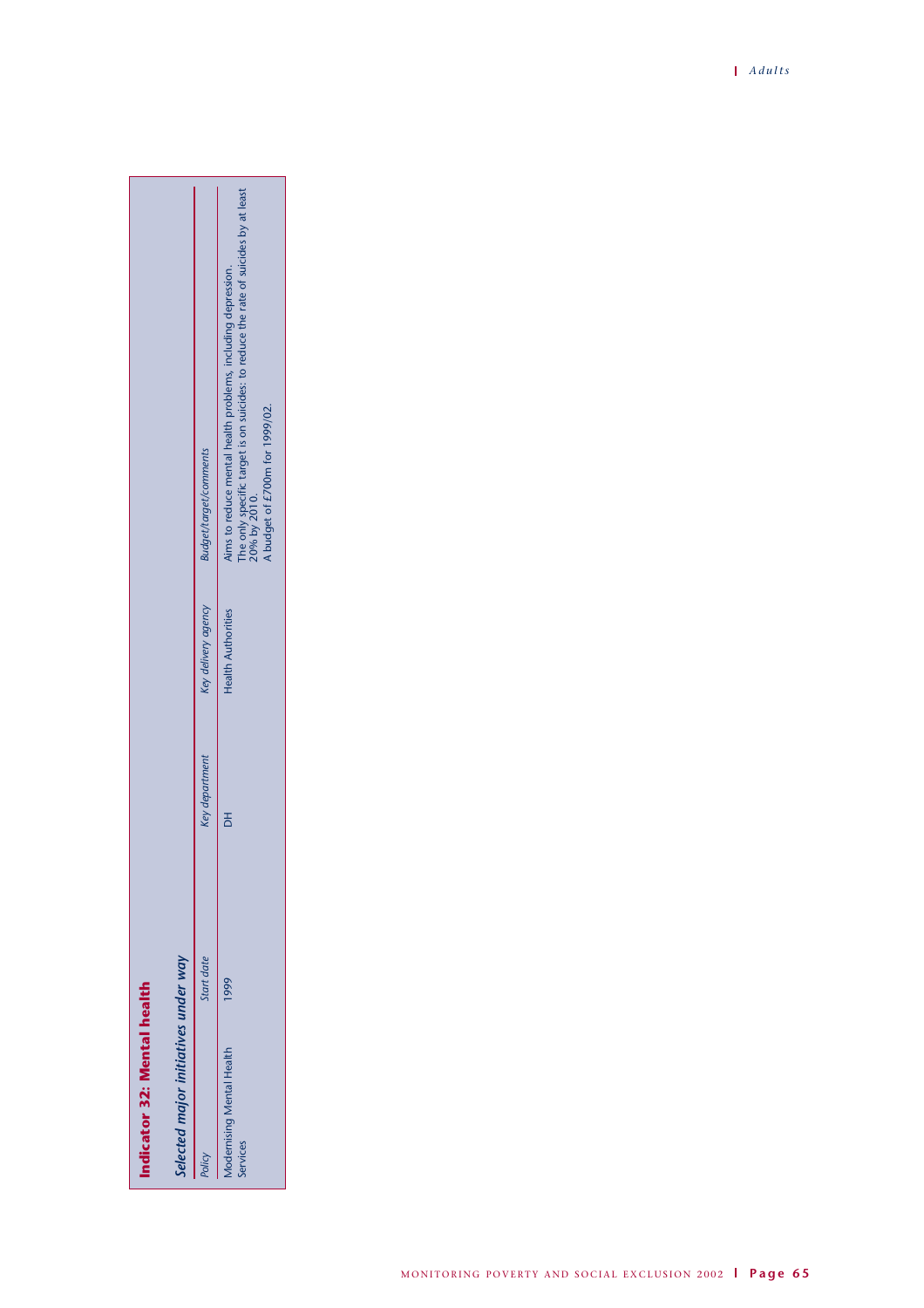## Indicator 32: Mental health

### *Selected major initiatives under way*

| *Policy* | *Start date* | *Key department* | *Key delivery agency* | *Budget/target/comments* |
|---|---|---|---|---|
| Modernising Mental Health Services | 1999 | DH | Health Authorities | Aims to reduce mental health problems, including depression. The only specific target is on suicides: to reduce the rate of suicides by at least 20% by 2010. A budget of £700m for 1999/02. |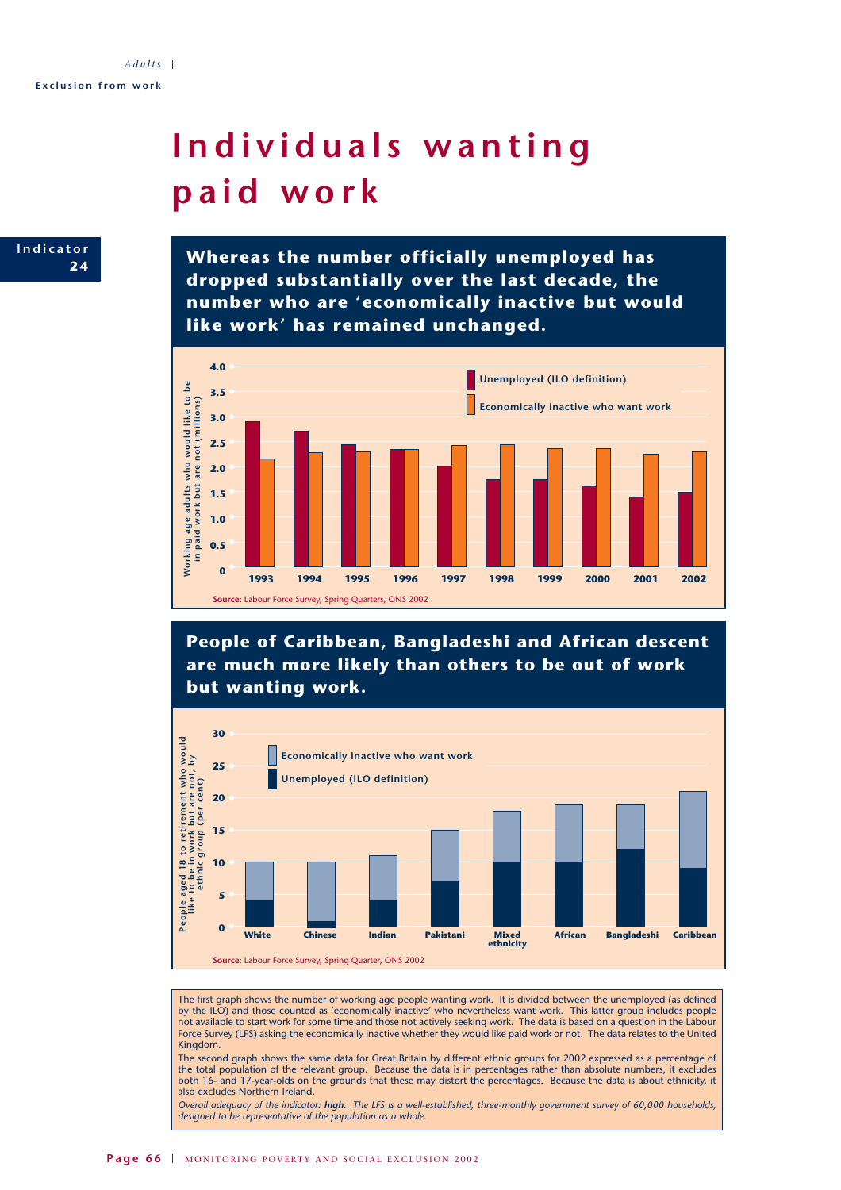Indicator 24

# Individuals wanting paid work

## Whereas the number officially unemployed has dropped substantially over the last decade, the number who are 'economically inactive but would like work' has remained unchanged.

Working age adults who would like to be in paid work but are not (millions)

Unemployed (ILO definition)

Economically inactive who want work

1993 1994 1995 1996 1997 1998 1999 2000 2001 2002

**Source**: Labour Force Survey, Spring Quarters, ONS 2002

## People of Caribbean, Bangladeshi and African descent are much more likely than others to be out of work but wanting work.

People aged 18 to retirement who would like to be in work but are not, by ethnic group (per cent)

Economically inactive who want work

Unemployed (ILO definition)

White Chinese Indian Pakistani Mixed ethnicity African Bangladeshi Caribbean

**Source**: Labour Force Survey, Spring Quarter, ONS 2002

The first graph shows the number of working age people wanting work. It is divided between the unemployed (as defined by the ILO) and those counted as 'economically inactive' who nevertheless want work. This latter group includes people not available to start work for some time and those not actively seeking work. The data is based on a question in the Labour Force Survey (LFS) asking the economically inactive whether they would like paid work or not. The data relates to the United Kingdom.

The second graph shows the same data for Great Britain by different ethnic groups for 2002 expressed as a percentage of the total population of the relevant group. Because the data is in percentages rather than absolute numbers, it excludes both 16- and 17-year-olds on the grounds that these may distort the percentages. Because the data is about ethnicity, it also excludes Northern Ireland.

*Overall adequacy of the indicator: **high**. The LFS is a well-established, three-monthly government survey of 60,000 households, designed to be representative of the population as a whole.*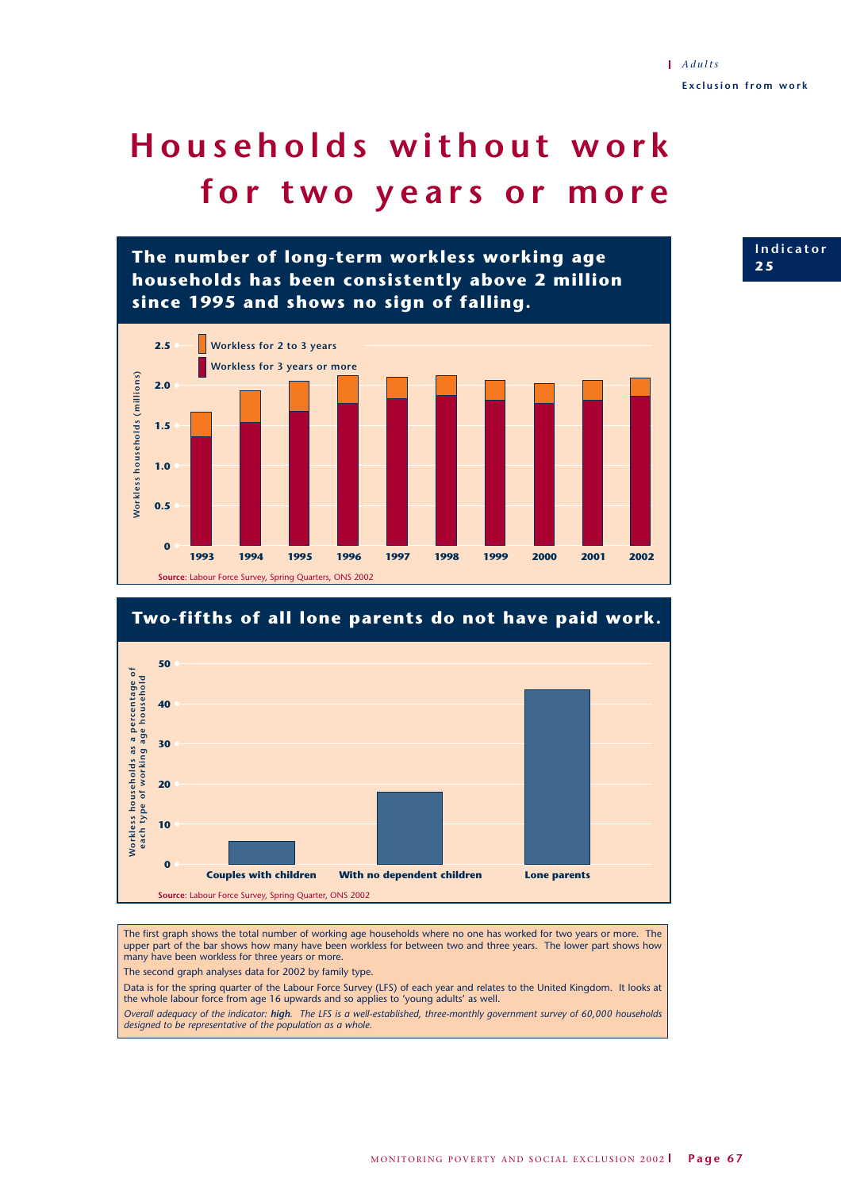# Households without work for two years or more

Indicator 25

## The number of long-term workless working age households has been consistently above 2 million since 1995 and shows no sign of falling.

Workless for 2 to 3 years

Workless for 3 years or more

Workless households (millions)

**Source**: Labour Force Survey, Spring Quarters, ONS 2002

## Two-fifths of all lone parents do not have paid work.

Workless households as a percentage of each type of working age household

Couples with children | With no dependent children | Lone parents

**Source**: Labour Force Survey, Spring Quarter, ONS 2002

The first graph shows the total number of working age households where no one has worked for two years or more. The upper part of the bar shows how many have been workless for between two and three years. The lower part shows how many have been workless for three years or more.

The second graph analyses data for 2002 by family type.

Data is for the spring quarter of the Labour Force Survey (LFS) of each year and relates to the United Kingdom. It looks at the whole labour force from age 16 upwards and so applies to 'young adults' as well.

*Overall adequacy of the indicator: **high**. The LFS is a well-established, three-monthly government survey of 60,000 households designed to be representative of the population as a whole.*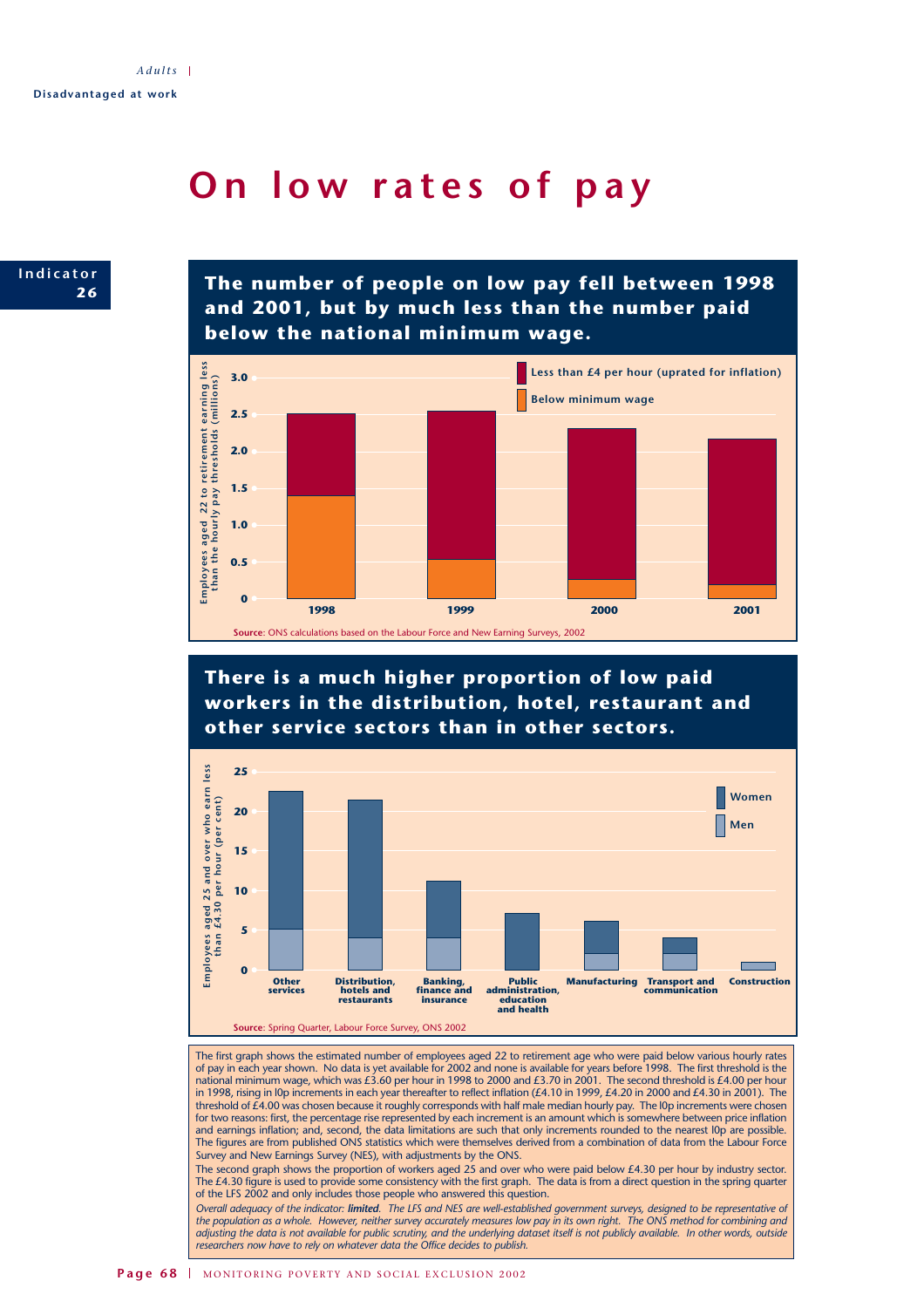# On low rates of pay

**Indicator 26**

## The number of people on low pay fell between 1998 and 2001, but by much less than the number paid below the national minimum wage.

Employees aged 22 to retirement earning less than the hourly pay thresholds (millions)

- Less than £4 per hour (uprated for inflation)
- Below minimum wage

**Source**: ONS calculations based on the Labour Force and New Earning Surveys, 2002

## There is a much higher proportion of low paid workers in the distribution, hotel, restaurant and other service sectors than in other sectors.

Employees aged 25 and over who earn less than £4.30 per hour (per cent)

- Women
- Men

Other services; Distribution, hotels and restaurants; Banking, finance and insurance; Public administration, education and health; Manufacturing; Transport and communication; Construction

**Source**: Spring Quarter, Labour Force Survey, ONS 2002

The first graph shows the estimated number of employees aged 22 to retirement age who were paid below various hourly rates of pay in each year shown. No data is yet available for 2002 and none is available for years before 1998. The first threshold is the national minimum wage, which was £3.60 per hour in 1998 to 2000 and £3.70 in 2001. The second threshold is £4.00 per hour in 1998, rising in 10p increments in each year thereafter to reflect inflation (£4.10 in 1999, £4.20 in 2000 and £4.30 in 2001). The threshold of £4.00 was chosen because it roughly corresponds with half male median hourly pay. The 10p increments were chosen for two reasons: first, the percentage rise represented by each increment is an amount which is somewhere between price inflation and earnings inflation; and, second, the data limitations are such that only increments rounded to the nearest 10p are possible. The figures are from published ONS statistics which were themselves derived from a combination of data from the Labour Force Survey and New Earnings Survey (NES), with adjustments by the ONS.

The second graph shows the proportion of workers aged 25 and over who were paid below £4.30 per hour by industry sector. The £4.30 figure is used to provide some consistency with the first graph. The data is from a direct question in the spring quarter of the LFS 2002 and only includes those people who answered this question.

*Overall adequacy of the indicator: **limited**. The LFS and NES are well-established government surveys, designed to be representative of the population as a whole. However, neither survey accurately measures low pay in its own right. The ONS method for combining and adjusting the data is not available for public scrutiny, and the underlying dataset itself is not publicly available. In other words, outside researchers now have to rely on whatever data the Office decides to publish.*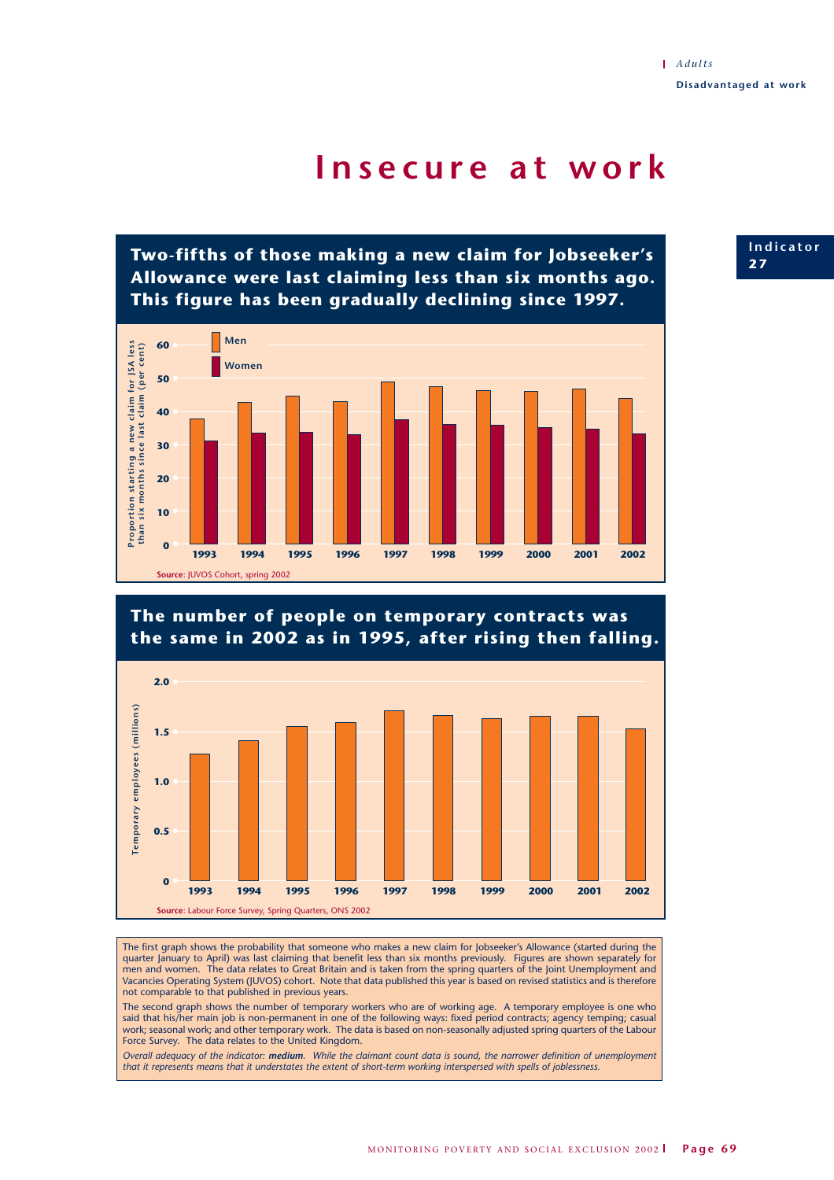# Insecure at work

Indicator 27

## Two-fifths of those making a new claim for Jobseeker's Allowance were last claiming less than six months ago. This figure has been gradually declining since 1997.

Proportion starting a new claim for JSA less than six months since last claim (per cent)

Men / Women

Source: JUVOS Cohort, spring 2002

## The number of people on temporary contracts was the same in 2002 as in 1995, after rising then falling.

Temporary employees (millions)

Source: Labour Force Survey, Spring Quarters, ONS 2002

The first graph shows the probability that someone who makes a new claim for Jobseeker's Allowance (started during the quarter January to April) was last claiming that benefit less than six months previously. Figures are shown separately for men and women. The data relates to Great Britain and is taken from the spring quarters of the Joint Unemployment and Vacancies Operating System (JUVOS) cohort. Note that data published this year is based on revised statistics and is therefore not comparable to that published in previous years.

The second graph shows the number of temporary workers who are of working age. A temporary employee is one who said that his/her main job is non-permanent in one of the following ways: fixed period contracts; agency temping; casual work; seasonal work; and other temporary work. The data is based on non-seasonally adjusted spring quarters of the Labour Force Survey. The data relates to the United Kingdom.

*Overall adequacy of the indicator: **medium**. While the claimant count data is sound, the narrower definition of unemployment that it represents means that it understates the extent of short-term working interspersed with spells of joblessness.*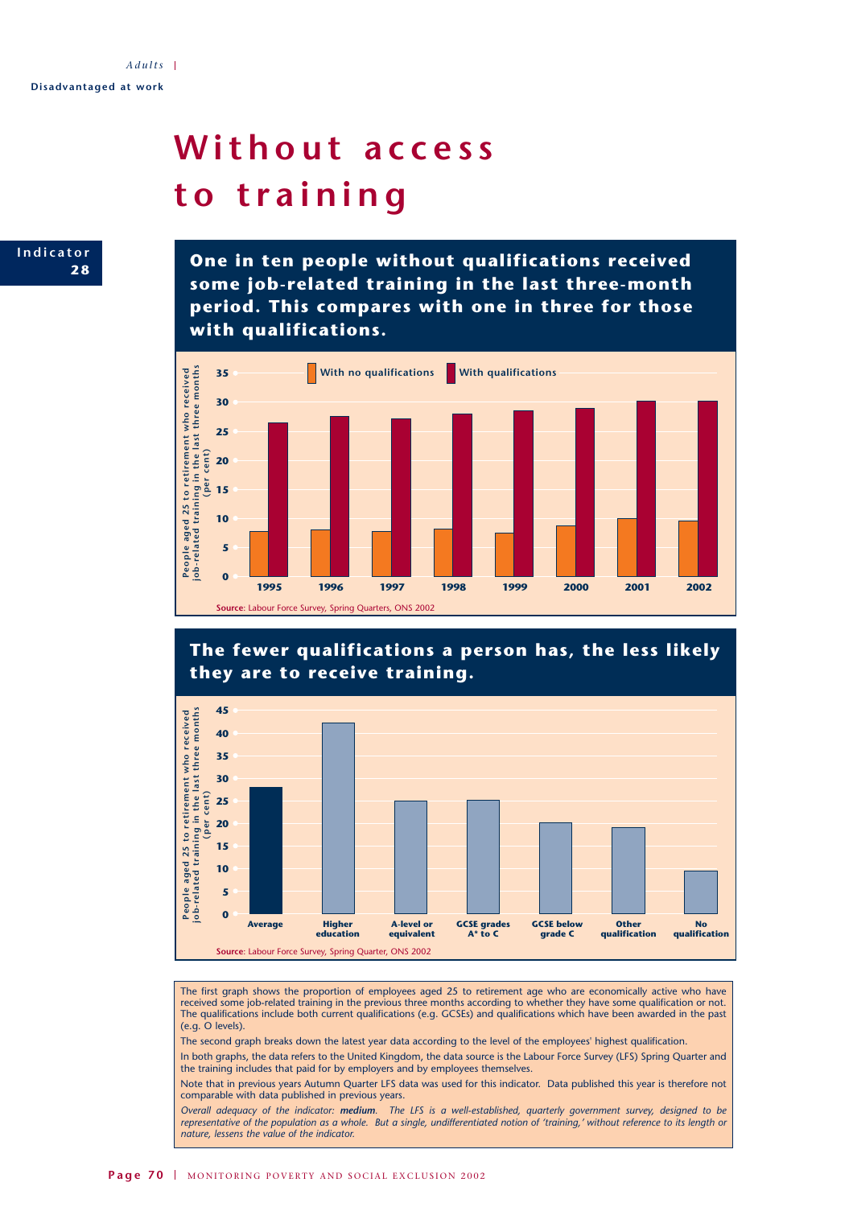Adults | Disadvantaged at work

# Without access to training

**Indicator 28**

## One in ten people without qualifications received some job-related training in the last three-month period. This compares with one in three for those with qualifications.

People aged 25 to retirement who received job-related training in the last three months (per cent)

With no qualifications | With qualifications

1995 1996 1997 1998 1999 2000 2001 2002

**Source**: Labour Force Survey, Spring Quarters, ONS 2002

## The fewer qualifications a person has, the less likely they are to receive training.

People aged 25 to retirement who received job-related training in the last three months (per cent)

Average | Higher education | A-level or equivalent | GCSE grades A* to C | GCSE below grade C | Other qualification | No qualification

**Source**: Labour Force Survey, Spring Quarter, ONS 2002

The first graph shows the proportion of employees aged 25 to retirement age who are economically active who have received some job-related training in the previous three months according to whether they have some qualification or not. The qualifications include both current qualifications (e.g. GCSEs) and qualifications which have been awarded in the past (e.g. O levels).

The second graph breaks down the latest year data according to the level of the employees' highest qualification.

In both graphs, the data refers to the United Kingdom, the data source is the Labour Force Survey (LFS) Spring Quarter and the training includes that paid for by employers and by employees themselves.

Note that in previous years Autumn Quarter LFS data was used for this indicator. Data published this year is therefore not comparable with data published in previous years.

*Overall adequacy of the indicator:* ***medium****. The LFS is a well-established, quarterly government survey, designed to be representative of the population as a whole. But a single, undifferentiated notion of 'training,' without reference to its length or nature, lessens the value of the indicator.*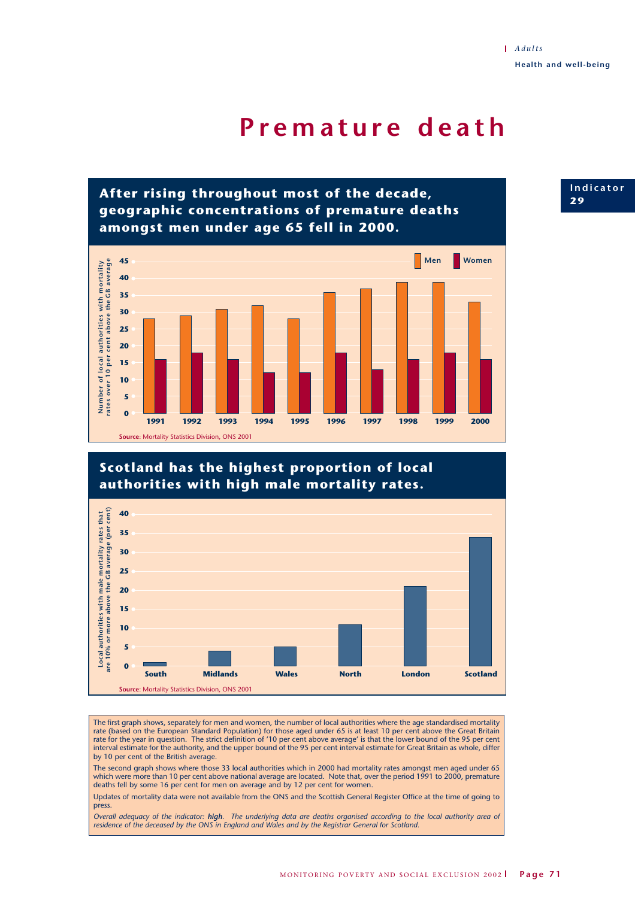Adults

Health and well-being

# Premature death

Indicator 29

## After rising throughout most of the decade, geographic concentrations of premature deaths amongst men under age 65 fell in 2000.

Number of local authorities with mortality rates over 10 per cent above the GB average

| Year | Men | Women |
|---|---|---|
| 1991 | 28 | 16 |
| 1992 | 29 | 18 |
| 1993 | 31 | 16 |
| 1994 | 32 | 12 |
| 1995 | 28 | 12 |
| 1996 | 36 | 18 |
| 1997 | 37 | 13 |
| 1998 | 39 | 16 |
| 1999 | 39 | 18 |
| 2000 | 33 | 16 |

**Source:** Mortality Statistics Division, ONS 2001

## Scotland has the highest proportion of local authorities with high male mortality rates.

Local authorities with male mortality rates that are 10% or more above the GB average (per cent)

| Region | Per cent |
|---|---|
| South | 1 |
| Midlands | 4 |
| Wales | 5 |
| North | 11 |
| London | 21 |
| Scotland | 34 |

**Source:** Mortality Statistics Division, ONS 2001

The first graph shows, separately for men and women, the number of local authorities where the age standardised mortality rate (based on the European Standard Population) for those aged under 65 is at least 10 per cent above the Great Britain rate for the year in question. The strict definition of '10 per cent above average' is that the lower bound of the 95 per cent interval estimate for the authority, and the upper bound of the 95 per cent interval estimate for Great Britain as whole, differ by 10 per cent of the British average.

The second graph shows where those 33 local authorities which in 2000 had mortality rates amongst men aged under 65 which were more than 10 per cent above national average are located. Note that, over the period 1991 to 2000, premature deaths fell by some 16 per cent for men on average and by 12 per cent for women.

Updates of mortality data were not available from the ONS and the Scottish General Register Office at the time of going to press.

*Overall adequacy of the indicator: **high**. The underlying data are deaths organised according to the local authority area of residence of the deceased by the ONS in England and Wales and by the Registrar General for Scotland.*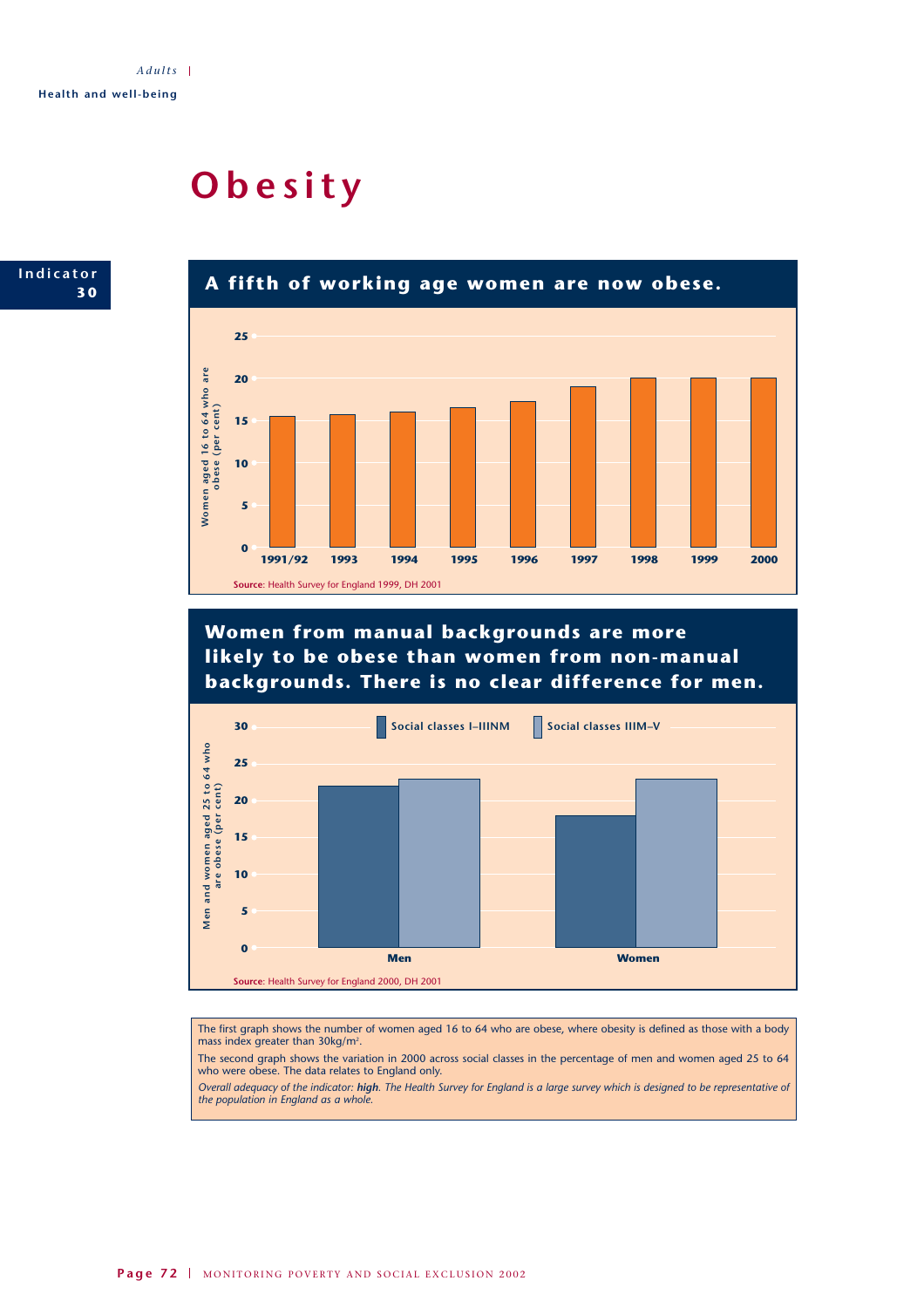# Obesity

Indicator 30

## A fifth of working age women are now obese.

Women aged 16 to 64 who are obese (per cent)

| Year | Per cent |
|---|---|
| 1991/92 | 15.5 |
| 1993 | 15.7 |
| 1994 | 16 |
| 1995 | 16.5 |
| 1996 | 17.3 |
| 1997 | 19 |
| 1998 | 20 |
| 1999 | 20 |
| 2000 | 20 |

**Source**: Health Survey for England 1999, DH 2001

## Women from manual backgrounds are more likely to be obese than women from non-manual backgrounds. There is no clear difference for men.

Men and women aged 25 to 64 who are obese (per cent)

| | Social classes I–IIINM | Social classes IIIM–V |
|---|---|---|
| Men | 22 | 23 |
| Women | 18 | 23 |

**Source**: Health Survey for England 2000, DH 2001

The first graph shows the number of women aged 16 to 64 who are obese, where obesity is defined as those with a body mass index greater than 30kg/m².

The second graph shows the variation in 2000 across social classes in the percentage of men and women aged 25 to 64 who were obese. The data relates to England only.

*Overall adequacy of the indicator:* ***high****. The Health Survey for England is a large survey which is designed to be representative of the population in England as a whole.*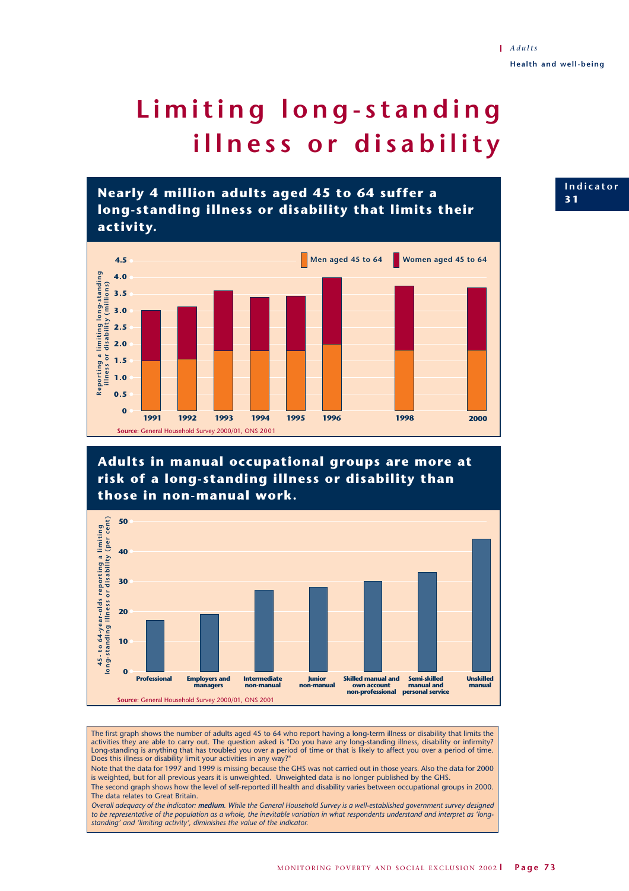# Limiting long-standing illness or disability

Indicator 31

## Nearly 4 million adults aged 45 to 64 suffer a long-standing illness or disability that limits their activity.

Men aged 45 to 64 | Women aged 45 to 64

Reporting a limiting long-standing illness or disability (millions)

| Year | Men aged 45 to 64 | Women aged 45 to 64 | Total |
|---|---|---|---|
| 1991 | 1.5 | 1.5 | 3.0 |
| 1992 | 1.55 | 1.55 | 3.1 |
| 1993 | 1.8 | 1.8 | 3.6 |
| 1994 | 1.8 | 1.6 | 3.4 |
| 1995 | 1.8 | 1.65 | 3.45 |
| 1996 | 2.0 | 2.0 | 4.0 |
| 1998 | 1.8 | 1.95 | 3.75 |
| 2000 | 1.8 | 1.9 | 3.7 |

**Source:** General Household Survey 2000/01, ONS 2001

## Adults in manual occupational groups are more at risk of a long-standing illness or disability than those in non-manual work.

45- to 64-year-olds reporting a limiting long-standing illness or disability (per cent)

| Occupational group | Per cent |
|---|---|
| Professional | 17 |
| Employers and managers | 19 |
| Intermediate non-manual | 27 |
| Junior non-manual | 28 |
| Skilled manual and own account non-professional | 30 |
| Semi-skilled manual and personal service | 33 |
| Unskilled manual | 44 |

**Source:** General Household Survey 2000/01, ONS 2001

The first graph shows the number of adults aged 45 to 64 who report having a long-term illness or disability that limits the activities they are able to carry out. The question asked is "Do you have any long-standing illness, disability or infirmity? Long-standing is anything that has troubled you over a period of time or that is likely to affect you over a period of time. Does this illness or disability limit your activities in any way?"

Note that the data for 1997 and 1999 is missing because the GHS was not carried out in those years. Also the data for 2000 is weighted, but for all previous years it is unweighted. Unweighted data is no longer published by the GHS.

The second graph shows how the level of self-reported ill health and disability varies between occupational groups in 2000. The data relates to Great Britain.

*Overall adequacy of the indicator: **medium**. While the General Household Survey is a well-established government survey designed to be representative of the population as a whole, the inevitable variation in what respondents understand and interpret as 'long-standing' and 'limiting activity', diminishes the value of the indicator.*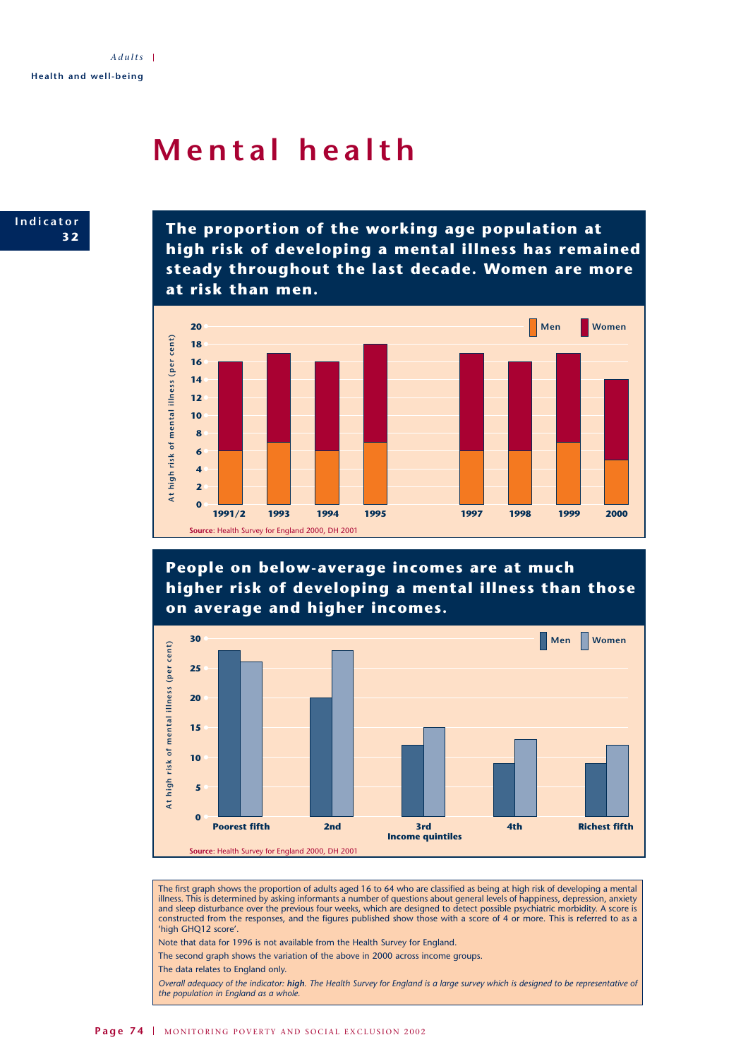# Mental health

Indicator 32

## The proportion of the working age population at high risk of developing a mental illness has remained steady throughout the last decade. Women are more at risk than men.

| Year | Men | Women |
|---|---|---|
| 1991/2 | 6 | 16 |
| 1993 | 7 | 17 |
| 1994 | 6 | 16 |
| 1995 | 7 | 18 |
| 1997 | 6 | 17 |
| 1998 | 6 | 16 |
| 1999 | 7 | 17 |
| 2000 | 5 | 14 |

At high risk of mental illness (per cent)

**Source**: Health Survey for England 2000, DH 2001

## People on below-average incomes are at much higher risk of developing a mental illness than those on average and higher incomes.

| Income quintiles | Men | Women |
|---|---|---|
| Poorest fifth | 28 | 26 |
| 2nd | 20 | 28 |
| 3rd | 12 | 15 |
| 4th | 9 | 13 |
| Richest fifth | 9 | 12 |

At high risk of mental illness (per cent)

**Source**: Health Survey for England 2000, DH 2001

The first graph shows the proportion of adults aged 16 to 64 who are classified as being at high risk of developing a mental illness. This is determined by asking informants a number of questions about general levels of happiness, depression, anxiety and sleep disturbance over the previous four weeks, which are designed to detect possible psychiatric morbidity. A score is constructed from the responses, and the figures published show those with a score of 4 or more. This is referred to as a 'high GHQ12 score'.

Note that data for 1996 is not available from the Health Survey for England.

The second graph shows the variation of the above in 2000 across income groups.

The data relates to England only.

*Overall adequacy of the indicator: **high**. The Health Survey for England is a large survey which is designed to be representative of the population in England as a whole.*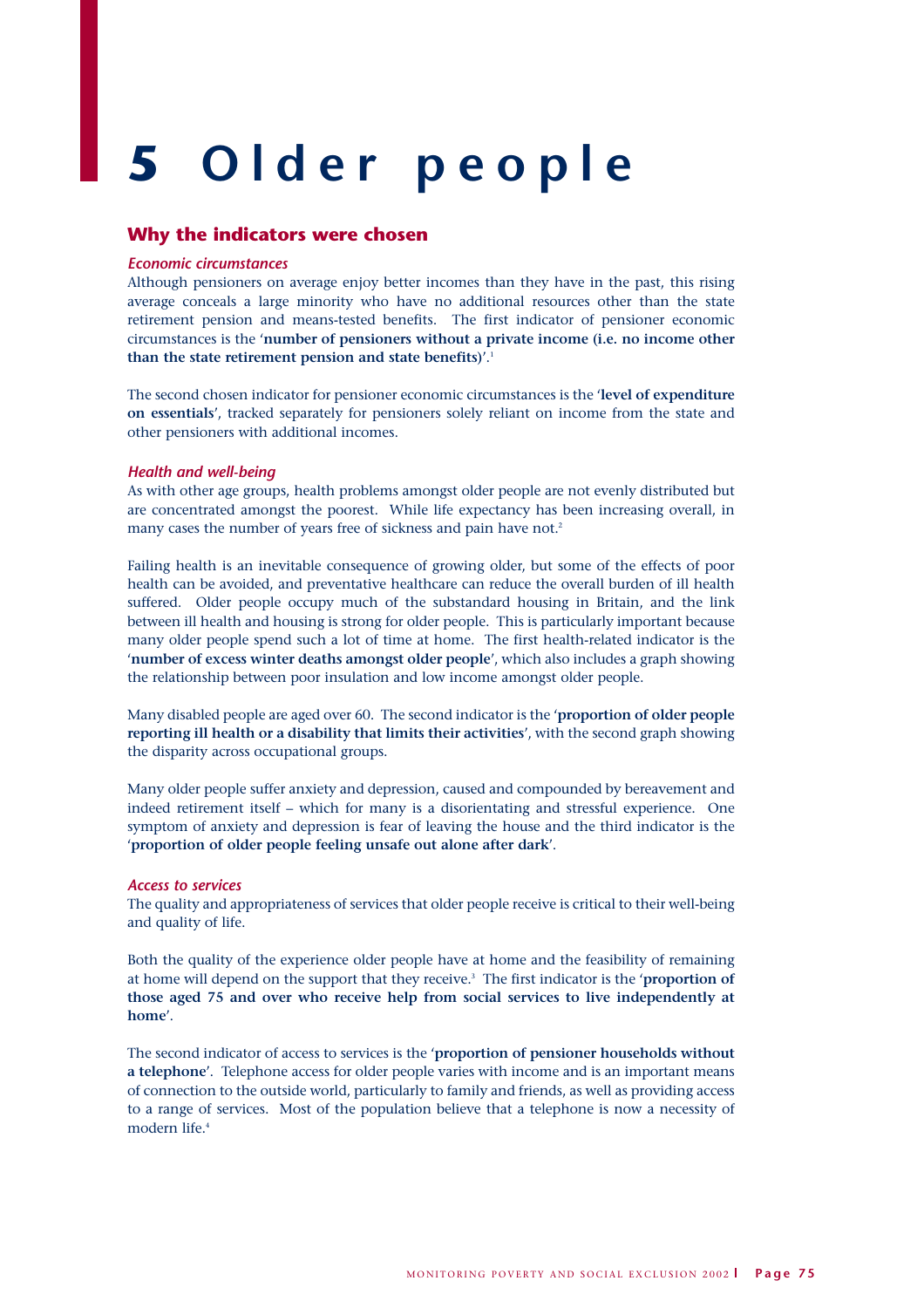# 5 Older people

## Why the indicators were chosen

### *Economic circumstances*

Although pensioners on average enjoy better incomes than they have in the past, this rising average conceals a large minority who have no additional resources other than the state retirement pension and means-tested benefits. The first indicator of pensioner economic circumstances is the '**number of pensioners without a private income (i.e. no income other than the state retirement pension and state benefits)**'.[1]

The second chosen indicator for pensioner economic circumstances is the '**level of expenditure on essentials**', tracked separately for pensioners solely reliant on income from the state and other pensioners with additional incomes.

### *Health and well-being*

As with other age groups, health problems amongst older people are not evenly distributed but are concentrated amongst the poorest. While life expectancy has been increasing overall, in many cases the number of years free of sickness and pain have not.[2]

Failing health is an inevitable consequence of growing older, but some of the effects of poor health can be avoided, and preventative healthcare can reduce the overall burden of ill health suffered. Older people occupy much of the substandard housing in Britain, and the link between ill health and housing is strong for older people. This is particularly important because many older people spend such a lot of time at home. The first health-related indicator is the '**number of excess winter deaths amongst older people**', which also includes a graph showing the relationship between poor insulation and low income amongst older people.

Many disabled people are aged over 60. The second indicator is the '**proportion of older people reporting ill health or a disability that limits their activities**', with the second graph showing the disparity across occupational groups.

Many older people suffer anxiety and depression, caused and compounded by bereavement and indeed retirement itself – which for many is a disorientating and stressful experience. One symptom of anxiety and depression is fear of leaving the house and the third indicator is the '**proportion of older people feeling unsafe out alone after dark**'.

### *Access to services*

The quality and appropriateness of services that older people receive is critical to their well-being and quality of life.

Both the quality of the experience older people have at home and the feasibility of remaining at home will depend on the support that they receive.[3] The first indicator is the '**proportion of those aged 75 and over who receive help from social services to live independently at home**'.

The second indicator of access to services is the '**proportion of pensioner households without a telephone**'. Telephone access for older people varies with income and is an important means of connection to the outside world, particularly to family and friends, as well as providing access to a range of services. Most of the population believe that a telephone is now a necessity of modern life.[4]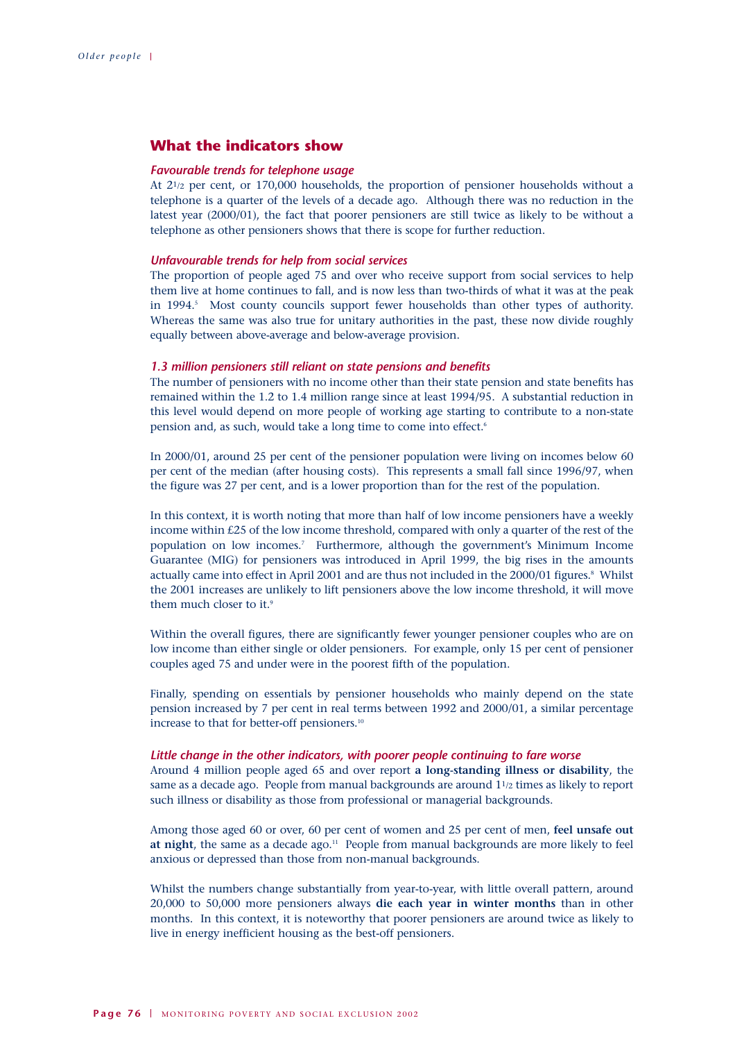## What the indicators show

### *Favourable trends for telephone usage*

At 2½ per cent, or 170,000 households, the proportion of pensioner households without a telephone is a quarter of the levels of a decade ago. Although there was no reduction in the latest year (2000/01), the fact that poorer pensioners are still twice as likely to be without a telephone as other pensioners shows that there is scope for further reduction.

### *Unfavourable trends for help from social services*

The proportion of people aged 75 and over who receive support from social services to help them live at home continues to fall, and is now less than two-thirds of what it was at the peak in 1994.[5] Most county councils support fewer households than other types of authority. Whereas the same was also true for unitary authorities in the past, these now divide roughly equally between above-average and below-average provision.

### *1.3 million pensioners still reliant on state pensions and benefits*

The number of pensioners with no income other than their state pension and state benefits has remained within the 1.2 to 1.4 million range since at least 1994/95. A substantial reduction in this level would depend on more people of working age starting to contribute to a non-state pension and, as such, would take a long time to come into effect.[6]

In 2000/01, around 25 per cent of the pensioner population were living on incomes below 60 per cent of the median (after housing costs). This represents a small fall since 1996/97, when the figure was 27 per cent, and is a lower proportion than for the rest of the population.

In this context, it is worth noting that more than half of low income pensioners have a weekly income within £25 of the low income threshold, compared with only a quarter of the rest of the population on low incomes.[7] Furthermore, although the government's Minimum Income Guarantee (MIG) for pensioners was introduced in April 1999, the big rises in the amounts actually came into effect in April 2001 and are thus not included in the 2000/01 figures.[8] Whilst the 2001 increases are unlikely to lift pensioners above the low income threshold, it will move them much closer to it.[9]

Within the overall figures, there are significantly fewer younger pensioner couples who are on low income than either single or older pensioners. For example, only 15 per cent of pensioner couples aged 75 and under were in the poorest fifth of the population.

Finally, spending on essentials by pensioner households who mainly depend on the state pension increased by 7 per cent in real terms between 1992 and 2000/01, a similar percentage increase to that for better-off pensioners.[10]

### *Little change in the other indicators, with poorer people continuing to fare worse*

Around 4 million people aged 65 and over report **a long-standing illness or disability**, the same as a decade ago. People from manual backgrounds are around 1½ times as likely to report such illness or disability as those from professional or managerial backgrounds.

Among those aged 60 or over, 60 per cent of women and 25 per cent of men, **feel unsafe out at night**, the same as a decade ago.[11] People from manual backgrounds are more likely to feel anxious or depressed than those from non-manual backgrounds.

Whilst the numbers change substantially from year-to-year, with little overall pattern, around 20,000 to 50,000 more pensioners always **die each year in winter months** than in other months. In this context, it is noteworthy that poorer pensioners are around twice as likely to live in energy inefficient housing as the best-off pensioners.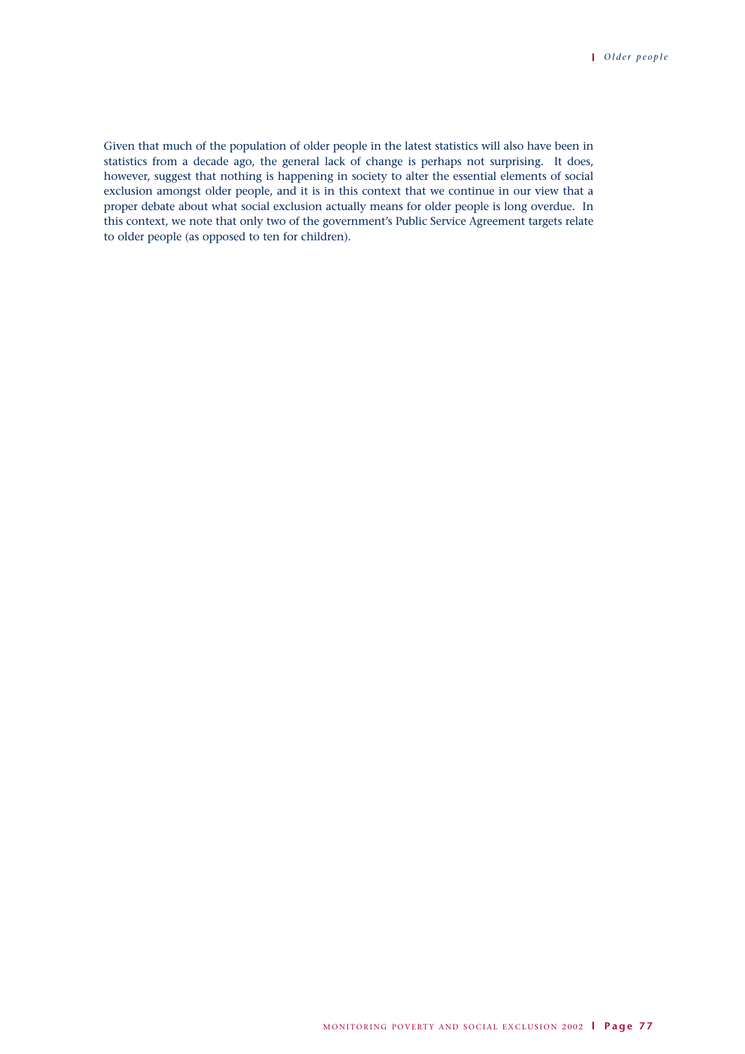Given that much of the population of older people in the latest statistics will also have been in statistics from a decade ago, the general lack of change is perhaps not surprising. It does, however, suggest that nothing is happening in society to alter the essential elements of social exclusion amongst older people, and it is in this context that we continue in our view that a proper debate about what social exclusion actually means for older people is long overdue. In this context, we note that only two of the government's Public Service Agreement targets relate to older people (as opposed to ten for children).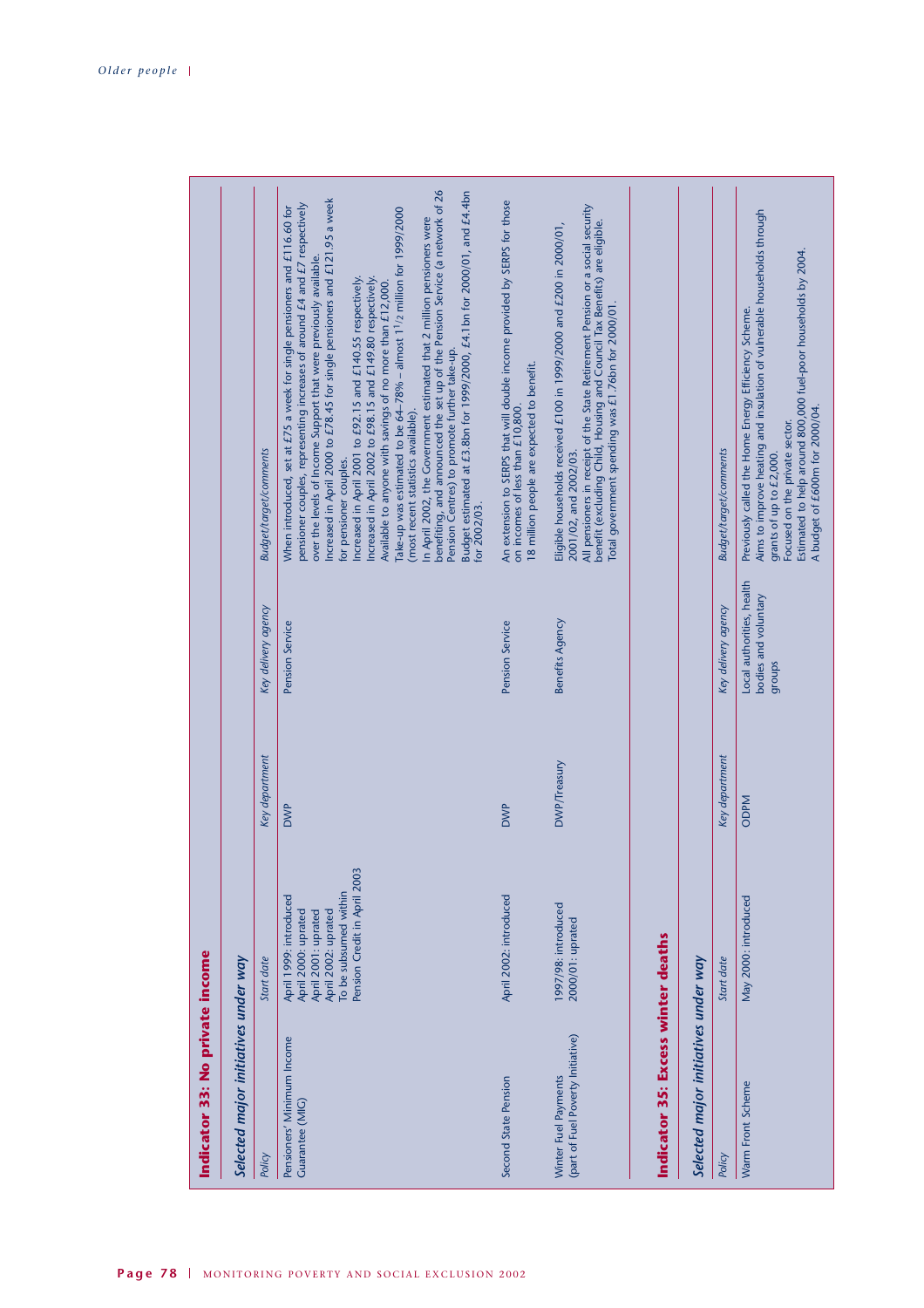## Indicator 33: No private income

### Selected major initiatives under way

| *Policy* | *Start date* | *Key department* | *Key delivery agency* | *Budget/target/comments* |
|---|---|---|---|---|
| Pensioners' Minimum Income Guarantee (MIG) | April 1999: introduced<br>April 2000: uprated<br>April 2001: uprated<br>April 2002: uprated<br>To be subsumed within Pension Credit in April 2003 | DWP | Pension Service | When introduced, set at £75 a week for single pensioners and £116.60 for pensioner couples, representing increases of around £4 and £7 respectively over the levels of Income Support that were previously available.<br>Increased in April 2000 to £78.45 for single pensioners and £121.95 a week for pensioner couples.<br>Increased in April 2001 to £92.15 and £140.55 respectively.<br>Increased in April 2002 to £98.15 and £149.80 respectively.<br>Available to anyone with savings of no more than £12,000.<br>Take-up was estimated to be 64–78% – almost 1½ million for 1999/2000 (most recent statistics available).<br>In April 2002, the Government estimated that 2 million pensioners were benefiting, and announced the set up of the Pension Service (a network of 26 Pension Centres) to promote further take-up.<br>Budget estimated at £3.8bn for 1999/2000, £4.1bn for 2000/01, and £4.4bn for 2002/03. |
| Second State Pension | April 2002: introduced | DWP | Pension Service | An extension to SERPS that will double income provided by SERPS for those on incomes of less than £10,800.<br>18 million people are expected to benefit. |
| Winter Fuel Payments (part of Fuel Poverty Initiative) | 1997/98: introduced<br>2000/01: uprated | DWP/Treasury | Benefits Agency | Eligible households received £100 in 1999/2000 and £200 in 2000/01, 2001/02, and 2002/03.<br>All pensioners in receipt of the State Retirement Pension or a social security benefit (excluding Child, Housing and Council Tax Benefits) are eligible.<br>Total government spending was £1.76bn for 2000/01. |

## Indicator 35: Excess winter deaths

### Selected major initiatives under way

| *Policy* | *Start date* | *Key department* | *Key delivery agency* | *Budget/target/comments* |
|---|---|---|---|---|
| Warm Front Scheme | May 2000: introduced | ODPM | Local authorities, health bodies and voluntary groups | Previously called the Home Energy Efficiency Scheme.<br>Aims to improve heating and insulation of vulnerable households through grants of up to £2,000.<br>Focused on the private sector.<br>Estimated to help around 800,000 fuel-poor households by 2004.<br>A budget of £600m for 2000/04. |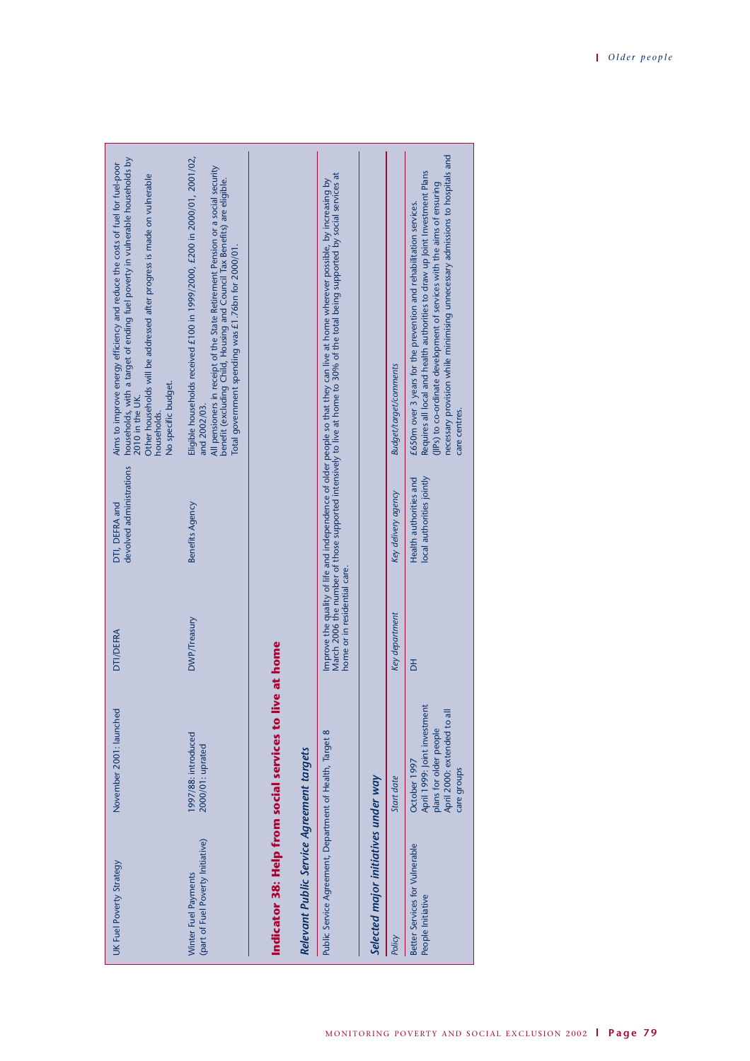| | | | | |
|---|---|---|---|---|
| UK Fuel Poverty Strategy | November 2001: launched | DTI/DEFRA | DTI, DEFRA and devolved administrations | Aims to improve energy efficiency and reduce the costs of fuel for fuel-poor households, with a target of ending fuel poverty in vulnerable households by 2010 in the UK. Other households will be addressed after progress is made on vulnerable households. No specific budget. |
| Winter Fuel Payments (part of Fuel Poverty Initiative) | 1997/88: introduced 2000/01: uprated | DWP/Treasury | Benefits Agency | Eligible households received £100 in 1999/2000, £200 in 2000/01, 2001/02, and 2002/03. All pensioners in receipt of the State Retirement Pension or a social security benefit (excluding Child, Housing and Council Tax Benefits) are eligible. Total government spending was £1.76bn for 2000/01. |

## Indicator 38: Help from social services to live at home

### *Relevant Public Service Agreement targets*

| | |
|---|---|
| Public Service Agreement, Department of Health, Target 8 | Improve the quality of life and independence of older people so that they can live at home wherever possible, by increasing by March 2006 the number of those supported intensively to live at home to 30% of the total being supported by social services at home or in residential care. |

### *Selected major initiatives under way*

| *Policy* | *Start date* | *Key department* | *Key delivery agency* | *Budget/target/comments* |
|---|---|---|---|---|
| Better Services for Vulnerable People Initiative | October 1997<br>April 1999: Joint investment plans for older people<br>April 2000: extended to all care groups | DH | Health authorities and local authorities jointly | £650m over 3 years for the prevention and rehabilitation services.<br>Requires all local and health authorities to draw up Joint Investment Plans (JIPs) to co-ordinate development of services with the aims of ensuring necessary provision while minimising unnecessary admissions to hospitals and care centres. |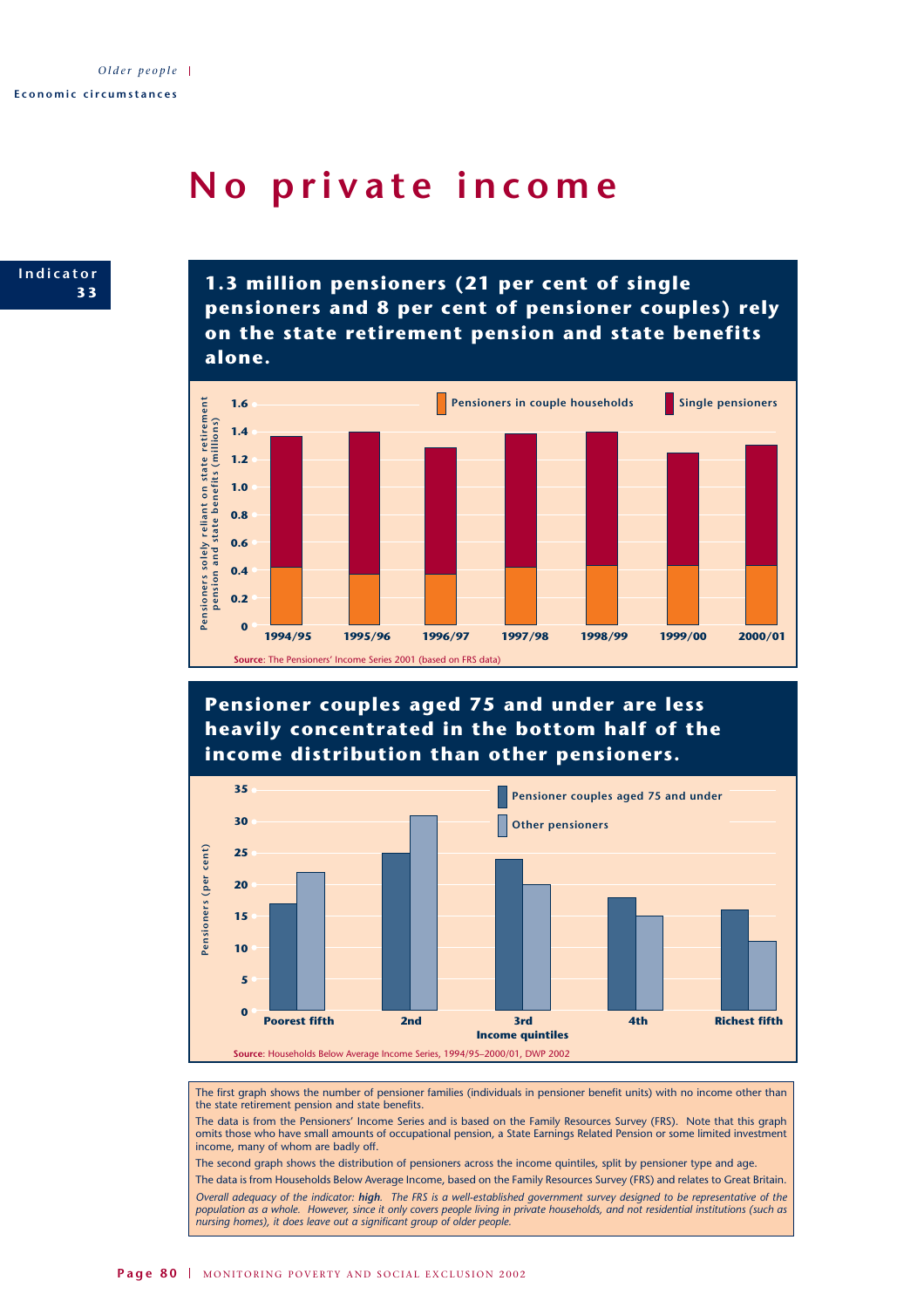# No private income

**Indicator 33**

## 1.3 million pensioners (21 per cent of single pensioners and 8 per cent of pensioner couples) rely on the state retirement pension and state benefits alone.

Source: The Pensioners' Income Series 2001 (based on FRS data)

## Pensioner couples aged 75 and under are less heavily concentrated in the bottom half of the income distribution than other pensioners.

Source: Households Below Average Income Series, 1994/95–2000/01, DWP 2002

The first graph shows the number of pensioner families (individuals in pensioner benefit units) with no income other than the state retirement pension and state benefits.

The data is from the Pensioners' Income Series and is based on the Family Resources Survey (FRS). Note that this graph omits those who have small amounts of occupational pension, a State Earnings Related Pension or some limited investment income, many of whom are badly off.

The second graph shows the distribution of pensioners across the income quintiles, split by pensioner type and age.

The data is from Households Below Average Income, based on the Family Resources Survey (FRS) and relates to Great Britain.

*Overall adequacy of the indicator: **high**. The FRS is a well-established government survey designed to be representative of the population as a whole. However, since it only covers people living in private households, and not residential institutions (such as nursing homes), it does leave out a significant group of older people.*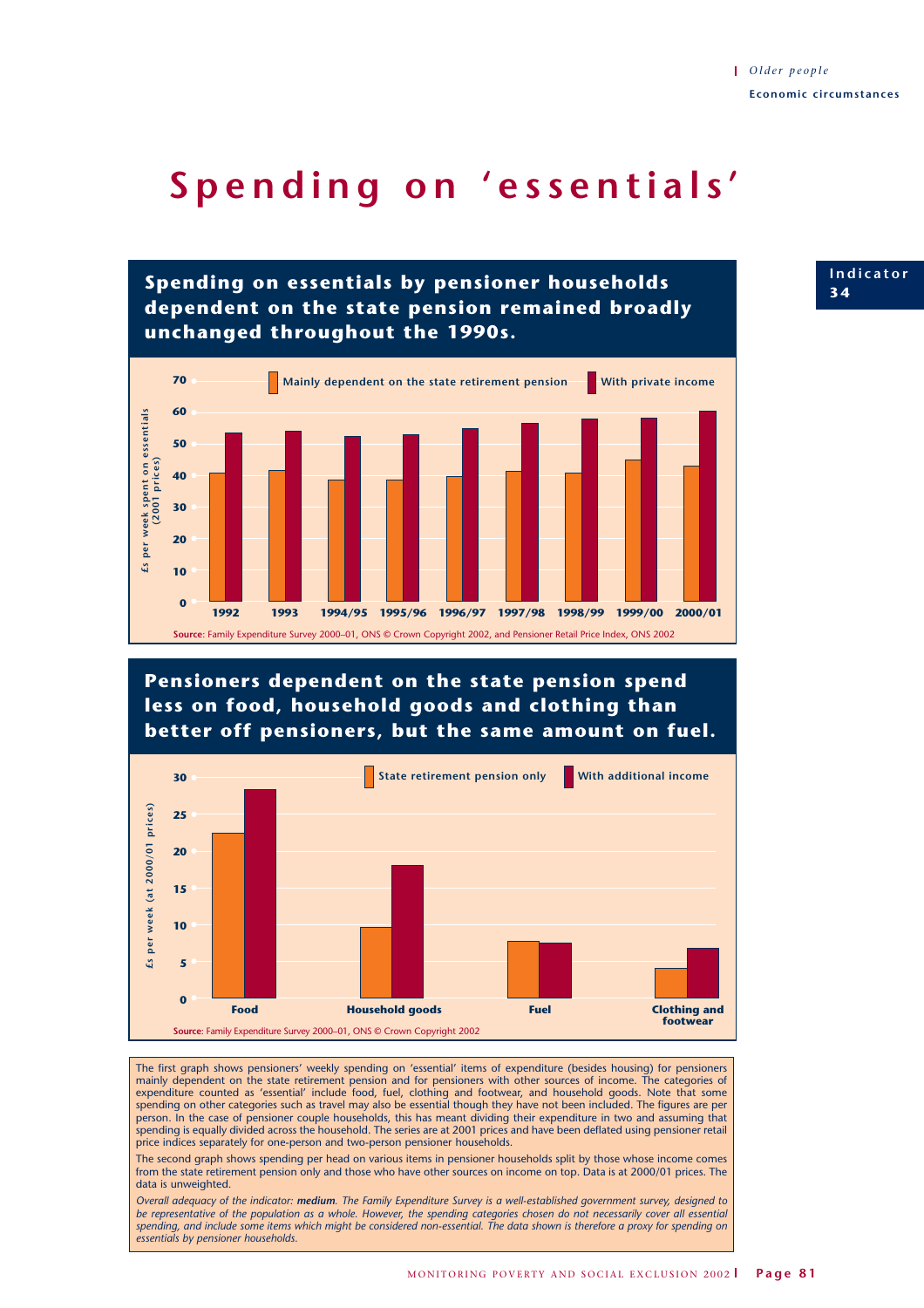# Spending on 'essentials'

Indicator 34

## Spending on essentials by pensioner households dependent on the state pension remained broadly unchanged throughout the 1990s.

£s per week spent on essentials (2001 prices)

| Year | Mainly dependent on the state retirement pension | With private income |
|---|---|---|
| 1992 | 41 | 53 |
| 1993 | 42 | 54 |
| 1994/95 | 38 | 52 |
| 1995/96 | 38 | 53 |
| 1996/97 | 40 | 55 |
| 1997/98 | 41 | 56 |
| 1998/99 | 41 | 58 |
| 1999/00 | 45 | 58 |
| 2000/01 | 43 | 60 |

**Source**: Family Expenditure Survey 2000–01, ONS © Crown Copyright 2002, and Pensioner Retail Price Index, ONS 2002

## Pensioners dependent on the state pension spend less on food, household goods and clothing than better off pensioners, but the same amount on fuel.

£s per week (at 2000/01 prices)

| Item | State retirement pension only | With additional income |
|---|---|---|
| Food | 22.5 | 28.5 |
| Household goods | 9.5 | 18 |
| Fuel | 7.5 | 7.5 |
| Clothing and footwear | 4 | 7 |

**Source**: Family Expenditure Survey 2000–01, ONS © Crown Copyright 2002

The first graph shows pensioners' weekly spending on 'essential' items of expenditure (besides housing) for pensioners mainly dependent on the state retirement pension and for pensioners with other sources of income. The categories of expenditure counted as 'essential' include food, fuel, clothing and footwear, and household goods. Note that some spending on other categories such as travel may also be essential though they have not been included. The figures are per person. In the case of pensioner couple households, this has meant dividing their expenditure in two and assuming that spending is equally divided across the household. The series are at 2001 prices and have been deflated using pensioner retail price indices separately for one-person and two-person pensioner households.

The second graph shows spending per head on various items in pensioner households split by those whose income comes from the state retirement pension only and those who have other sources on income on top. Data is at 2000/01 prices. The data is unweighted.

*Overall adequacy of the indicator:* ***medium****. The Family Expenditure Survey is a well-established government survey, designed to be representative of the population as a whole. However, the spending categories chosen do not necessarily cover all essential spending, and include some items which might be considered non-essential. The data shown is therefore a proxy for spending on essentials by pensioner households.*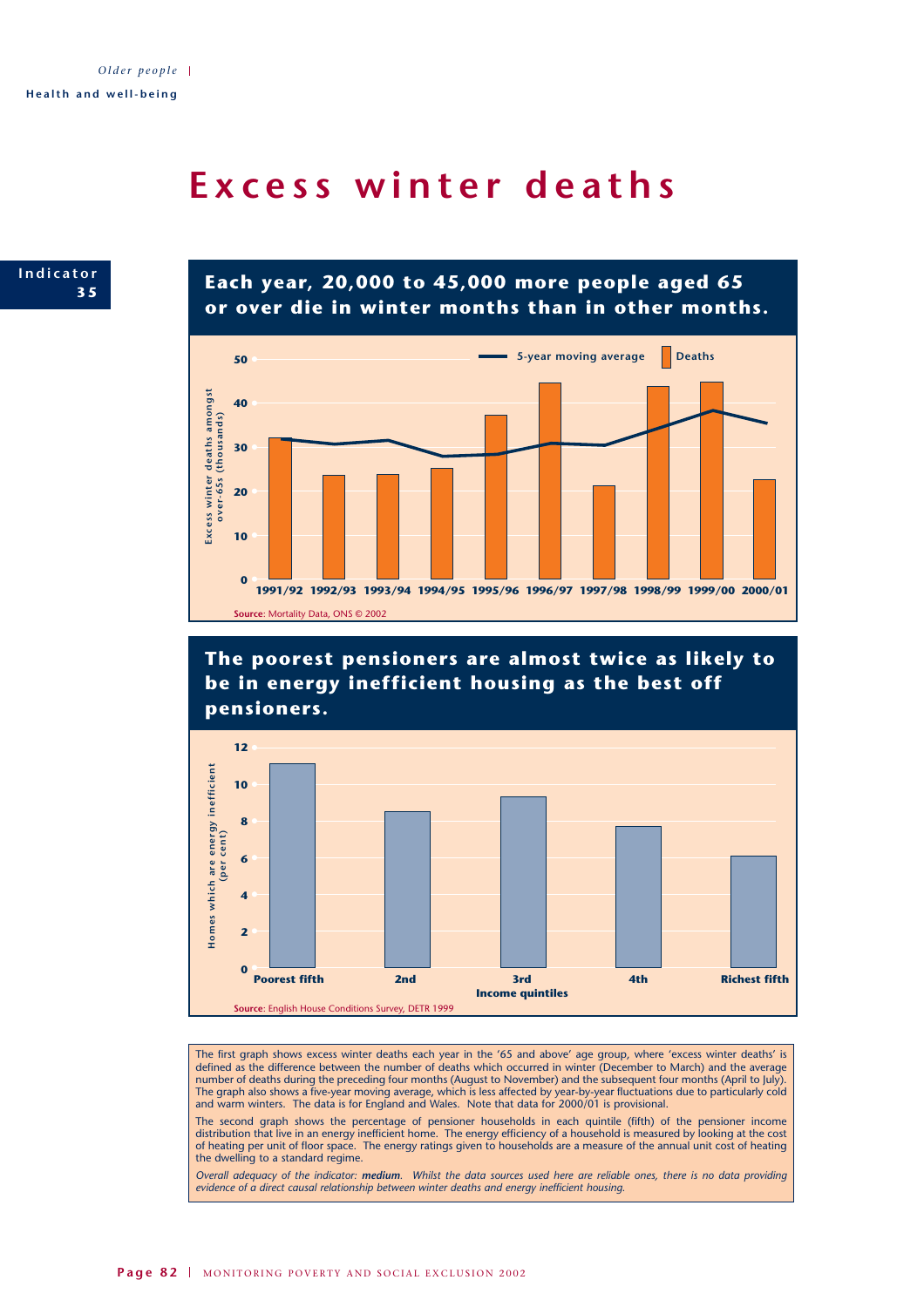# Excess winter deaths

**Indicator 35**

## Each year, 20,000 to 45,000 more people aged 65 or over die in winter months than in other months.

Excess winter deaths amongst over-65s (thousands)

| Year | Deaths | 5-year moving average |
|---|---|---|
| 1991/92 | 32 | 32 |
| 1992/93 | 24 | 31 |
| 1993/94 | 24 | 31.5 |
| 1994/95 | 25 | 28 |
| 1995/96 | 37 | 28.5 |
| 1996/97 | 45 | 31 |
| 1997/98 | 21 | 30.5 |
| 1998/99 | 44 | 34.5 |
| 1999/00 | 45 | 38.5 |
| 2000/01 | 23 | 35.5 |

**Source**: Mortality Data, ONS © 2002

## The poorest pensioners are almost twice as likely to be in energy inefficient housing as the best off pensioners.

Homes which are energy inefficient (per cent)

| Income quintiles | Per cent |
|---|---|
| Poorest fifth | 11.1 |
| 2nd | 8.5 |
| 3rd | 9.3 |
| 4th | 7.7 |
| Richest fifth | 6.1 |

**Source**: English House Conditions Survey, DETR 1999

The first graph shows excess winter deaths each year in the '65 and above' age group, where 'excess winter deaths' is defined as the difference between the number of deaths which occurred in winter (December to March) and the average number of deaths during the preceding four months (August to November) and the subsequent four months (April to July). The graph also shows a five-year moving average, which is less affected by year-by-year fluctuations due to particularly cold and warm winters. The data is for England and Wales. Note that data for 2000/01 is provisional.

The second graph shows the percentage of pensioner households in each quintile (fifth) of the pensioner income distribution that live in an energy inefficient home. The energy efficiency of a household is measured by looking at the cost of heating per unit of floor space. The energy ratings given to households are a measure of the annual unit cost of heating the dwelling to a standard regime.

*Overall adequacy of the indicator: **medium**. Whilst the data sources used here are reliable ones, there is no data providing evidence of a direct causal relationship between winter deaths and energy inefficient housing.*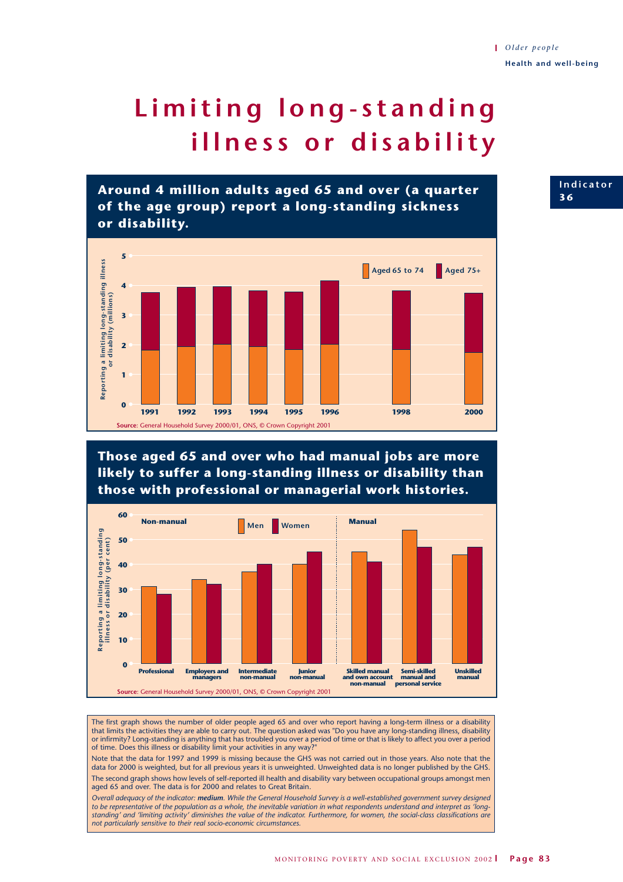# Limiting long-standing illness or disability

Indicator 36

## Around 4 million adults aged 65 and over (a quarter of the age group) report a long-standing sickness or disability.

Reporting a limiting long-standing illness or disability (millions)

Aged 65 to 74 | Aged 75+

1991 1992 1993 1994 1995 1996 1998 2000

**Source**: General Household Survey 2000/01, ONS, © Crown Copyright 2001

## Those aged 65 and over who had manual jobs are more likely to suffer a long-standing illness or disability than those with professional or managerial work histories.

Reporting a limiting long-standing illness or disability (per cent)

Men | Women

Non-manual: Professional, Employers and managers, Intermediate non-manual, Junior non-manual

Manual: Skilled manual and own account non-manual, Semi-skilled manual and personal service, Unskilled manual

**Source**: General Household Survey 2000/01, ONS, © Crown Copyright 2001

The first graph shows the number of older people aged 65 and over who report having a long-term illness or a disability that limits the activities they are able to carry out. The question asked was "Do you have any long-standing illness, disability or infirmity? Long-standing is anything that has troubled you over a period of time or that is likely to affect you over a period of time. Does this illness or disability limit your activities in any way?"

Note that the data for 1997 and 1999 is missing because the GHS was not carried out in those years. Also note that the data for 2000 is weighted, but for all previous years it is unweighted. Unweighted data is no longer published by the GHS.

The second graph shows how levels of self-reported ill health and disability vary between occupational groups amongst men aged 65 and over. The data is for 2000 and relates to Great Britain.

*Overall adequacy of the indicator: **medium**. While the General Household Survey is a well-established government survey designed to be representative of the population as a whole, the inevitable variation in what respondents understand and interpret as 'long-standing' and 'limiting activity' diminishes the value of the indicator. Furthermore, for women, the social-class classifications are not particularly sensitive to their real socio-economic circumstances.*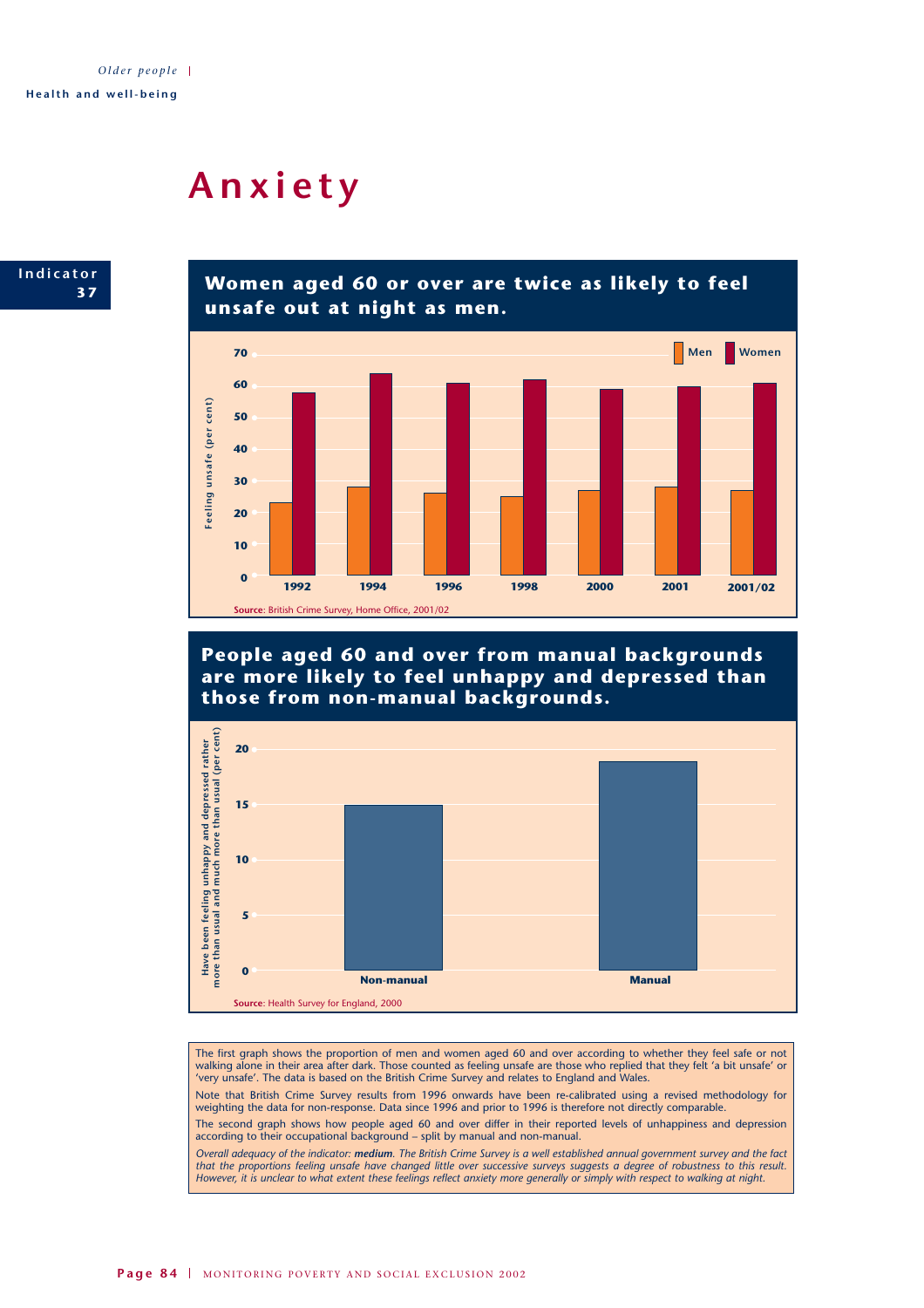# Anxiety

**Indicator 37**

## Women aged 60 or over are twice as likely to feel unsafe out at night as men.

Feeling unsafe (per cent)

| Year | Men | Women |
|---|---|---|
| 1992 | 23 | 58 |
| 1994 | 28 | 64 |
| 1996 | 26 | 61 |
| 1998 | 25 | 62 |
| 2000 | 27 | 59 |
| 2001 | 28 | 60 |
| 2001/02 | 27 | 61 |

**Source**: British Crime Survey, Home Office, 2001/02

## People aged 60 and over from manual backgrounds are more likely to feel unhappy and depressed than those from non-manual backgrounds.

Have been feeling unhappy and depressed rather more than usual and much more than usual (per cent)

| Background | Per cent |
|---|---|
| Non-manual | 15 |
| Manual | 19 |

**Source**: Health Survey for England, 2000

The first graph shows the proportion of men and women aged 60 and over according to whether they feel safe or not walking alone in their area after dark. Those counted as feeling unsafe are those who replied that they felt 'a bit unsafe' or 'very unsafe'. The data is based on the British Crime Survey and relates to England and Wales.

Note that British Crime Survey results from 1996 onwards have been re-calibrated using a revised methodology for weighting the data for non-response. Data since 1996 and prior to 1996 is therefore not directly comparable.

The second graph shows how people aged 60 and over differ in their reported levels of unhappiness and depression according to their occupational background – split by manual and non-manual.

*Overall adequacy of the indicator: **medium**. The British Crime Survey is a well established annual government survey and the fact that the proportions feeling unsafe have changed little over successive surveys suggests a degree of robustness to this result. However, it is unclear to what extent these feelings reflect anxiety more generally or simply with respect to walking at night.*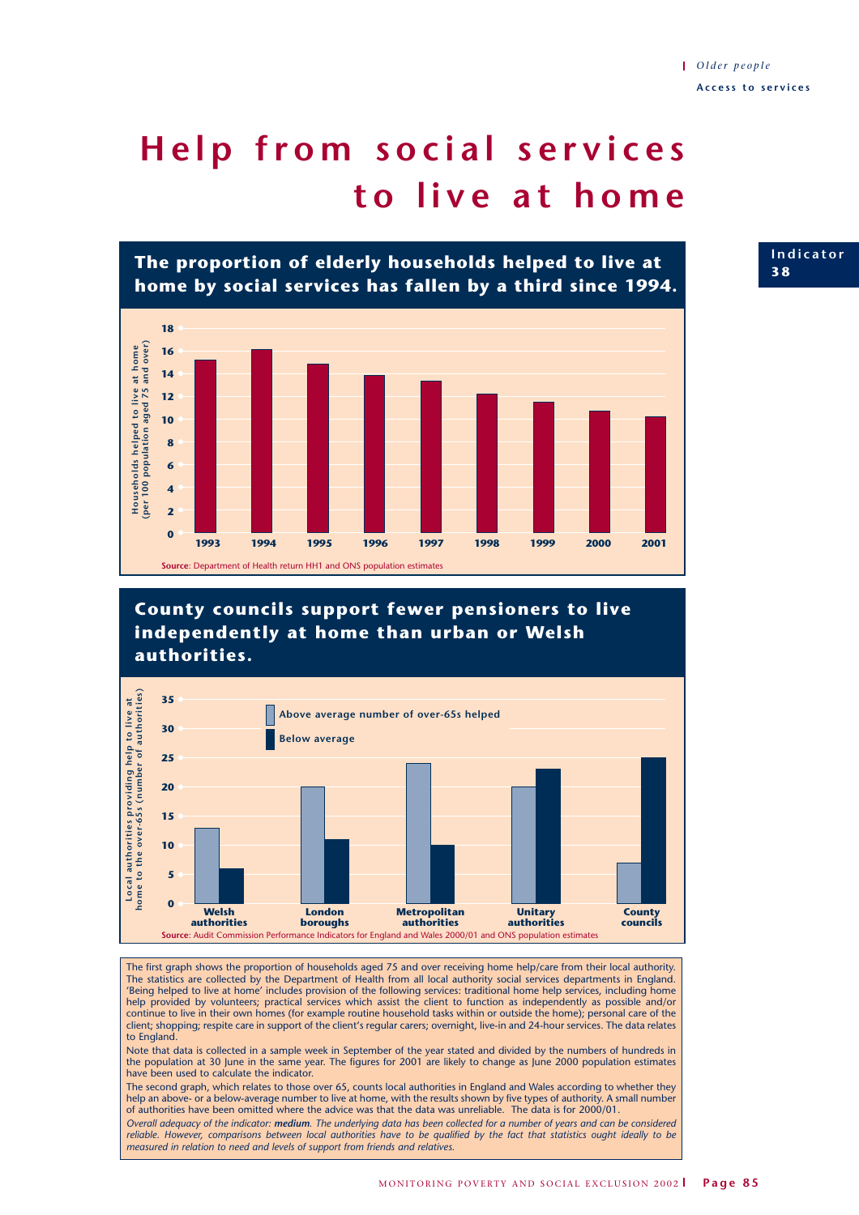# Help from social services to live at home

Indicator 38

## The proportion of elderly households helped to live at home by social services has fallen by a third since 1994.

Households helped to live at home (per 100 population aged 75 and over)

| Year | Households helped |
|---|---|
| 1993 | 15.2 |
| 1994 | 16.1 |
| 1995 | 14.8 |
| 1996 | 13.8 |
| 1997 | 13.3 |
| 1998 | 12.1 |
| 1999 | 11.4 |
| 2000 | 10.6 |
| 2001 | 10.1 |

**Source**: Department of Health return HH1 and ONS population estimates

## County councils support fewer pensioners to live independently at home than urban or Welsh authorities.

Local authorities providing help to live at home to the over-65s (number of authorities)

| | Above average number of over-65s helped | Below average |
|---|---|---|
| Welsh authorities | 13 | 6 |
| London boroughs | 20 | 11 |
| Metropolitan authorities | 24 | 10 |
| Unitary authorities | 20 | 23 |
| County councils | 7 | 25 |

**Source**: Audit Commission Performance Indicators for England and Wales 2000/01 and ONS population estimates

The first graph shows the proportion of households aged 75 and over receiving home help/care from their local authority. The statistics are collected by the Department of Health from all local authority social services departments in England. 'Being helped to live at home' includes provision of the following services: traditional home help services, including home help provided by volunteers; practical services which assist the client to function as independently as possible and/or continue to live in their own homes (for example routine household tasks within or outside the home); personal care of the client; shopping; respite care in support of the client's regular carers; overnight, live-in and 24-hour services. The data relates to England.

Note that data is collected in a sample week in September of the year stated and divided by the numbers of hundreds in the population at 30 June in the same year. The figures for 2001 are likely to change as June 2000 population estimates have been used to calculate the indicator.

The second graph, which relates to those over 65, counts local authorities in England and Wales according to whether they help an above- or a below-average number to live at home, with the results shown by five types of authority. A small number of authorities have been omitted where the advice was that the data was unreliable. The data is for 2000/01.

*Overall adequacy of the indicator: **medium**. The underlying data has been collected for a number of years and can be considered reliable. However, comparisons between local authorities have to be qualified by the fact that statistics ought ideally to be measured in relation to need and levels of support from friends and relatives.*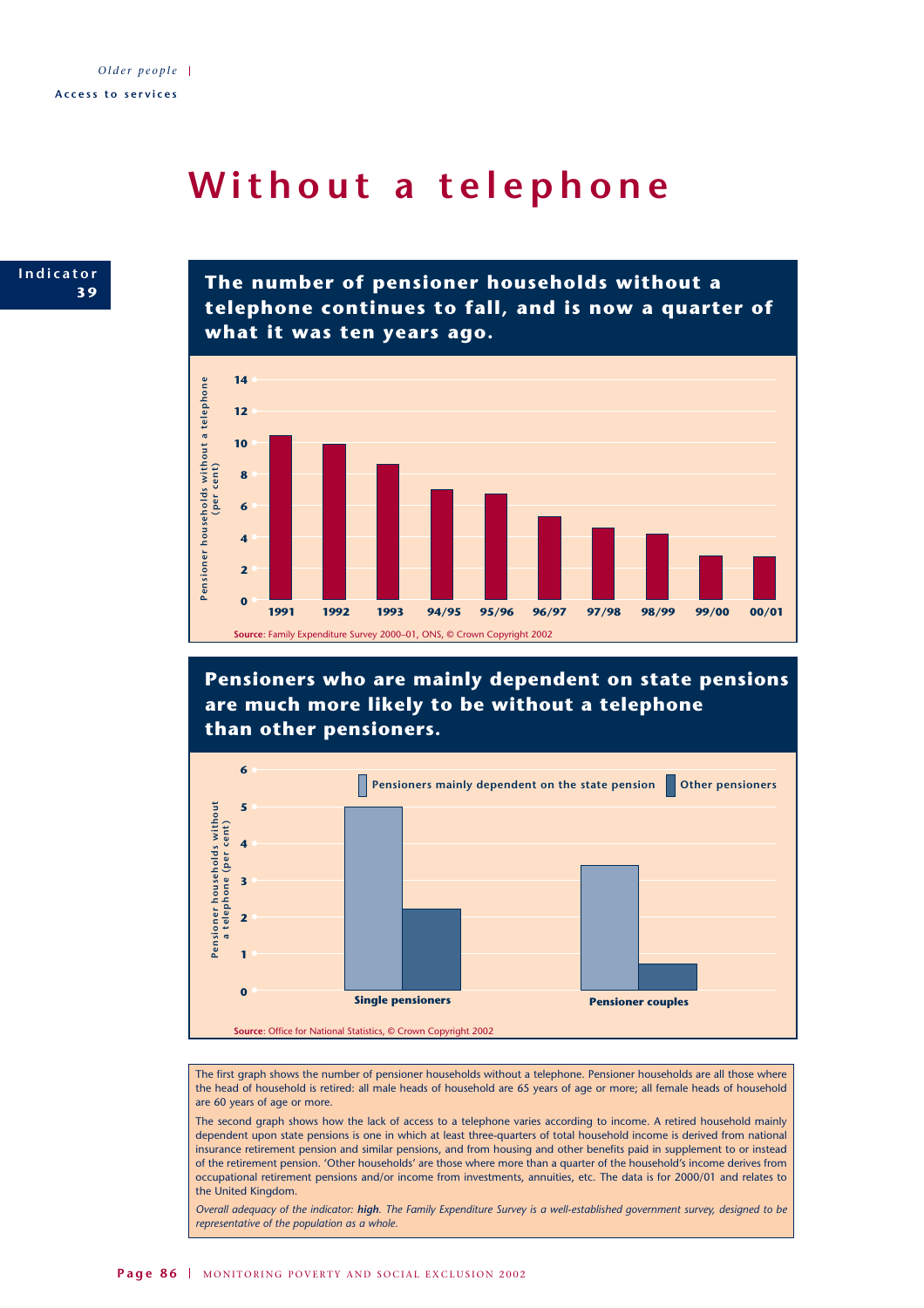# Without a telephone

**Indicator 39**

## The number of pensioner households without a telephone continues to fall, and is now a quarter of what it was ten years ago.

Pensioner households without a telephone (per cent)

14
12
10
8
6
4
2
0

1991 | 1992 | 1993 | 94/95 | 95/96 | 96/97 | 97/98 | 98/99 | 99/00 | 00/01

**Source**: Family Expenditure Survey 2000–01, ONS, © Crown Copyright 2002

## Pensioners who are mainly dependent on state pensions are much more likely to be without a telephone than other pensioners.

Pensioner households without a telephone (per cent)

Pensioners mainly dependent on the state pension | Other pensioners

6
5
4
3
2
1
0

Single pensioners | Pensioner couples

**Source**: Office for National Statistics, © Crown Copyright 2002

The first graph shows the number of pensioner households without a telephone. Pensioner households are all those where the head of household is retired: all male heads of household are 65 years of age or more; all female heads of household are 60 years of age or more.

The second graph shows how the lack of access to a telephone varies according to income. A retired household mainly dependent upon state pensions is one in which at least three-quarters of total household income is derived from national insurance retirement pension and similar pensions, and from housing and other benefits paid in supplement to or instead of the retirement pension. 'Other households' are those where more than a quarter of the household's income derives from occupational retirement pensions and/or income from investments, annuities, etc. The data is for 2000/01 and relates to the United Kingdom.

*Overall adequacy of the indicator: **high**. The Family Expenditure Survey is a well-established government survey, designed to be representative of the population as a whole.*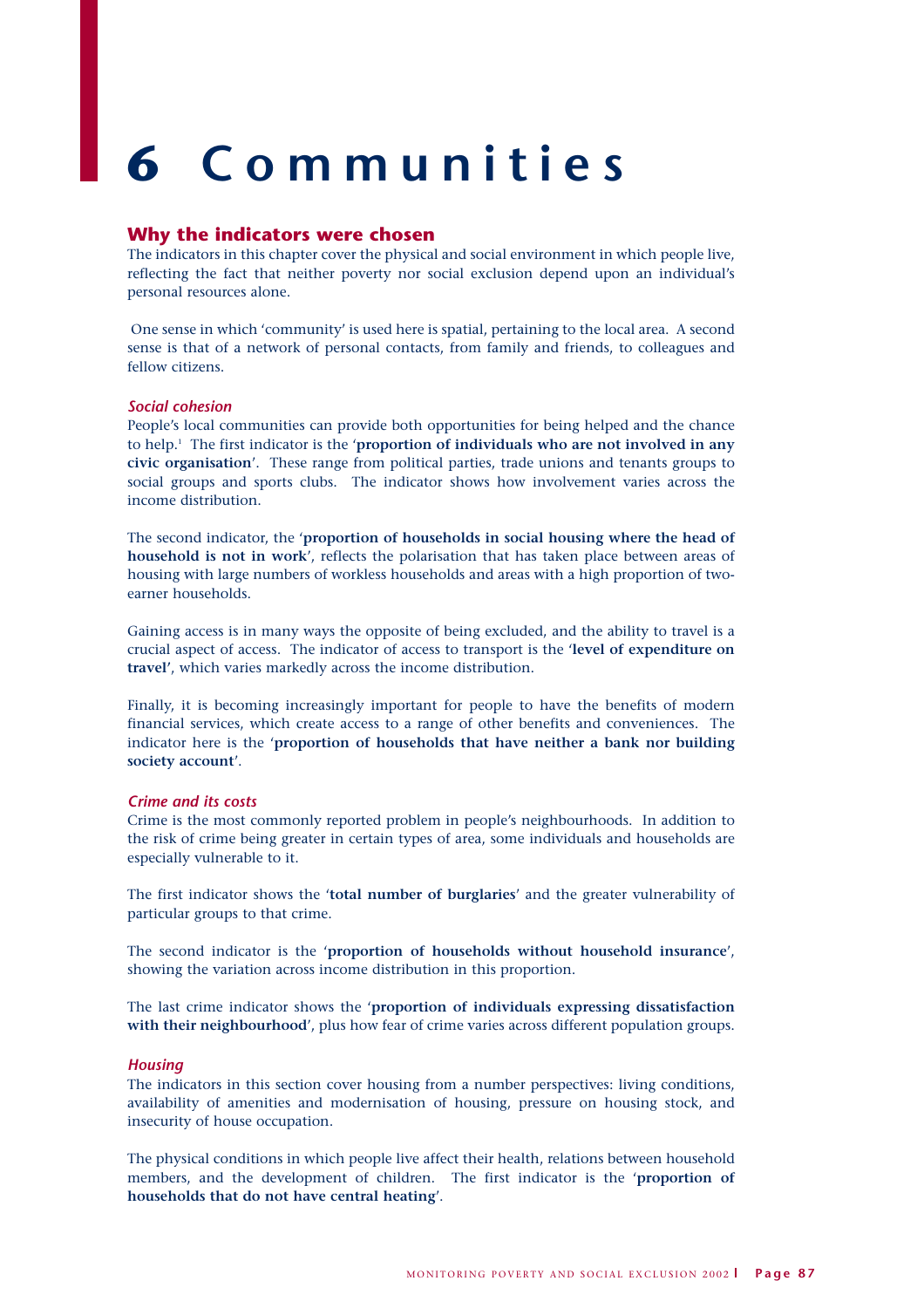# 6 Communities

## Why the indicators were chosen

The indicators in this chapter cover the physical and social environment in which people live, reflecting the fact that neither poverty nor social exclusion depend upon an individual's personal resources alone.

One sense in which 'community' is used here is spatial, pertaining to the local area. A second sense is that of a network of personal contacts, from family and friends, to colleagues and fellow citizens.

### *Social cohesion*

People's local communities can provide both opportunities for being helped and the chance to help.[1] The first indicator is the '**proportion of individuals who are not involved in any civic organisation**'. These range from political parties, trade unions and tenants groups to social groups and sports clubs. The indicator shows how involvement varies across the income distribution.

The second indicator, the '**proportion of households in social housing where the head of household is not in work**', reflects the polarisation that has taken place between areas of housing with large numbers of workless households and areas with a high proportion of two-earner households.

Gaining access is in many ways the opposite of being excluded, and the ability to travel is a crucial aspect of access. The indicator of access to transport is the '**level of expenditure on travel**', which varies markedly across the income distribution.

Finally, it is becoming increasingly important for people to have the benefits of modern financial services, which create access to a range of other benefits and conveniences. The indicator here is the '**proportion of households that have neither a bank nor building society account**'.

### *Crime and its costs*

Crime is the most commonly reported problem in people's neighbourhoods. In addition to the risk of crime being greater in certain types of area, some individuals and households are especially vulnerable to it.

The first indicator shows the '**total number of burglaries**' and the greater vulnerability of particular groups to that crime.

The second indicator is the '**proportion of households without household insurance**', showing the variation across income distribution in this proportion.

The last crime indicator shows the '**proportion of individuals expressing dissatisfaction with their neighbourhood**', plus how fear of crime varies across different population groups.

### *Housing*

The indicators in this section cover housing from a number perspectives: living conditions, availability of amenities and modernisation of housing, pressure on housing stock, and insecurity of house occupation.

The physical conditions in which people live affect their health, relations between household members, and the development of children. The first indicator is the '**proportion of households that do not have central heating**'.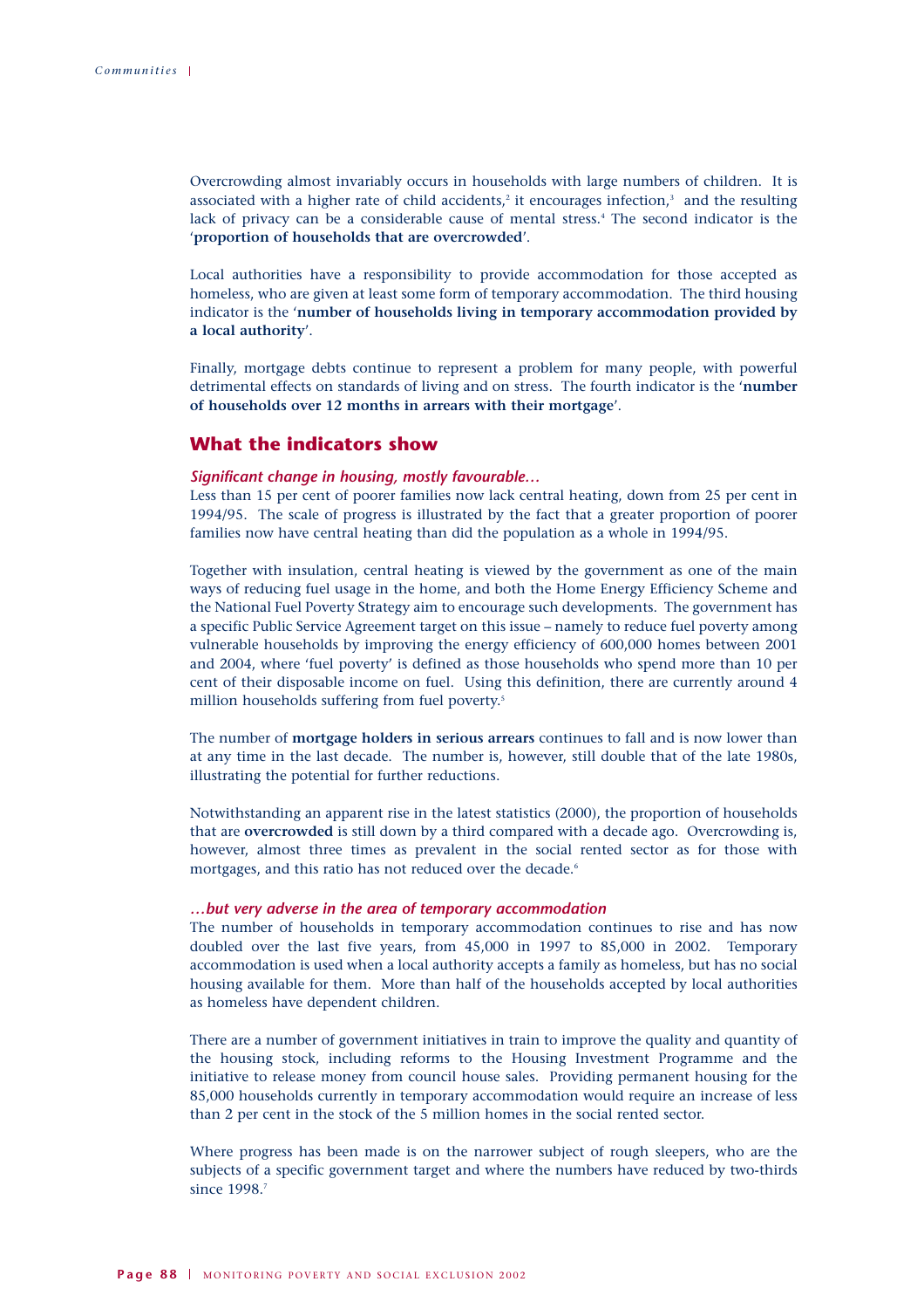Overcrowding almost invariably occurs in households with large numbers of children. It is associated with a higher rate of child accidents,[2] it encourages infection,[3] and the resulting lack of privacy can be a considerable cause of mental stress.[4] The second indicator is the '**proportion of households that are overcrowded**'.

Local authorities have a responsibility to provide accommodation for those accepted as homeless, who are given at least some form of temporary accommodation. The third housing indicator is the '**number of households living in temporary accommodation provided by a local authority**'.

Finally, mortgage debts continue to represent a problem for many people, with powerful detrimental effects on standards of living and on stress. The fourth indicator is the '**number of households over 12 months in arrears with their mortgage**'.

## What the indicators show

### *Significant change in housing, mostly favourable...*

Less than 15 per cent of poorer families now lack central heating, down from 25 per cent in 1994/95. The scale of progress is illustrated by the fact that a greater proportion of poorer families now have central heating than did the population as a whole in 1994/95.

Together with insulation, central heating is viewed by the government as one of the main ways of reducing fuel usage in the home, and both the Home Energy Efficiency Scheme and the National Fuel Poverty Strategy aim to encourage such developments. The government has a specific Public Service Agreement target on this issue – namely to reduce fuel poverty among vulnerable households by improving the energy efficiency of 600,000 homes between 2001 and 2004, where 'fuel poverty' is defined as those households who spend more than 10 per cent of their disposable income on fuel. Using this definition, there are currently around 4 million households suffering from fuel poverty.[5]

The number of **mortgage holders in serious arrears** continues to fall and is now lower than at any time in the last decade. The number is, however, still double that of the late 1980s, illustrating the potential for further reductions.

Notwithstanding an apparent rise in the latest statistics (2000), the proportion of households that are **overcrowded** is still down by a third compared with a decade ago. Overcrowding is, however, almost three times as prevalent in the social rented sector as for those with mortgages, and this ratio has not reduced over the decade.[6]

### *...but very adverse in the area of temporary accommodation*

The number of households in temporary accommodation continues to rise and has now doubled over the last five years, from 45,000 in 1997 to 85,000 in 2002. Temporary accommodation is used when a local authority accepts a family as homeless, but has no social housing available for them. More than half of the households accepted by local authorities as homeless have dependent children.

There are a number of government initiatives in train to improve the quality and quantity of the housing stock, including reforms to the Housing Investment Programme and the initiative to release money from council house sales. Providing permanent housing for the 85,000 households currently in temporary accommodation would require an increase of less than 2 per cent in the stock of the 5 million homes in the social rented sector.

Where progress has been made is on the narrower subject of rough sleepers, who are the subjects of a specific government target and where the numbers have reduced by two-thirds since 1998.[7]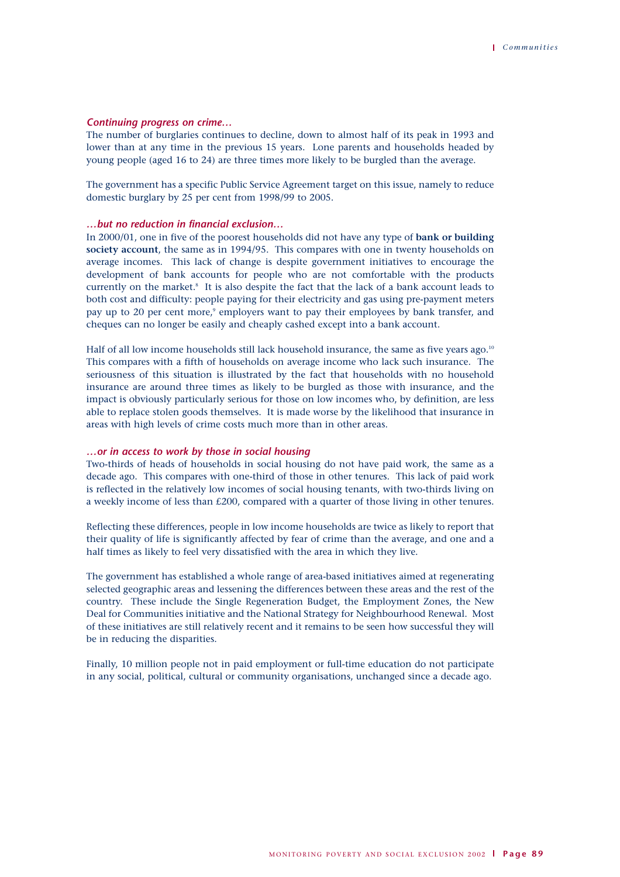### *Continuing progress on crime…*

The number of burglaries continues to decline, down to almost half of its peak in 1993 and lower than at any time in the previous 15 years. Lone parents and households headed by young people (aged 16 to 24) are three times more likely to be burgled than the average.

The government has a specific Public Service Agreement target on this issue, namely to reduce domestic burglary by 25 per cent from 1998/99 to 2005.

### *…but no reduction in financial exclusion…*

In 2000/01, one in five of the poorest households did not have any type of **bank or building society account**, the same as in 1994/95. This compares with one in twenty households on average incomes. This lack of change is despite government initiatives to encourage the development of bank accounts for people who are not comfortable with the products currently on the market.[8] It is also despite the fact that the lack of a bank account leads to both cost and difficulty: people paying for their electricity and gas using pre-payment meters pay up to 20 per cent more,[9] employers want to pay their employees by bank transfer, and cheques can no longer be easily and cheaply cashed except into a bank account.

Half of all low income households still lack household insurance, the same as five years ago.[10] This compares with a fifth of households on average income who lack such insurance. The seriousness of this situation is illustrated by the fact that households with no household insurance are around three times as likely to be burgled as those with insurance, and the impact is obviously particularly serious for those on low incomes who, by definition, are less able to replace stolen goods themselves. It is made worse by the likelihood that insurance in areas with high levels of crime costs much more than in other areas.

### *…or in access to work by those in social housing*

Two-thirds of heads of households in social housing do not have paid work, the same as a decade ago. This compares with one-third of those in other tenures. This lack of paid work is reflected in the relatively low incomes of social housing tenants, with two-thirds living on a weekly income of less than £200, compared with a quarter of those living in other tenures.

Reflecting these differences, people in low income households are twice as likely to report that their quality of life is significantly affected by fear of crime than the average, and one and a half times as likely to feel very dissatisfied with the area in which they live.

The government has established a whole range of area-based initiatives aimed at regenerating selected geographic areas and lessening the differences between these areas and the rest of the country. These include the Single Regeneration Budget, the Employment Zones, the New Deal for Communities initiative and the National Strategy for Neighbourhood Renewal. Most of these initiatives are still relatively recent and it remains to be seen how successful they will be in reducing the disparities.

Finally, 10 million people not in paid employment or full-time education do not participate in any social, political, cultural or community organisations, unchanged since a decade ago.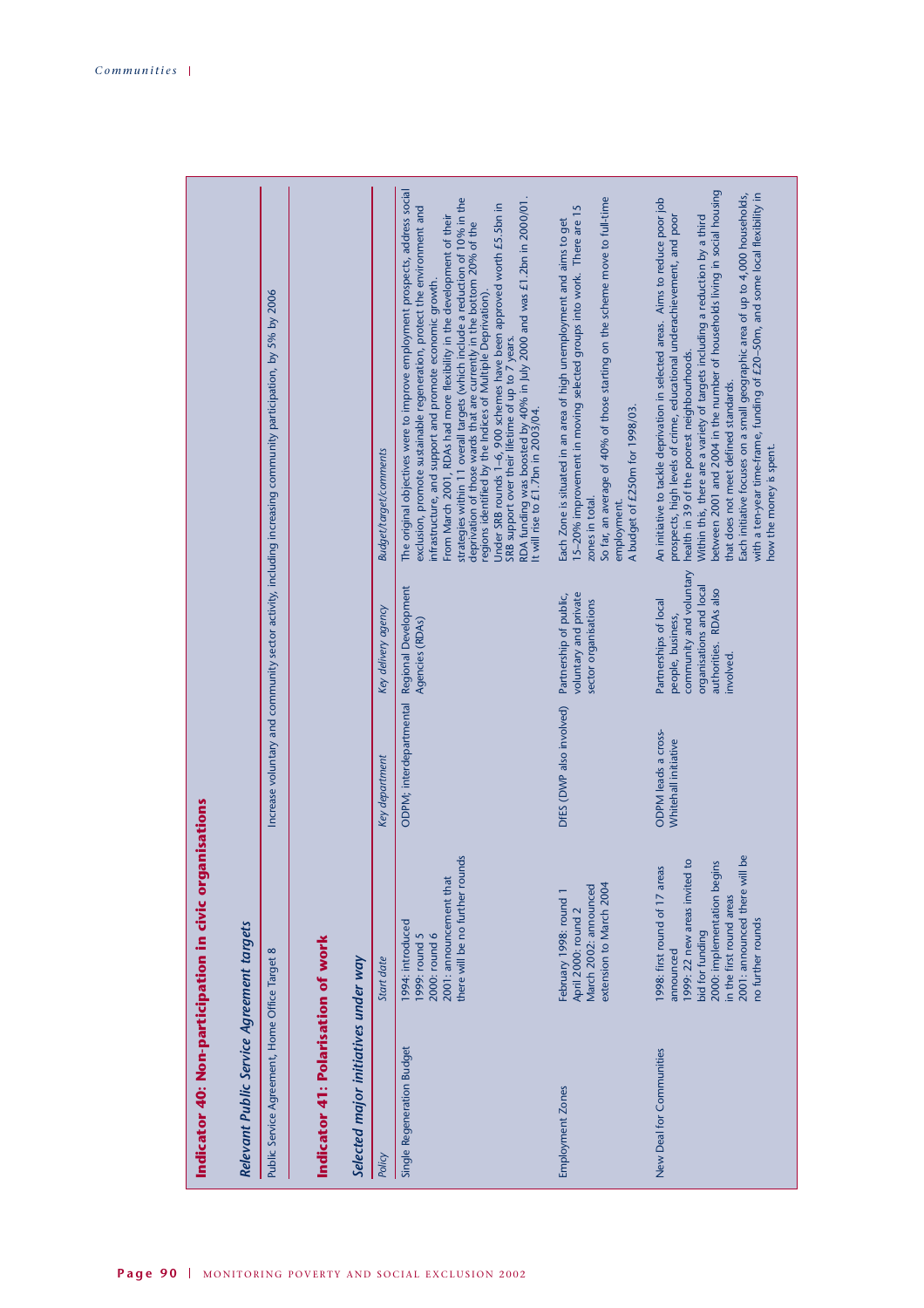## Indicator 40: Non-participation in civic organisations

### Relevant Public Service Agreement targets

| | |
|---|---|
| Public Service Agreement, Home Office Target 8 | Increase voluntary and community sector activity, including increasing community participation, by 5% by 2006 |

## Indicator 41: Polarisation of work

### Selected major initiatives under way

| *Policy* | *Start date* | *Key department* | *Key delivery agency* | *Budget/target/comments* |
|---|---|---|---|---|
| Single Regeneration Budget | 1994: introduced<br>1999: round 5<br>2000: round 6<br>2001: announcement that there will be no further rounds | ODPM; interdepartmental | Regional Development Agencies (RDAs) | The original objectives were to improve employment prospects, address social exclusion, promote sustainable regeneration, protect the environment and infrastructure, and support and promote economic growth.<br>From March 2001, RDAs had more flexibility in the development of their strategies within 11 overall targets (which include a reduction of 10% in the deprivation of those wards that are currently in the bottom 20% of the regions identified by the Indices of Multiple Deprivation).<br>Under SRB rounds 1–6, 900 schemes have been approved worth £5.5bn in SRB support over their lifetime of up to 7 years.<br>RDA funding was boosted by 40% in July 2000 and was £1.2bn in 2000/01. It will rise to £1.7bn in 2003/04. |
| Employment Zones | February 1998: round 1<br>April 2000: round 2<br>March 2002: announced extension to March 2004 | DfES (DWP also involved) | Partnership of public, voluntary and private sector organisations | Each Zone is situated in an area of high unemployment and aims to get 15–20% improvement in moving selected groups into work. There are 15 zones in total.<br>So far, an average of 40% of those starting on the scheme move to full-time employment.<br>A budget of £250m for 1998/03. |
| New Deal for Communities | 1998: first round of 17 areas announced<br>1999: 22 new areas invited to bid for funding<br>2000: implementation begins in the first round areas<br>2001: announced there will be no further rounds | ODPM leads a cross-Whitehall initiative | Partnerships of local people, business, community and voluntary organisations and local authorities. RDAs also involved. | An initiative to tackle deprivation in selected areas. Aims to reduce poor job prospects, high levels of crime, educational underachievement, and poor health in 39 of the poorest neighbourhoods.<br>Within this, there are a variety of targets including a reduction by a third between 2001 and 2004 in the number of households living in social housing that does not meet defined standards.<br>Each initiative focuses on a small geographic area of up to 4,000 households, with a ten-year time-frame, funding of £20–50m, and some local flexibility in how the money is spent. |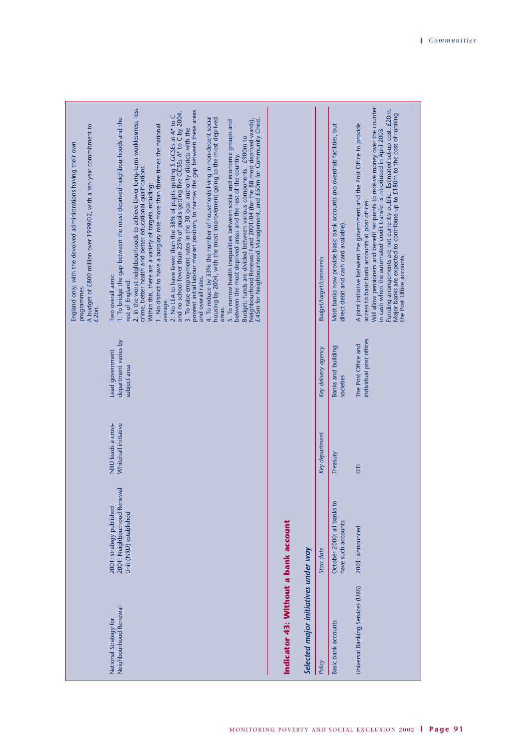| | | | | |
|---|---|---|---|---|
| | | | | England only, with the devolved administrations having their own programmes. A budget of £800 million over 1999/02, with a ten-year commitment to £2bn. |
| National Strategy for Neighbourhood Renewal | 2001: strategy published 2001: Neighbourhood Renewal Unit (NRU) established | NRU leads a cross-Whitehall initiative | Lead government department varies by subject area | Two overall aims:<br>1. To bridge the gap between the most deprived neighbourhoods and the rest of England.<br>2. In the worst neighbourhoods to achieve lower long-term worklessness, less crime, better health and better educational qualifications.<br>Within this, there are a variety of targets including:<br>1. No district to have a burglary rate more than three times the national average.<br>2. No LEA to have fewer than the 38% of pupils getting 5 GCSEs at A* to C and no school fewer than 25% of pupils getting five GCSEs A* to C by 2004.<br>3. To raise employment rates in the 30 local authority districts with the poorest initial labour market position, to narrow the gap between these areas and overall rates.<br>4. To reduce by 33% the number of households living in non-decent social housing by 2004, with the most improvement going to the most deprived areas.<br>5. To narrow health inequalities between social and economic groups and between the most deprived areas and the rest of the country.<br>Budget: funds are divided between various components. £900m to Neighbourhood Renewal Fund 2001/04 (for the 88 most deprived wards), £45m for Neighbourhood Management, and £50m for Community Chest. |

## Indicator 43: Without a bank account

### *Selected major initiatives under way*

| *Policy* | *Start date* | *Key department* | *Key delivery agency* | *Budget/target/comments* |
|---|---|---|---|---|
| Basic bank accounts | October 2000: all banks to have such accounts | Treasury | Banks and building societies | Most banks now provide basic bank accounts (no overdraft facilities, but direct debit and cash card available). |
| Universal Banking Services (UBS) | 2001: announced | DTI | The Post Office and individual post offices | A joint initiative between the government and the Post Office to provide access to basic bank accounts at post offices.<br>Will allow pensioners and benefit recipients to receive money over the counter in cash when the automated credit transfer is introduced in April 2003.<br>Funding arrangements are not currently public. Estimated set-up cost: £20m. Major banks are expected to contribute up to £180m to the cost of running the Post Office accounts. |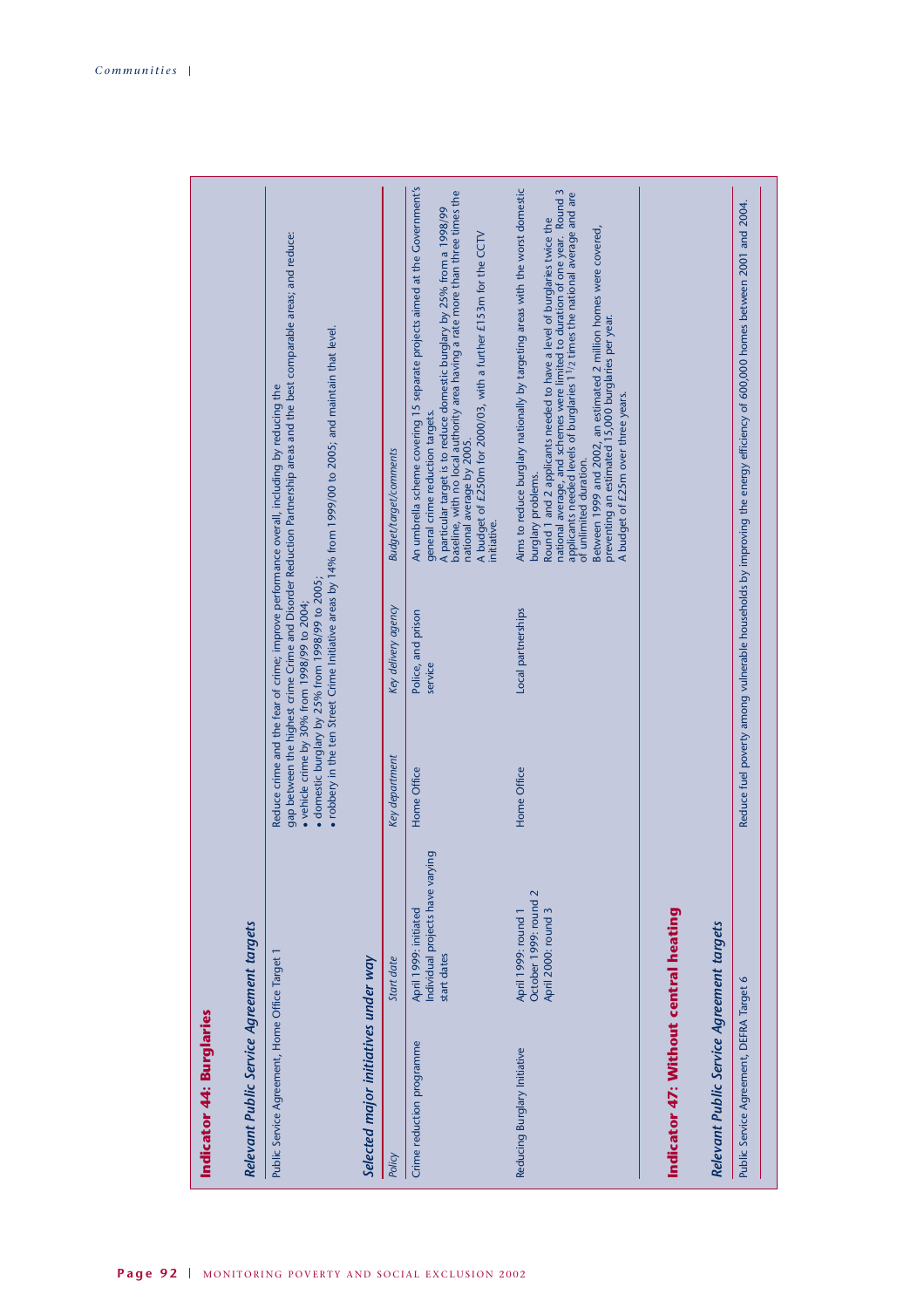## Indicator 44: Burglaries

### Relevant Public Service Agreement targets

| | |
|---|---|
| Public Service Agreement, Home Office Target 1 | Reduce crime and the fear of crime; improve performance overall, including by reducing the gap between the highest crime Crime and Disorder Reduction Partnership areas and the best comparable areas; and reduce:<br>• vehicle crime by 30% from 1998/99 to 2004;<br>• domestic burglary by 25% from 1998/99 to 2005;<br>• robbery in the ten Street Crime Initiative areas by 14% from 1999/00 to 2005; and maintain that level. |

### Selected major initiatives under way

| *Policy* | *Start date* | *Key department* | *Key delivery agency* | *Budget/target/comments* |
|---|---|---|---|---|
| Crime reduction programme | April 1999: initiated<br>Individual projects have varying start dates | Home Office | Police, and prison service | An umbrella scheme covering 15 separate projects aimed at the Government's general crime reduction targets.<br>A particular target is to reduce domestic burglary by 25% from a 1998/99 baseline, with no local authority area having a rate more than three times the national average by 2005.<br>A budget of £250m for 2000/03, with a further £153m for the CCTV initiative. |
| Reducing Burglary Initiative | April 1999: round 1<br>October 1999: round 2<br>April 2000: round 3 | Home Office | Local partnerships | Aims to reduce burglary nationally by targeting areas with the worst domestic burglary problems.<br>Round 1 and 2 applicants needed to have a level of burglaries twice the national average, and schemes were limited to duration of one year. Round 3 applicants needed levels of burglaries 1½ times the national average and are of unlimited duration.<br>Between 1999 and 2002, an estimated 2 million homes were covered, preventing an estimated 15,000 burglaries per year.<br>A budget of £25m over three years. |

## Indicator 47: Without central heating

### Relevant Public Service Agreement targets

| | |
|---|---|
| Public Service Agreement, DEFRA Target 6 | Reduce fuel poverty among vulnerable households by improving the energy efficiency of 600,000 homes between 2001 and 2004. |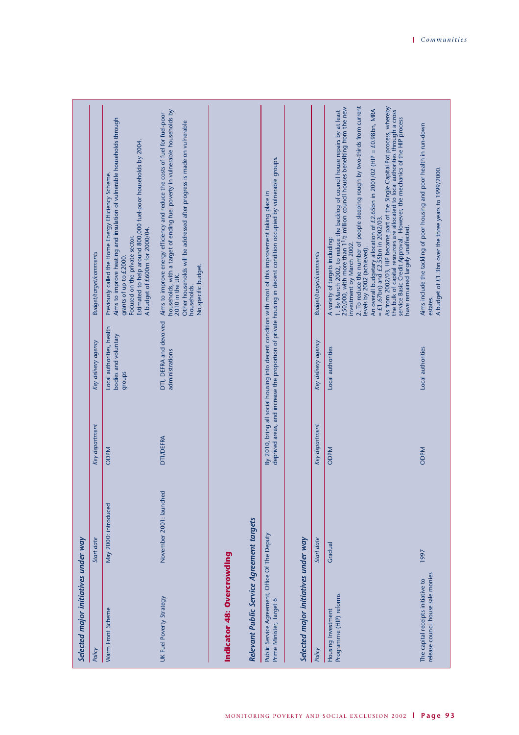### Selected major initiatives under way

| Policy | Start date | Key department | Key delivery agency | Budget/target/comments |
|---|---|---|---|---|
| Warm Front Scheme | May 2000: introduced | ODPM | Local authorities, health bodies and voluntary groups | Previously called the Home Energy Efficiency Scheme. Aims to improve heating and insulation of vulnerable households through grants of up to £2000. Focused on the private sector. Estimated to help around 800,000 fuel-poor households by 2004. A budget of £600m for 2000/04. |
| UK Fuel Poverty Strategy | November 2001: launched | DTI/DEFRA | DTI, DEFRA and devolved administrations | Aims to improve energy efficiency and reduce the costs of fuel for fuel-poor households, with a target of ending fuel poverty in vulnerable households by 2010 in the UK. Other households will be addressed after progress is made on vulnerable households. No specific budget. |

## Indicator 48: Overcrowding

### Relevant Public Service Agreement targets

| | |
|---|---|
| Public Service Agreement, Office Of The Deputy Prime Minister, Target 6 | By 2010, bring all social housing into decent condition with most of this improvement taking place in deprived areas, and increase the proportion of private housing in decent condition occupied by vulnerable groups. |

### Selected major initiatives under way

| Policy | Start date | Key department | Key delivery agency | Budget/target/comments |
|---|---|---|---|---|
| Housing Investment Programme (HIP) reforms | Gradual | ODPM | Local authorities | A variety of targets including: 1. By March 2002, to reduce the backlog of council house repairs by at least 250,000, with more than 1½ million council houses benefiting from the new investment by March 2002. 2. To reduce the number of people sleeping rough by two-thirds from current levels by 2002 (achieved). An overall budgetary allocation of £2.65bn in 2001/02 (HIP = £0.98bn, MRA = £1.67bn) and £2.55bn in 2002/03. As from 2002/03, HIP became part of the Single Capital Pot process, whereby the bulk of capital resources are allocated to local authorities through a cross service Basic Credit Approval. However, the mechanics of the HIP process have remained largely unaffected. |
| The capital receipts initiative to release council house sale monies | 1997 | ODPM | Local authorities | Aims include the tackling of poor housing and poor health in run-down estates. A budget of £1.3bn over the three years to 1999/2000. |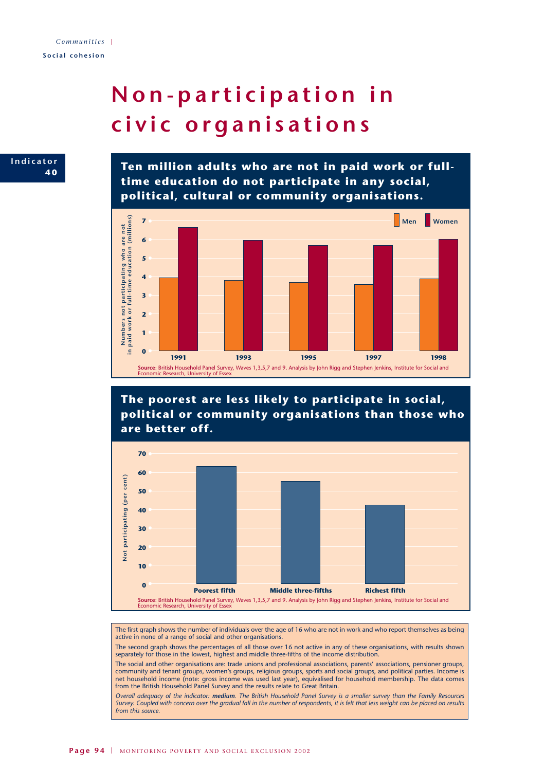Communities | Social cohesion

# Non-participation in civic organisations

Indicator 40

## Ten million adults who are not in paid work or full-time education do not participate in any social, political, cultural or community organisations.

Numbers not participating who are not in paid work or full-time education (millions)

Men | Women

1991, 1993, 1995, 1997, 1998

**Source:** British Household Panel Survey, Waves 1,3,5,7 and 9. Analysis by John Rigg and Stephen Jenkins, Institute for Social and Economic Research, University of Essex

## The poorest are less likely to participate in social, political or community organisations than those who are better off.

Not participating (per cent)

Poorest fifth, Middle three-fifths, Richest fifth

**Source:** British Household Panel Survey, Waves 1,3,5,7 and 9. Analysis by John Rigg and Stephen Jenkins, Institute for Social and Economic Research, University of Essex

The first graph shows the number of individuals over the age of 16 who are not in work and who report themselves as being active in none of a range of social and other organisations.

The second graph shows the percentages of all those over 16 not active in any of these organisations, with results shown separately for those in the lowest, highest and middle three-fifths of the income distribution.

The social and other organisations are: trade unions and professional associations, parents' associations, pensioner groups, community and tenant groups, women's groups, religious groups, sports and social groups, and political parties. Income is net household income (note: gross income was used last year), equivalised for household membership. The data comes from the British Household Panel Survey and the results relate to Great Britain.

*Overall adequacy of the indicator: **medium**. The British Household Panel Survey is a smaller survey than the Family Resources Survey. Coupled with concern over the gradual fall in the number of respondents, it is felt that less weight can be placed on results from this source.*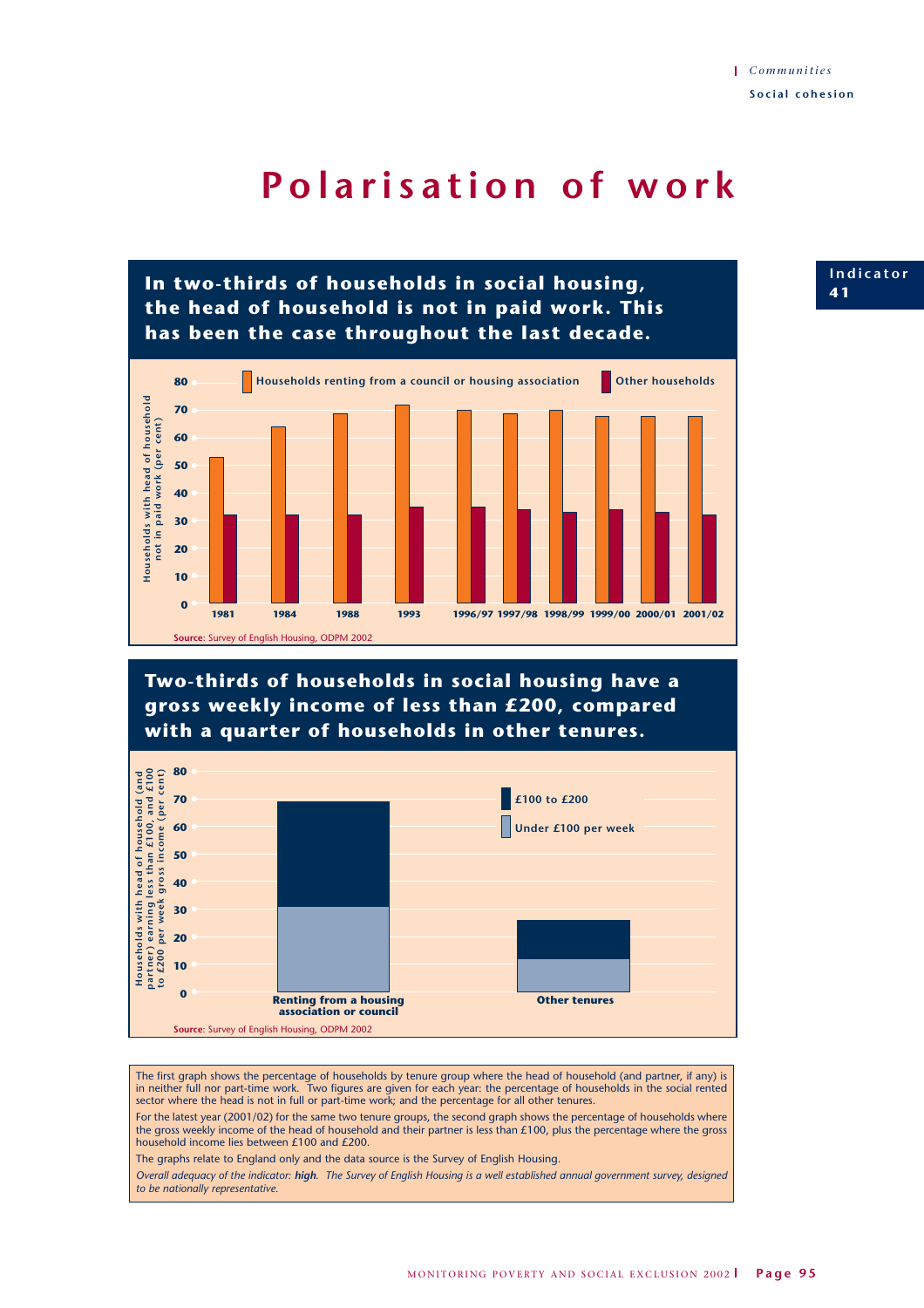Communities

Social cohesion

# Polarisation of work

Indicator 41

## In two-thirds of households in social housing, the head of household is not in paid work. This has been the case throughout the last decade.

Households renting from a council or housing association | Other households

Households with head of household not in paid work (per cent)

| Year | Households renting from a council or housing association | Other households |
|---|---|---|
| 1981 | 53 | 32 |
| 1984 | 64 | 32 |
| 1988 | 69 | 32 |
| 1993 | 72 | 35 |
| 1996/97 | 70 | 35 |
| 1997/98 | 69 | 34 |
| 1998/99 | 70 | 33 |
| 1999/00 | 68 | 34 |
| 2000/01 | 68 | 33 |
| 2001/02 | 68 | 32 |

**Source**: Survey of English Housing, ODPM 2002

## Two-thirds of households in social housing have a gross weekly income of less than £200, compared with a quarter of households in other tenures.

Households with head of household (and partner) earning less than £100, and £100 to £200 per week gross income (per cent)

| | Under £100 per week | £100 to £200 |
|---|---|---|
| Renting from a housing association or council | 31 | 38 |
| Other tenures | 12 | 14 |

**Source**: Survey of English Housing, ODPM 2002

The first graph shows the percentage of households by tenure group where the head of household (and partner, if any) is in neither full nor part-time work. Two figures are given for each year: the percentage of households in the social rented sector where the head is not in full or part-time work; and the percentage for all other tenures.

For the latest year (2001/02) for the same two tenure groups, the second graph shows the percentage of households where the gross weekly income of the head of household and their partner is less than £100, plus the percentage where the gross household income lies between £100 and £200.

The graphs relate to England only and the data source is the Survey of English Housing.

*Overall adequacy of the indicator: **high**. The Survey of English Housing is a well established annual government survey, designed to be nationally representative.*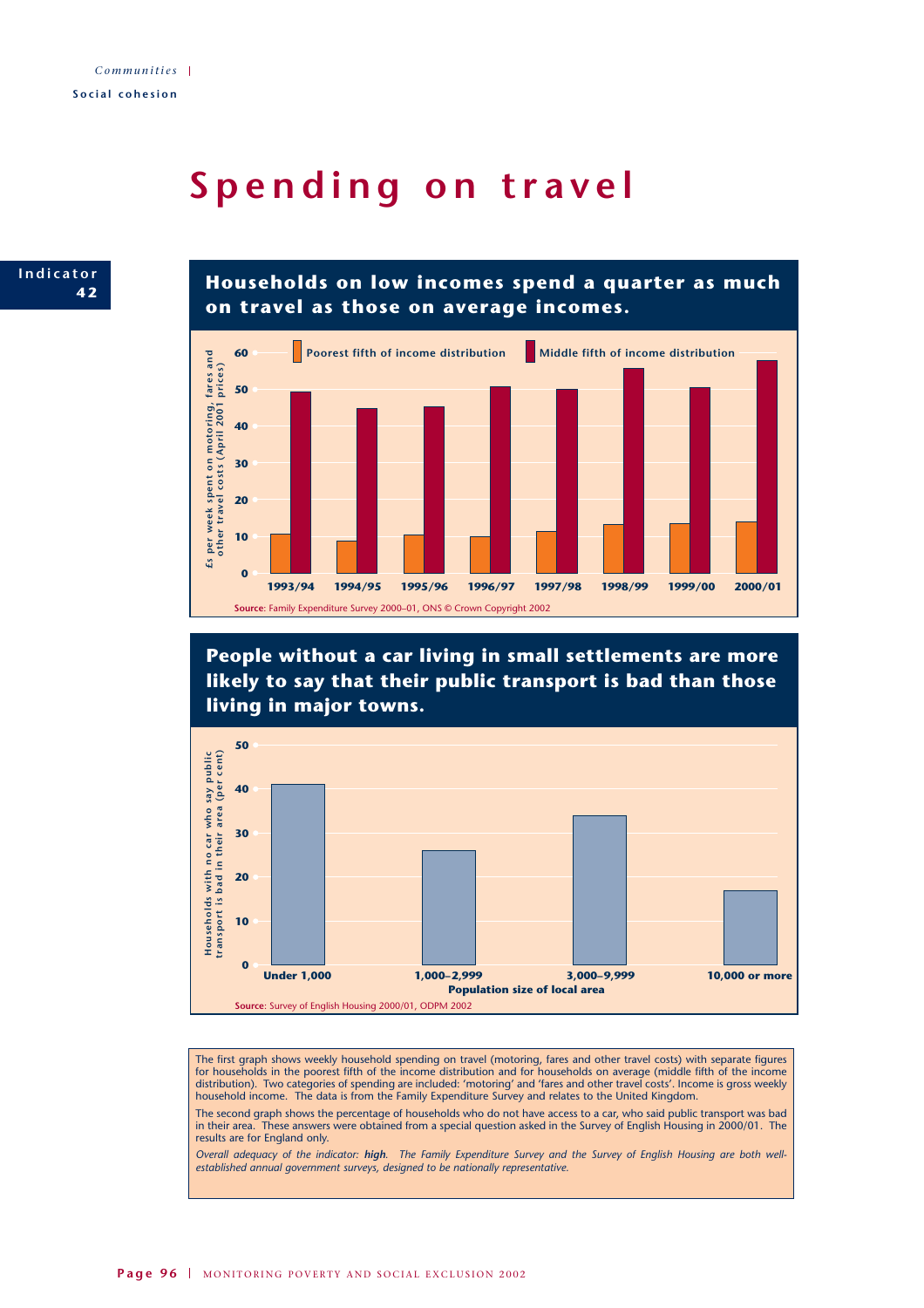# Spending on travel

Indicator 42

## Households on low incomes spend a quarter as much on travel as those on average incomes.

£s per week spent on motoring, fares and other travel costs (April 2001 prices)

| | Poorest fifth of income distribution | Middle fifth of income distribution |
|---|---|---|
| 1993/94 | 11 | 49 |
| 1994/95 | 9 | 45 |
| 1995/96 | 10.5 | 45 |
| 1996/97 | 10 | 51 |
| 1997/98 | 11.5 | 50 |
| 1998/99 | 13.5 | 56 |
| 1999/00 | 13.5 | 50.5 |
| 2000/01 | 14 | 58 |

**Source**: Family Expenditure Survey 2000–01, ONS © Crown Copyright 2002

## People without a car living in small settlements are more likely to say that their public transport is bad than those living in major towns.

Households with no car who say public transport is bad in their area (per cent)

| Population size of local area | Per cent |
|---|---|
| Under 1,000 | 41 |
| 1,000–2,999 | 26 |
| 3,000–9,999 | 34 |
| 10,000 or more | 17 |

**Source**: Survey of English Housing 2000/01, ODPM 2002

The first graph shows weekly household spending on travel (motoring, fares and other travel costs) with separate figures for households in the poorest fifth of the income distribution and for households on average (middle fifth of the income distribution). Two categories of spending are included: 'motoring' and 'fares and other travel costs'. Income is gross weekly household income. The data is from the Family Expenditure Survey and relates to the United Kingdom.

The second graph shows the percentage of households who do not have access to a car, who said public transport was bad in their area. These answers were obtained from a special question asked in the Survey of English Housing in 2000/01. The results are for England only.

*Overall adequacy of the indicator: **high**. The Family Expenditure Survey and the Survey of English Housing are both well-established annual government surveys, designed to be nationally representative.*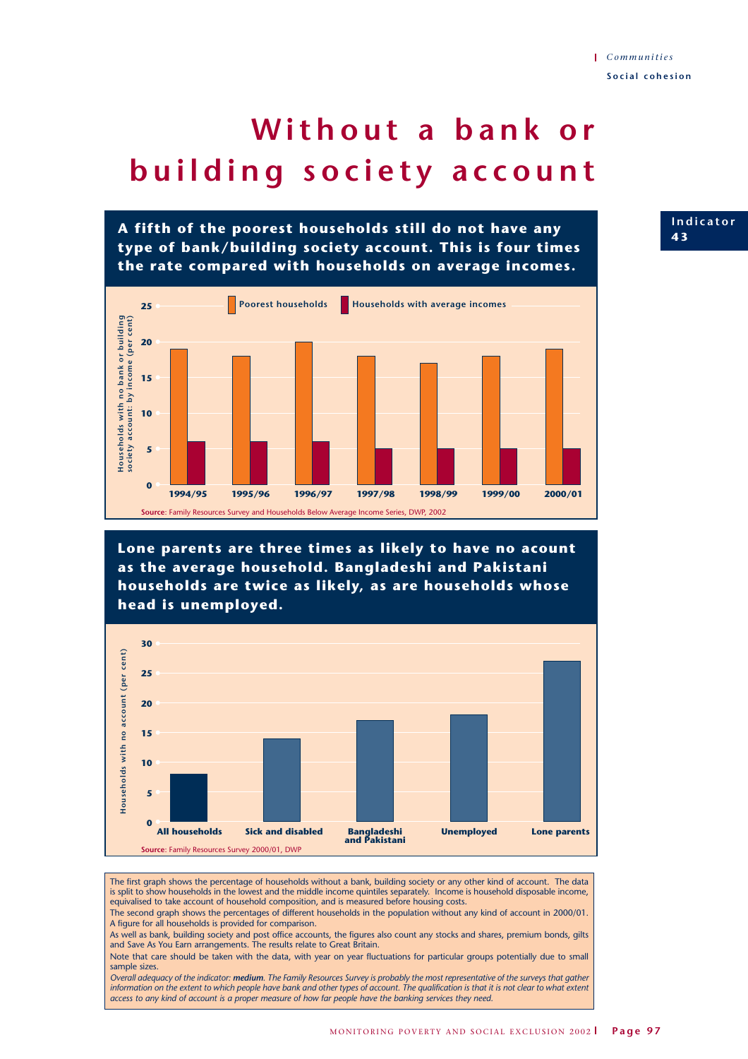# Without a bank or building society account

Indicator 43

**A fifth of the poorest households still do not have any type of bank/building society account. This is four times the rate compared with households on average incomes.**

Households with no bank or building society account: by income (per cent)

| Year | Poorest households | Households with average incomes |
|---|---|---|
| 1994/95 | 19 | 6 |
| 1995/96 | 18 | 6 |
| 1996/97 | 20 | 6 |
| 1997/98 | 18 | 5 |
| 1998/99 | 17 | 5 |
| 1999/00 | 18 | 5 |
| 2000/01 | 19 | 5 |

**Source**: Family Resources Survey and Households Below Average Income Series, DWP, 2002

**Lone parents are three times as likely to have no acount as the average household. Bangladeshi and Pakistani households are twice as likely, as are households whose head is unemployed.**

Households with no account (per cent)

| Group | Per cent |
|---|---|
| All households | 8 |
| Sick and disabled | 14 |
| Bangladeshi and Pakistani | 17 |
| Unemployed | 18 |
| Lone parents | 27 |

**Source**: Family Resources Survey 2000/01, DWP

The first graph shows the percentage of households without a bank, building society or any other kind of account. The data is split to show households in the lowest and the middle income quintiles separately. Income is household disposable income, equivalised to take account of household composition, and is measured before housing costs.

The second graph shows the percentages of different households in the population without any kind of account in 2000/01. A figure for all households is provided for comparison.

As well as bank, building society and post office accounts, the figures also count any stocks and shares, premium bonds, gilts and Save As You Earn arrangements. The results relate to Great Britain.

Note that care should be taken with the data, with year on year fluctuations for particular groups potentially due to small sample sizes.

*Overall adequacy of the indicator:* ***medium****. The Family Resources Survey is probably the most representative of the surveys that gather information on the extent to which people have bank and other types of account. The qualification is that it is not clear to what extent access to any kind of account is a proper measure of how far people have the banking services they need.*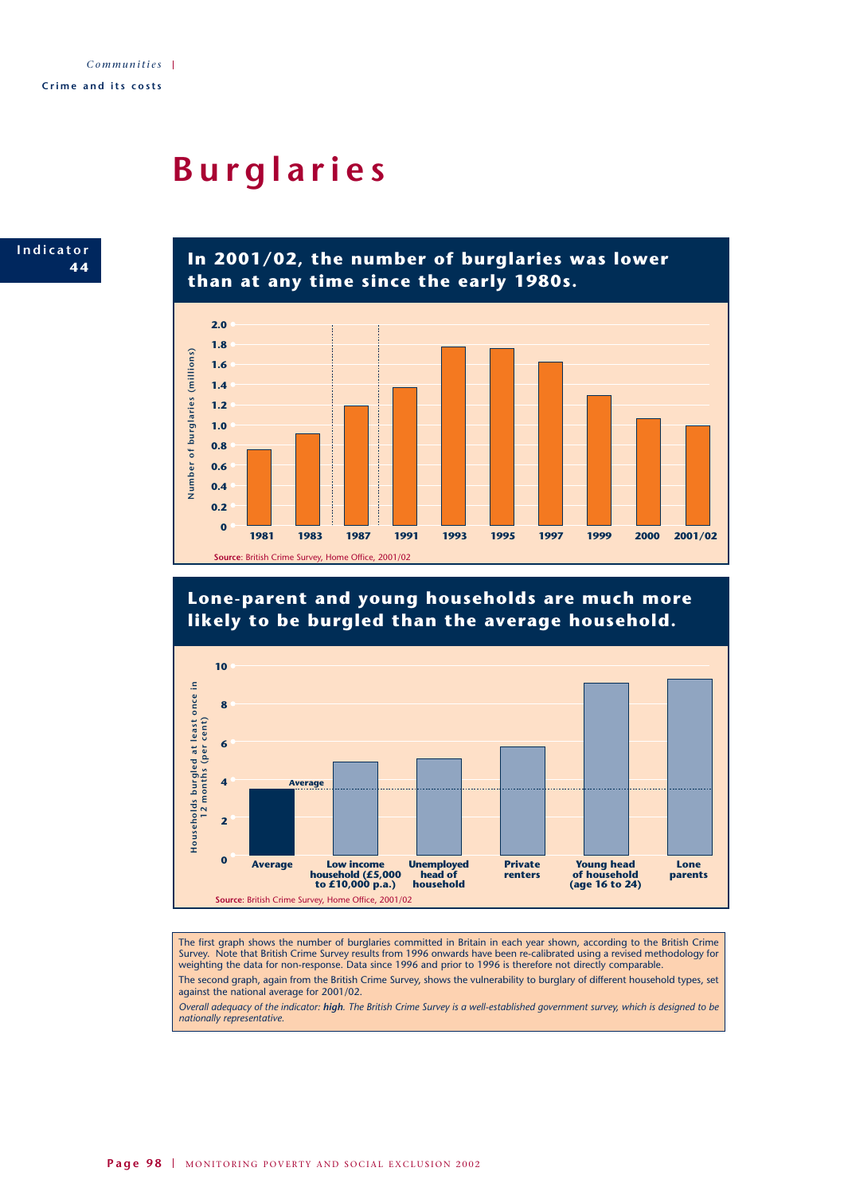Communities | Crime and its costs

# Burglaries

Indicator 44

## In 2001/02, the number of burglaries was lower than at any time since the early 1980s.

Number of burglaries (millions)

| Year | Number of burglaries (millions) |
|---|---|
| 1981 | 0.75 |
| 1983 | 0.91 |
| 1987 | 1.19 |
| 1991 | 1.37 |
| 1993 | 1.77 |
| 1995 | 1.75 |
| 1997 | 1.62 |
| 1999 | 1.29 |
| 2000 | 1.06 |
| 2001/02 | 0.99 |

**Source**: British Crime Survey, Home Office, 2001/02

## Lone-parent and young households are much more likely to be burgled than the average household.

Households burgled at least once in 12 months (per cent)

| Household type | Per cent |
|---|---|
| Average | 3.5 |
| Low income household (£5,000 to £10,000 p.a.) | 4.9 |
| Unemployed head of household | 5.1 |
| Private renters | 5.7 |
| Young head of household (age 16 to 24) | 9.0 |
| Lone parents | 9.2 |

**Source**: British Crime Survey, Home Office, 2001/02

The first graph shows the number of burglaries committed in Britain in each year shown, according to the British Crime Survey. Note that British Crime Survey results from 1996 onwards have been re-calibrated using a revised methodology for weighting the data for non-response. Data since 1996 and prior to 1996 is therefore not directly comparable.

The second graph, again from the British Crime Survey, shows the vulnerability to burglary of different household types, set against the national average for 2001/02.

*Overall adequacy of the indicator: **high**. The British Crime Survey is a well-established government survey, which is designed to be nationally representative.*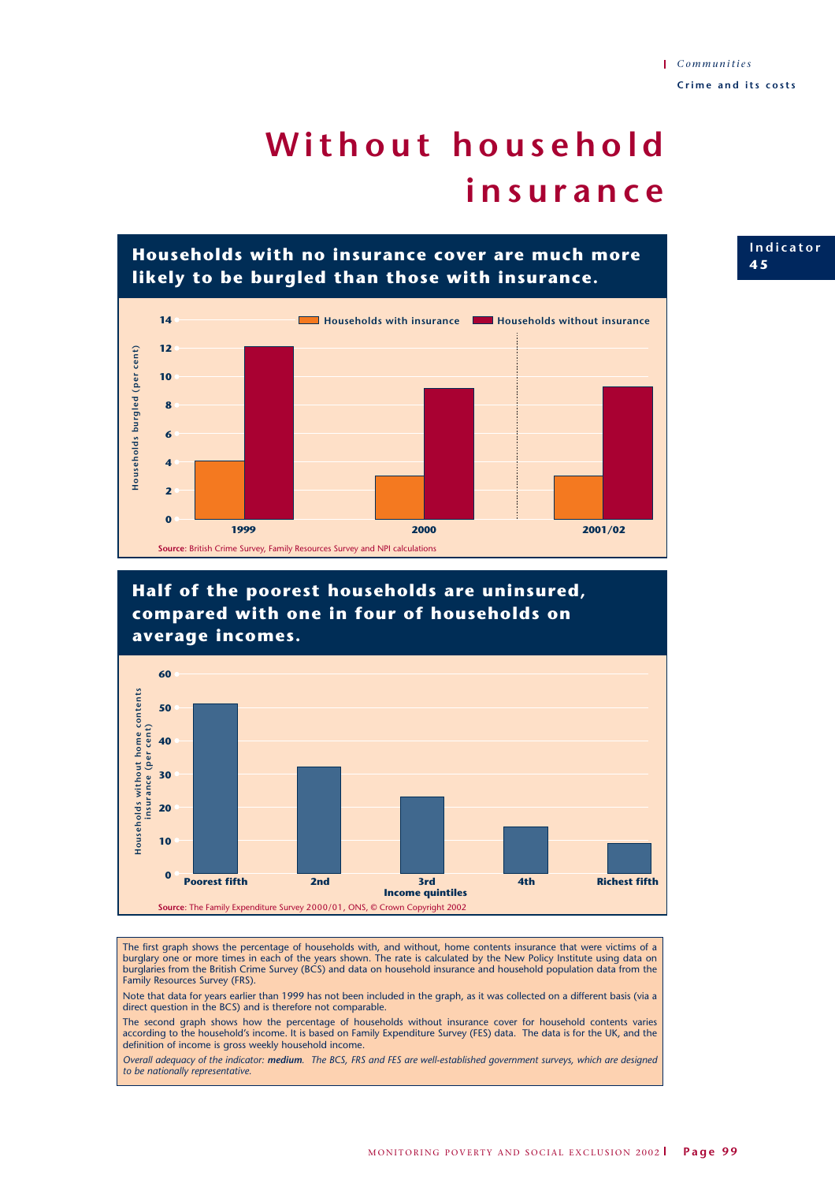# Without household insurance

Indicator 45

## Households with no insurance cover are much more likely to be burgled than those with insurance.

Households burgled (per cent)

| | Households with insurance | Households without insurance |
|---|---|---|
| 1999 | 4 | 12 |
| 2000 | 3 | 9 |
| 2001/02 | 3 | 9 |

**Source**: British Crime Survey, Family Resources Survey and NPI calculations

## Half of the poorest households are uninsured, compared with one in four of households on average incomes.

Households without home contents insurance (per cent)

| Income quintiles | Households without home contents insurance (per cent) |
|---|---|
| Poorest fifth | 51 |
| 2nd | 32 |
| 3rd | 23 |
| 4th | 14 |
| Richest fifth | 9 |

**Source**: The Family Expenditure Survey 2000/01, ONS, © Crown Copyright 2002

The first graph shows the percentage of households with, and without, home contents insurance that were victims of a burglary one or more times in each of the years shown. The rate is calculated by the New Policy Institute using data on burglaries from the British Crime Survey (BCS) and data on household insurance and household population data from the Family Resources Survey (FRS).

Note that data for years earlier than 1999 has not been included in the graph, as it was collected on a different basis (via a direct question in the BCS) and is therefore not comparable.

The second graph shows how the percentage of households without insurance cover for household contents varies according to the household's income. It is based on Family Expenditure Survey (FES) data. The data is for the UK, and the definition of income is gross weekly household income.

*Overall adequacy of the indicator: **medium**. The BCS, FRS and FES are well-established government surveys, which are designed to be nationally representative.*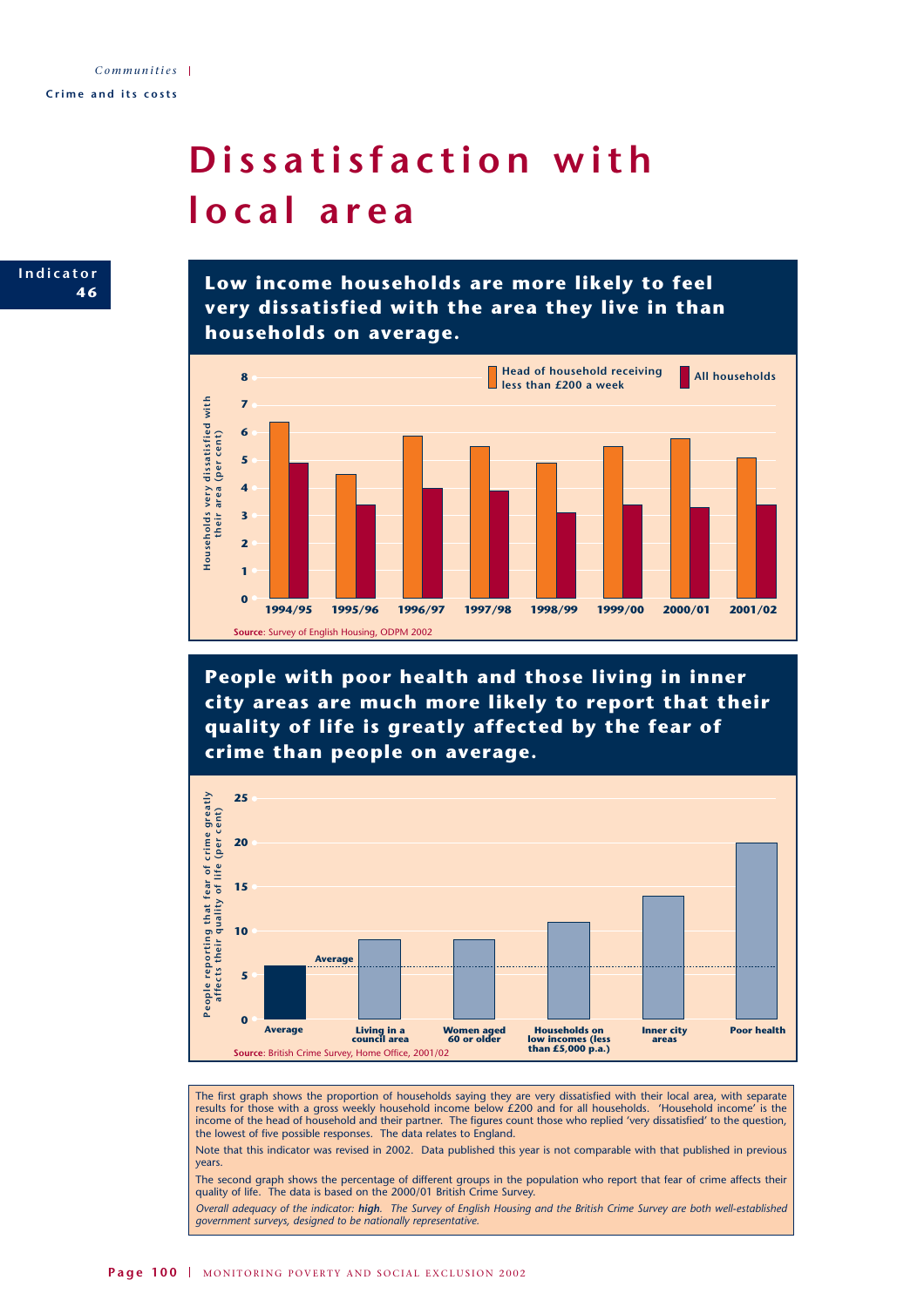# Dissatisfaction with local area

**Indicator 46**

## Low income households are more likely to feel very dissatisfied with the area they live in than households on average.

| Year | Head of household receiving less than £200 a week | All households |
|---|---|---|
| 1994/95 | 6.4 | 4.9 |
| 1995/96 | 4.5 | 3.4 |
| 1996/97 | 5.9 | 4.0 |
| 1997/98 | 5.5 | 3.9 |
| 1998/99 | 4.9 | 3.1 |
| 1999/00 | 5.5 | 3.4 |
| 2000/01 | 5.8 | 3.3 |
| 2001/02 | 5.1 | 3.4 |

Households very dissatisfied with their area (per cent)

**Source**: Survey of English Housing, ODPM 2002

## People with poor health and those living in inner city areas are much more likely to report that their quality of life is greatly affected by the fear of crime than people on average.

| Group | People reporting that fear of crime greatly affects their quality of life (per cent) |
|---|---|
| Average | 6 |
| Living in a council area | 9 |
| Women aged 60 or older | 9 |
| Households on low incomes (less than £5,000 p.a.) | 11 |
| Inner city areas | 14 |
| Poor health | 20 |

**Source**: British Crime Survey, Home Office, 2001/02

The first graph shows the proportion of households saying they are very dissatisfied with their local area, with separate results for those with a gross weekly household income below £200 and for all households. 'Household income' is the income of the head of household and their partner. The figures count those who replied 'very dissatisfied' to the question, the lowest of five possible responses. The data relates to England.

Note that this indicator was revised in 2002. Data published this year is not comparable with that published in previous years.

The second graph shows the percentage of different groups in the population who report that fear of crime affects their quality of life. The data is based on the 2000/01 British Crime Survey.

*Overall adequacy of the indicator: **high**. The Survey of English Housing and the British Crime Survey are both well-established government surveys, designed to be nationally representative.*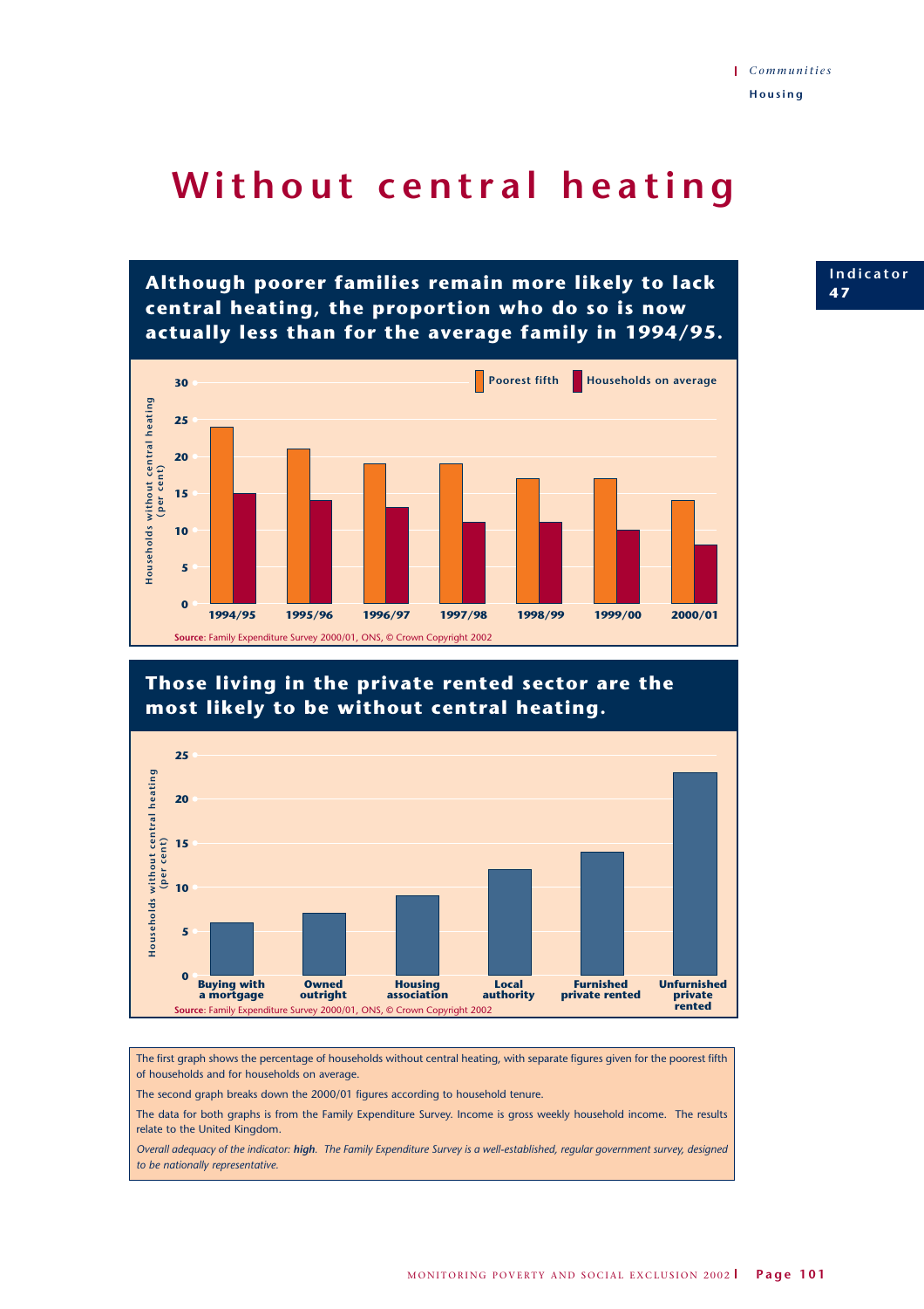Communities

Housing

# Without central heating

Indicator 47

## Although poorer families remain more likely to lack central heating, the proportion who do so is now actually less than for the average family in 1994/95.

Households without central heating (per cent)

| Year | Poorest fifth | Households on average |
|---|---|---|
| 1994/95 | 24 | 15 |
| 1995/96 | 21 | 14 |
| 1996/97 | 19 | 13 |
| 1997/98 | 19 | 11 |
| 1998/99 | 17 | 11 |
| 1999/00 | 17 | 10 |
| 2000/01 | 14 | 8 |

**Source**: Family Expenditure Survey 2000/01, ONS, © Crown Copyright 2002

## Those living in the private rented sector are the most likely to be without central heating.

Households without central heating (per cent)

| Tenure | Per cent |
|---|---|
| Buying with a mortgage | 6 |
| Owned outright | 7 |
| Housing association | 9 |
| Local authority | 12 |
| Furnished private rented | 14 |
| Unfurnished private rented | 23 |

**Source**: Family Expenditure Survey 2000/01, ONS, © Crown Copyright 2002

The first graph shows the percentage of households without central heating, with separate figures given for the poorest fifth of households and for households on average.

The second graph breaks down the 2000/01 figures according to household tenure.

The data for both graphs is from the Family Expenditure Survey. Income is gross weekly household income. The results relate to the United Kingdom.

*Overall adequacy of the indicator: **high**. The Family Expenditure Survey is a well-established, regular government survey, designed to be nationally representative.*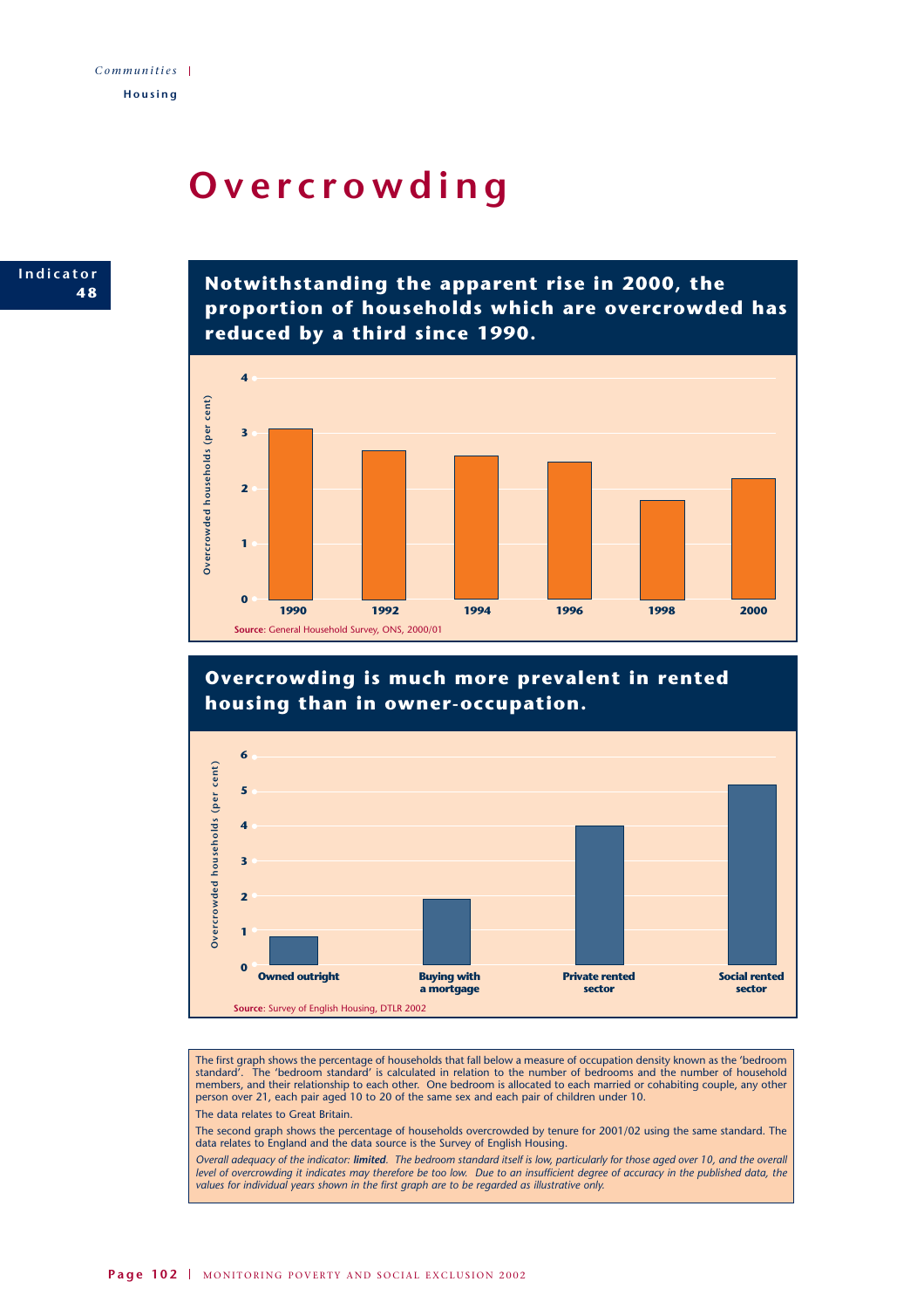# Overcrowding

**Indicator 48**

## Notwithstanding the apparent rise in 2000, the proportion of households which are overcrowded has reduced by a third since 1990.

Overcrowded households (per cent)

| Year | Overcrowded households (per cent) |
|---|---|
| 1990 | 3.1 |
| 1992 | 2.7 |
| 1994 | 2.6 |
| 1996 | 2.5 |
| 1998 | 1.8 |
| 2000 | 2.2 |

**Source**: General Household Survey, ONS, 2000/01

## Overcrowding is much more prevalent in rented housing than in owner-occupation.

Overcrowded households (per cent)

| Tenure | Overcrowded households (per cent) |
|---|---|
| Owned outright | 0.8 |
| Buying with a mortgage | 1.9 |
| Private rented sector | 4.0 |
| Social rented sector | 5.2 |

**Source**: Survey of English Housing, DTLR 2002

The first graph shows the percentage of households that fall below a measure of occupation density known as the 'bedroom standard'. The 'bedroom standard' is calculated in relation to the number of bedrooms and the number of household members, and their relationship to each other. One bedroom is allocated to each married or cohabiting couple, any other person over 21, each pair aged 10 to 20 of the same sex and each pair of children under 10.

The data relates to Great Britain.

The second graph shows the percentage of households overcrowded by tenure for 2001/02 using the same standard. The data relates to England and the data source is the Survey of English Housing.

*Overall adequacy of the indicator: **limited**. The bedroom standard itself is low, particularly for those aged over 10, and the overall level of overcrowding it indicates may therefore be too low. Due to an insufficient degree of accuracy in the published data, the values for individual years shown in the first graph are to be regarded as illustrative only.*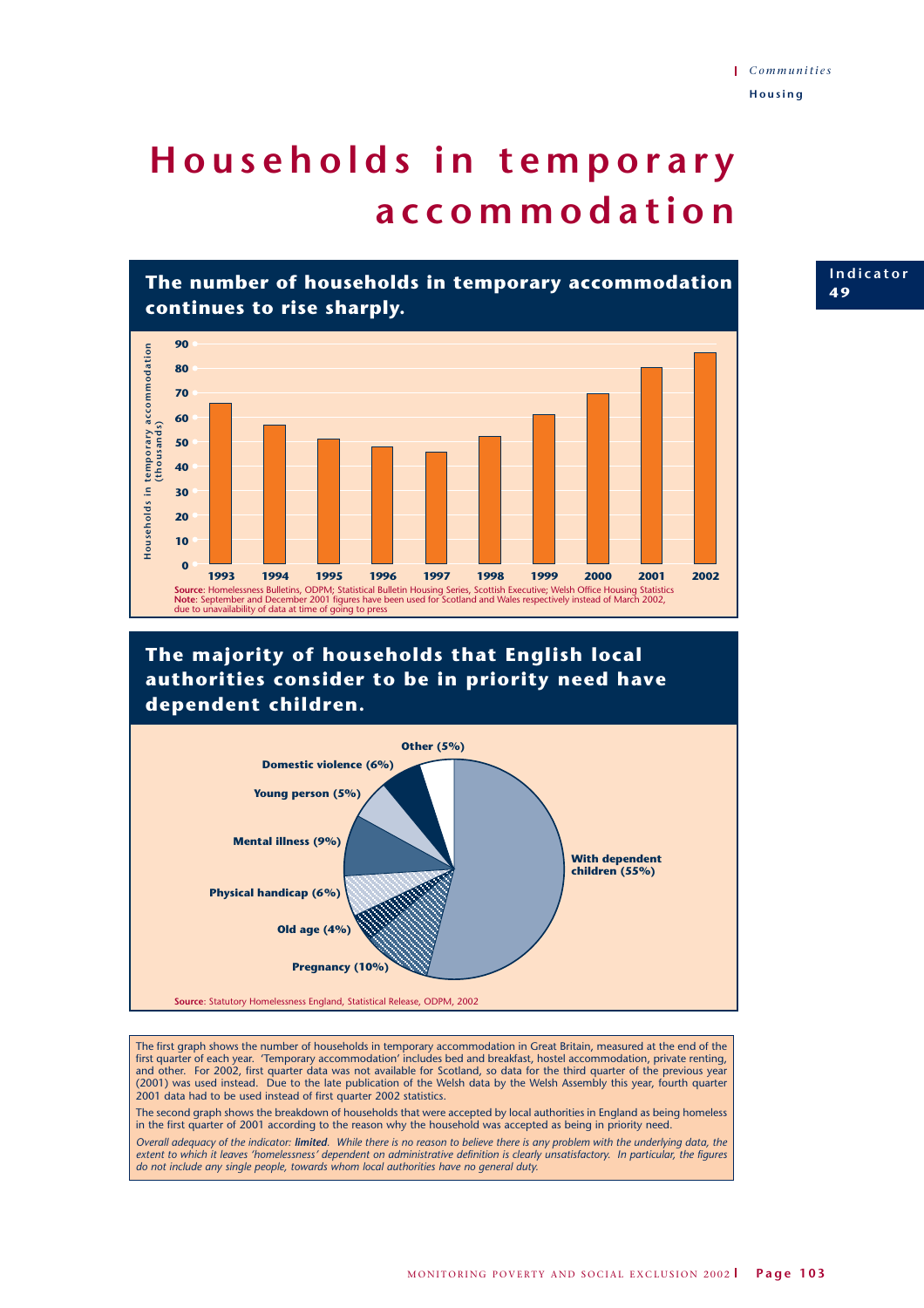Indicator 49

# Households in temporary accommodation

## The number of households in temporary accommodation continues to rise sharply.

| Year | Households in temporary accommodation (thousands) |
|---|---|
| 1993 | 65 |
| 1994 | 57 |
| 1995 | 51 |
| 1996 | 48 |
| 1997 | 46 |
| 1998 | 52 |
| 1999 | 61 |
| 2000 | 69 |
| 2001 | 80 |
| 2002 | 86 |

**Source**: Homelessness Bulletins, ODPM; Statistical Bulletin Housing Series, Scottish Executive; Welsh Office Housing Statistics
**Note**: September and December 2001 figures have been used for Scotland and Wales respectively instead of March 2002, due to unavailability of data at time of going to press

## The majority of households that English local authorities consider to be in priority need have dependent children.

| Reason | Share |
|---|---|
| With dependent children | 55% |
| Pregnancy | 10% |
| Old age | 4% |
| Physical handicap | 6% |
| Mental illness | 9% |
| Young person | 5% |
| Domestic violence | 6% |
| Other | 5% |

**Source**: Statutory Homelessness England, Statistical Release, ODPM, 2002

The first graph shows the number of households in temporary accommodation in Great Britain, measured at the end of the first quarter of each year. 'Temporary accommodation' includes bed and breakfast, hostel accommodation, private renting, and other. For 2002, first quarter data was not available for Scotland, so data for the third quarter of the previous year (2001) was used instead. Due to the late publication of the Welsh data by the Welsh Assembly this year, fourth quarter 2001 data had to be used instead of first quarter 2002 statistics.

The second graph shows the breakdown of households that were accepted by local authorities in England as being homeless in the first quarter of 2001 according to the reason why the household was accepted as being in priority need.

*Overall adequacy of the indicator: **limited**. While there is no reason to believe there is any problem with the underlying data, the extent to which it leaves 'homelessness' dependent on administrative definition is clearly unsatisfactory. In particular, the figures do not include any single people, towards whom local authorities have no general duty.*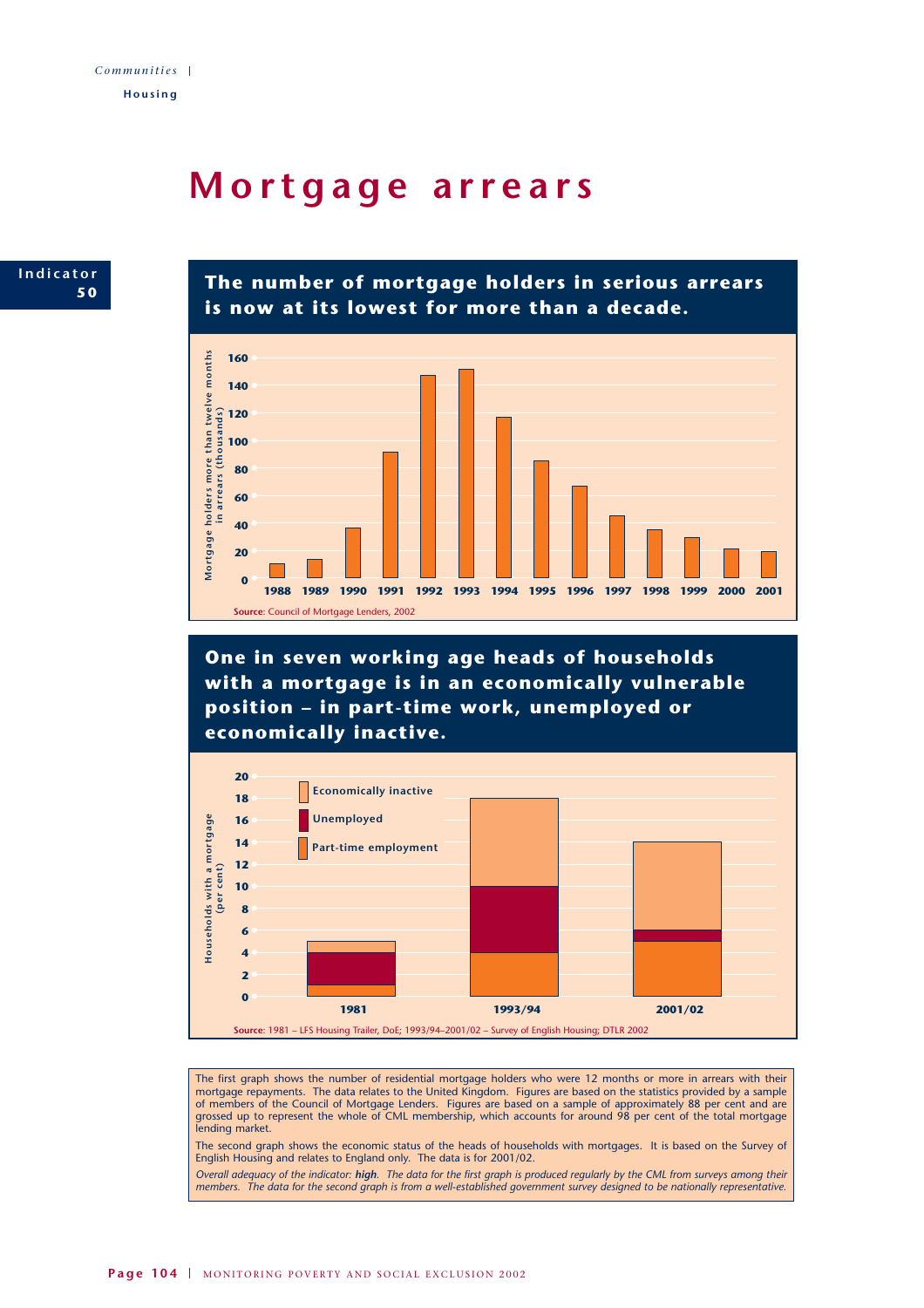# Mortgage arrears

Indicator 50

## The number of mortgage holders in serious arrears is now at its lowest for more than a decade.

Source: Council of Mortgage Lenders, 2002

## One in seven working age heads of households with a mortgage is in an economically vulnerable position – in part-time work, unemployed or economically inactive.

Source: 1981 – LFS Housing Trailer, DoE; 1993/94–2001/02 – Survey of English Housing; DTLR 2002

The first graph shows the number of residential mortgage holders who were 12 months or more in arrears with their mortgage repayments. The data relates to the United Kingdom. Figures are based on the statistics provided by a sample of members of the Council of Mortgage Lenders. Figures are based on a sample of approximately 88 per cent and are grossed up to represent the whole of CML membership, which accounts for around 98 per cent of the total mortgage lending market.

The second graph shows the economic status of the heads of households with mortgages. It is based on the Survey of English Housing and relates to England only. The data is for 2001/02.

*Overall adequacy of the indicator: **high**. The data for the first graph is produced regularly by the CML from surveys among their members. The data for the second graph is from a well-established government survey designed to be nationally representative.*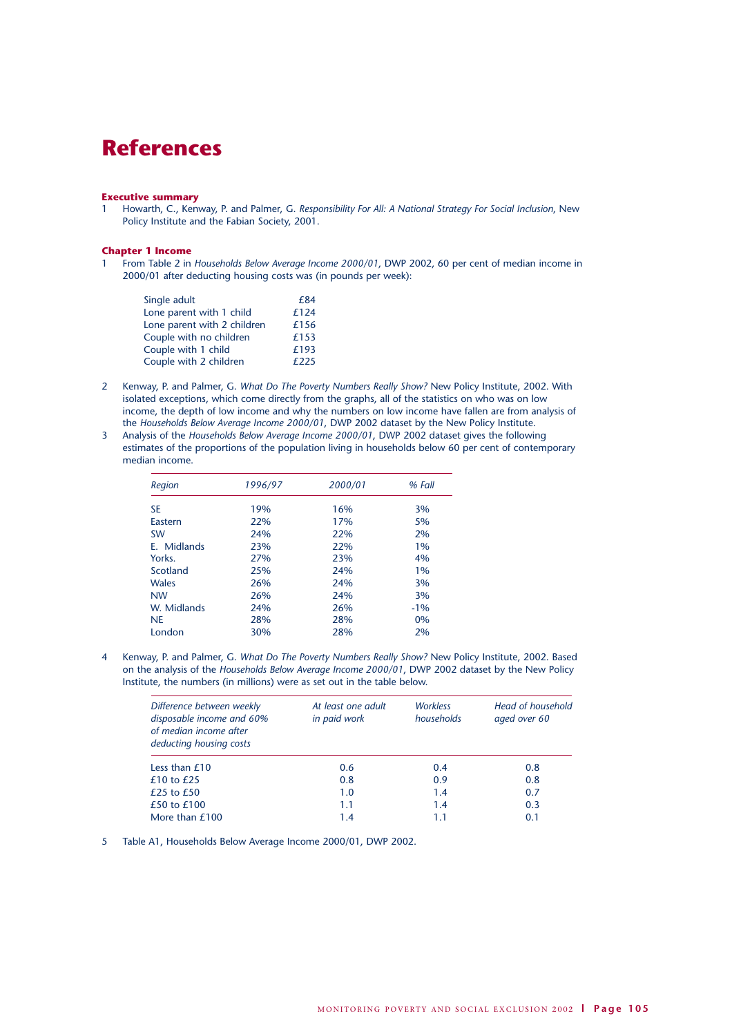# References

### Executive summary

1 Howarth, C., Kenway, P. and Palmer, G. *Responsibility For All: A National Strategy For Social Inclusion*, New Policy Institute and the Fabian Society, 2001.

### Chapter 1 Income

1 From Table 2 in *Households Below Average Income 2000/01*, DWP 2002, 60 per cent of median income in 2000/01 after deducting housing costs was (in pounds per week):

| | |
|---|---|
| Single adult | £84 |
| Lone parent with 1 child | £124 |
| Lone parent with 2 children | £156 |
| Couple with no children | £153 |
| Couple with 1 child | £193 |
| Couple with 2 children | £225 |

2 Kenway, P. and Palmer, G. *What Do The Poverty Numbers Really Show?* New Policy Institute, 2002. With isolated exceptions, which come directly from the graphs, all of the statistics on who was on low income, the depth of low income and why the numbers on low income have fallen are from analysis of the *Households Below Average Income 2000/01*, DWP 2002 dataset by the New Policy Institute.

3 Analysis of the *Households Below Average Income 2000/01*, DWP 2002 dataset gives the following estimates of the proportions of the population living in households below 60 per cent of contemporary median income.

| *Region* | *1996/97* | *2000/01* | *% Fall* |
|---|---|---|---|
| SE | 19% | 16% | 3% |
| Eastern | 22% | 17% | 5% |
| SW | 24% | 22% | 2% |
| E. Midlands | 23% | 22% | 1% |
| Yorks. | 27% | 23% | 4% |
| Scotland | 25% | 24% | 1% |
| Wales | 26% | 24% | 3% |
| NW | 26% | 24% | 3% |
| W. Midlands | 24% | 26% | -1% |
| NE | 28% | 28% | 0% |
| London | 30% | 28% | 2% |

4 Kenway, P. and Palmer, G. *What Do The Poverty Numbers Really Show?* New Policy Institute, 2002. Based on the analysis of the *Households Below Average Income 2000/01*, DWP 2002 dataset by the New Policy Institute, the numbers (in millions) were as set out in the table below.

| *Difference between weekly disposable income and 60% of median income after deducting housing costs* | *At least one adult in paid work* | *Workless households* | *Head of household aged over 60* |
|---|---|---|---|
| Less than £10 | 0.6 | 0.4 | 0.8 |
| £10 to £25 | 0.8 | 0.9 | 0.8 |
| £25 to £50 | 1.0 | 1.4 | 0.7 |
| £50 to £100 | 1.1 | 1.4 | 0.3 |
| More than £100 | 1.4 | 1.1 | 0.1 |

5 Table A1, Households Below Average Income 2000/01, DWP 2002.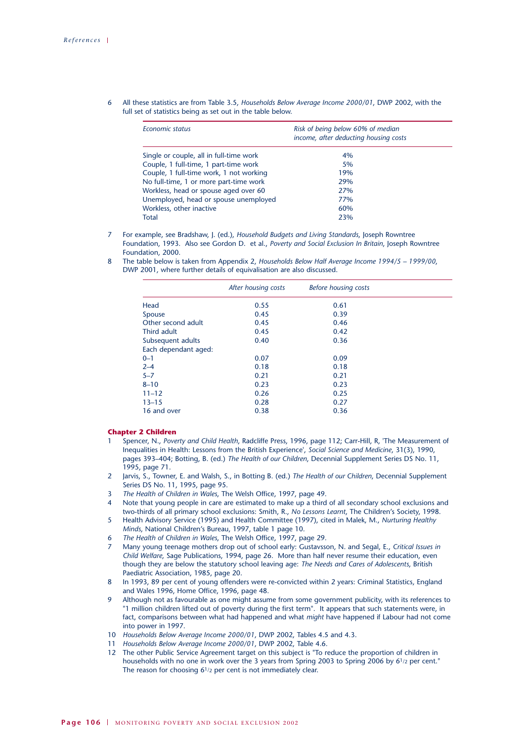6 All these statistics are from Table 3.5, *Households Below Average Income 2000/01*, DWP 2002, with the full set of statistics being as set out in the table below.

| *Economic status* | *Risk of being below 60% of median income, after deducting housing costs* |
|---|---|
| Single or couple, all in full-time work | 4% |
| Couple, 1 full-time, 1 part-time work | 5% |
| Couple, 1 full-time work, 1 not working | 19% |
| No full-time, 1 or more part-time work | 29% |
| Workless, head or spouse aged over 60 | 27% |
| Unemployed, head or spouse unemployed | 77% |
| Workless, other inactive | 60% |
| Total | 23% |

7 For example, see Bradshaw, J. (ed.), *Household Budgets and Living Standards*, Joseph Rowntree Foundation, 1993. Also see Gordon D. et al., *Poverty and Social Exclusion In Britain*, Joseph Rowntree Foundation, 2000.

8 The table below is taken from Appendix 2, *Households Below Half Average Income 1994/5 – 1999/00*, DWP 2001, where further details of equivalisation are also discussed.

| | *After housing costs* | *Before housing costs* |
|---|---|---|
| Head | 0.55 | 0.61 |
| Spouse | 0.45 | 0.39 |
| Other second adult | 0.45 | 0.46 |
| Third adult | 0.45 | 0.42 |
| Subsequent adults | 0.40 | 0.36 |
| Each dependant aged: | | |
| 0–1 | 0.07 | 0.09 |
| 2–4 | 0.18 | 0.18 |
| 5–7 | 0.21 | 0.21 |
| 8–10 | 0.23 | 0.23 |
| 11–12 | 0.26 | 0.25 |
| 13–15 | 0.28 | 0.27 |
| 16 and over | 0.38 | 0.36 |

### Chapter 2 Children

1 Spencer, N., *Poverty and Child Health*, Radcliffe Press, 1996, page 112; Carr-Hill, R, 'The Measurement of Inequalities in Health: Lessons from the British Experience', *Social Science and Medicine*, 31(3), 1990, pages 393–404; Botting, B. (ed.) *The Health of our Children*, Decennial Supplement Series DS No. 11, 1995, page 71.

2 Jarvis, S., Towner, E. and Walsh, S., in Botting B. (ed.) *The Health of our Children*, Decennial Supplement Series DS No. 11, 1995, page 95.

3 *The Health of Children in Wales*, The Welsh Office, 1997, page 49.

4 Note that young people in care are estimated to make up a third of all secondary school exclusions and two-thirds of all primary school exclusions: Smith, R., *No Lessons Learnt*, The Children's Society, 1998.

5 Health Advisory Service (1995) and Health Committee (1997), cited in Malek, M., *Nurturing Healthy Minds*, National Children's Bureau, 1997, table 1 page 10.

6 *The Health of Children in Wales*, The Welsh Office, 1997, page 29.

7 Many young teenage mothers drop out of school early: Gustavsson, N. and Segal, E., *Critical Issues in Child Welfare*, Sage Publications, 1994, page 26. More than half never resume their education, even though they are below the statutory school leaving age: *The Needs and Cares of Adolescents*, British Paediatric Association, 1985, page 20.

8 In 1993, 89 per cent of young offenders were re-convicted within 2 years: Criminal Statistics, England and Wales 1996, Home Office, 1996, page 48.

9 Although not as favourable as one might assume from some government publicity, with its references to "1 million children lifted out of poverty during the first term". It appears that such statements were, in fact, comparisons between what had happened and what *might* have happened if Labour had not come into power in 1997.

10 *Households Below Average Income 2000/01*, DWP 2002, Tables 4.5 and 4.3.

11 *Households Below Average Income 2000/01*, DWP 2002, Table 4.6.

12 The other Public Service Agreement target on this subject is "To reduce the proportion of children in households with no one in work over the 3 years from Spring 2003 to Spring 2006 by 6½ per cent." The reason for choosing 6½ per cent is not immediately clear.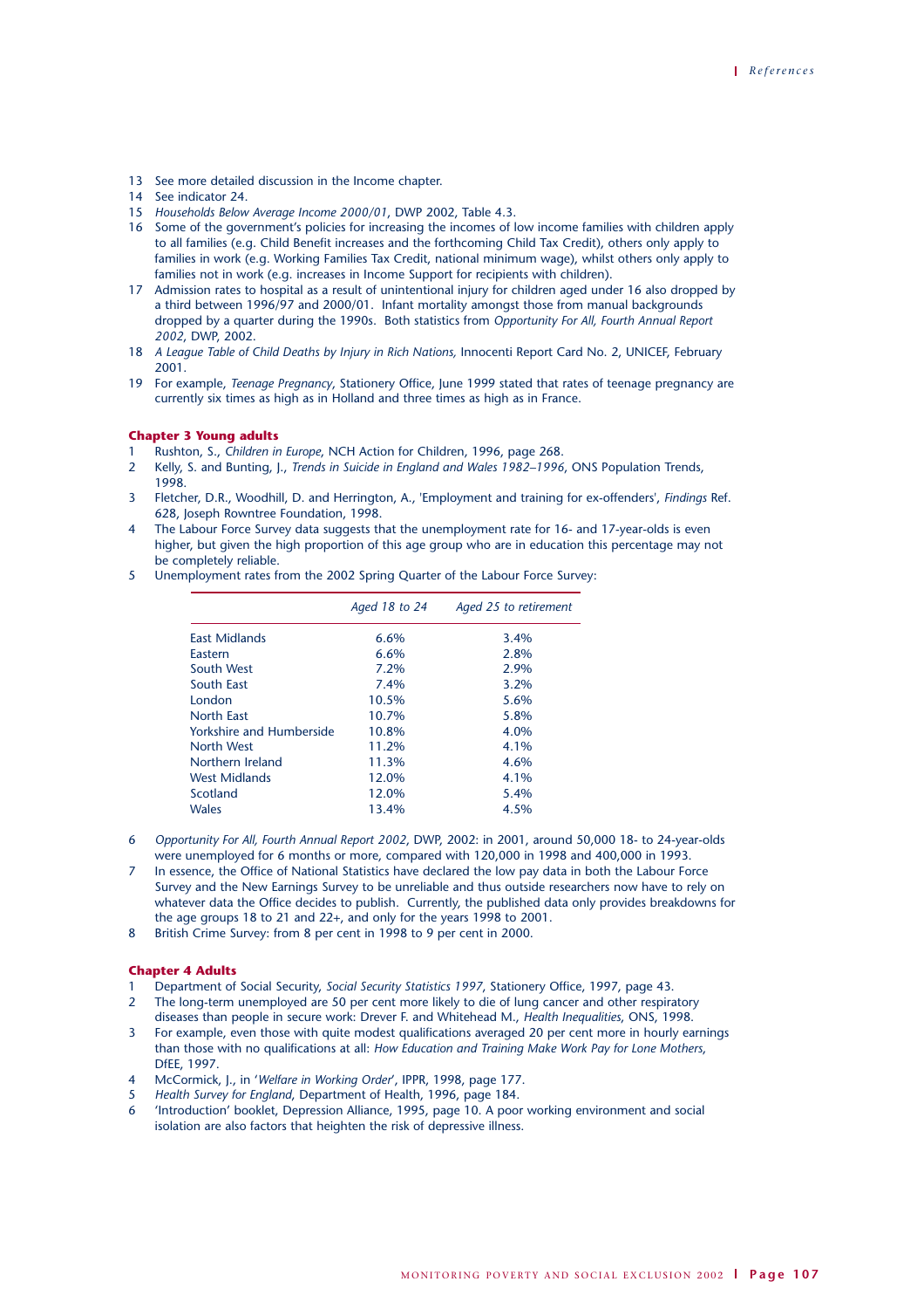13 See more detailed discussion in the Income chapter.

14 See indicator 24.

15 *Households Below Average Income 2000/01*, DWP 2002, Table 4.3.

16 Some of the government's policies for increasing the incomes of low income families with children apply to all families (e.g. Child Benefit increases and the forthcoming Child Tax Credit), others only apply to families in work (e.g. Working Families Tax Credit, national minimum wage), whilst others only apply to families not in work (e.g. increases in Income Support for recipients with children).

17 Admission rates to hospital as a result of unintentional injury for children aged under 16 also dropped by a third between 1996/97 and 2000/01. Infant mortality amongst those from manual backgrounds dropped by a quarter during the 1990s. Both statistics from *Opportunity For All, Fourth Annual Report 2002*, DWP, 2002.

18 *A League Table of Child Deaths by Injury in Rich Nations,* Innocenti Report Card No. 2, UNICEF, February 2001.

19 For example, *Teenage Pregnancy*, Stationery Office, June 1999 stated that rates of teenage pregnancy are currently six times as high as in Holland and three times as high as in France.

**Chapter 3 Young adults**

1 Rushton, S., *Children in Europe*, NCH Action for Children, 1996, page 268.

2 Kelly, S. and Bunting, J., *Trends in Suicide in England and Wales 1982–1996*, ONS Population Trends, 1998.

3 Fletcher, D.R., Woodhill, D. and Herrington, A., 'Employment and training for ex-offenders', *Findings* Ref. 628, Joseph Rowntree Foundation, 1998.

4 The Labour Force Survey data suggests that the unemployment rate for 16- and 17-year-olds is even higher, but given the high proportion of this age group who are in education this percentage may not be completely reliable.

5 Unemployment rates from the 2002 Spring Quarter of the Labour Force Survey:

| | *Aged 18 to 24* | *Aged 25 to retirement* |
|---|---|---|
| East Midlands | 6.6% | 3.4% |
| Eastern | 6.6% | 2.8% |
| South West | 7.2% | 2.9% |
| South East | 7.4% | 3.2% |
| London | 10.5% | 5.6% |
| North East | 10.7% | 5.8% |
| Yorkshire and Humberside | 10.8% | 4.0% |
| North West | 11.2% | 4.1% |
| Northern Ireland | 11.3% | 4.6% |
| West Midlands | 12.0% | 4.1% |
| Scotland | 12.0% | 5.4% |
| Wales | 13.4% | 4.5% |

6 *Opportunity For All, Fourth Annual Report 2002*, DWP, 2002: in 2001, around 50,000 18- to 24-year-olds were unemployed for 6 months or more, compared with 120,000 in 1998 and 400,000 in 1993.

7 In essence, the Office of National Statistics have declared the low pay data in both the Labour Force Survey and the New Earnings Survey to be unreliable and thus outside researchers now have to rely on whatever data the Office decides to publish. Currently, the published data only provides breakdowns for the age groups 18 to 21 and 22+, and only for the years 1998 to 2001.

8 British Crime Survey: from 8 per cent in 1998 to 9 per cent in 2000.

**Chapter 4 Adults**

1 Department of Social Security, *Social Security Statistics 1997*, Stationery Office, 1997, page 43.

2 The long-term unemployed are 50 per cent more likely to die of lung cancer and other respiratory diseases than people in secure work: Drever F. and Whitehead M., *Health Inequalities*, ONS, 1998.

3 For example, even those with quite modest qualifications averaged 20 per cent more in hourly earnings than those with no qualifications at all: *How Education and Training Make Work Pay for Lone Mothers*, DfEE, 1997.

4 McCormick, J., in '*Welfare in Working Order*', IPPR, 1998, page 177.

5 *Health Survey for England*, Department of Health, 1996, page 184.

6 'Introduction' booklet, Depression Alliance, 1995, page 10. A poor working environment and social isolation are also factors that heighten the risk of depressive illness.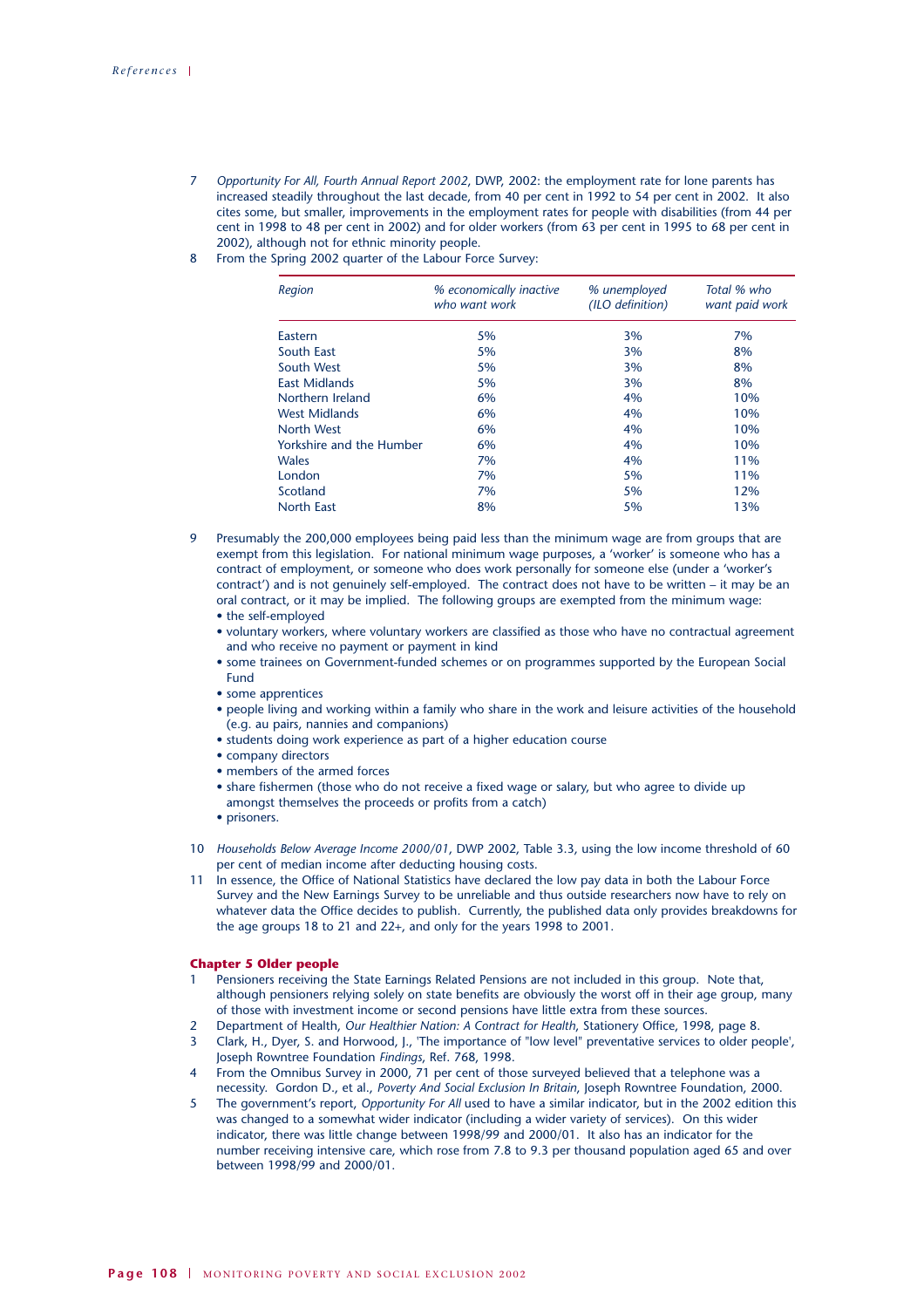7 *Opportunity For All, Fourth Annual Report 2002*, DWP, 2002: the employment rate for lone parents has increased steadily throughout the last decade, from 40 per cent in 1992 to 54 per cent in 2002. It also cites some, but smaller, improvements in the employment rates for people with disabilities (from 44 per cent in 1998 to 48 per cent in 2002) and for older workers (from 63 per cent in 1995 to 68 per cent in 2002), although not for ethnic minority people.

8 From the Spring 2002 quarter of the Labour Force Survey:

| *Region* | *% economically inactive who want work* | *% unemployed (ILO definition)* | *Total % who want paid work* |
|---|---|---|---|
| Eastern | 5% | 3% | 7% |
| South East | 5% | 3% | 8% |
| South West | 5% | 3% | 8% |
| East Midlands | 5% | 3% | 8% |
| Northern Ireland | 6% | 4% | 10% |
| West Midlands | 6% | 4% | 10% |
| North West | 6% | 4% | 10% |
| Yorkshire and the Humber | 6% | 4% | 10% |
| Wales | 7% | 4% | 11% |
| London | 7% | 5% | 11% |
| Scotland | 7% | 5% | 12% |
| North East | 8% | 5% | 13% |

9 Presumably the 200,000 employees being paid less than the minimum wage are from groups that are exempt from this legislation. For national minimum wage purposes, a 'worker' is someone who has a contract of employment, or someone who does work personally for someone else (under a 'worker's contract') and is not genuinely self-employed. The contract does not have to be written – it may be an oral contract, or it may be implied. The following groups are exempted from the minimum wage:
- the self-employed
- voluntary workers, where voluntary workers are classified as those who have no contractual agreement and who receive no payment or payment in kind
- some trainees on Government-funded schemes or on programmes supported by the European Social Fund
- some apprentices
- people living and working within a family who share in the work and leisure activities of the household (e.g. au pairs, nannies and companions)
- students doing work experience as part of a higher education course
- company directors
- members of the armed forces
- share fishermen (those who do not receive a fixed wage or salary, but who agree to divide up amongst themselves the proceeds or profits from a catch)
- prisoners.

10 *Households Below Average Income 2000/01*, DWP 2002, Table 3.3, using the low income threshold of 60 per cent of median income after deducting housing costs.

11 In essence, the Office of National Statistics have declared the low pay data in both the Labour Force Survey and the New Earnings Survey to be unreliable and thus outside researchers now have to rely on whatever data the Office decides to publish. Currently, the published data only provides breakdowns for the age groups 18 to 21 and 22+, and only for the years 1998 to 2001.

## Chapter 5 Older people

1 Pensioners receiving the State Earnings Related Pensions are not included in this group. Note that, although pensioners relying solely on state benefits are obviously the worst off in their age group, many of those with investment income or second pensions have little extra from these sources.

2 Department of Health, *Our Healthier Nation: A Contract for Health*, Stationery Office, 1998, page 8.

3 Clark, H., Dyer, S. and Horwood, J., 'The importance of "low level" preventative services to older people', Joseph Rowntree Foundation *Findings*, Ref. 768, 1998.

4 From the Omnibus Survey in 2000, 71 per cent of those surveyed believed that a telephone was a necessity. Gordon D., et al., *Poverty And Social Exclusion In Britain*, Joseph Rowntree Foundation, 2000.

5 The government's report, *Opportunity For All* used to have a similar indicator, but in the 2002 edition this was changed to a somewhat wider indicator (including a wider variety of services). On this wider indicator, there was little change between 1998/99 and 2000/01. It also has an indicator for the number receiving intensive care, which rose from 7.8 to 9.3 per thousand population aged 65 and over between 1998/99 and 2000/01.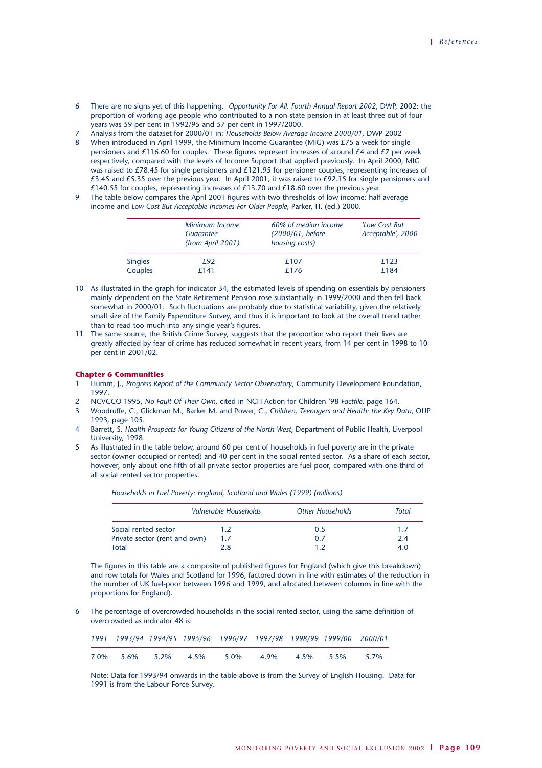6 There are no signs yet of this happening. *Opportunity For All, Fourth Annual Report 2002*, DWP, 2002: the proportion of working age people who contributed to a non-state pension in at least three out of four years was 59 per cent in 1992/95 and 57 per cent in 1997/2000.

7 Analysis from the dataset for 2000/01 in: *Households Below Average Income 2000/01*, DWP 2002

8 When introduced in April 1999, the Minimum Income Guarantee (MIG) was £75 a week for single pensioners and £116.60 for couples. These figures represent increases of around £4 and £7 per week respectively, compared with the levels of Income Support that applied previously. In April 2000, MIG was raised to £78.45 for single pensioners and £121.95 for pensioner couples, representing increases of £3.45 and £5.35 over the previous year. In April 2001, it was raised to £92.15 for single pensioners and £140.55 for couples, representing increases of £13.70 and £18.60 over the previous year.

9 The table below compares the April 2001 figures with two thresholds of low income: half average income and *Low Cost But Acceptable Incomes For Older People*, Parker, H. (ed.) 2000.

| | *Minimum Income Guarantee (from April 2001)* | *60% of median income (2000/01, before housing costs)* | *'Low Cost But Acceptable', 2000* |
|---|---|---|---|
| Singles | £92 | £107 | £123 |
| Couples | £141 | £176 | £184 |

10 As illustrated in the graph for indicator 34, the estimated levels of spending on essentials by pensioners mainly dependent on the State Retirement Pension rose substantially in 1999/2000 and then fell back somewhat in 2000/01. Such fluctuations are probably due to statistical variability, given the relatively small size of the Family Expenditure Survey, and thus it is important to look at the overall trend rather than to read too much into any single year's figures.

11 The same source, the British Crime Survey, suggests that the proportion who report their lives are greatly affected by fear of crime has reduced somewhat in recent years, from 14 per cent in 1998 to 10 per cent in 2001/02.

**Chapter 6 Communities**

1 Humm, J., *Progress Report of the Community Sector Observatory*, Community Development Foundation, 1997.

2 NCVCCO 1995, *No Fault Of Their Own*, cited in NCH Action for Children '98 *Factfile*, page 164.

3 Woodruffe, C., Glickman M., Barker M. and Power, C., *Children, Teenagers and Health: the Key Data*, OUP 1993, page 105.

4 Barrett, S. *Health Prospects for Young Citizens of the North West*, Department of Public Health, Liverpool University, 1998.

5 As illustrated in the table below, around 60 per cent of households in fuel poverty are in the private sector (owner occupied or rented) and 40 per cent in the social rented sector. As a share of each sector, however, only about one-fifth of all private sector properties are fuel poor, compared with one-third of all social rented sector properties.

*Households in Fuel Poverty: England, Scotland and Wales (1999) (millions)*

| | *Vulnerable Households* | *Other Households* | *Total* |
|---|---|---|---|
| Social rented sector | 1.2 | 0.5 | 1.7 |
| Private sector (rent and own) | 1.7 | 0.7 | 2.4 |
| Total | 2.8 | 1.2 | 4.0 |

The figures in this table are a composite of published figures for England (which give this breakdown) and row totals for Wales and Scotland for 1996, factored down in line with estimates of the reduction in the number of UK fuel-poor between 1996 and 1999, and allocated between columns in line with the proportions for England).

6 The percentage of overcrowded households in the social rented sector, using the same definition of overcrowded as indicator 48 is:

| *1991* | *1993/94* | *1994/95* | *1995/96* | *1996/97* | *1997/98* | *1998/99* | *1999/00* | *2000/01* |
|---|---|---|---|---|---|---|---|---|
| 7.0% | 5.6% | 5.2% | 4.5% | 5.0% | 4.9% | 4.5% | 5.5% | 5.7% |

Note: Data for 1993/94 onwards in the table above is from the Survey of English Housing. Data for 1991 is from the Labour Force Survey.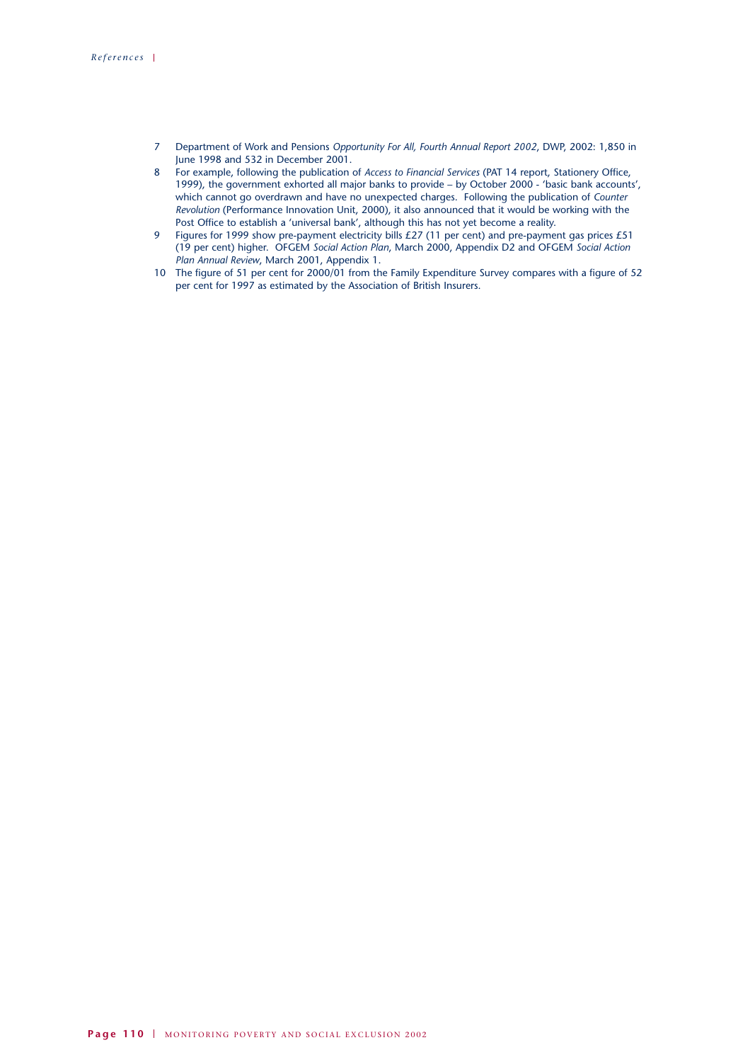7 Department of Work and Pensions *Opportunity For All, Fourth Annual Report 2002*, DWP, 2002: 1,850 in June 1998 and 532 in December 2001.

8 For example, following the publication of *Access to Financial Services* (PAT 14 report, Stationery Office, 1999), the government exhorted all major banks to provide – by October 2000 - 'basic bank accounts', which cannot go overdrawn and have no unexpected charges. Following the publication of *Counter Revolution* (Performance Innovation Unit, 2000), it also announced that it would be working with the Post Office to establish a 'universal bank', although this has not yet become a reality.

9 Figures for 1999 show pre-payment electricity bills £27 (11 per cent) and pre-payment gas prices £51 (19 per cent) higher. OFGEM *Social Action Plan*, March 2000, Appendix D2 and OFGEM *Social Action Plan Annual Review*, March 2001, Appendix 1.

10 The figure of 51 per cent for 2000/01 from the Family Expenditure Survey compares with a figure of 52 per cent for 1997 as estimated by the Association of British Insurers.